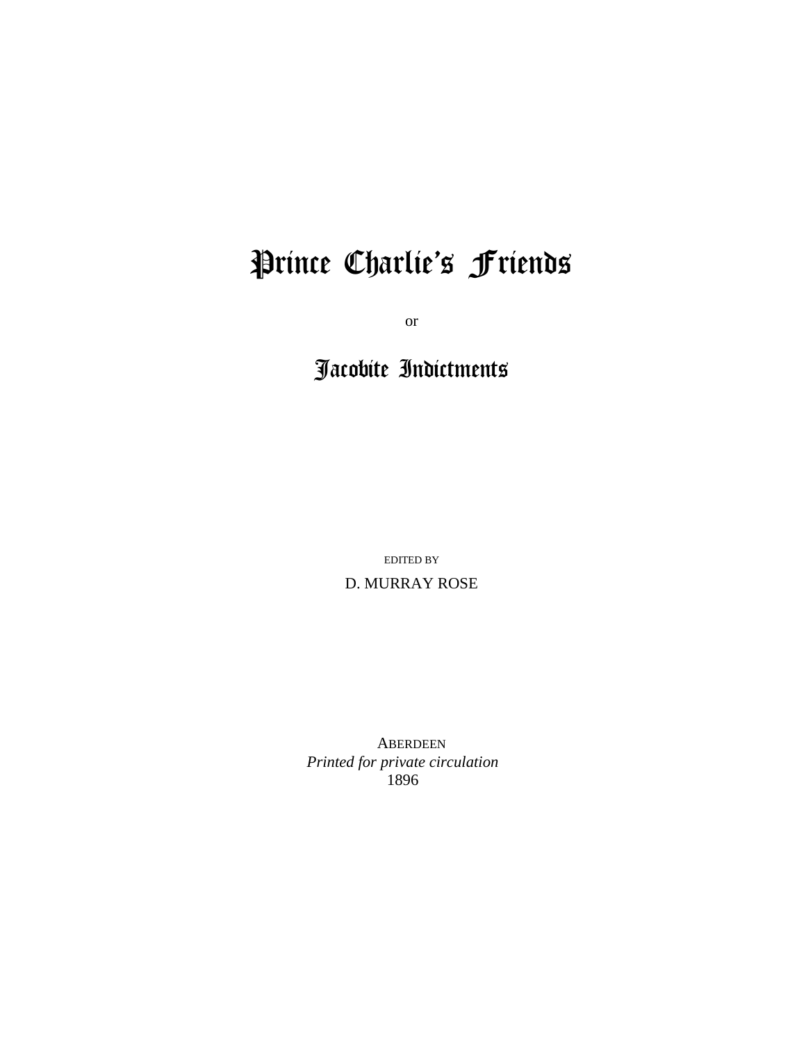# Prince Charlie's Friends

or

## Jacobite Indictments

EDITED BY

D. MURRAY ROSE

ABERDEEN
*Printed for private circulation*
1896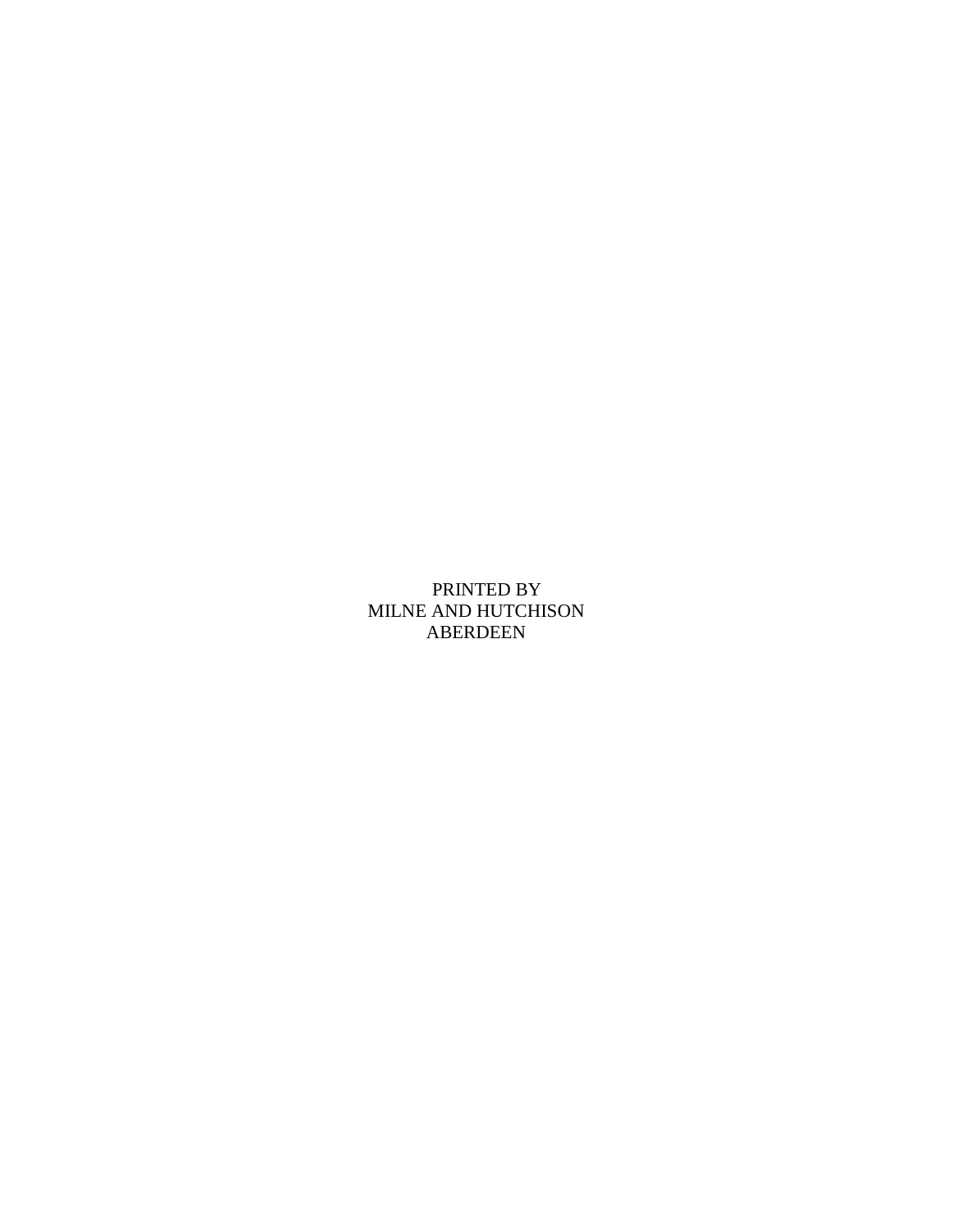PRINTED BY
MILNE AND HUTCHISON
ABERDEEN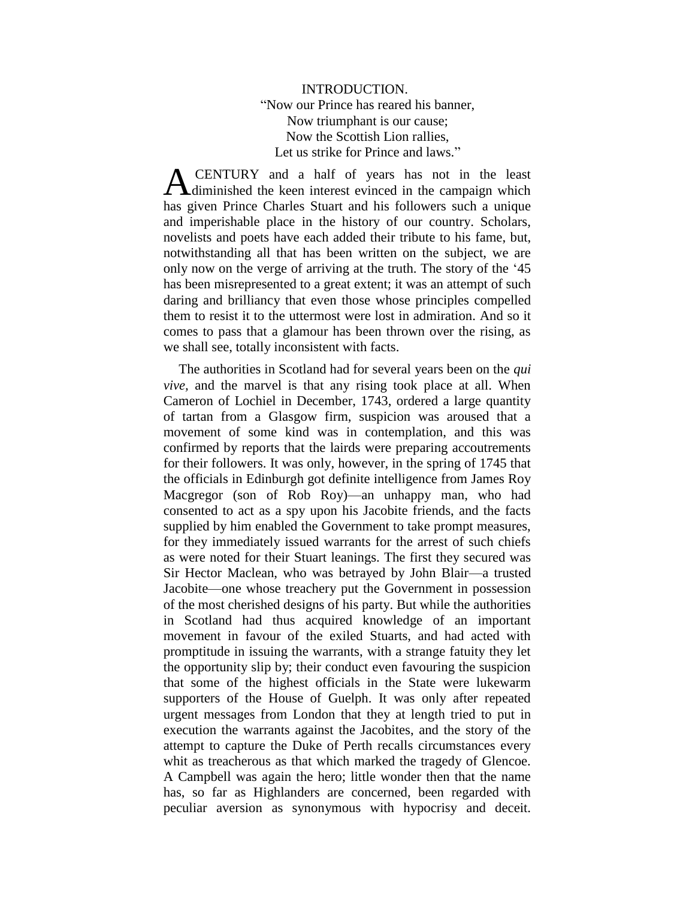## INTRODUCTION.

"Now our Prince has reared his banner,
Now triumphant is our cause;
Now the Scottish Lion rallies,
Let us strike for Prince and laws."

A CENTURY and a half of years has not in the least diminished the keen interest evinced in the campaign which has given Prince Charles Stuart and his followers such a unique and imperishable place in the history of our country. Scholars, novelists and poets have each added their tribute to his fame, but, notwithstanding all that has been written on the subject, we are only now on the verge of arriving at the truth. The story of the '45 has been misrepresented to a great extent; it was an attempt of such daring and brilliancy that even those whose principles compelled them to resist it to the uttermost were lost in admiration. And so it comes to pass that a glamour has been thrown over the rising, as we shall see, totally inconsistent with facts.

The authorities in Scotland had for several years been on the *qui vive*, and the marvel is that any rising took place at all. When Cameron of Lochiel in December, 1743, ordered a large quantity of tartan from a Glasgow firm, suspicion was aroused that a movement of some kind was in contemplation, and this was confirmed by reports that the lairds were preparing accoutrements for their followers. It was only, however, in the spring of 1745 that the officials in Edinburgh got definite intelligence from James Roy Macgregor (son of Rob Roy)—an unhappy man, who had consented to act as a spy upon his Jacobite friends, and the facts supplied by him enabled the Government to take prompt measures, for they immediately issued warrants for the arrest of such chiefs as were noted for their Stuart leanings. The first they secured was Sir Hector Maclean, who was betrayed by John Blair—a trusted Jacobite—one whose treachery put the Government in possession of the most cherished designs of his party. But while the authorities in Scotland had thus acquired knowledge of an important movement in favour of the exiled Stuarts, and had acted with promptitude in issuing the warrants, with a strange fatuity they let the opportunity slip by; their conduct even favouring the suspicion that some of the highest officials in the State were lukewarm supporters of the House of Guelph. It was only after repeated urgent messages from London that they at length tried to put in execution the warrants against the Jacobites, and the story of the attempt to capture the Duke of Perth recalls circumstances every whit as treacherous as that which marked the tragedy of Glencoe. A Campbell was again the hero; little wonder then that the name has, so far as Highlanders are concerned, been regarded with peculiar aversion as synonymous with hypocrisy and deceit.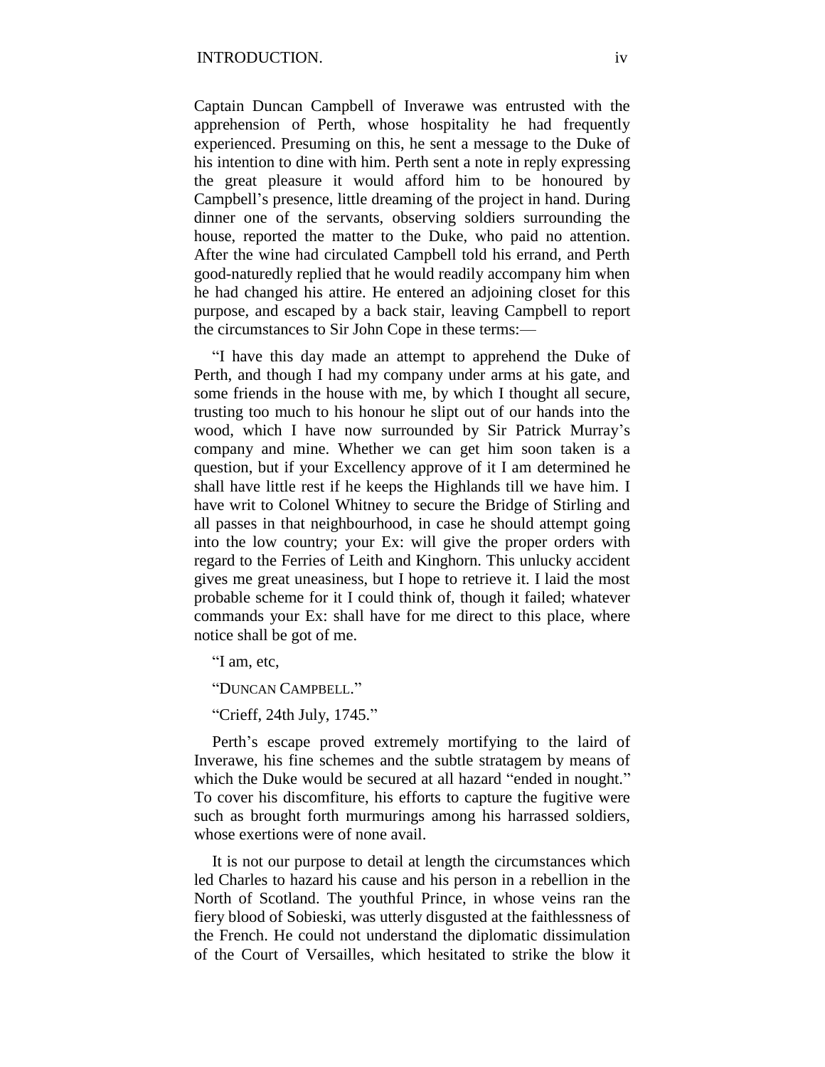Captain Duncan Campbell of Inverawe was entrusted with the apprehension of Perth, whose hospitality he had frequently experienced. Presuming on this, he sent a message to the Duke of his intention to dine with him. Perth sent a note in reply expressing the great pleasure it would afford him to be honoured by Campbell's presence, little dreaming of the project in hand. During dinner one of the servants, observing soldiers surrounding the house, reported the matter to the Duke, who paid no attention. After the wine had circulated Campbell told his errand, and Perth good-naturedly replied that he would readily accompany him when he had changed his attire. He entered an adjoining closet for this purpose, and escaped by a back stair, leaving Campbell to report the circumstances to Sir John Cope in these terms:—

"I have this day made an attempt to apprehend the Duke of Perth, and though I had my company under arms at his gate, and some friends in the house with me, by which I thought all secure, trusting too much to his honour he slipt out of our hands into the wood, which I have now surrounded by Sir Patrick Murray's company and mine. Whether we can get him soon taken is a question, but if your Excellency approve of it I am determined he shall have little rest if he keeps the Highlands till we have him. I have writ to Colonel Whitney to secure the Bridge of Stirling and all passes in that neighbourhood, in case he should attempt going into the low country; your Ex: will give the proper orders with regard to the Ferries of Leith and Kinghorn. This unlucky accident gives me great uneasiness, but I hope to retrieve it. I laid the most probable scheme for it I could think of, though it failed; whatever commands your Ex: shall have for me direct to this place, where notice shall be got of me.

"I am, etc,

"Duncan Campbell."

"Crieff, 24th July, 1745."

Perth's escape proved extremely mortifying to the laird of Inverawe, his fine schemes and the subtle stratagem by means of which the Duke would be secured at all hazard "ended in nought." To cover his discomfiture, his efforts to capture the fugitive were such as brought forth murmurings among his harrassed soldiers, whose exertions were of none avail.

It is not our purpose to detail at length the circumstances which led Charles to hazard his cause and his person in a rebellion in the North of Scotland. The youthful Prince, in whose veins ran the fiery blood of Sobieski, was utterly disgusted at the faithlessness of the French. He could not understand the diplomatic dissimulation of the Court of Versailles, which hesitated to strike the blow it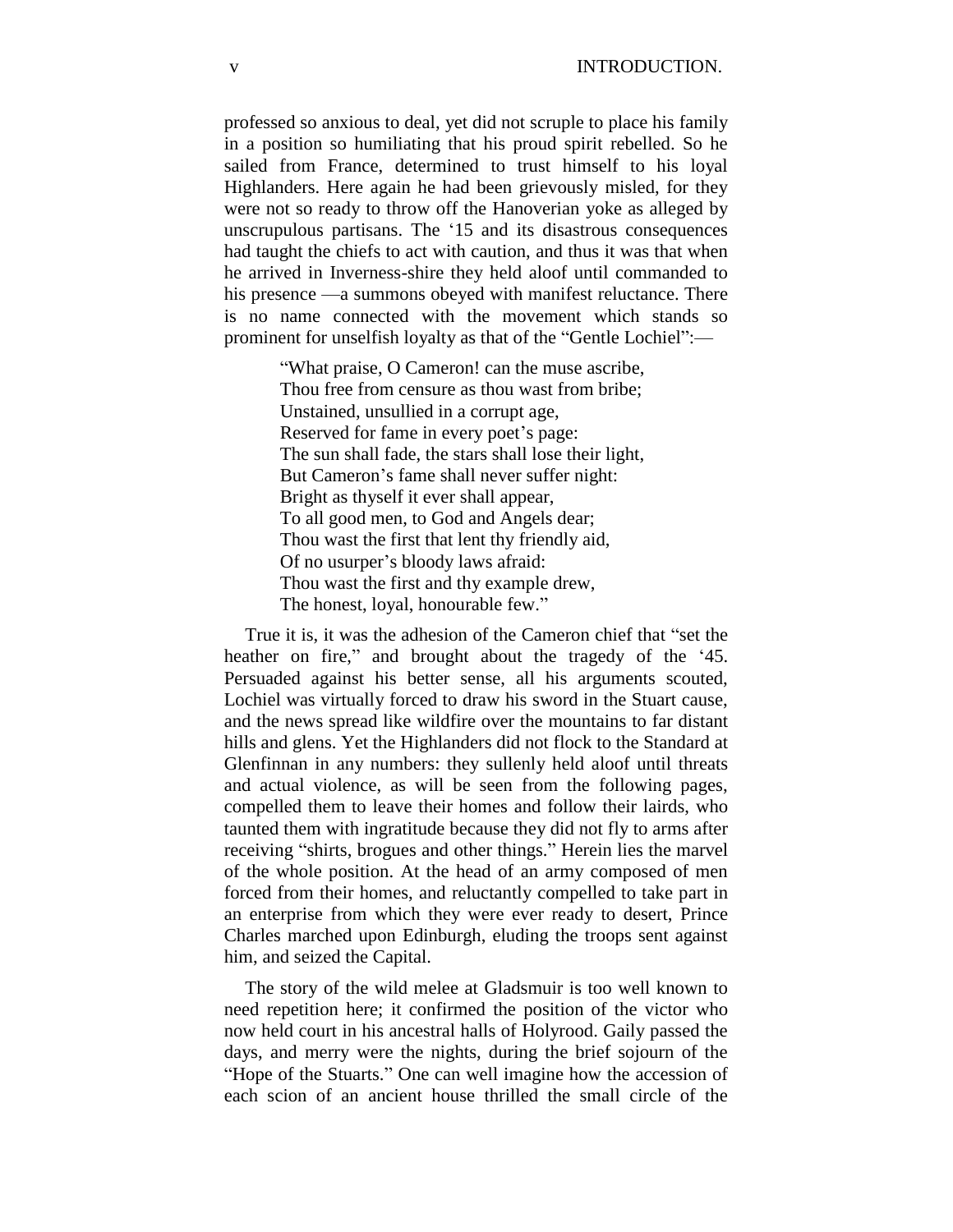professed so anxious to deal, yet did not scruple to place his family in a position so humiliating that his proud spirit rebelled. So he sailed from France, determined to trust himself to his loyal Highlanders. Here again he had been grievously misled, for they were not so ready to throw off the Hanoverian yoke as alleged by unscrupulous partisans. The '15 and its disastrous consequences had taught the chiefs to act with caution, and thus it was that when he arrived in Inverness-shire they held aloof until commanded to his presence —a summons obeyed with manifest reluctance. There is no name connected with the movement which stands so prominent for unselfish loyalty as that of the "Gentle Lochiel":—

> "What praise, O Cameron! can the muse ascribe,
> Thou free from censure as thou wast from bribe;
> Unstained, unsullied in a corrupt age,
> Reserved for fame in every poet's page:
> The sun shall fade, the stars shall lose their light,
> But Cameron's fame shall never suffer night:
> Bright as thyself it ever shall appear,
> To all good men, to God and Angels dear;
> Thou wast the first that lent thy friendly aid,
> Of no usurper's bloody laws afraid:
> Thou wast the first and thy example drew,
> The honest, loyal, honourable few."

True it is, it was the adhesion of the Cameron chief that "set the heather on fire," and brought about the tragedy of the '45. Persuaded against his better sense, all his arguments scouted, Lochiel was virtually forced to draw his sword in the Stuart cause, and the news spread like wildfire over the mountains to far distant hills and glens. Yet the Highlanders did not flock to the Standard at Glenfinnan in any numbers: they sullenly held aloof until threats and actual violence, as will be seen from the following pages, compelled them to leave their homes and follow their lairds, who taunted them with ingratitude because they did not fly to arms after receiving "shirts, brogues and other things." Herein lies the marvel of the whole position. At the head of an army composed of men forced from their homes, and reluctantly compelled to take part in an enterprise from which they were ever ready to desert, Prince Charles marched upon Edinburgh, eluding the troops sent against him, and seized the Capital.

The story of the wild melee at Gladsmuir is too well known to need repetition here; it confirmed the position of the victor who now held court in his ancestral halls of Holyrood. Gaily passed the days, and merry were the nights, during the brief sojourn of the "Hope of the Stuarts." One can well imagine how the accession of each scion of an ancient house thrilled the small circle of the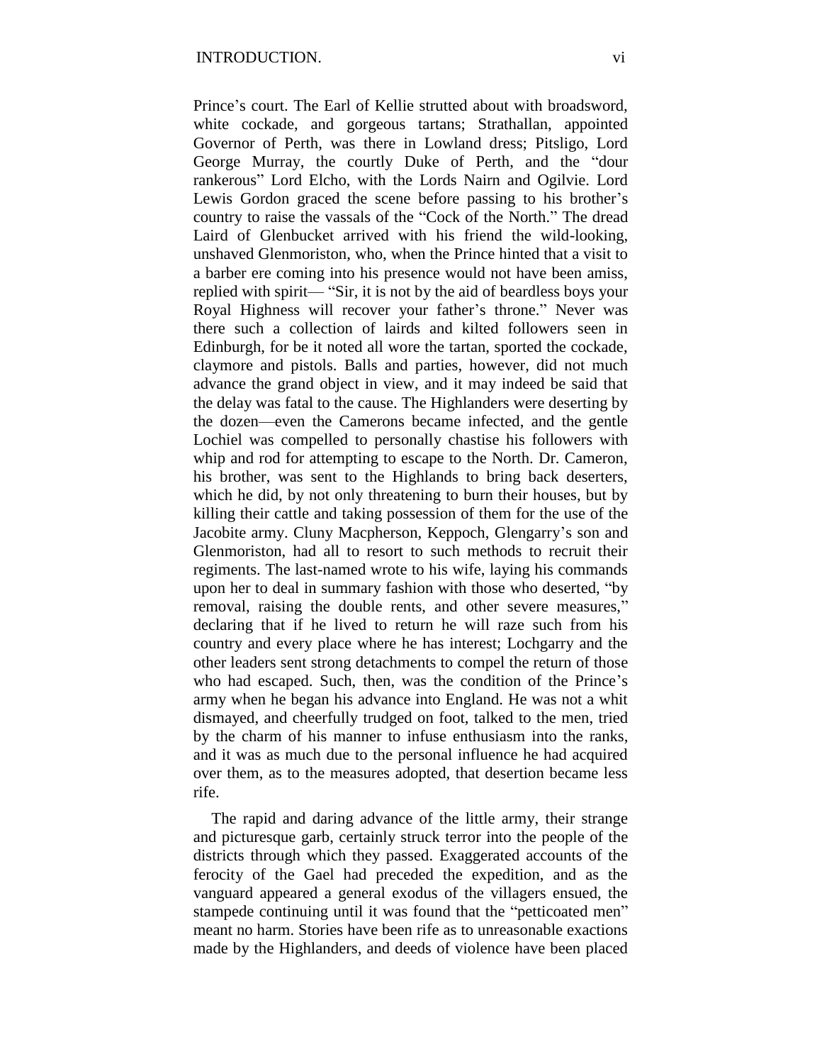Prince's court. The Earl of Kellie strutted about with broadsword, white cockade, and gorgeous tartans; Strathallan, appointed Governor of Perth, was there in Lowland dress; Pitsligo, Lord George Murray, the courtly Duke of Perth, and the "dour rankerous" Lord Elcho, with the Lords Nairn and Ogilvie. Lord Lewis Gordon graced the scene before passing to his brother's country to raise the vassals of the "Cock of the North." The dread Laird of Glenbucket arrived with his friend the wild-looking, unshaved Glenmoriston, who, when the Prince hinted that a visit to a barber ere coming into his presence would not have been amiss, replied with spirit— "Sir, it is not by the aid of beardless boys your Royal Highness will recover your father's throne." Never was there such a collection of lairds and kilted followers seen in Edinburgh, for be it noted all wore the tartan, sported the cockade, claymore and pistols. Balls and parties, however, did not much advance the grand object in view, and it may indeed be said that the delay was fatal to the cause. The Highlanders were deserting by the dozen—even the Camerons became infected, and the gentle Lochiel was compelled to personally chastise his followers with whip and rod for attempting to escape to the North. Dr. Cameron, his brother, was sent to the Highlands to bring back deserters, which he did, by not only threatening to burn their houses, but by killing their cattle and taking possession of them for the use of the Jacobite army. Cluny Macpherson, Keppoch, Glengarry's son and Glenmoriston, had all to resort to such methods to recruit their regiments. The last-named wrote to his wife, laying his commands upon her to deal in summary fashion with those who deserted, "by removal, raising the double rents, and other severe measures," declaring that if he lived to return he will raze such from his country and every place where he has interest; Lochgarry and the other leaders sent strong detachments to compel the return of those who had escaped. Such, then, was the condition of the Prince's army when he began his advance into England. He was not a whit dismayed, and cheerfully trudged on foot, talked to the men, tried by the charm of his manner to infuse enthusiasm into the ranks, and it was as much due to the personal influence he had acquired over them, as to the measures adopted, that desertion became less rife.

The rapid and daring advance of the little army, their strange and picturesque garb, certainly struck terror into the people of the districts through which they passed. Exaggerated accounts of the ferocity of the Gael had preceded the expedition, and as the vanguard appeared a general exodus of the villagers ensued, the stampede continuing until it was found that the "petticoated men" meant no harm. Stories have been rife as to unreasonable exactions made by the Highlanders, and deeds of violence have been placed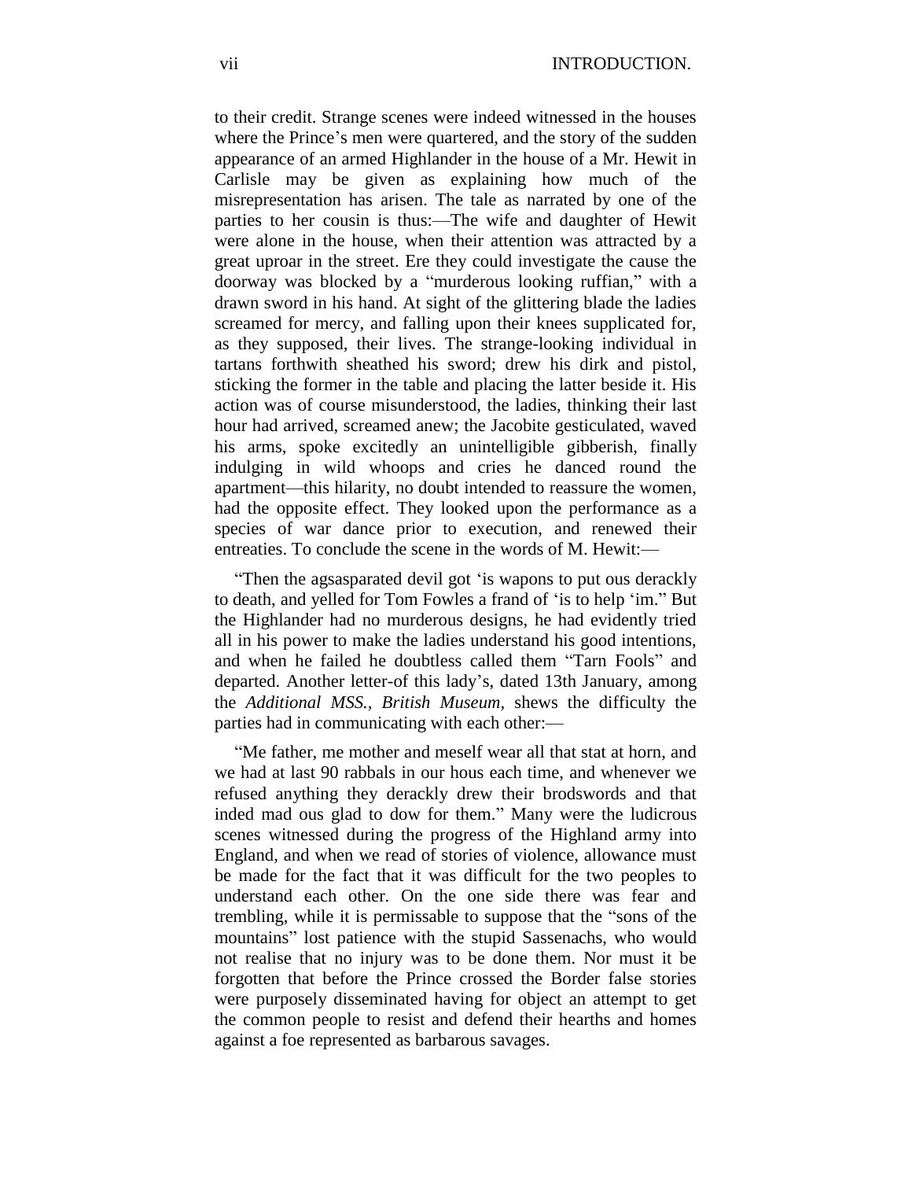to their credit. Strange scenes were indeed witnessed in the houses where the Prince's men were quartered, and the story of the sudden appearance of an armed Highlander in the house of a Mr. Hewit in Carlisle may be given as explaining how much of the misrepresentation has arisen. The tale as narrated by one of the parties to her cousin is thus:—The wife and daughter of Hewit were alone in the house, when their attention was attracted by a great uproar in the street. Ere they could investigate the cause the doorway was blocked by a "murderous looking ruffian," with a drawn sword in his hand. At sight of the glittering blade the ladies screamed for mercy, and falling upon their knees supplicated for, as they supposed, their lives. The strange-looking individual in tartans forthwith sheathed his sword; drew his dirk and pistol, sticking the former in the table and placing the latter beside it. His action was of course misunderstood, the ladies, thinking their last hour had arrived, screamed anew; the Jacobite gesticulated, waved his arms, spoke excitedly an unintelligible gibberish, finally indulging in wild whoops and cries he danced round the apartment—this hilarity, no doubt intended to reassure the women, had the opposite effect. They looked upon the performance as a species of war dance prior to execution, and renewed their entreaties. To conclude the scene in the words of M. Hewit:—

"Then the agsasparated devil got 'is wapons to put ous derackly to death, and yelled for Tom Fowles a frand of 'is to help 'im." But the Highlander had no murderous designs, he had evidently tried all in his power to make the ladies understand his good intentions, and when he failed he doubtless called them "Tarn Fools" and departed. Another letter-of this lady's, dated 13th January, among the *Additional MSS., British Museum,* shews the difficulty the parties had in communicating with each other:—

"Me father, me mother and meself wear all that stat at horn, and we had at last 90 rabbals in our hous each time, and whenever we refused anything they derackly drew their brodswords and that inded mad ous glad to dow for them." Many were the ludicrous scenes witnessed during the progress of the Highland army into England, and when we read of stories of violence, allowance must be made for the fact that it was difficult for the two peoples to understand each other. On the one side there was fear and trembling, while it is permissable to suppose that the "sons of the mountains" lost patience with the stupid Sassenachs, who would not realise that no injury was to be done them. Nor must it be forgotten that before the Prince crossed the Border false stories were purposely disseminated having for object an attempt to get the common people to resist and defend their hearths and homes against a foe represented as barbarous savages.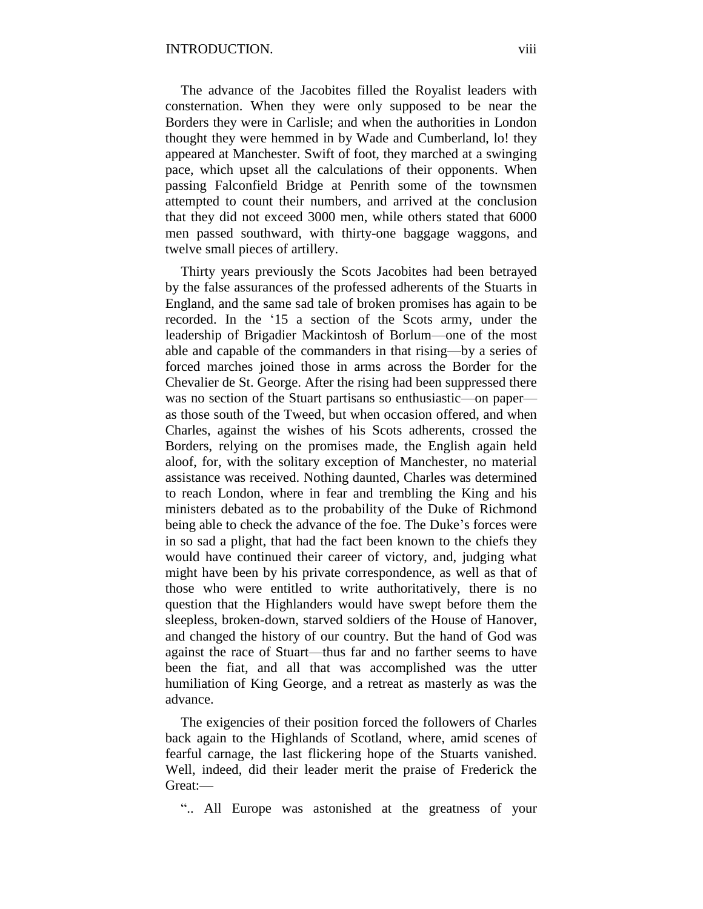The advance of the Jacobites filled the Royalist leaders with consternation. When they were only supposed to be near the Borders they were in Carlisle; and when the authorities in London thought they were hemmed in by Wade and Cumberland, lo! they appeared at Manchester. Swift of foot, they marched at a swinging pace, which upset all the calculations of their opponents. When passing Falconfield Bridge at Penrith some of the townsmen attempted to count their numbers, and arrived at the conclusion that they did not exceed 3000 men, while others stated that 6000 men passed southward, with thirty-one baggage waggons, and twelve small pieces of artillery.

Thirty years previously the Scots Jacobites had been betrayed by the false assurances of the professed adherents of the Stuarts in England, and the same sad tale of broken promises has again to be recorded. In the '15 a section of the Scots army, under the leadership of Brigadier Mackintosh of Borlum—one of the most able and capable of the commanders in that rising—by a series of forced marches joined those in arms across the Border for the Chevalier de St. George. After the rising had been suppressed there was no section of the Stuart partisans so enthusiastic—on paper—as those south of the Tweed, but when occasion offered, and when Charles, against the wishes of his Scots adherents, crossed the Borders, relying on the promises made, the English again held aloof, for, with the solitary exception of Manchester, no material assistance was received. Nothing daunted, Charles was determined to reach London, where in fear and trembling the King and his ministers debated as to the probability of the Duke of Richmond being able to check the advance of the foe. The Duke's forces were in so sad a plight, that had the fact been known to the chiefs they would have continued their career of victory, and, judging what might have been by his private correspondence, as well as that of those who were entitled to write authoritatively, there is no question that the Highlanders would have swept before them the sleepless, broken-down, starved soldiers of the House of Hanover, and changed the history of our country. But the hand of God was against the race of Stuart—thus far and no farther seems to have been the fiat, and all that was accomplished was the utter humiliation of King George, and a retreat as masterly as was the advance.

The exigencies of their position forced the followers of Charles back again to the Highlands of Scotland, where, amid scenes of fearful carnage, the last flickering hope of the Stuarts vanished. Well, indeed, did their leader merit the praise of Frederick the Great:—

".. All Europe was astonished at the greatness of your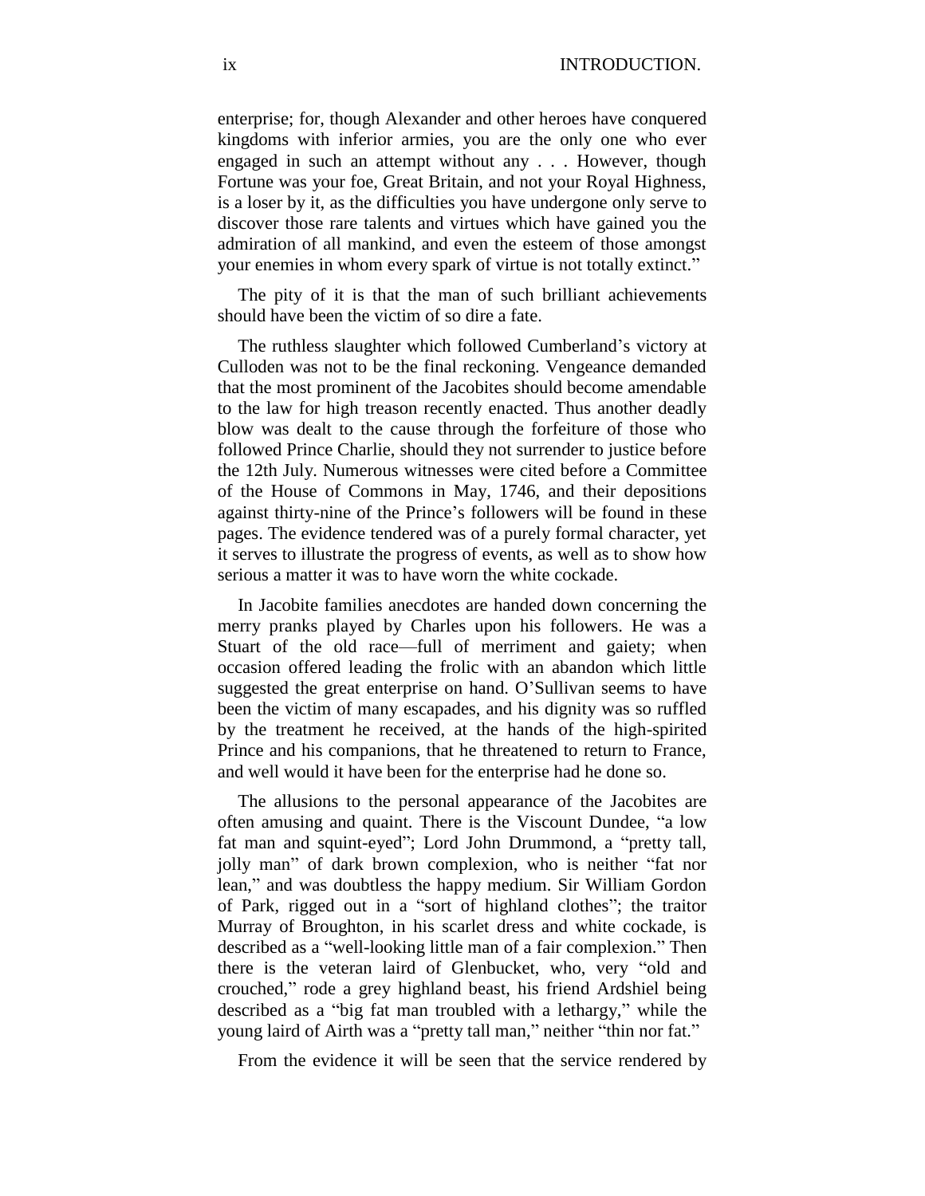enterprise; for, though Alexander and other heroes have conquered kingdoms with inferior armies, you are the only one who ever engaged in such an attempt without any . . . However, though Fortune was your foe, Great Britain, and not your Royal Highness, is a loser by it, as the difficulties you have undergone only serve to discover those rare talents and virtues which have gained you the admiration of all mankind, and even the esteem of those amongst your enemies in whom every spark of virtue is not totally extinct."

The pity of it is that the man of such brilliant achievements should have been the victim of so dire a fate.

The ruthless slaughter which followed Cumberland's victory at Culloden was not to be the final reckoning. Vengeance demanded that the most prominent of the Jacobites should become amendable to the law for high treason recently enacted. Thus another deadly blow was dealt to the cause through the forfeiture of those who followed Prince Charlie, should they not surrender to justice before the 12th July. Numerous witnesses were cited before a Committee of the House of Commons in May, 1746, and their depositions against thirty-nine of the Prince's followers will be found in these pages. The evidence tendered was of a purely formal character, yet it serves to illustrate the progress of events, as well as to show how serious a matter it was to have worn the white cockade.

In Jacobite families anecdotes are handed down concerning the merry pranks played by Charles upon his followers. He was a Stuart of the old race—full of merriment and gaiety; when occasion offered leading the frolic with an abandon which little suggested the great enterprise on hand. O'Sullivan seems to have been the victim of many escapades, and his dignity was so ruffled by the treatment he received, at the hands of the high-spirited Prince and his companions, that he threatened to return to France, and well would it have been for the enterprise had he done so.

The allusions to the personal appearance of the Jacobites are often amusing and quaint. There is the Viscount Dundee, "a low fat man and squint-eyed"; Lord John Drummond, a "pretty tall, jolly man" of dark brown complexion, who is neither "fat nor lean," and was doubtless the happy medium. Sir William Gordon of Park, rigged out in a "sort of highland clothes"; the traitor Murray of Broughton, in his scarlet dress and white cockade, is described as a "well-looking little man of a fair complexion." Then there is the veteran laird of Glenbucket, who, very "old and crouched," rode a grey highland beast, his friend Ardshiel being described as a "big fat man troubled with a lethargy," while the young laird of Airth was a "pretty tall man," neither "thin nor fat."

From the evidence it will be seen that the service rendered by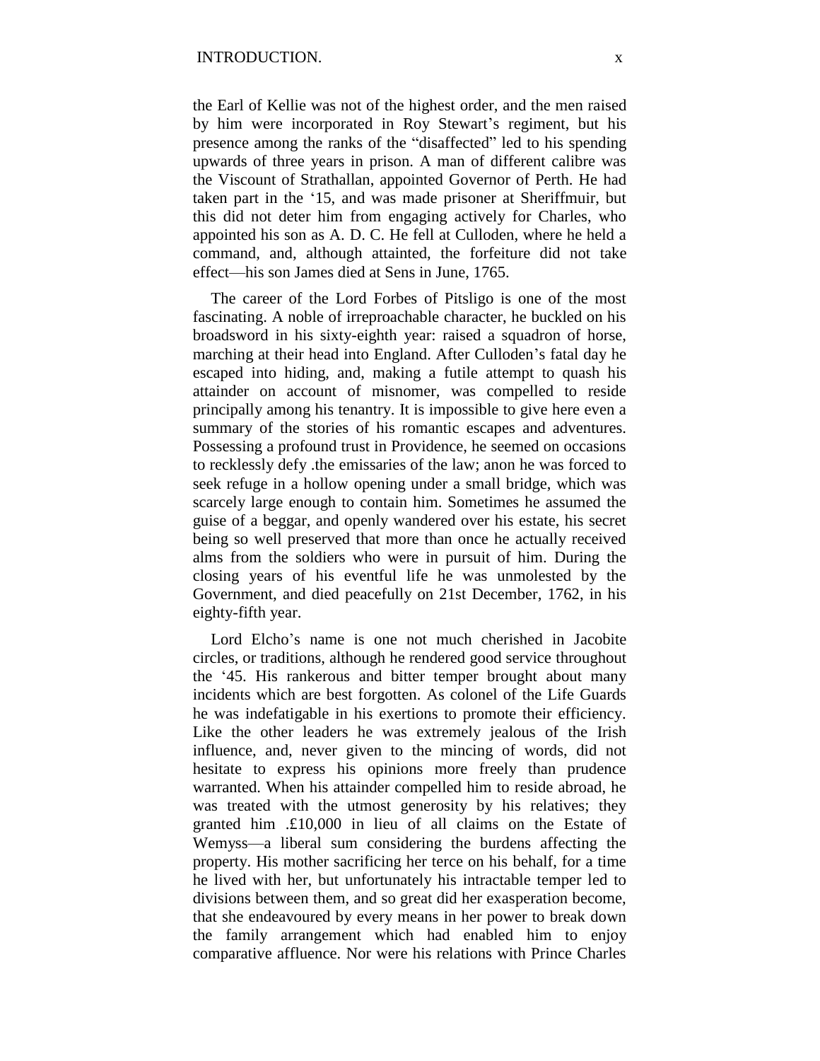the Earl of Kellie was not of the highest order, and the men raised by him were incorporated in Roy Stewart's regiment, but his presence among the ranks of the "disaffected" led to his spending upwards of three years in prison. A man of different calibre was the Viscount of Strathallan, appointed Governor of Perth. He had taken part in the '15, and was made prisoner at Sheriffmuir, but this did not deter him from engaging actively for Charles, who appointed his son as A. D. C. He fell at Culloden, where he held a command, and, although attainted, the forfeiture did not take effect—his son James died at Sens in June, 1765.

The career of the Lord Forbes of Pitsligo is one of the most fascinating. A noble of irreproachable character, he buckled on his broadsword in his sixty-eighth year: raised a squadron of horse, marching at their head into England. After Culloden's fatal day he escaped into hiding, and, making a futile attempt to quash his attainder on account of misnomer, was compelled to reside principally among his tenantry. It is impossible to give here even a summary of the stories of his romantic escapes and adventures. Possessing a profound trust in Providence, he seemed on occasions to recklessly defy .the emissaries of the law; anon he was forced to seek refuge in a hollow opening under a small bridge, which was scarcely large enough to contain him. Sometimes he assumed the guise of a beggar, and openly wandered over his estate, his secret being so well preserved that more than once he actually received alms from the soldiers who were in pursuit of him. During the closing years of his eventful life he was unmolested by the Government, and died peacefully on 21st December, 1762, in his eighty-fifth year.

Lord Elcho's name is one not much cherished in Jacobite circles, or traditions, although he rendered good service throughout the '45. His rankerous and bitter temper brought about many incidents which are best forgotten. As colonel of the Life Guards he was indefatigable in his exertions to promote their efficiency. Like the other leaders he was extremely jealous of the Irish influence, and, never given to the mincing of words, did not hesitate to express his opinions more freely than prudence warranted. When his attainder compelled him to reside abroad, he was treated with the utmost generosity by his relatives; they granted him .£10,000 in lieu of all claims on the Estate of Wemyss—a liberal sum considering the burdens affecting the property. His mother sacrificing her terce on his behalf, for a time he lived with her, but unfortunately his intractable temper led to divisions between them, and so great did her exasperation become, that she endeavoured by every means in her power to break down the family arrangement which had enabled him to enjoy comparative affluence. Nor were his relations with Prince Charles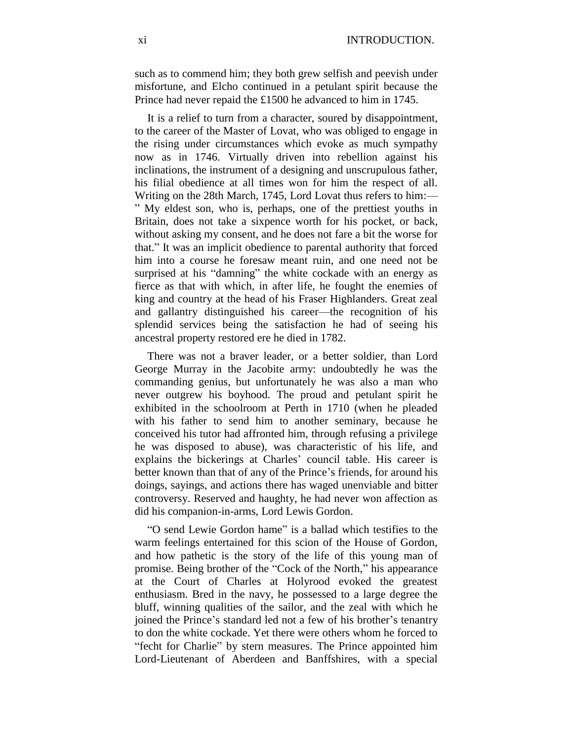such as to commend him; they both grew selfish and peevish under misfortune, and Elcho continued in a petulant spirit because the Prince had never repaid the £1500 he advanced to him in 1745.

It is a relief to turn from a character, soured by disappointment, to the career of the Master of Lovat, who was obliged to engage in the rising under circumstances which evoke as much sympathy now as in 1746. Virtually driven into rebellion against his inclinations, the instrument of a designing and unscrupulous father, his filial obedience at all times won for him the respect of all. Writing on the 28th March, 1745, Lord Lovat thus refers to him:—" My eldest son, who is, perhaps, one of the prettiest youths in Britain, does not take a sixpence worth for his pocket, or back, without asking my consent, and he does not fare a bit the worse for that." It was an implicit obedience to parental authority that forced him into a course he foresaw meant ruin, and one need not be surprised at his "damning" the white cockade with an energy as fierce as that with which, in after life, he fought the enemies of king and country at the head of his Fraser Highlanders. Great zeal and gallantry distinguished his career—the recognition of his splendid services being the satisfaction he had of seeing his ancestral property restored ere he died in 1782.

There was not a braver leader, or a better soldier, than Lord George Murray in the Jacobite army: undoubtedly he was the commanding genius, but unfortunately he was also a man who never outgrew his boyhood. The proud and petulant spirit he exhibited in the schoolroom at Perth in 1710 (when he pleaded with his father to send him to another seminary, because he conceived his tutor had affronted him, through refusing a privilege he was disposed to abuse), was characteristic of his life, and explains the bickerings at Charles' council table. His career is better known than that of any of the Prince's friends, for around his doings, sayings, and actions there has waged unenviable and bitter controversy. Reserved and haughty, he had never won affection as did his companion-in-arms, Lord Lewis Gordon.

"O send Lewie Gordon hame" is a ballad which testifies to the warm feelings entertained for this scion of the House of Gordon, and how pathetic is the story of the life of this young man of promise. Being brother of the "Cock of the North," his appearance at the Court of Charles at Holyrood evoked the greatest enthusiasm. Bred in the navy, he possessed to a large degree the bluff, winning qualities of the sailor, and the zeal with which he joined the Prince's standard led not a few of his brother's tenantry to don the white cockade. Yet there were others whom he forced to "fecht for Charlie" by stern measures. The Prince appointed him Lord-Lieutenant of Aberdeen and Banffshires, with a special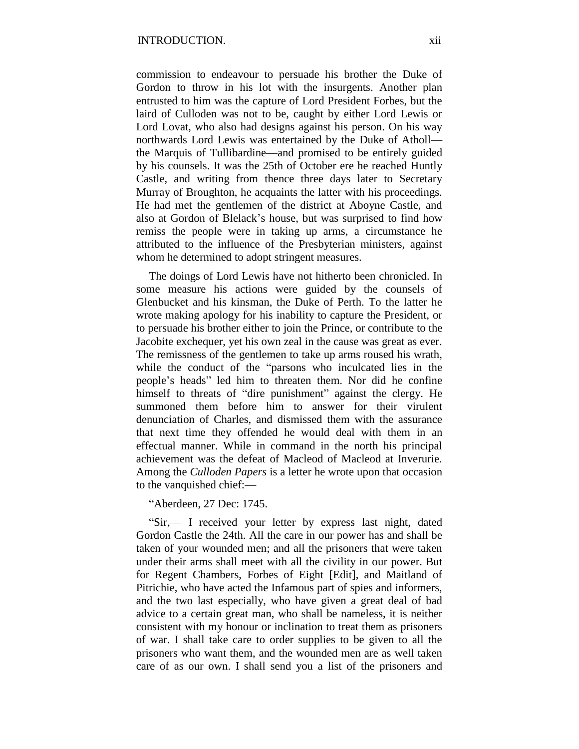commission to endeavour to persuade his brother the Duke of Gordon to throw in his lot with the insurgents. Another plan entrusted to him was the capture of Lord President Forbes, but the laird of Culloden was not to be, caught by either Lord Lewis or Lord Lovat, who also had designs against his person. On his way northwards Lord Lewis was entertained by the Duke of Atholl—the Marquis of Tullibardine—and promised to be entirely guided by his counsels. It was the 25th of October ere he reached Huntly Castle, and writing from thence three days later to Secretary Murray of Broughton, he acquaints the latter with his proceedings. He had met the gentlemen of the district at Aboyne Castle, and also at Gordon of Blelack's house, but was surprised to find how remiss the people were in taking up arms, a circumstance he attributed to the influence of the Presbyterian ministers, against whom he determined to adopt stringent measures.

The doings of Lord Lewis have not hitherto been chronicled. In some measure his actions were guided by the counsels of Glenbucket and his kinsman, the Duke of Perth. To the latter he wrote making apology for his inability to capture the President, or to persuade his brother either to join the Prince, or contribute to the Jacobite exchequer, yet his own zeal in the cause was great as ever. The remissness of the gentlemen to take up arms roused his wrath, while the conduct of the "parsons who inculcated lies in the people's heads" led him to threaten them. Nor did he confine himself to threats of "dire punishment" against the clergy. He summoned them before him to answer for their virulent denunciation of Charles, and dismissed them with the assurance that next time they offended he would deal with them in an effectual manner. While in command in the north his principal achievement was the defeat of Macleod of Macleod at Inverurie. Among the *Culloden Papers* is a letter he wrote upon that occasion to the vanquished chief:—

"Aberdeen, 27 Dec: 1745.

"Sir,— I received your letter by express last night, dated Gordon Castle the 24th. All the care in our power has and shall be taken of your wounded men; and all the prisoners that were taken under their arms shall meet with all the civility in our power. But for Regent Chambers, Forbes of Eight [Edit], and Maitland of Pitrichie, who have acted the Infamous part of spies and informers, and the two last especially, who have given a great deal of bad advice to a certain great man, who shall be nameless, it is neither consistent with my honour or inclination to treat them as prisoners of war. I shall take care to order supplies to be given to all the prisoners who want them, and the wounded men are as well taken care of as our own. I shall send you a list of the prisoners and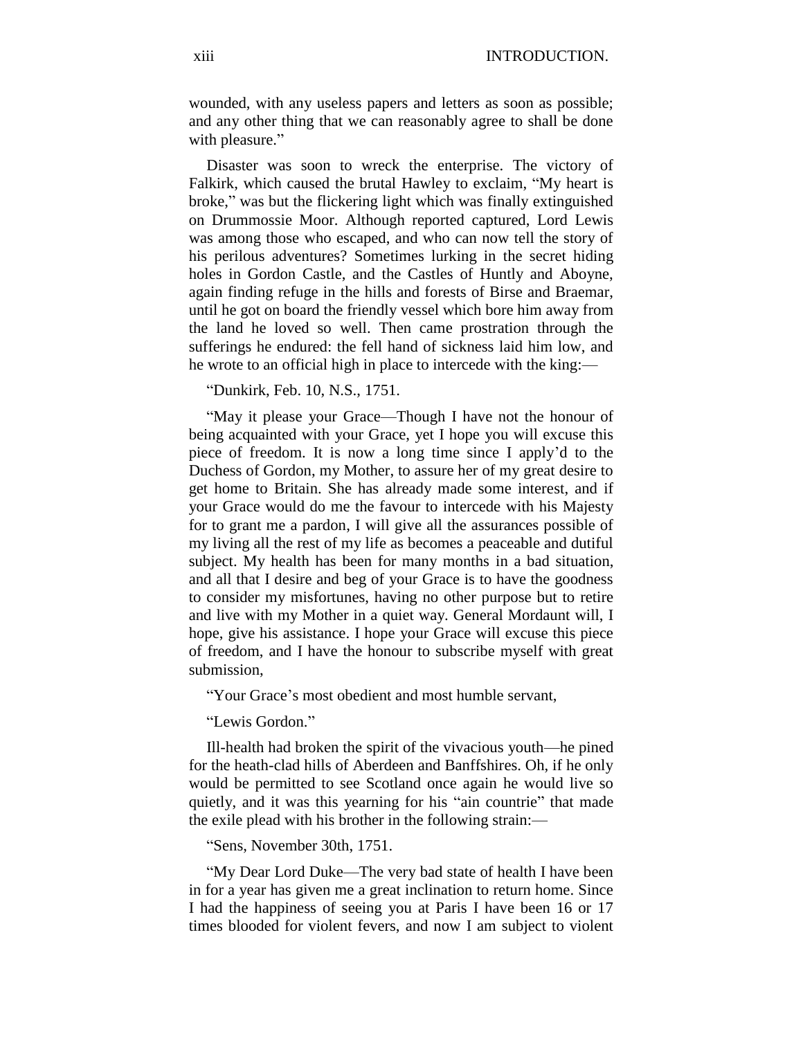wounded, with any useless papers and letters as soon as possible; and any other thing that we can reasonably agree to shall be done with pleasure."

Disaster was soon to wreck the enterprise. The victory of Falkirk, which caused the brutal Hawley to exclaim, "My heart is broke," was but the flickering light which was finally extinguished on Drummossie Moor. Although reported captured, Lord Lewis was among those who escaped, and who can now tell the story of his perilous adventures? Sometimes lurking in the secret hiding holes in Gordon Castle, and the Castles of Huntly and Aboyne, again finding refuge in the hills and forests of Birse and Braemar, until he got on board the friendly vessel which bore him away from the land he loved so well. Then came prostration through the sufferings he endured: the fell hand of sickness laid him low, and he wrote to an official high in place to intercede with the king:—

"Dunkirk, Feb. 10, N.S., 1751.

"May it please your Grace—Though I have not the honour of being acquainted with your Grace, yet I hope you will excuse this piece of freedom. It is now a long time since I apply'd to the Duchess of Gordon, my Mother, to assure her of my great desire to get home to Britain. She has already made some interest, and if your Grace would do me the favour to intercede with his Majesty for to grant me a pardon, I will give all the assurances possible of my living all the rest of my life as becomes a peaceable and dutiful subject. My health has been for many months in a bad situation, and all that I desire and beg of your Grace is to have the goodness to consider my misfortunes, having no other purpose but to retire and live with my Mother in a quiet way. General Mordaunt will, I hope, give his assistance. I hope your Grace will excuse this piece of freedom, and I have the honour to subscribe myself with great submission,

"Your Grace's most obedient and most humble servant,

"Lewis Gordon."

Ill-health had broken the spirit of the vivacious youth—he pined for the heath-clad hills of Aberdeen and Banffshires. Oh, if he only would be permitted to see Scotland once again he would live so quietly, and it was this yearning for his "ain countrie" that made the exile plead with his brother in the following strain:—

"Sens, November 30th, 1751.

"My Dear Lord Duke—The very bad state of health I have been in for a year has given me a great inclination to return home. Since I had the happiness of seeing you at Paris I have been 16 or 17 times blooded for violent fevers, and now I am subject to violent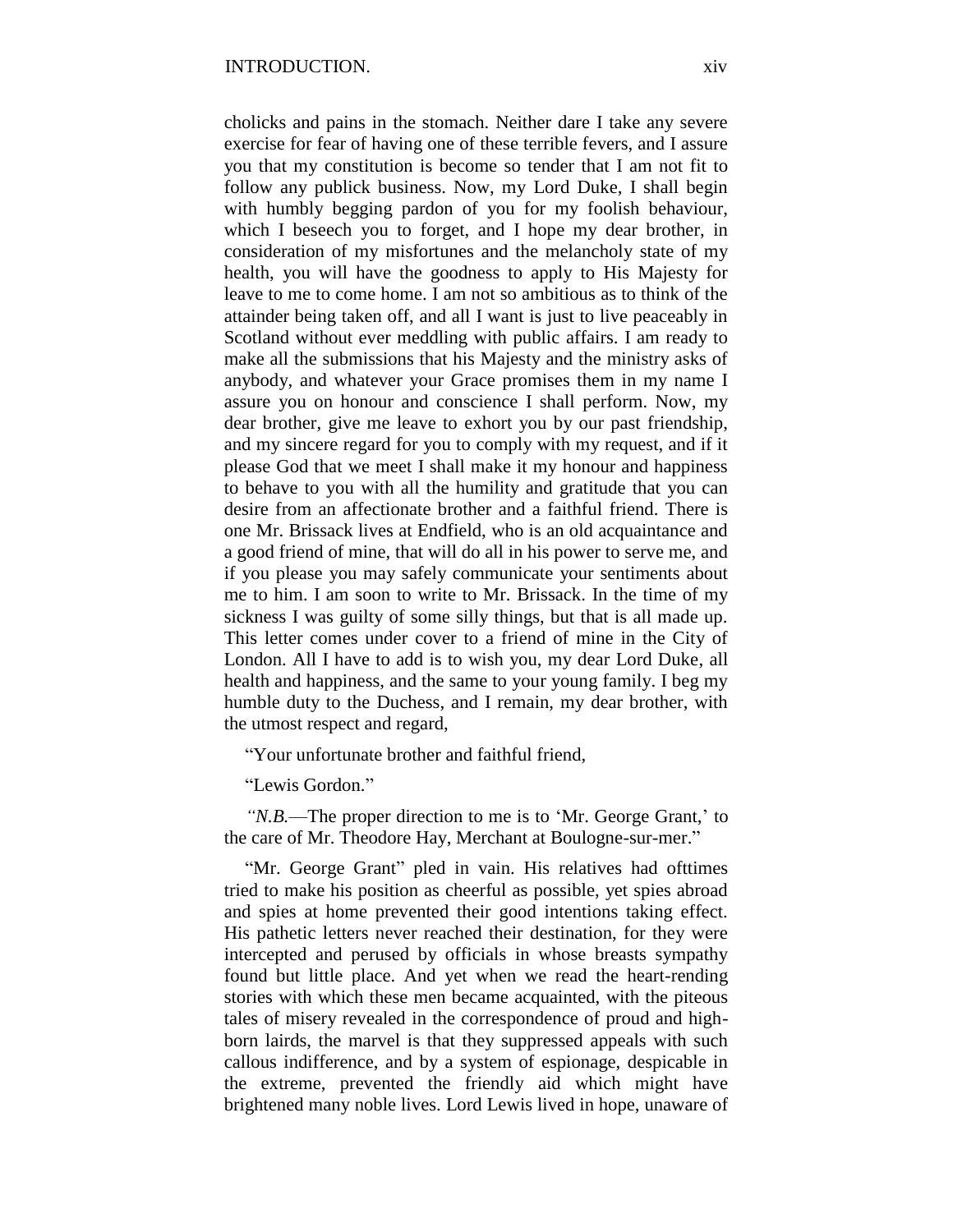cholicks and pains in the stomach. Neither dare I take any severe exercise for fear of having one of these terrible fevers, and I assure you that my constitution is become so tender that I am not fit to follow any publick business. Now, my Lord Duke, I shall begin with humbly begging pardon of you for my foolish behaviour, which I beseech you to forget, and I hope my dear brother, in consideration of my misfortunes and the melancholy state of my health, you will have the goodness to apply to His Majesty for leave to me to come home. I am not so ambitious as to think of the attainder being taken off, and all I want is just to live peaceably in Scotland without ever meddling with public affairs. I am ready to make all the submissions that his Majesty and the ministry asks of anybody, and whatever your Grace promises them in my name I assure you on honour and conscience I shall perform. Now, my dear brother, give me leave to exhort you by our past friendship, and my sincere regard for you to comply with my request, and if it please God that we meet I shall make it my honour and happiness to behave to you with all the humility and gratitude that you can desire from an affectionate brother and a faithful friend. There is one Mr. Brissack lives at Endfield, who is an old acquaintance and a good friend of mine, that will do all in his power to serve me, and if you please you may safely communicate your sentiments about me to him. I am soon to write to Mr. Brissack. In the time of my sickness I was guilty of some silly things, but that is all made up. This letter comes under cover to a friend of mine in the City of London. All I have to add is to wish you, my dear Lord Duke, all health and happiness, and the same to your young family. I beg my humble duty to the Duchess, and I remain, my dear brother, with the utmost respect and regard,

"Your unfortunate brother and faithful friend,

"Lewis Gordon."

"*N.B.*—The proper direction to me is to 'Mr. George Grant,' to the care of Mr. Theodore Hay, Merchant at Boulogne-sur-mer."

"Mr. George Grant" pled in vain. His relatives had ofttimes tried to make his position as cheerful as possible, yet spies abroad and spies at home prevented their good intentions taking effect. His pathetic letters never reached their destination, for they were intercepted and perused by officials in whose breasts sympathy found but little place. And yet when we read the heart-rending stories with which these men became acquainted, with the piteous tales of misery revealed in the correspondence of proud and high-born lairds, the marvel is that they suppressed appeals with such callous indifference, and by a system of espionage, despicable in the extreme, prevented the friendly aid which might have brightened many noble lives. Lord Lewis lived in hope, unaware of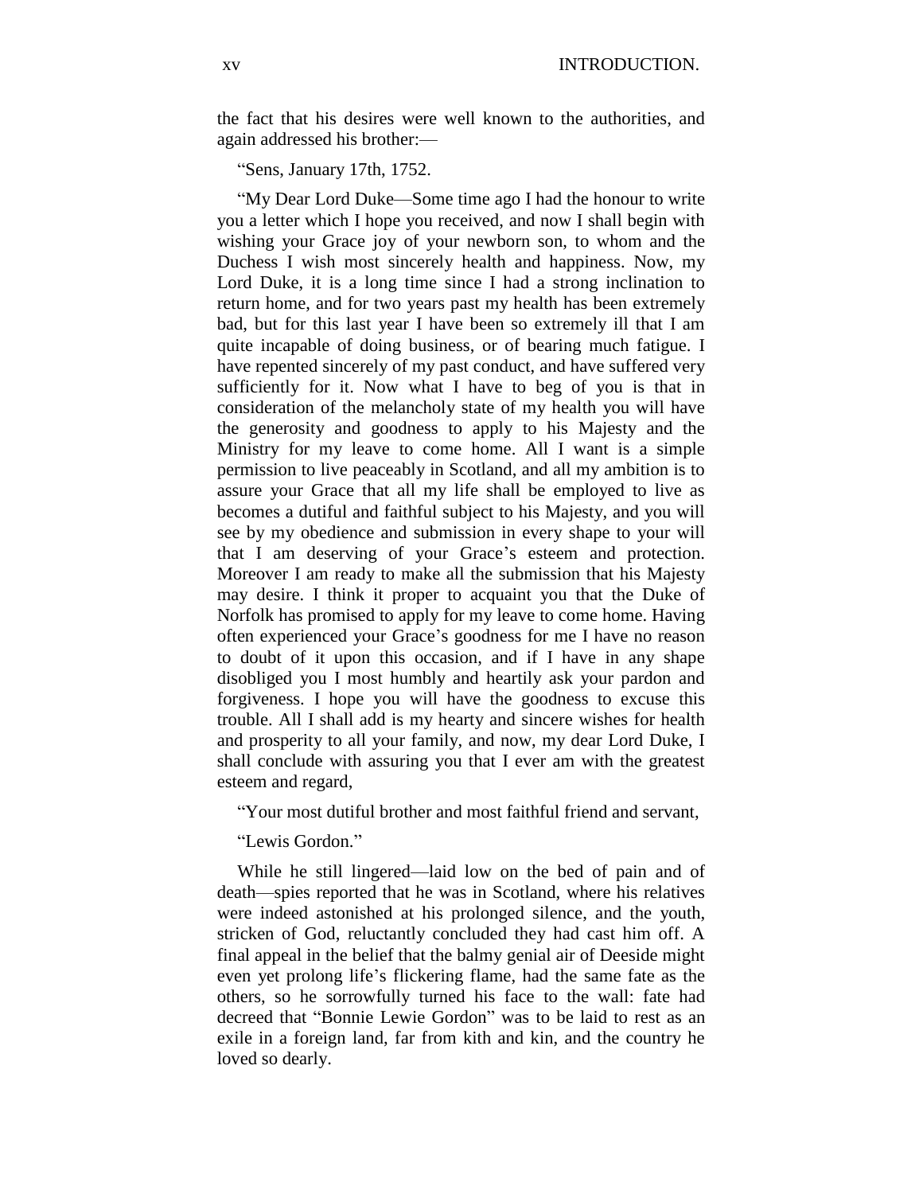the fact that his desires were well known to the authorities, and again addressed his brother:—

"Sens, January 17th, 1752.

"My Dear Lord Duke—Some time ago I had the honour to write you a letter which I hope you received, and now I shall begin with wishing your Grace joy of your newborn son, to whom and the Duchess I wish most sincerely health and happiness. Now, my Lord Duke, it is a long time since I had a strong inclination to return home, and for two years past my health has been extremely bad, but for this last year I have been so extremely ill that I am quite incapable of doing business, or of bearing much fatigue. I have repented sincerely of my past conduct, and have suffered very sufficiently for it. Now what I have to beg of you is that in consideration of the melancholy state of my health you will have the generosity and goodness to apply to his Majesty and the Ministry for my leave to come home. All I want is a simple permission to live peaceably in Scotland, and all my ambition is to assure your Grace that all my life shall be employed to live as becomes a dutiful and faithful subject to his Majesty, and you will see by my obedience and submission in every shape to your will that I am deserving of your Grace's esteem and protection. Moreover I am ready to make all the submission that his Majesty may desire. I think it proper to acquaint you that the Duke of Norfolk has promised to apply for my leave to come home. Having often experienced your Grace's goodness for me I have no reason to doubt of it upon this occasion, and if I have in any shape disobliged you I most humbly and heartily ask your pardon and forgiveness. I hope you will have the goodness to excuse this trouble. All I shall add is my hearty and sincere wishes for health and prosperity to all your family, and now, my dear Lord Duke, I shall conclude with assuring you that I ever am with the greatest esteem and regard,

"Your most dutiful brother and most faithful friend and servant,

"Lewis Gordon."

While he still lingered—laid low on the bed of pain and of death—spies reported that he was in Scotland, where his relatives were indeed astonished at his prolonged silence, and the youth, stricken of God, reluctantly concluded they had cast him off. A final appeal in the belief that the balmy genial air of Deeside might even yet prolong life's flickering flame, had the same fate as the others, so he sorrowfully turned his face to the wall: fate had decreed that "Bonnie Lewie Gordon" was to be laid to rest as an exile in a foreign land, far from kith and kin, and the country he loved so dearly.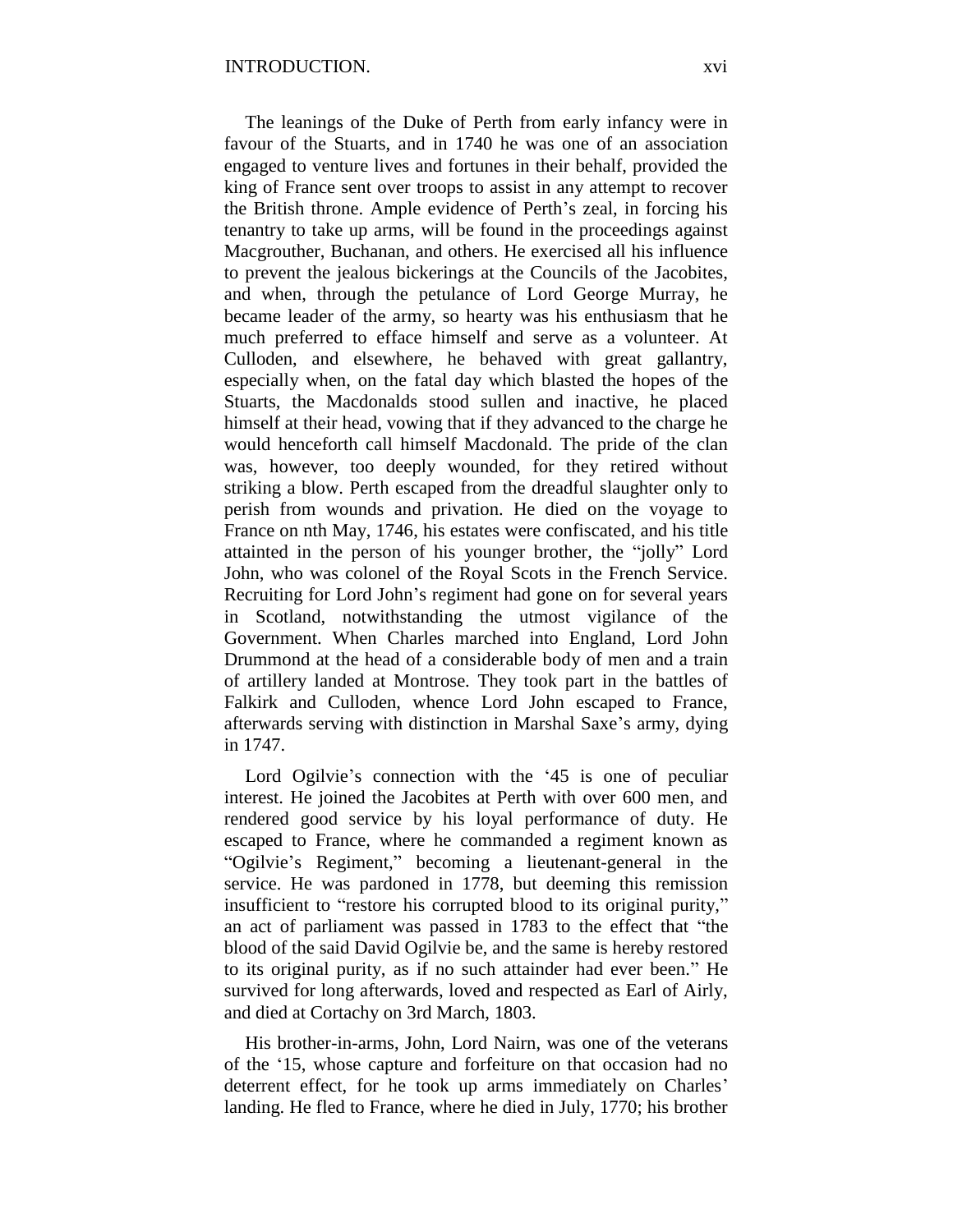The leanings of the Duke of Perth from early infancy were in favour of the Stuarts, and in 1740 he was one of an association engaged to venture lives and fortunes in their behalf, provided the king of France sent over troops to assist in any attempt to recover the British throne. Ample evidence of Perth's zeal, in forcing his tenantry to take up arms, will be found in the proceedings against Macgrouther, Buchanan, and others. He exercised all his influence to prevent the jealous bickerings at the Councils of the Jacobites, and when, through the petulance of Lord George Murray, he became leader of the army, so hearty was his enthusiasm that he much preferred to efface himself and serve as a volunteer. At Culloden, and elsewhere, he behaved with great gallantry, especially when, on the fatal day which blasted the hopes of the Stuarts, the Macdonalds stood sullen and inactive, he placed himself at their head, vowing that if they advanced to the charge he would henceforth call himself Macdonald. The pride of the clan was, however, too deeply wounded, for they retired without striking a blow. Perth escaped from the dreadful slaughter only to perish from wounds and privation. He died on the voyage to France on nth May, 1746, his estates were confiscated, and his title attainted in the person of his younger brother, the "jolly" Lord John, who was colonel of the Royal Scots in the French Service. Recruiting for Lord John's regiment had gone on for several years in Scotland, notwithstanding the utmost vigilance of the Government. When Charles marched into England, Lord John Drummond at the head of a considerable body of men and a train of artillery landed at Montrose. They took part in the battles of Falkirk and Culloden, whence Lord John escaped to France, afterwards serving with distinction in Marshal Saxe's army, dying in 1747.

Lord Ogilvie's connection with the '45 is one of peculiar interest. He joined the Jacobites at Perth with over 600 men, and rendered good service by his loyal performance of duty. He escaped to France, where he commanded a regiment known as "Ogilvie's Regiment," becoming a lieutenant-general in the service. He was pardoned in 1778, but deeming this remission insufficient to "restore his corrupted blood to its original purity," an act of parliament was passed in 1783 to the effect that "the blood of the said David Ogilvie be, and the same is hereby restored to its original purity, as if no such attainder had ever been." He survived for long afterwards, loved and respected as Earl of Airly, and died at Cortachy on 3rd March, 1803.

His brother-in-arms, John, Lord Nairn, was one of the veterans of the '15, whose capture and forfeiture on that occasion had no deterrent effect, for he took up arms immediately on Charles' landing. He fled to France, where he died in July, 1770; his brother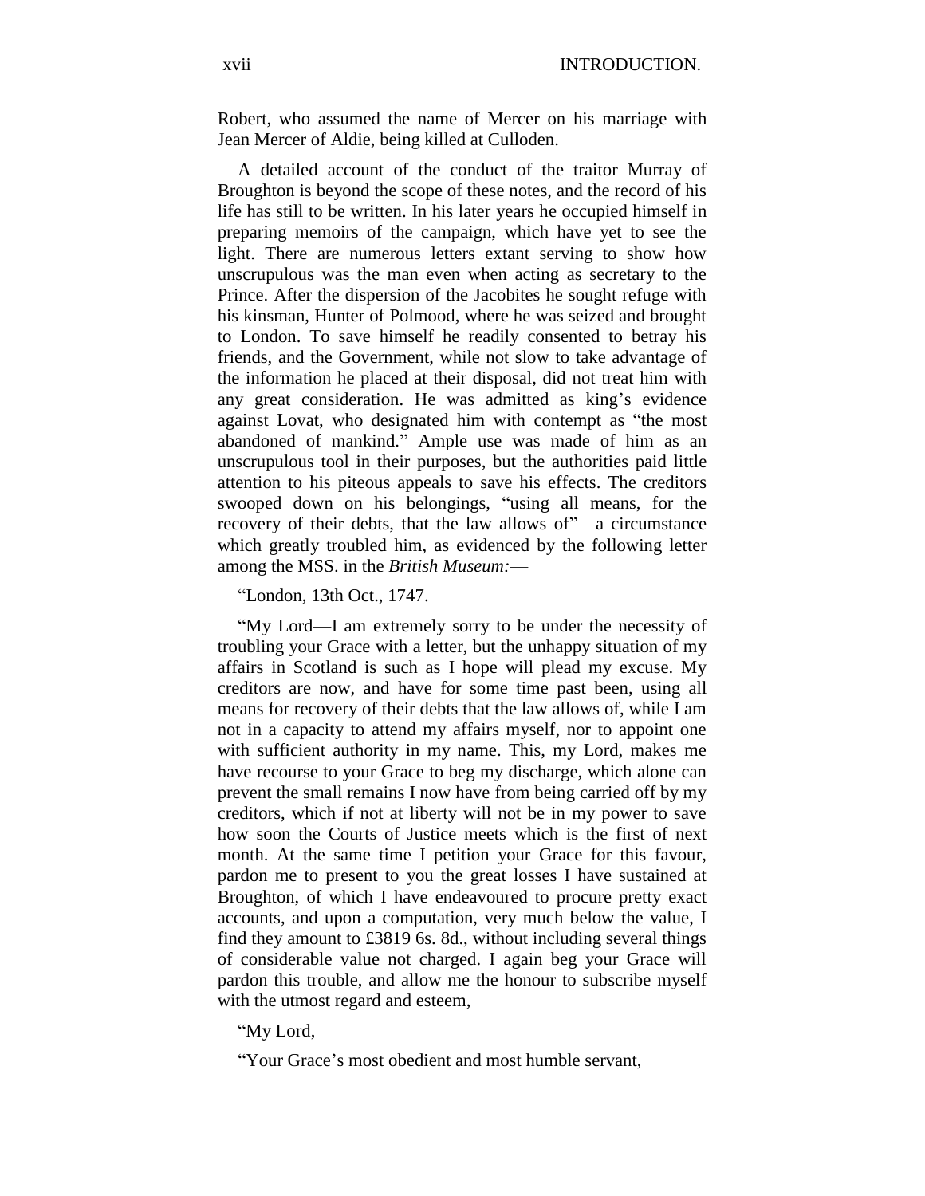Robert, who assumed the name of Mercer on his marriage with Jean Mercer of Aldie, being killed at Culloden.

A detailed account of the conduct of the traitor Murray of Broughton is beyond the scope of these notes, and the record of his life has still to be written. In his later years he occupied himself in preparing memoirs of the campaign, which have yet to see the light. There are numerous letters extant serving to show how unscrupulous was the man even when acting as secretary to the Prince. After the dispersion of the Jacobites he sought refuge with his kinsman, Hunter of Polmood, where he was seized and brought to London. To save himself he readily consented to betray his friends, and the Government, while not slow to take advantage of the information he placed at their disposal, did not treat him with any great consideration. He was admitted as king's evidence against Lovat, who designated him with contempt as "the most abandoned of mankind." Ample use was made of him as an unscrupulous tool in their purposes, but the authorities paid little attention to his piteous appeals to save his effects. The creditors swooped down on his belongings, "using all means, for the recovery of their debts, that the law allows of"—a circumstance which greatly troubled him, as evidenced by the following letter among the MSS. in the *British Museum:*—

"London, 13th Oct., 1747.

"My Lord—I am extremely sorry to be under the necessity of troubling your Grace with a letter, but the unhappy situation of my affairs in Scotland is such as I hope will plead my excuse. My creditors are now, and have for some time past been, using all means for recovery of their debts that the law allows of, while I am not in a capacity to attend my affairs myself, nor to appoint one with sufficient authority in my name. This, my Lord, makes me have recourse to your Grace to beg my discharge, which alone can prevent the small remains I now have from being carried off by my creditors, which if not at liberty will not be in my power to save how soon the Courts of Justice meets which is the first of next month. At the same time I petition your Grace for this favour, pardon me to present to you the great losses I have sustained at Broughton, of which I have endeavoured to procure pretty exact accounts, and upon a computation, very much below the value, I find they amount to £3819 6s. 8d., without including several things of considerable value not charged. I again beg your Grace will pardon this trouble, and allow me the honour to subscribe myself with the utmost regard and esteem,

"My Lord,

"Your Grace's most obedient and most humble servant,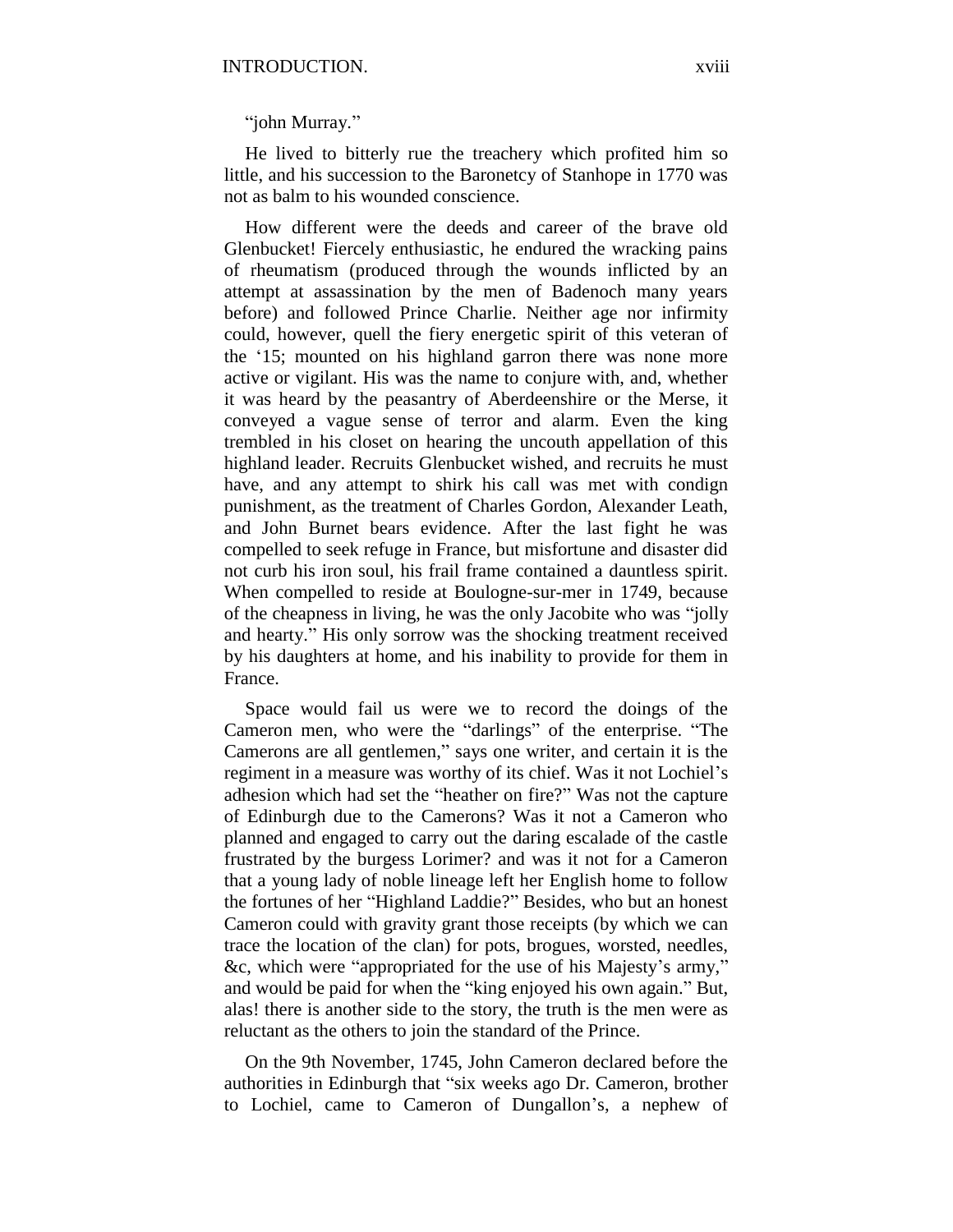"john Murray."

He lived to bitterly rue the treachery which profited him so little, and his succession to the Baronetcy of Stanhope in 1770 was not as balm to his wounded conscience.

How different were the deeds and career of the brave old Glenbucket! Fiercely enthusiastic, he endured the wracking pains of rheumatism (produced through the wounds inflicted by an attempt at assassination by the men of Badenoch many years before) and followed Prince Charlie. Neither age nor infirmity could, however, quell the fiery energetic spirit of this veteran of the '15; mounted on his highland garron there was none more active or vigilant. His was the name to conjure with, and, whether it was heard by the peasantry of Aberdeenshire or the Merse, it conveyed a vague sense of terror and alarm. Even the king trembled in his closet on hearing the uncouth appellation of this highland leader. Recruits Glenbucket wished, and recruits he must have, and any attempt to shirk his call was met with condign punishment, as the treatment of Charles Gordon, Alexander Leath, and John Burnet bears evidence. After the last fight he was compelled to seek refuge in France, but misfortune and disaster did not curb his iron soul, his frail frame contained a dauntless spirit. When compelled to reside at Boulogne-sur-mer in 1749, because of the cheapness in living, he was the only Jacobite who was "jolly and hearty." His only sorrow was the shocking treatment received by his daughters at home, and his inability to provide for them in France.

Space would fail us were we to record the doings of the Cameron men, who were the "darlings" of the enterprise. "The Camerons are all gentlemen," says one writer, and certain it is the regiment in a measure was worthy of its chief. Was it not Lochiel's adhesion which had set the "heather on fire?" Was not the capture of Edinburgh due to the Camerons? Was it not a Cameron who planned and engaged to carry out the daring escalade of the castle frustrated by the burgess Lorimer? and was it not for a Cameron that a young lady of noble lineage left her English home to follow the fortunes of her "Highland Laddie?" Besides, who but an honest Cameron could with gravity grant those receipts (by which we can trace the location of the clan) for pots, brogues, worsted, needles, &c, which were "appropriated for the use of his Majesty's army," and would be paid for when the "king enjoyed his own again." But, alas! there is another side to the story, the truth is the men were as reluctant as the others to join the standard of the Prince.

On the 9th November, 1745, John Cameron declared before the authorities in Edinburgh that "six weeks ago Dr. Cameron, brother to Lochiel, came to Cameron of Dungallon's, a nephew of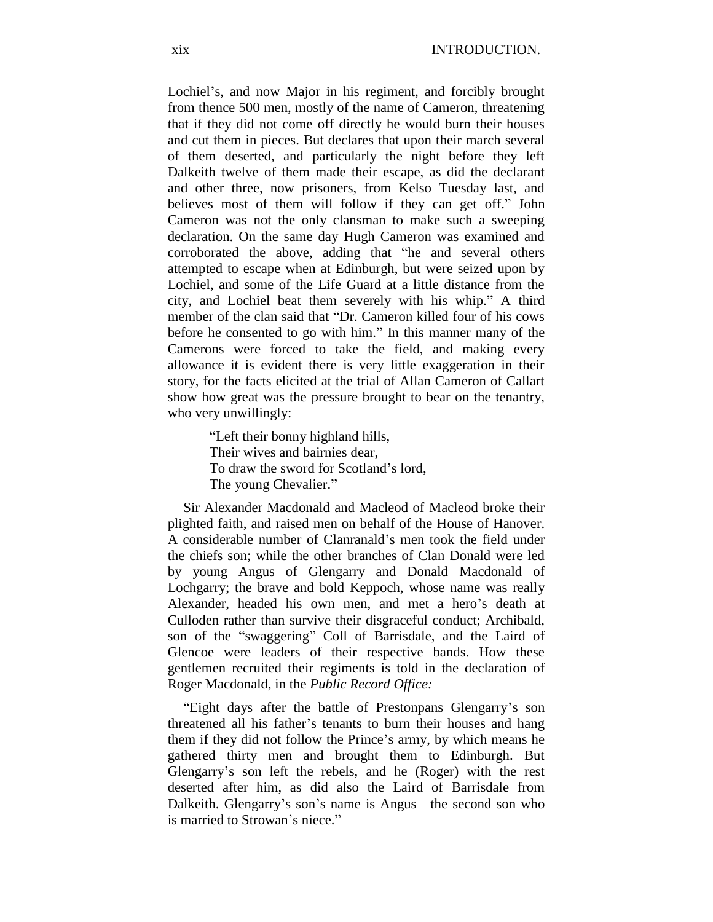Lochiel's, and now Major in his regiment, and forcibly brought from thence 500 men, mostly of the name of Cameron, threatening that if they did not come off directly he would burn their houses and cut them in pieces. But declares that upon their march several of them deserted, and particularly the night before they left Dalkeith twelve of them made their escape, as did the declarant and other three, now prisoners, from Kelso Tuesday last, and believes most of them will follow if they can get off." John Cameron was not the only clansman to make such a sweeping declaration. On the same day Hugh Cameron was examined and corroborated the above, adding that "he and several others attempted to escape when at Edinburgh, but were seized upon by Lochiel, and some of the Life Guard at a little distance from the city, and Lochiel beat them severely with his whip." A third member of the clan said that "Dr. Cameron killed four of his cows before he consented to go with him." In this manner many of the Camerons were forced to take the field, and making every allowance it is evident there is very little exaggeration in their story, for the facts elicited at the trial of Allan Cameron of Callart show how great was the pressure brought to bear on the tenantry, who very unwillingly:—

> "Left their bonny highland hills,
> Their wives and bairnies dear,
> To draw the sword for Scotland's lord,
> The young Chevalier."

Sir Alexander Macdonald and Macleod of Macleod broke their plighted faith, and raised men on behalf of the House of Hanover. A considerable number of Clanranald's men took the field under the chiefs son; while the other branches of Clan Donald were led by young Angus of Glengarry and Donald Macdonald of Lochgarry; the brave and bold Keppoch, whose name was really Alexander, headed his own men, and met a hero's death at Culloden rather than survive their disgraceful conduct; Archibald, son of the "swaggering" Coll of Barrisdale, and the Laird of Glencoe were leaders of their respective bands. How these gentlemen recruited their regiments is told in the declaration of Roger Macdonald, in the *Public Record Office:*—

"Eight days after the battle of Prestonpans Glengarry's son threatened all his father's tenants to burn their houses and hang them if they did not follow the Prince's army, by which means he gathered thirty men and brought them to Edinburgh. But Glengarry's son left the rebels, and he (Roger) with the rest deserted after him, as did also the Laird of Barrisdale from Dalkeith. Glengarry's son's name is Angus—the second son who is married to Strowan's niece."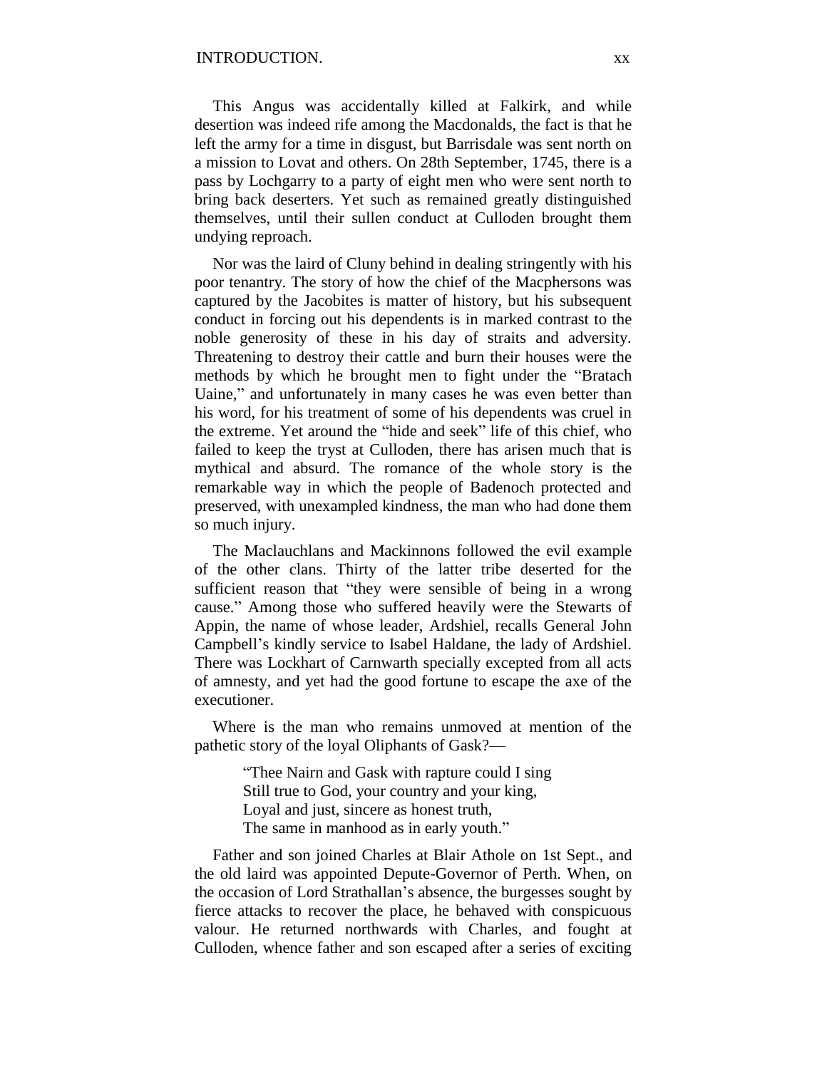This Angus was accidentally killed at Falkirk, and while desertion was indeed rife among the Macdonalds, the fact is that he left the army for a time in disgust, but Barrisdale was sent north on a mission to Lovat and others. On 28th September, 1745, there is a pass by Lochgarry to a party of eight men who were sent north to bring back deserters. Yet such as remained greatly distinguished themselves, until their sullen conduct at Culloden brought them undying reproach.

Nor was the laird of Cluny behind in dealing stringently with his poor tenantry. The story of how the chief of the Macphersons was captured by the Jacobites is matter of history, but his subsequent conduct in forcing out his dependents is in marked contrast to the noble generosity of these in his day of straits and adversity. Threatening to destroy their cattle and burn their houses were the methods by which he brought men to fight under the "Bratach Uaine," and unfortunately in many cases he was even better than his word, for his treatment of some of his dependents was cruel in the extreme. Yet around the "hide and seek" life of this chief, who failed to keep the tryst at Culloden, there has arisen much that is mythical and absurd. The romance of the whole story is the remarkable way in which the people of Badenoch protected and preserved, with unexampled kindness, the man who had done them so much injury.

The Maclauchlans and Mackinnons followed the evil example of the other clans. Thirty of the latter tribe deserted for the sufficient reason that "they were sensible of being in a wrong cause." Among those who suffered heavily were the Stewarts of Appin, the name of whose leader, Ardshiel, recalls General John Campbell's kindly service to Isabel Haldane, the lady of Ardshiel. There was Lockhart of Carnwarth specially excepted from all acts of amnesty, and yet had the good fortune to escape the axe of the executioner.

Where is the man who remains unmoved at mention of the pathetic story of the loyal Oliphants of Gask?—

> "Thee Nairn and Gask with rapture could I sing
> Still true to God, your country and your king,
> Loyal and just, sincere as honest truth,
> The same in manhood as in early youth."

Father and son joined Charles at Blair Athole on 1st Sept., and the old laird was appointed Depute-Governor of Perth. When, on the occasion of Lord Strathallan's absence, the burgesses sought by fierce attacks to recover the place, he behaved with conspicuous valour. He returned northwards with Charles, and fought at Culloden, whence father and son escaped after a series of exciting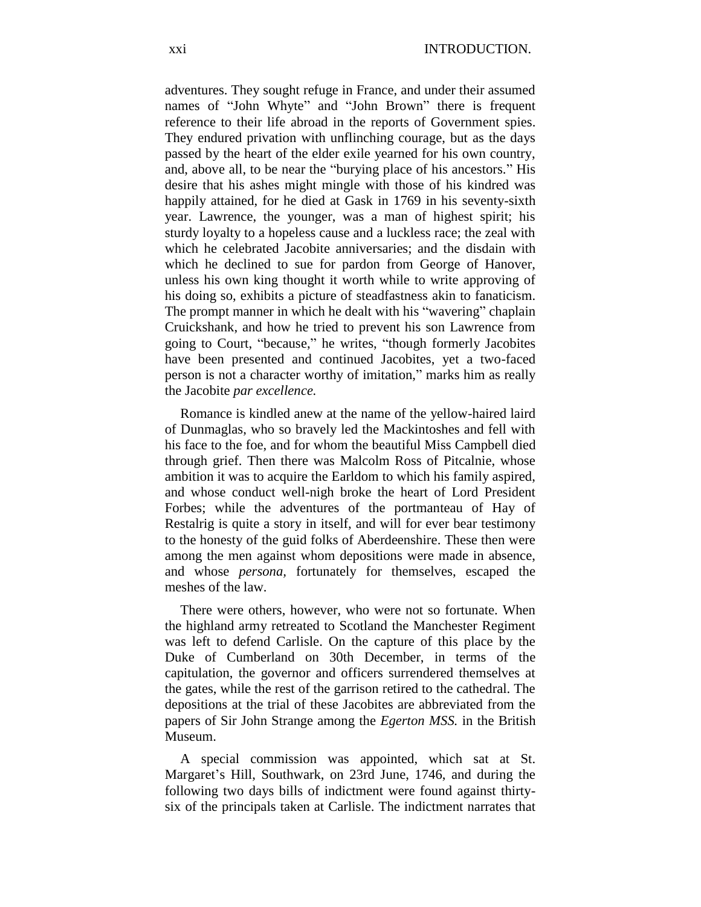adventures. They sought refuge in France, and under their assumed names of "John Whyte" and "John Brown" there is frequent reference to their life abroad in the reports of Government spies. They endured privation with unflinching courage, but as the days passed by the heart of the elder exile yearned for his own country, and, above all, to be near the "burying place of his ancestors." His desire that his ashes might mingle with those of his kindred was happily attained, for he died at Gask in 1769 in his seventy-sixth year. Lawrence, the younger, was a man of highest spirit; his sturdy loyalty to a hopeless cause and a luckless race; the zeal with which he celebrated Jacobite anniversaries; and the disdain with which he declined to sue for pardon from George of Hanover, unless his own king thought it worth while to write approving of his doing so, exhibits a picture of steadfastness akin to fanaticism. The prompt manner in which he dealt with his "wavering" chaplain Cruickshank, and how he tried to prevent his son Lawrence from going to Court, "because," he writes, "though formerly Jacobites have been presented and continued Jacobites, yet a two-faced person is not a character worthy of imitation," marks him as really the Jacobite *par excellence.*

Romance is kindled anew at the name of the yellow-haired laird of Dunmaglas, who so bravely led the Mackintoshes and fell with his face to the foe, and for whom the beautiful Miss Campbell died through grief. Then there was Malcolm Ross of Pitcalnie, whose ambition it was to acquire the Earldom to which his family aspired, and whose conduct well-nigh broke the heart of Lord President Forbes; while the adventures of the portmanteau of Hay of Restalrig is quite a story in itself, and will for ever bear testimony to the honesty of the guid folks of Aberdeenshire. These then were among the men against whom depositions were made in absence, and whose *persona,* fortunately for themselves, escaped the meshes of the law.

There were others, however, who were not so fortunate. When the highland army retreated to Scotland the Manchester Regiment was left to defend Carlisle. On the capture of this place by the Duke of Cumberland on 30th December, in terms of the capitulation, the governor and officers surrendered themselves at the gates, while the rest of the garrison retired to the cathedral. The depositions at the trial of these Jacobites are abbreviated from the papers of Sir John Strange among the *Egerton MSS.* in the British Museum.

A special commission was appointed, which sat at St. Margaret's Hill, Southwark, on 23rd June, 1746, and during the following two days bills of indictment were found against thirty-six of the principals taken at Carlisle. The indictment narrates that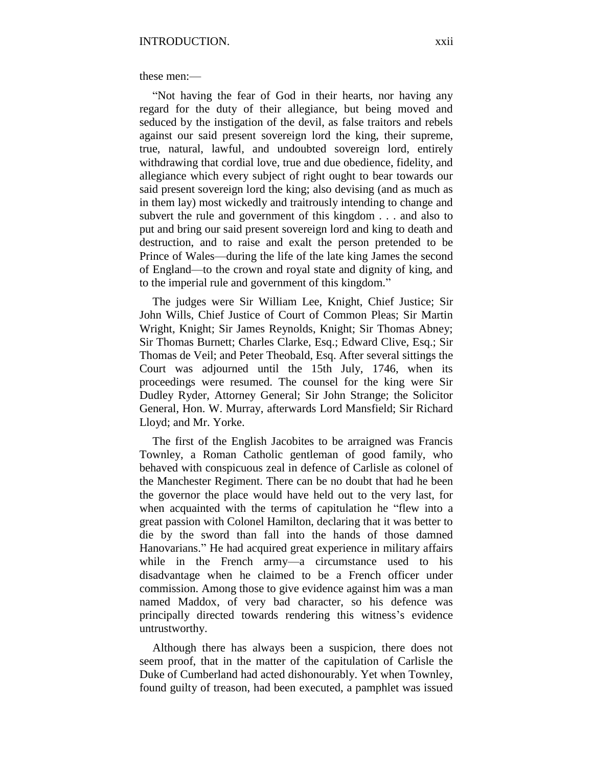these men:—

"Not having the fear of God in their hearts, nor having any regard for the duty of their allegiance, but being moved and seduced by the instigation of the devil, as false traitors and rebels against our said present sovereign lord the king, their supreme, true, natural, lawful, and undoubted sovereign lord, entirely withdrawing that cordial love, true and due obedience, fidelity, and allegiance which every subject of right ought to bear towards our said present sovereign lord the king; also devising (and as much as in them lay) most wickedly and traitrously intending to change and subvert the rule and government of this kingdom . . . and also to put and bring our said present sovereign lord and king to death and destruction, and to raise and exalt the person pretended to be Prince of Wales—during the life of the late king James the second of England—to the crown and royal state and dignity of king, and to the imperial rule and government of this kingdom."

The judges were Sir William Lee, Knight, Chief Justice; Sir John Wills, Chief Justice of Court of Common Pleas; Sir Martin Wright, Knight; Sir James Reynolds, Knight; Sir Thomas Abney; Sir Thomas Burnett; Charles Clarke, Esq.; Edward Clive, Esq.; Sir Thomas de Veil; and Peter Theobald, Esq. After several sittings the Court was adjourned until the 15th July, 1746, when its proceedings were resumed. The counsel for the king were Sir Dudley Ryder, Attorney General; Sir John Strange; the Solicitor General, Hon. W. Murray, afterwards Lord Mansfield; Sir Richard Lloyd; and Mr. Yorke.

The first of the English Jacobites to be arraigned was Francis Townley, a Roman Catholic gentleman of good family, who behaved with conspicuous zeal in defence of Carlisle as colonel of the Manchester Regiment. There can be no doubt that had he been the governor the place would have held out to the very last, for when acquainted with the terms of capitulation he "flew into a great passion with Colonel Hamilton, declaring that it was better to die by the sword than fall into the hands of those damned Hanovarians." He had acquired great experience in military affairs while in the French army—a circumstance used to his disadvantage when he claimed to be a French officer under commission. Among those to give evidence against him was a man named Maddox, of very bad character, so his defence was principally directed towards rendering this witness's evidence untrustworthy.

Although there has always been a suspicion, there does not seem proof, that in the matter of the capitulation of Carlisle the Duke of Cumberland had acted dishonourably. Yet when Townley, found guilty of treason, had been executed, a pamphlet was issued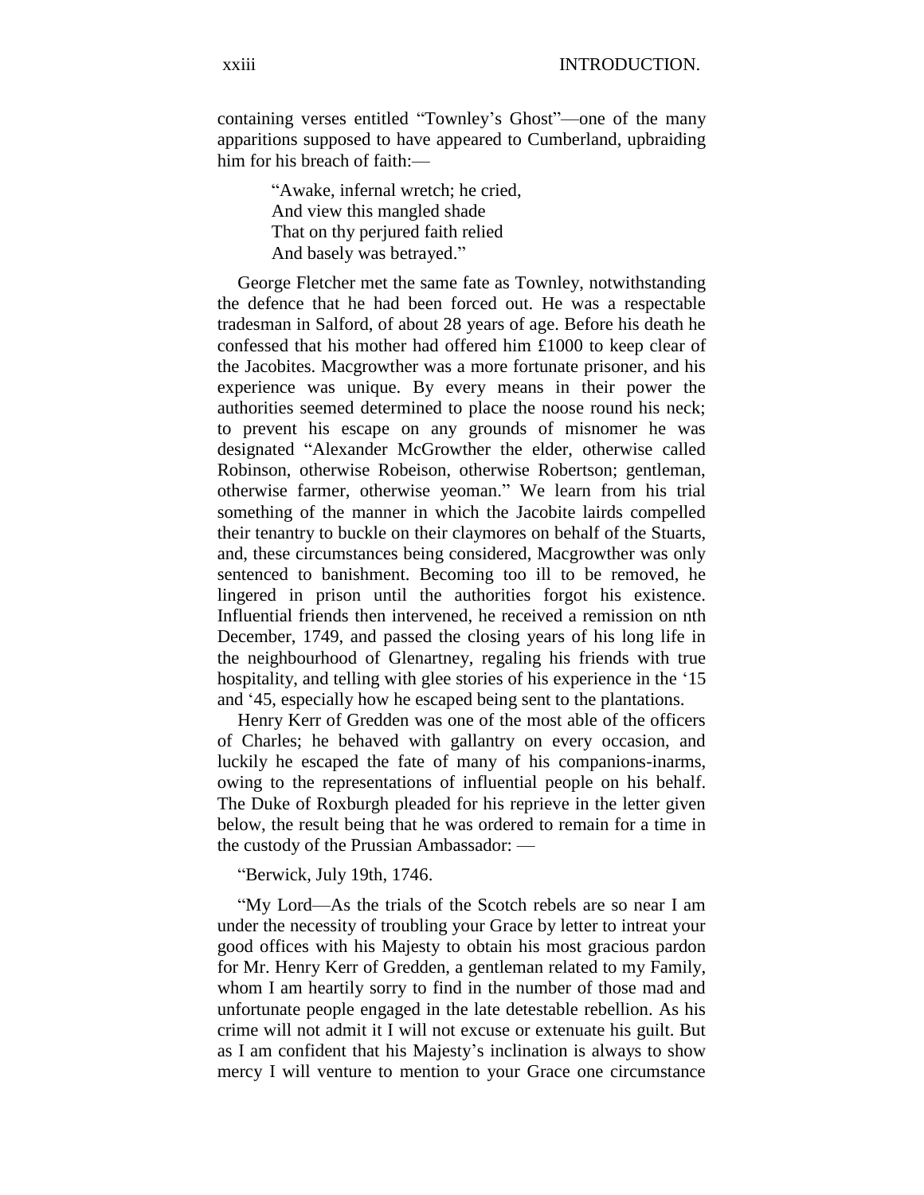containing verses entitled "Townley's Ghost"—one of the many apparitions supposed to have appeared to Cumberland, upbraiding him for his breach of faith:—

> "Awake, infernal wretch; he cried,
> And view this mangled shade
> That on thy perjured faith relied
> And basely was betrayed."

George Fletcher met the same fate as Townley, notwithstanding the defence that he had been forced out. He was a respectable tradesman in Salford, of about 28 years of age. Before his death he confessed that his mother had offered him £1000 to keep clear of the Jacobites. Macgrowther was a more fortunate prisoner, and his experience was unique. By every means in their power the authorities seemed determined to place the noose round his neck; to prevent his escape on any grounds of misnomer he was designated "Alexander McGrowther the elder, otherwise called Robinson, otherwise Robeison, otherwise Robertson; gentleman, otherwise farmer, otherwise yeoman." We learn from his trial something of the manner in which the Jacobite lairds compelled their tenantry to buckle on their claymores on behalf of the Stuarts, and, these circumstances being considered, Macgrowther was only sentenced to banishment. Becoming too ill to be removed, he lingered in prison until the authorities forgot his existence. Influential friends then intervened, he received a remission on nth December, 1749, and passed the closing years of his long life in the neighbourhood of Glenartney, regaling his friends with true hospitality, and telling with glee stories of his experience in the '15 and '45, especially how he escaped being sent to the plantations.

Henry Kerr of Gredden was one of the most able of the officers of Charles; he behaved with gallantry on every occasion, and luckily he escaped the fate of many of his companions-inarms, owing to the representations of influential people on his behalf. The Duke of Roxburgh pleaded for his reprieve in the letter given below, the result being that he was ordered to remain for a time in the custody of the Prussian Ambassador: —

"Berwick, July 19th, 1746.

"My Lord—As the trials of the Scotch rebels are so near I am under the necessity of troubling your Grace by letter to intreat your good offices with his Majesty to obtain his most gracious pardon for Mr. Henry Kerr of Gredden, a gentleman related to my Family, whom I am heartily sorry to find in the number of those mad and unfortunate people engaged in the late detestable rebellion. As his crime will not admit it I will not excuse or extenuate his guilt. But as I am confident that his Majesty's inclination is always to show mercy I will venture to mention to your Grace one circumstance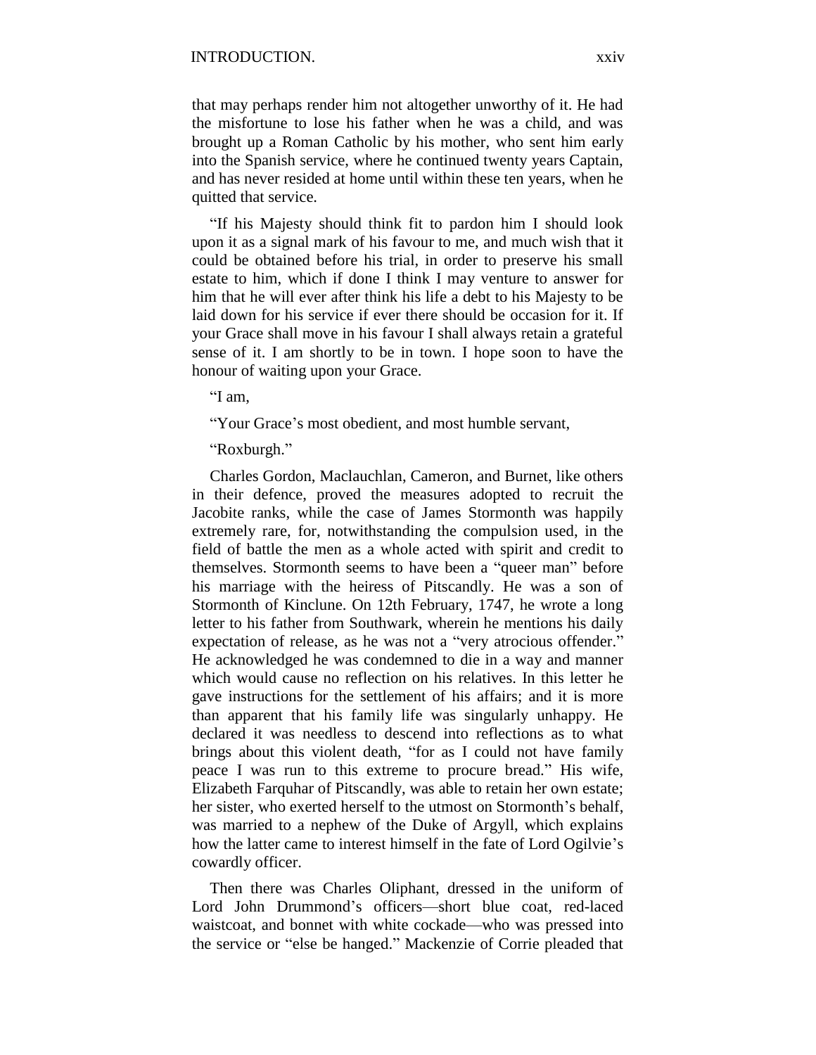that may perhaps render him not altogether unworthy of it. He had the misfortune to lose his father when he was a child, and was brought up a Roman Catholic by his mother, who sent him early into the Spanish service, where he continued twenty years Captain, and has never resided at home until within these ten years, when he quitted that service.

"If his Majesty should think fit to pardon him I should look upon it as a signal mark of his favour to me, and much wish that it could be obtained before his trial, in order to preserve his small estate to him, which if done I think I may venture to answer for him that he will ever after think his life a debt to his Majesty to be laid down for his service if ever there should be occasion for it. If your Grace shall move in his favour I shall always retain a grateful sense of it. I am shortly to be in town. I hope soon to have the honour of waiting upon your Grace.

"I am,

"Your Grace's most obedient, and most humble servant,

"Roxburgh."

Charles Gordon, Maclauchlan, Cameron, and Burnet, like others in their defence, proved the measures adopted to recruit the Jacobite ranks, while the case of James Stormonth was happily extremely rare, for, notwithstanding the compulsion used, in the field of battle the men as a whole acted with spirit and credit to themselves. Stormonth seems to have been a "queer man" before his marriage with the heiress of Pitscandly. He was a son of Stormonth of Kinclune. On 12th February, 1747, he wrote a long letter to his father from Southwark, wherein he mentions his daily expectation of release, as he was not a "very atrocious offender." He acknowledged he was condemned to die in a way and manner which would cause no reflection on his relatives. In this letter he gave instructions for the settlement of his affairs; and it is more than apparent that his family life was singularly unhappy. He declared it was needless to descend into reflections as to what brings about this violent death, "for as I could not have family peace I was run to this extreme to procure bread." His wife, Elizabeth Farquhar of Pitscandly, was able to retain her own estate; her sister, who exerted herself to the utmost on Stormonth's behalf, was married to a nephew of the Duke of Argyll, which explains how the latter came to interest himself in the fate of Lord Ogilvie's cowardly officer.

Then there was Charles Oliphant, dressed in the uniform of Lord John Drummond's officers—short blue coat, red-laced waistcoat, and bonnet with white cockade—who was pressed into the service or "else be hanged." Mackenzie of Corrie pleaded that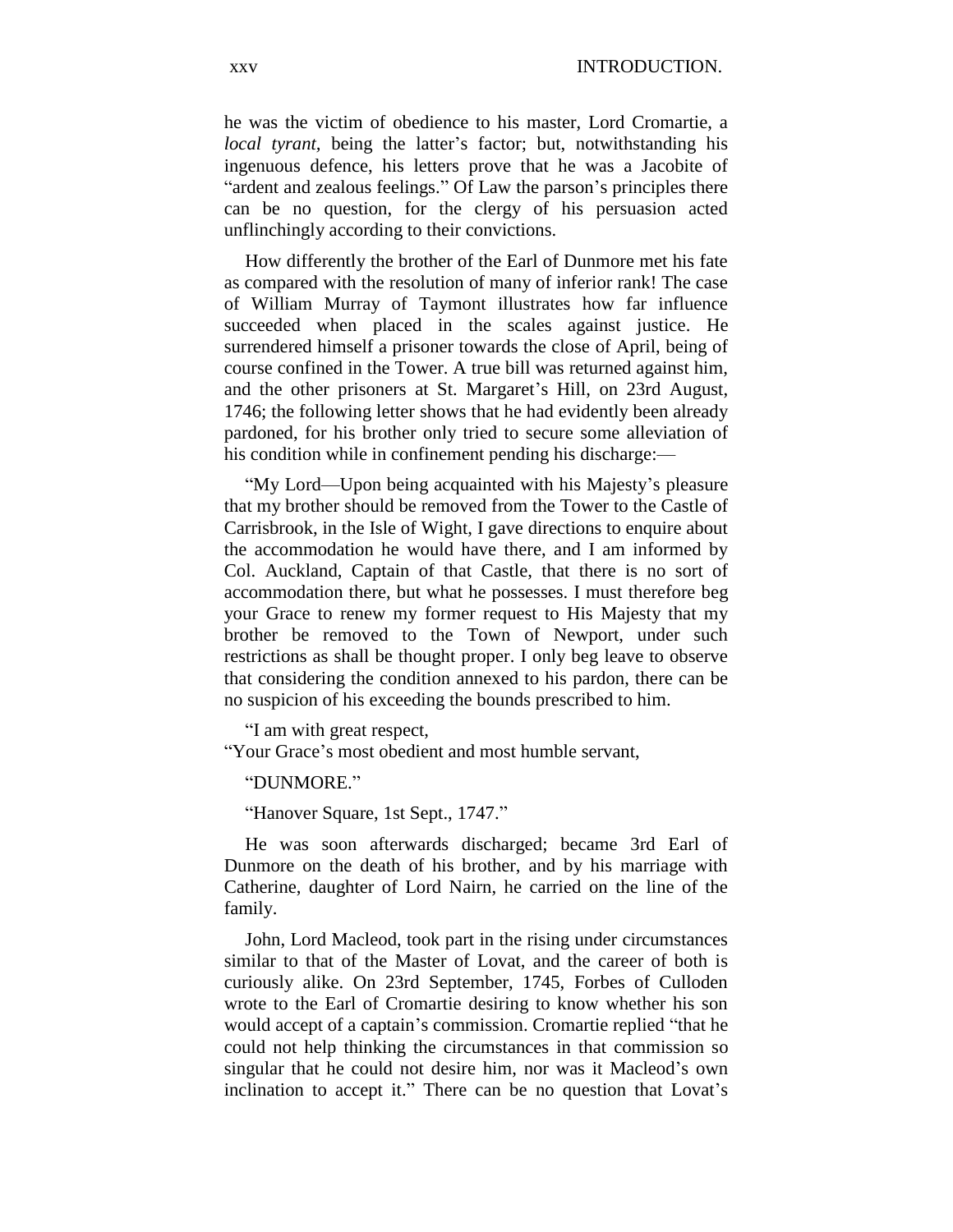he was the victim of obedience to his master, Lord Cromartie, a *local tyrant,* being the latter's factor; but, notwithstanding his ingenuous defence, his letters prove that he was a Jacobite of "ardent and zealous feelings." Of Law the parson's principles there can be no question, for the clergy of his persuasion acted unflinchingly according to their convictions.

How differently the brother of the Earl of Dunmore met his fate as compared with the resolution of many of inferior rank! The case of William Murray of Taymont illustrates how far influence succeeded when placed in the scales against justice. He surrendered himself a prisoner towards the close of April, being of course confined in the Tower. A true bill was returned against him, and the other prisoners at St. Margaret's Hill, on 23rd August, 1746; the following letter shows that he had evidently been already pardoned, for his brother only tried to secure some alleviation of his condition while in confinement pending his discharge:—

"My Lord—Upon being acquainted with his Majesty's pleasure that my brother should be removed from the Tower to the Castle of Carrisbrook, in the Isle of Wight, I gave directions to enquire about the accommodation he would have there, and I am informed by Col. Auckland, Captain of that Castle, that there is no sort of accommodation there, but what he possesses. I must therefore beg your Grace to renew my former request to His Majesty that my brother be removed to the Town of Newport, under such restrictions as shall be thought proper. I only beg leave to observe that considering the condition annexed to his pardon, there can be no suspicion of his exceeding the bounds prescribed to him.

"I am with great respect,
"Your Grace's most obedient and most humble servant,

"DUNMORE."

"Hanover Square, 1st Sept., 1747."

He was soon afterwards discharged; became 3rd Earl of Dunmore on the death of his brother, and by his marriage with Catherine, daughter of Lord Nairn, he carried on the line of the family.

John, Lord Macleod, took part in the rising under circumstances similar to that of the Master of Lovat, and the career of both is curiously alike. On 23rd September, 1745, Forbes of Culloden wrote to the Earl of Cromartie desiring to know whether his son would accept of a captain's commission. Cromartie replied "that he could not help thinking the circumstances in that commission so singular that he could not desire him, nor was it Macleod's own inclination to accept it." There can be no question that Lovat's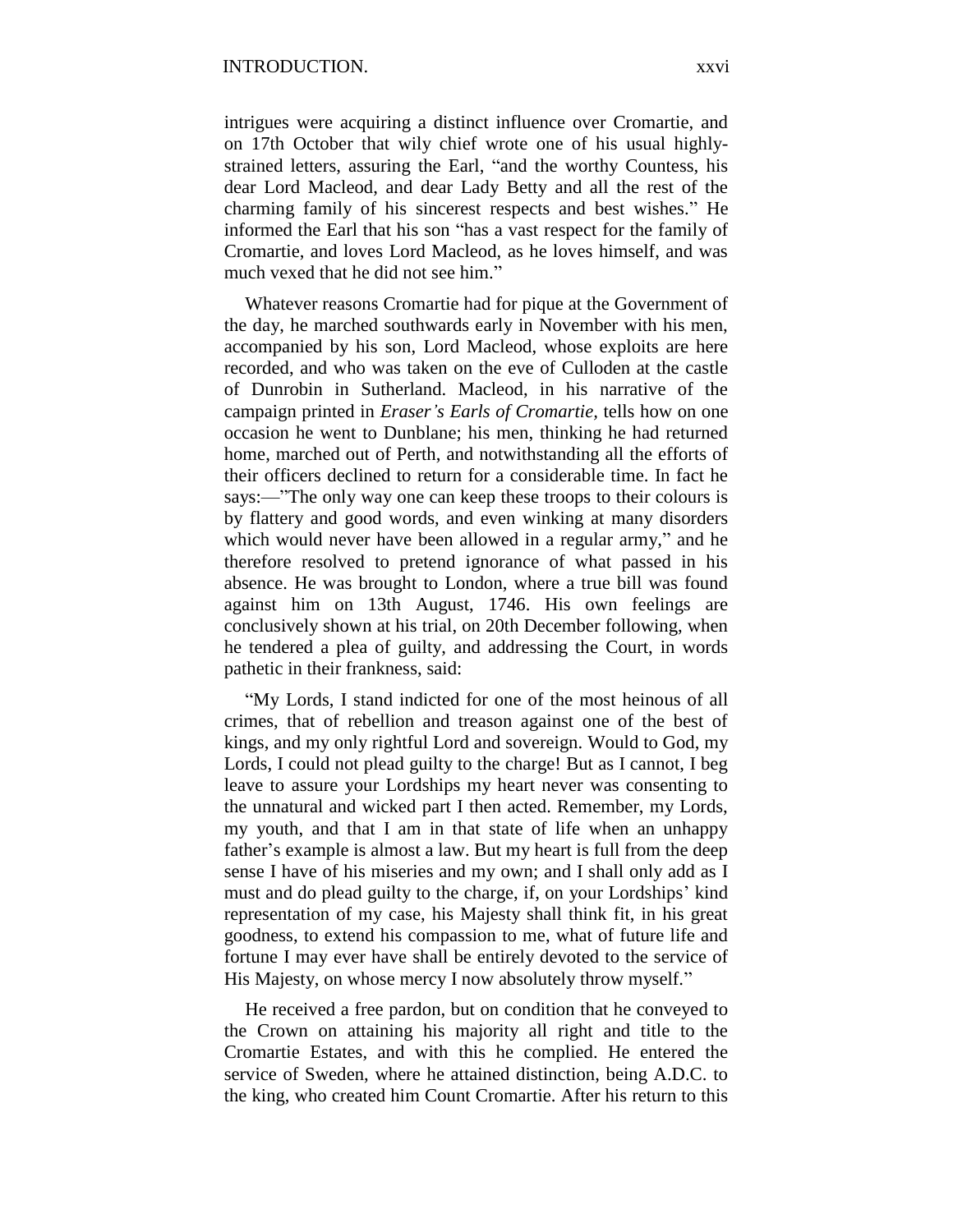intrigues were acquiring a distinct influence over Cromartie, and on 17th October that wily chief wrote one of his usual highly-strained letters, assuring the Earl, "and the worthy Countess, his dear Lord Macleod, and dear Lady Betty and all the rest of the charming family of his sincerest respects and best wishes." He informed the Earl that his son "has a vast respect for the family of Cromartie, and loves Lord Macleod, as he loves himself, and was much vexed that he did not see him."

Whatever reasons Cromartie had for pique at the Government of the day, he marched southwards early in November with his men, accompanied by his son, Lord Macleod, whose exploits are here recorded, and who was taken on the eve of Culloden at the castle of Dunrobin in Sutherland. Macleod, in his narrative of the campaign printed in *Eraser's Earls of Cromartie,* tells how on one occasion he went to Dunblane; his men, thinking he had returned home, marched out of Perth, and notwithstanding all the efforts of their officers declined to return for a considerable time. In fact he says:—"The only way one can keep these troops to their colours is by flattery and good words, and even winking at many disorders which would never have been allowed in a regular army," and he therefore resolved to pretend ignorance of what passed in his absence. He was brought to London, where a true bill was found against him on 13th August, 1746. His own feelings are conclusively shown at his trial, on 20th December following, when he tendered a plea of guilty, and addressing the Court, in words pathetic in their frankness, said:

"My Lords, I stand indicted for one of the most heinous of all crimes, that of rebellion and treason against one of the best of kings, and my only rightful Lord and sovereign. Would to God, my Lords, I could not plead guilty to the charge! But as I cannot, I beg leave to assure your Lordships my heart never was consenting to the unnatural and wicked part I then acted. Remember, my Lords, my youth, and that I am in that state of life when an unhappy father's example is almost a law. But my heart is full from the deep sense I have of his miseries and my own; and I shall only add as I must and do plead guilty to the charge, if, on your Lordships' kind representation of my case, his Majesty shall think fit, in his great goodness, to extend his compassion to me, what of future life and fortune I may ever have shall be entirely devoted to the service of His Majesty, on whose mercy I now absolutely throw myself."

He received a free pardon, but on condition that he conveyed to the Crown on attaining his majority all right and title to the Cromartie Estates, and with this he complied. He entered the service of Sweden, where he attained distinction, being A.D.C. to the king, who created him Count Cromartie. After his return to this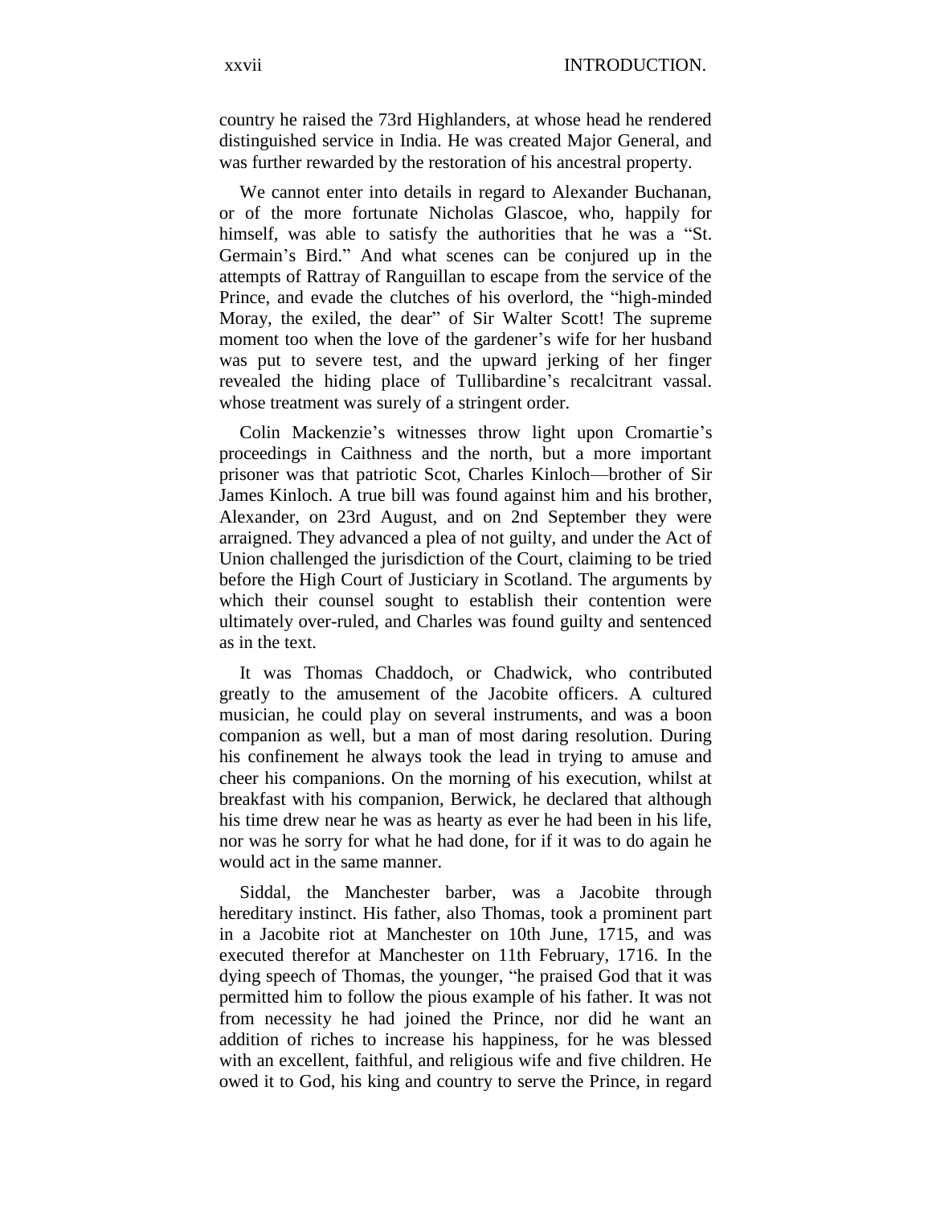country he raised the 73rd Highlanders, at whose head he rendered distinguished service in India. He was created Major General, and was further rewarded by the restoration of his ancestral property.

We cannot enter into details in regard to Alexander Buchanan, or of the more fortunate Nicholas Glascoe, who, happily for himself, was able to satisfy the authorities that he was a "St. Germain's Bird." And what scenes can be conjured up in the attempts of Rattray of Ranguillan to escape from the service of the Prince, and evade the clutches of his overlord, the "high-minded Moray, the exiled, the dear" of Sir Walter Scott! The supreme moment too when the love of the gardener's wife for her husband was put to severe test, and the upward jerking of her finger revealed the hiding place of Tullibardine's recalcitrant vassal. whose treatment was surely of a stringent order.

Colin Mackenzie's witnesses throw light upon Cromartie's proceedings in Caithness and the north, but a more important prisoner was that patriotic Scot, Charles Kinloch—brother of Sir James Kinloch. A true bill was found against him and his brother, Alexander, on 23rd August, and on 2nd September they were arraigned. They advanced a plea of not guilty, and under the Act of Union challenged the jurisdiction of the Court, claiming to be tried before the High Court of Justiciary in Scotland. The arguments by which their counsel sought to establish their contention were ultimately over-ruled, and Charles was found guilty and sentenced as in the text.

It was Thomas Chaddoch, or Chadwick, who contributed greatly to the amusement of the Jacobite officers. A cultured musician, he could play on several instruments, and was a boon companion as well, but a man of most daring resolution. During his confinement he always took the lead in trying to amuse and cheer his companions. On the morning of his execution, whilst at breakfast with his companion, Berwick, he declared that although his time drew near he was as hearty as ever he had been in his life, nor was he sorry for what he had done, for if it was to do again he would act in the same manner.

Siddal, the Manchester barber, was a Jacobite through hereditary instinct. His father, also Thomas, took a prominent part in a Jacobite riot at Manchester on 10th June, 1715, and was executed therefor at Manchester on 11th February, 1716. In the dying speech of Thomas, the younger, "he praised God that it was permitted him to follow the pious example of his father. It was not from necessity he had joined the Prince, nor did he want an addition of riches to increase his happiness, for he was blessed with an excellent, faithful, and religious wife and five children. He owed it to God, his king and country to serve the Prince, in regard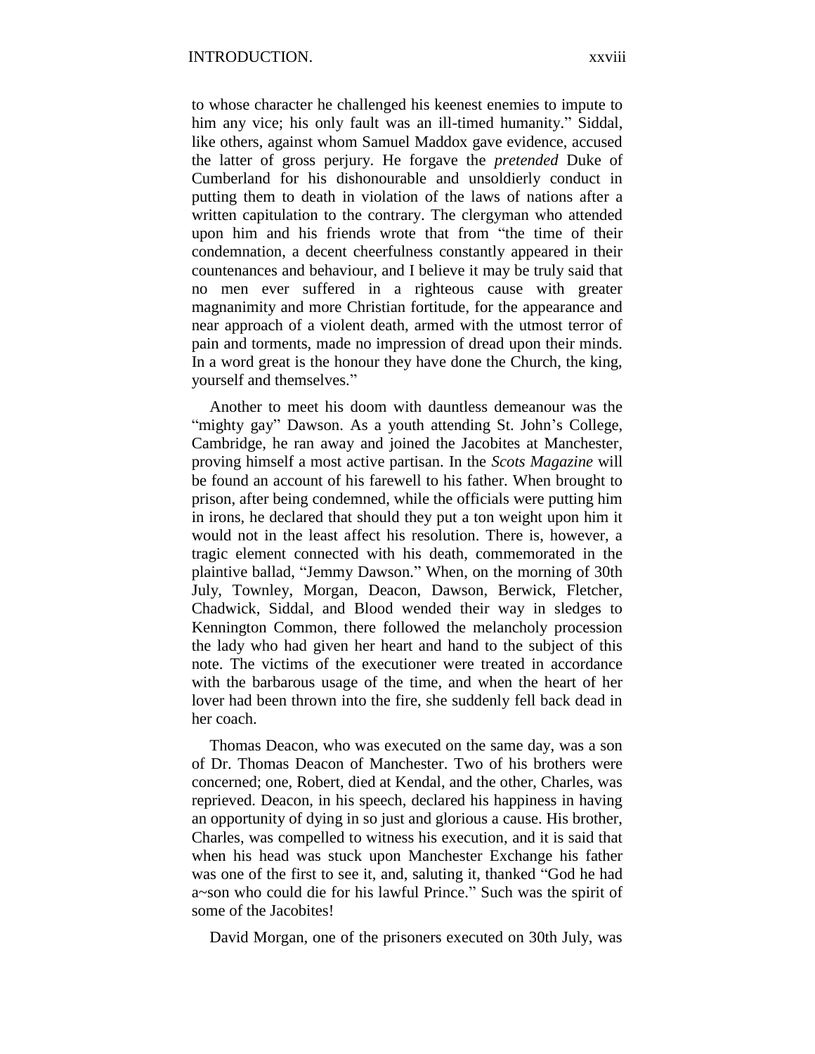to whose character he challenged his keenest enemies to impute to him any vice; his only fault was an ill-timed humanity." Siddal, like others, against whom Samuel Maddox gave evidence, accused the latter of gross perjury. He forgave the *pretended* Duke of Cumberland for his dishonourable and unsoldierly conduct in putting them to death in violation of the laws of nations after a written capitulation to the contrary. The clergyman who attended upon him and his friends wrote that from "the time of their condemnation, a decent cheerfulness constantly appeared in their countenances and behaviour, and I believe it may be truly said that no men ever suffered in a righteous cause with greater magnanimity and more Christian fortitude, for the appearance and near approach of a violent death, armed with the utmost terror of pain and torments, made no impression of dread upon their minds. In a word great is the honour they have done the Church, the king, yourself and themselves."

Another to meet his doom with dauntless demeanour was the "mighty gay" Dawson. As a youth attending St. John's College, Cambridge, he ran away and joined the Jacobites at Manchester, proving himself a most active partisan. In the *Scots Magazine* will be found an account of his farewell to his father. When brought to prison, after being condemned, while the officials were putting him in irons, he declared that should they put a ton weight upon him it would not in the least affect his resolution. There is, however, a tragic element connected with his death, commemorated in the plaintive ballad, "Jemmy Dawson." When, on the morning of 30th July, Townley, Morgan, Deacon, Dawson, Berwick, Fletcher, Chadwick, Siddal, and Blood wended their way in sledges to Kennington Common, there followed the melancholy procession the lady who had given her heart and hand to the subject of this note. The victims of the executioner were treated in accordance with the barbarous usage of the time, and when the heart of her lover had been thrown into the fire, she suddenly fell back dead in her coach.

Thomas Deacon, who was executed on the same day, was a son of Dr. Thomas Deacon of Manchester. Two of his brothers were concerned; one, Robert, died at Kendal, and the other, Charles, was reprieved. Deacon, in his speech, declared his happiness in having an opportunity of dying in so just and glorious a cause. His brother, Charles, was compelled to witness his execution, and it is said that when his head was stuck upon Manchester Exchange his father was one of the first to see it, and, saluting it, thanked "God he had a~son who could die for his lawful Prince." Such was the spirit of some of the Jacobites!

David Morgan, one of the prisoners executed on 30th July, was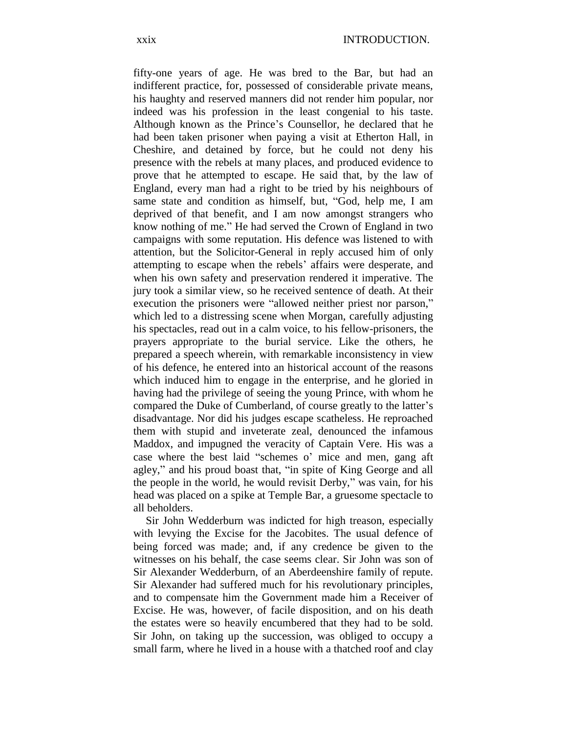fifty-one years of age. He was bred to the Bar, but had an indifferent practice, for, possessed of considerable private means, his haughty and reserved manners did not render him popular, nor indeed was his profession in the least congenial to his taste. Although known as the Prince's Counsellor, he declared that he had been taken prisoner when paying a visit at Etherton Hall, in Cheshire, and detained by force, but he could not deny his presence with the rebels at many places, and produced evidence to prove that he attempted to escape. He said that, by the law of England, every man had a right to be tried by his neighbours of same state and condition as himself, but, "God, help me, I am deprived of that benefit, and I am now amongst strangers who know nothing of me." He had served the Crown of England in two campaigns with some reputation. His defence was listened to with attention, but the Solicitor-General in reply accused him of only attempting to escape when the rebels' affairs were desperate, and when his own safety and preservation rendered it imperative. The jury took a similar view, so he received sentence of death. At their execution the prisoners were "allowed neither priest nor parson," which led to a distressing scene when Morgan, carefully adjusting his spectacles, read out in a calm voice, to his fellow-prisoners, the prayers appropriate to the burial service. Like the others, he prepared a speech wherein, with remarkable inconsistency in view of his defence, he entered into an historical account of the reasons which induced him to engage in the enterprise, and he gloried in having had the privilege of seeing the young Prince, with whom he compared the Duke of Cumberland, of course greatly to the latter's disadvantage. Nor did his judges escape scatheless. He reproached them with stupid and inveterate zeal, denounced the infamous Maddox, and impugned the veracity of Captain Vere. His was a case where the best laid "schemes o' mice and men, gang aft agley," and his proud boast that, "in spite of King George and all the people in the world, he would revisit Derby," was vain, for his head was placed on a spike at Temple Bar, a gruesome spectacle to all beholders.

Sir John Wedderburn was indicted for high treason, especially with levying the Excise for the Jacobites. The usual defence of being forced was made; and, if any credence be given to the witnesses on his behalf, the case seems clear. Sir John was son of Sir Alexander Wedderburn, of an Aberdeenshire family of repute. Sir Alexander had suffered much for his revolutionary principles, and to compensate him the Government made him a Receiver of Excise. He was, however, of facile disposition, and on his death the estates were so heavily encumbered that they had to be sold. Sir John, on taking up the succession, was obliged to occupy a small farm, where he lived in a house with a thatched roof and clay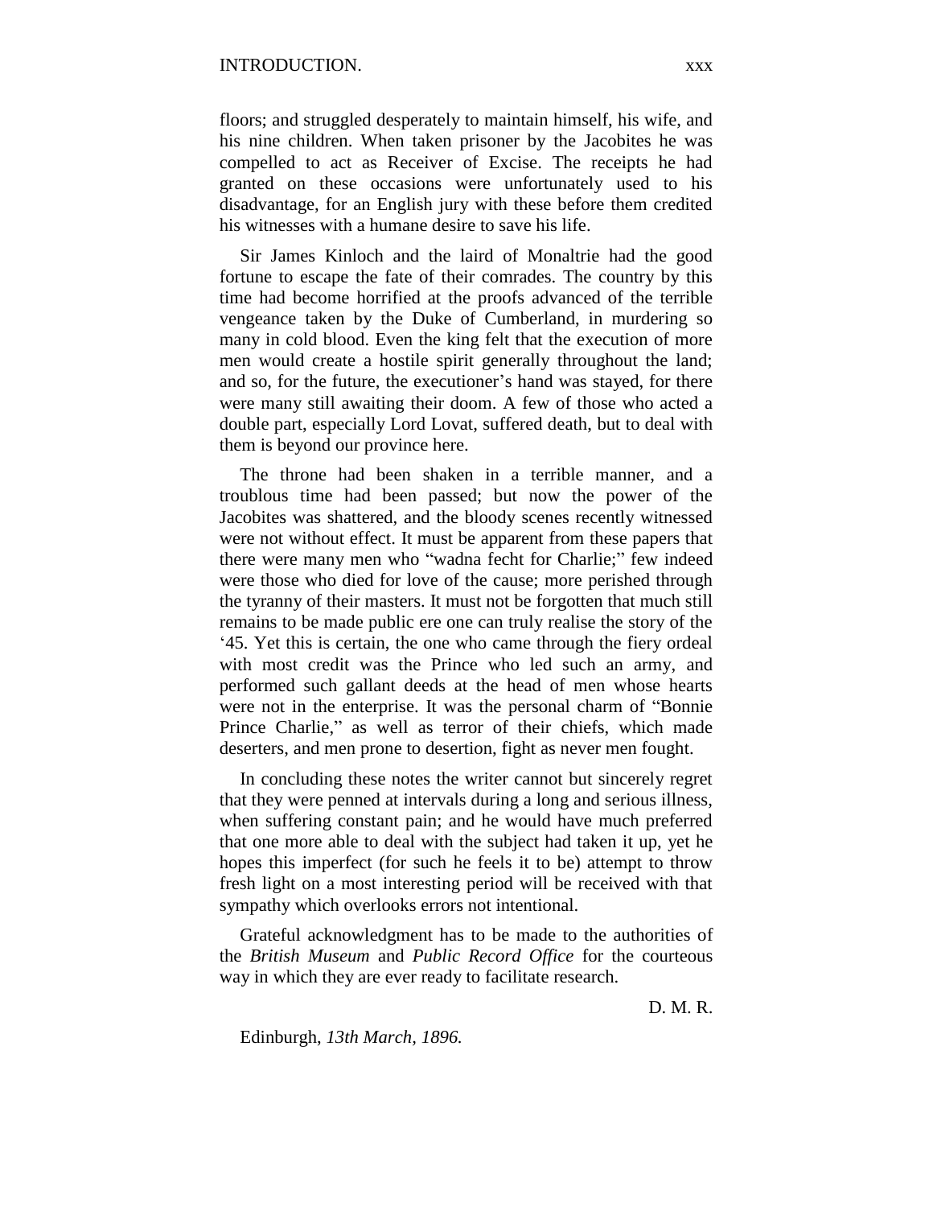floors; and struggled desperately to maintain himself, his wife, and his nine children. When taken prisoner by the Jacobites he was compelled to act as Receiver of Excise. The receipts he had granted on these occasions were unfortunately used to his disadvantage, for an English jury with these before them credited his witnesses with a humane desire to save his life.

Sir James Kinloch and the laird of Monaltrie had the good fortune to escape the fate of their comrades. The country by this time had become horrified at the proofs advanced of the terrible vengeance taken by the Duke of Cumberland, in murdering so many in cold blood. Even the king felt that the execution of more men would create a hostile spirit generally throughout the land; and so, for the future, the executioner's hand was stayed, for there were many still awaiting their doom. A few of those who acted a double part, especially Lord Lovat, suffered death, but to deal with them is beyond our province here.

The throne had been shaken in a terrible manner, and a troublous time had been passed; but now the power of the Jacobites was shattered, and the bloody scenes recently witnessed were not without effect. It must be apparent from these papers that there were many men who "wadna fecht for Charlie;" few indeed were those who died for love of the cause; more perished through the tyranny of their masters. It must not be forgotten that much still remains to be made public ere one can truly realise the story of the '45. Yet this is certain, the one who came through the fiery ordeal with most credit was the Prince who led such an army, and performed such gallant deeds at the head of men whose hearts were not in the enterprise. It was the personal charm of "Bonnie Prince Charlie," as well as terror of their chiefs, which made deserters, and men prone to desertion, fight as never men fought.

In concluding these notes the writer cannot but sincerely regret that they were penned at intervals during a long and serious illness, when suffering constant pain; and he would have much preferred that one more able to deal with the subject had taken it up, yet he hopes this imperfect (for such he feels it to be) attempt to throw fresh light on a most interesting period will be received with that sympathy which overlooks errors not intentional.

Grateful acknowledgment has to be made to the authorities of the *British Museum* and *Public Record Office* for the courteous way in which they are ever ready to facilitate research.

D. M. R.

Edinburgh, *13th March, 1896.*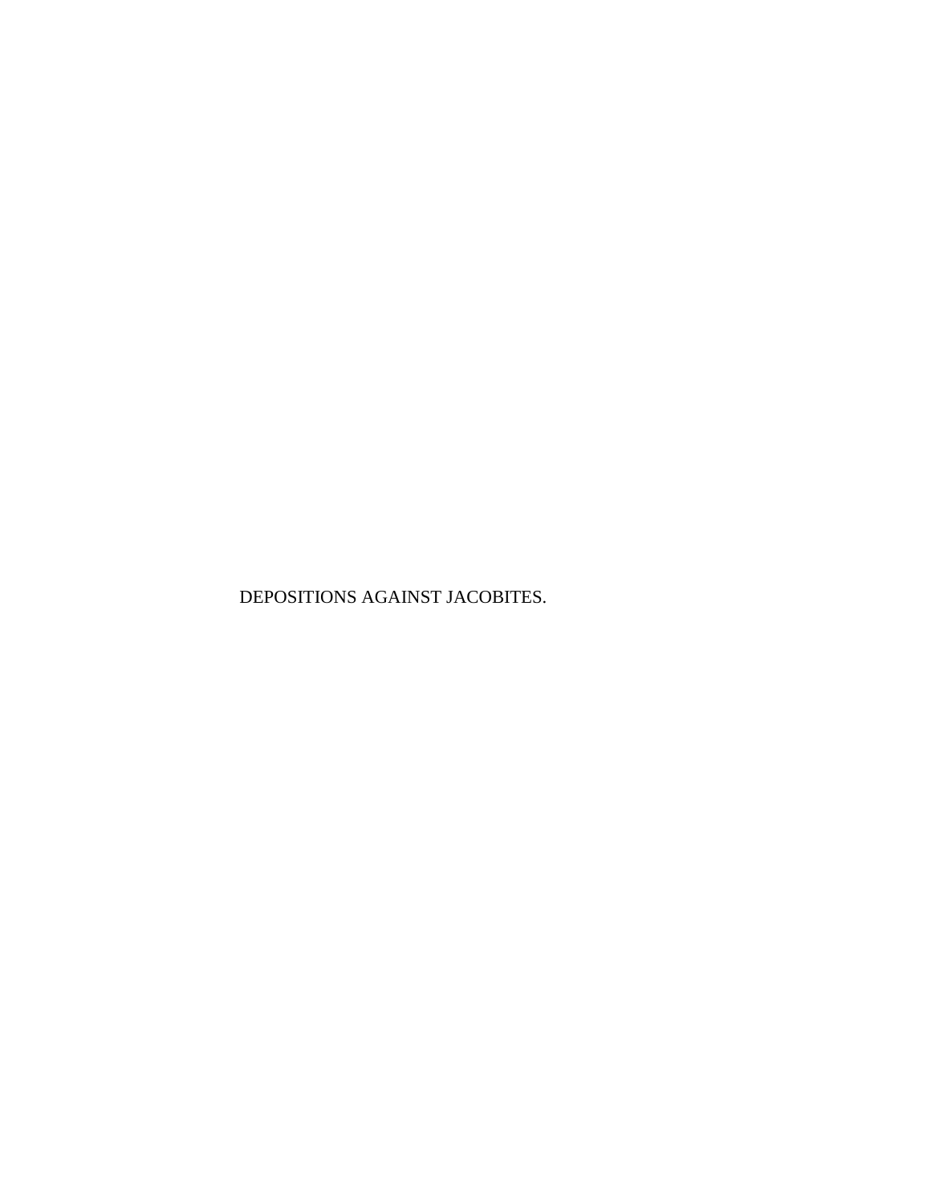DEPOSITIONS AGAINST JACOBITES.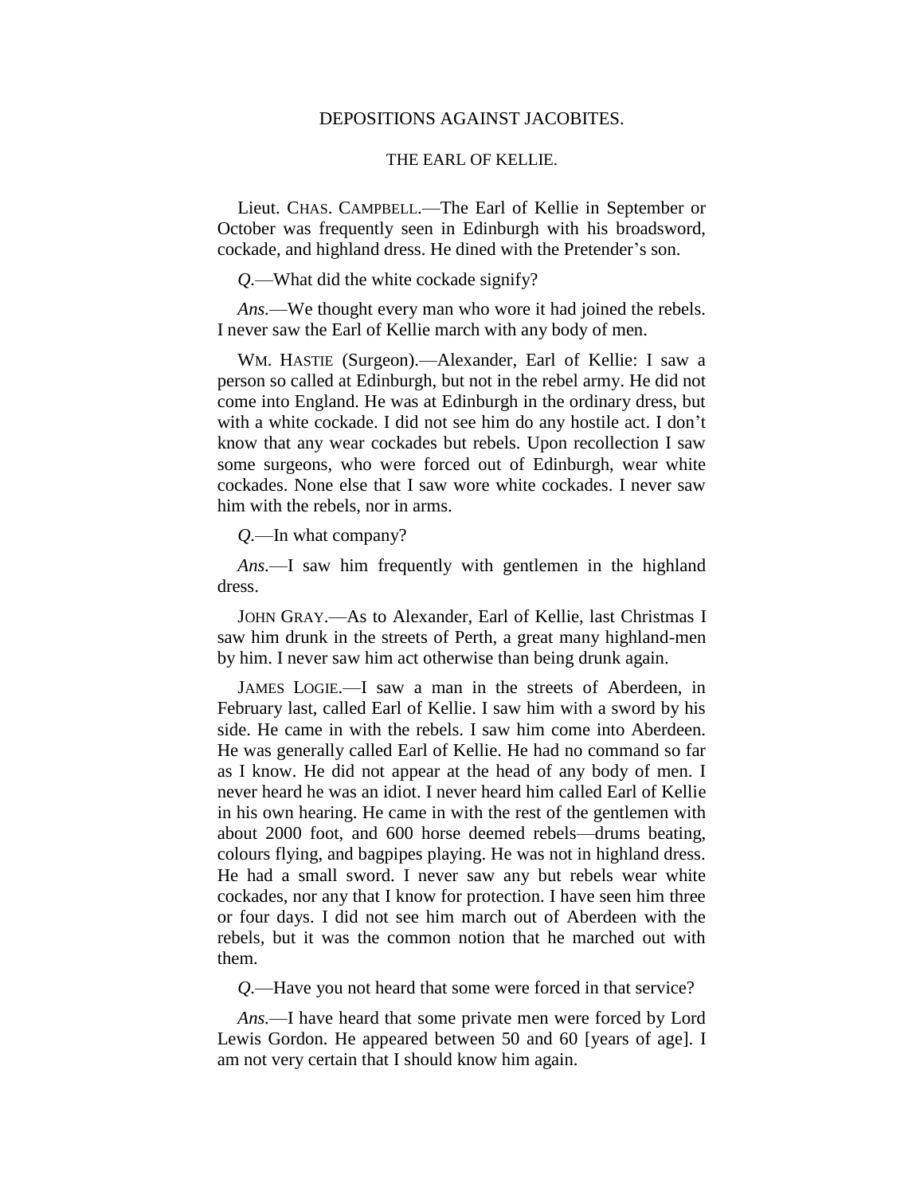## DEPOSITIONS AGAINST JACOBITES.

### THE EARL OF KELLIE.

Lieut. CHAS. CAMPBELL.—The Earl of Kellie in September or October was frequently seen in Edinburgh with his broadsword, cockade, and highland dress. He dined with the Pretender's son.

*Q.*—What did the white cockade signify?

*Ans.*—We thought every man who wore it had joined the rebels. I never saw the Earl of Kellie march with any body of men.

WM. HASTIE (Surgeon).—Alexander, Earl of Kellie: I saw a person so called at Edinburgh, but not in the rebel army. He did not come into England. He was at Edinburgh in the ordinary dress, but with a white cockade. I did not see him do any hostile act. I don't know that any wear cockades but rebels. Upon recollection I saw some surgeons, who were forced out of Edinburgh, wear white cockades. None else that I saw wore white cockades. I never saw him with the rebels, nor in arms.

*Q.*—In what company?

*Ans.*—I saw him frequently with gentlemen in the highland dress.

JOHN GRAY.—As to Alexander, Earl of Kellie, last Christmas I saw him drunk in the streets of Perth, a great many highland-men by him. I never saw him act otherwise than being drunk again.

JAMES LOGIE.—I saw a man in the streets of Aberdeen, in February last, called Earl of Kellie. I saw him with a sword by his side. He came in with the rebels. I saw him come into Aberdeen. He was generally called Earl of Kellie. He had no command so far as I know. He did not appear at the head of any body of men. I never heard he was an idiot. I never heard him called Earl of Kellie in his own hearing. He came in with the rest of the gentlemen with about 2000 foot, and 600 horse deemed rebels—drums beating, colours flying, and bagpipes playing. He was not in highland dress. He had a small sword. I never saw any but rebels wear white cockades, nor any that I know for protection. I have seen him three or four days. I did not see him march out of Aberdeen with the rebels, but it was the common notion that he marched out with them.

*Q.*—Have you not heard that some were forced in that service?

*Ans.*—I have heard that some private men were forced by Lord Lewis Gordon. He appeared between 50 and 60 [years of age]. I am not very certain that I should know him again.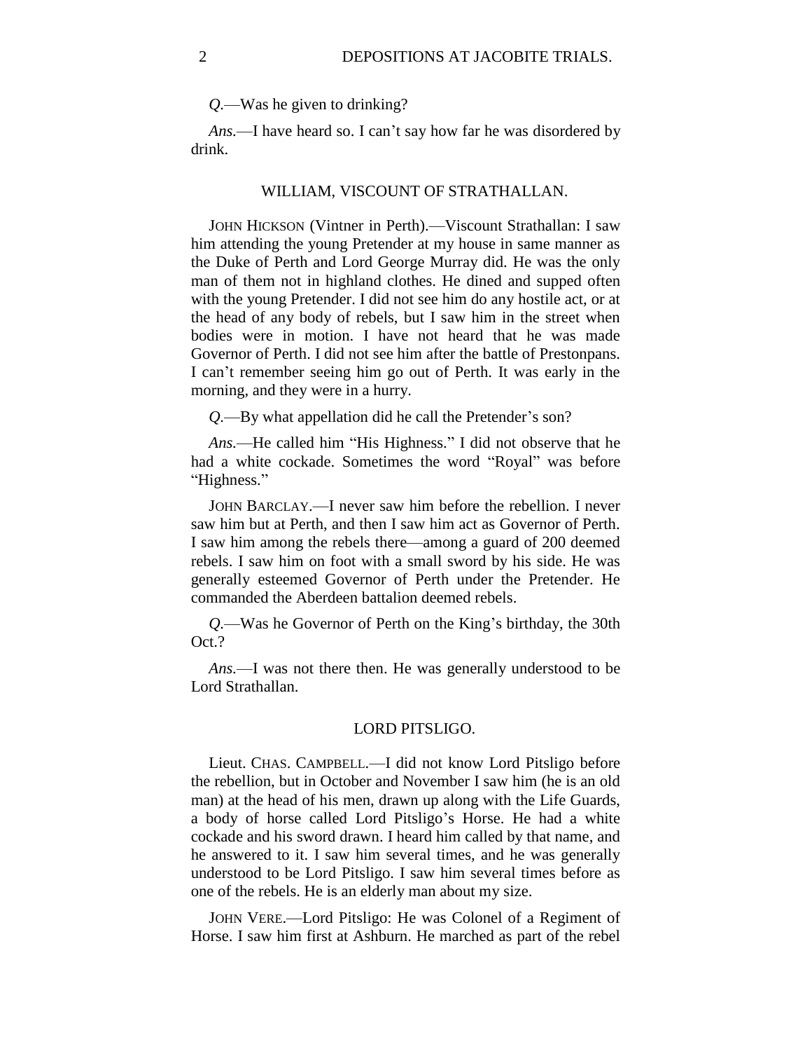*Q.*—Was he given to drinking?

*Ans.*—I have heard so. I can't say how far he was disordered by drink.

## WILLIAM, VISCOUNT OF STRATHALLAN.

JOHN HICKSON (Vintner in Perth).—Viscount Strathallan: I saw him attending the young Pretender at my house in same manner as the Duke of Perth and Lord George Murray did. He was the only man of them not in highland clothes. He dined and supped often with the young Pretender. I did not see him do any hostile act, or at the head of any body of rebels, but I saw him in the street when bodies were in motion. I have not heard that he was made Governor of Perth. I did not see him after the battle of Prestonpans. I can't remember seeing him go out of Perth. It was early in the morning, and they were in a hurry.

*Q.*—By what appellation did he call the Pretender's son?

*Ans.*—He called him "His Highness." I did not observe that he had a white cockade. Sometimes the word "Royal" was before "Highness."

JOHN BARCLAY.—I never saw him before the rebellion. I never saw him but at Perth, and then I saw him act as Governor of Perth. I saw him among the rebels there—among a guard of 200 deemed rebels. I saw him on foot with a small sword by his side. He was generally esteemed Governor of Perth under the Pretender. He commanded the Aberdeen battalion deemed rebels.

*Q.*—Was he Governor of Perth on the King's birthday, the 30th Oct.?

*Ans.*—I was not there then. He was generally understood to be Lord Strathallan.

## LORD PITSLIGO.

Lieut. CHAS. CAMPBELL.—I did not know Lord Pitsligo before the rebellion, but in October and November I saw him (he is an old man) at the head of his men, drawn up along with the Life Guards, a body of horse called Lord Pitsligo's Horse. He had a white cockade and his sword drawn. I heard him called by that name, and he answered to it. I saw him several times, and he was generally understood to be Lord Pitsligo. I saw him several times before as one of the rebels. He is an elderly man about my size.

JOHN VERE.—Lord Pitsligo: He was Colonel of a Regiment of Horse. I saw him first at Ashburn. He marched as part of the rebel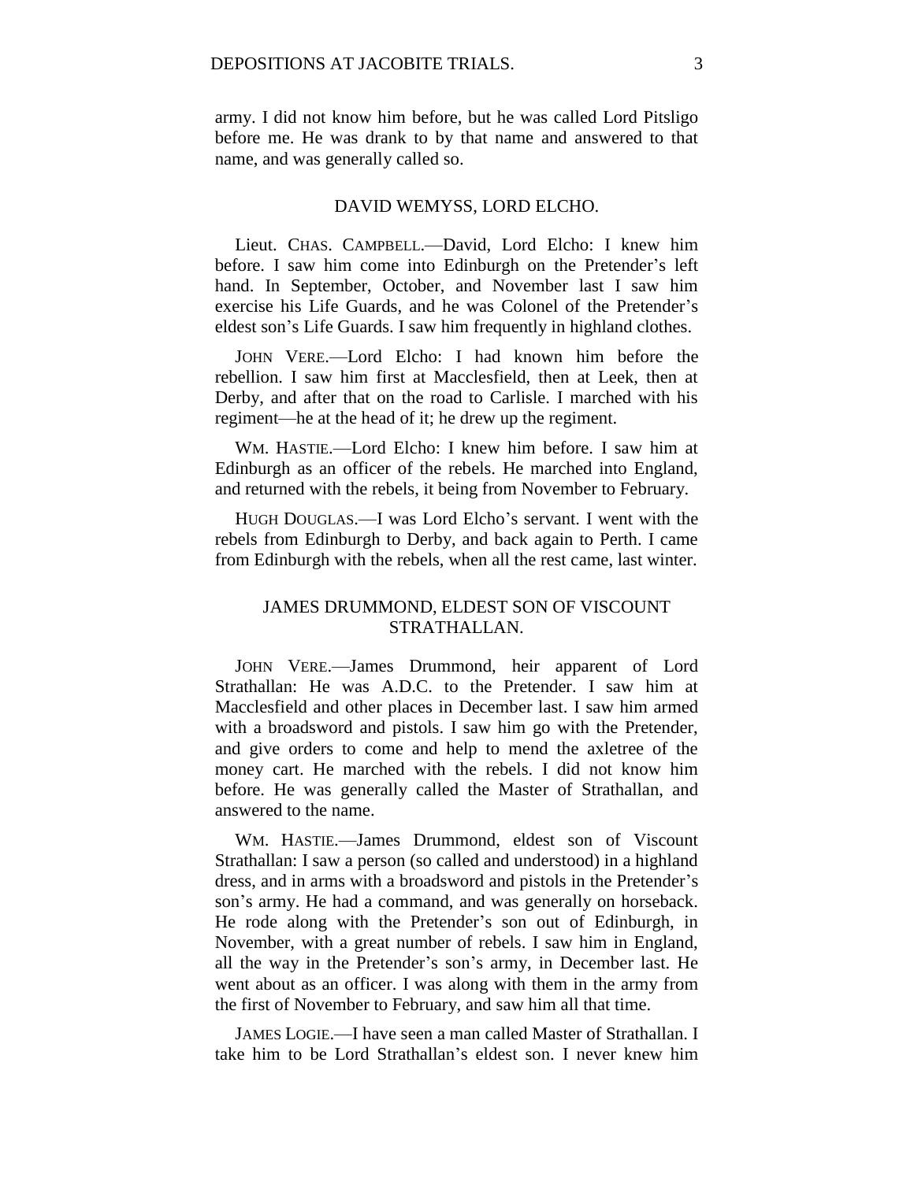army. I did not know him before, but he was called Lord Pitsligo before me. He was drank to by that name and answered to that name, and was generally called so.

## DAVID WEMYSS, LORD ELCHO.

Lieut. CHAS. CAMPBELL.—David, Lord Elcho: I knew him before. I saw him come into Edinburgh on the Pretender's left hand. In September, October, and November last I saw him exercise his Life Guards, and he was Colonel of the Pretender's eldest son's Life Guards. I saw him frequently in highland clothes.

JOHN VERE.—Lord Elcho: I had known him before the rebellion. I saw him first at Macclesfield, then at Leek, then at Derby, and after that on the road to Carlisle. I marched with his regiment—he at the head of it; he drew up the regiment.

WM. HASTIE.—Lord Elcho: I knew him before. I saw him at Edinburgh as an officer of the rebels. He marched into England, and returned with the rebels, it being from November to February.

HUGH DOUGLAS.—I was Lord Elcho's servant. I went with the rebels from Edinburgh to Derby, and back again to Perth. I came from Edinburgh with the rebels, when all the rest came, last winter.

## JAMES DRUMMOND, ELDEST SON OF VISCOUNT STRATHALLAN.

JOHN VERE.—James Drummond, heir apparent of Lord Strathallan: He was A.D.C. to the Pretender. I saw him at Macclesfield and other places in December last. I saw him armed with a broadsword and pistols. I saw him go with the Pretender, and give orders to come and help to mend the axletree of the money cart. He marched with the rebels. I did not know him before. He was generally called the Master of Strathallan, and answered to the name.

WM. HASTIE.—James Drummond, eldest son of Viscount Strathallan: I saw a person (so called and understood) in a highland dress, and in arms with a broadsword and pistols in the Pretender's son's army. He had a command, and was generally on horseback. He rode along with the Pretender's son out of Edinburgh, in November, with a great number of rebels. I saw him in England, all the way in the Pretender's son's army, in December last. He went about as an officer. I was along with them in the army from the first of November to February, and saw him all that time.

JAMES LOGIE.—I have seen a man called Master of Strathallan. I take him to be Lord Strathallan's eldest son. I never knew him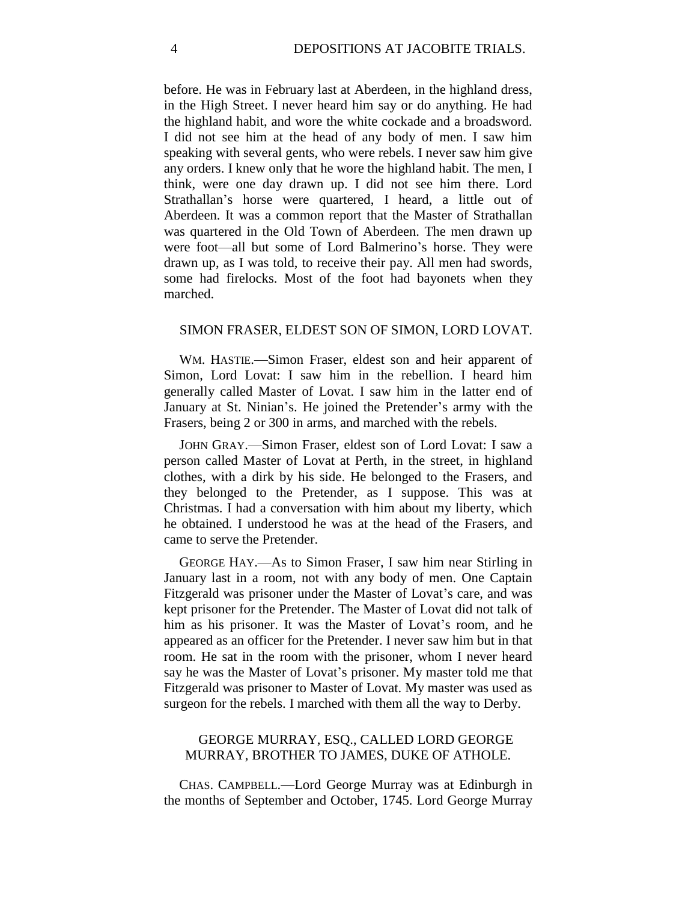before. He was in February last at Aberdeen, in the highland dress, in the High Street. I never heard him say or do anything. He had the highland habit, and wore the white cockade and a broadsword. I did not see him at the head of any body of men. I saw him speaking with several gents, who were rebels. I never saw him give any orders. I knew only that he wore the highland habit. The men, I think, were one day drawn up. I did not see him there. Lord Strathallan's horse were quartered, I heard, a little out of Aberdeen. It was a common report that the Master of Strathallan was quartered in the Old Town of Aberdeen. The men drawn up were foot—all but some of Lord Balmerino's horse. They were drawn up, as I was told, to receive their pay. All men had swords, some had firelocks. Most of the foot had bayonets when they marched.

## SIMON FRASER, ELDEST SON OF SIMON, LORD LOVAT.

WM. HASTIE.—Simon Fraser, eldest son and heir apparent of Simon, Lord Lovat: I saw him in the rebellion. I heard him generally called Master of Lovat. I saw him in the latter end of January at St. Ninian's. He joined the Pretender's army with the Frasers, being 2 or 300 in arms, and marched with the rebels.

JOHN GRAY.—Simon Fraser, eldest son of Lord Lovat: I saw a person called Master of Lovat at Perth, in the street, in highland clothes, with a dirk by his side. He belonged to the Frasers, and they belonged to the Pretender, as I suppose. This was at Christmas. I had a conversation with him about my liberty, which he obtained. I understood he was at the head of the Frasers, and came to serve the Pretender.

GEORGE HAY.—As to Simon Fraser, I saw him near Stirling in January last in a room, not with any body of men. One Captain Fitzgerald was prisoner under the Master of Lovat's care, and was kept prisoner for the Pretender. The Master of Lovat did not talk of him as his prisoner. It was the Master of Lovat's room, and he appeared as an officer for the Pretender. I never saw him but in that room. He sat in the room with the prisoner, whom I never heard say he was the Master of Lovat's prisoner. My master told me that Fitzgerald was prisoner to Master of Lovat. My master was used as surgeon for the rebels. I marched with them all the way to Derby.

## GEORGE MURRAY, ESQ., CALLED LORD GEORGE MURRAY, BROTHER TO JAMES, DUKE OF ATHOLE.

CHAS. CAMPBELL.—Lord George Murray was at Edinburgh in the months of September and October, 1745. Lord George Murray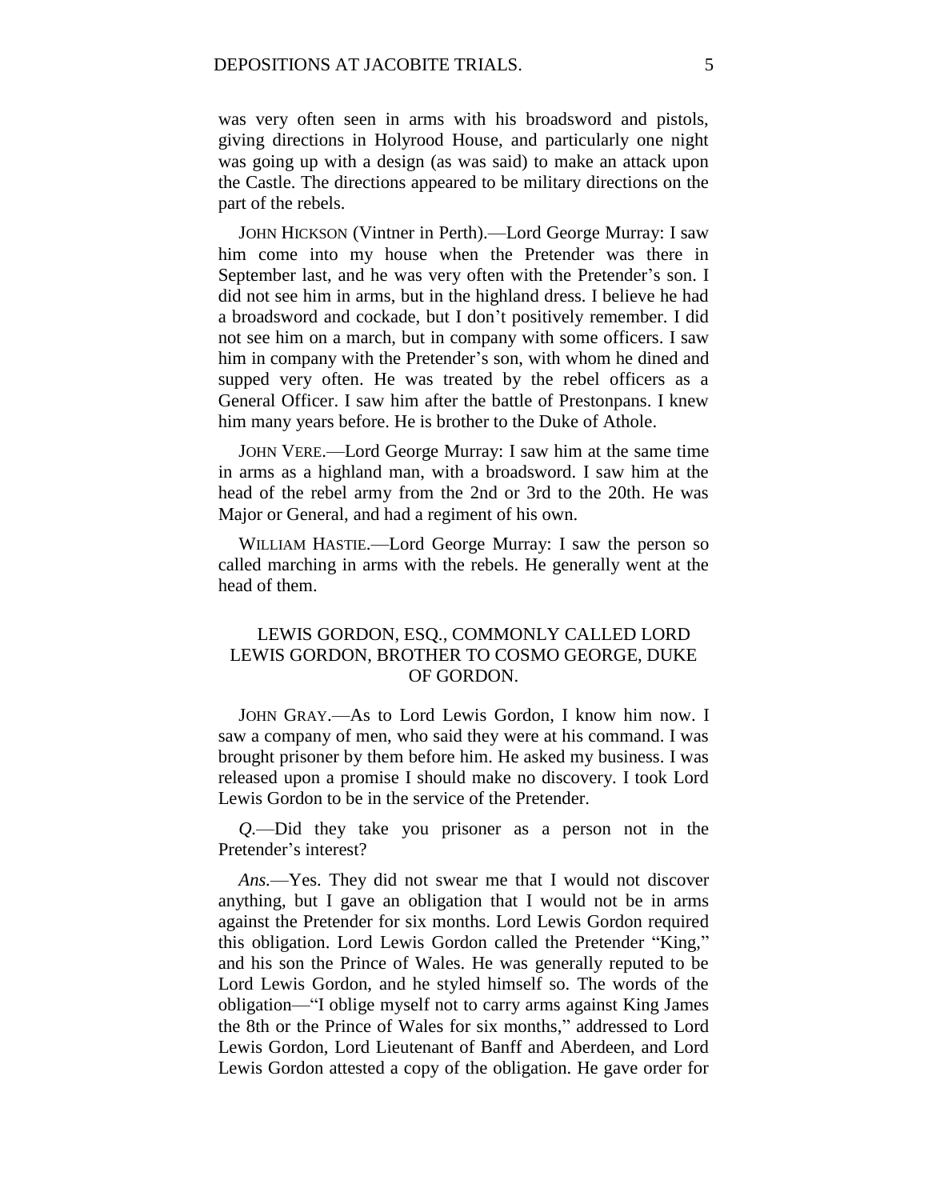was very often seen in arms with his broadsword and pistols, giving directions in Holyrood House, and particularly one night was going up with a design (as was said) to make an attack upon the Castle. The directions appeared to be military directions on the part of the rebels.

JOHN HICKSON (Vintner in Perth).—Lord George Murray: I saw him come into my house when the Pretender was there in September last, and he was very often with the Pretender's son. I did not see him in arms, but in the highland dress. I believe he had a broadsword and cockade, but I don't positively remember. I did not see him on a march, but in company with some officers. I saw him in company with the Pretender's son, with whom he dined and supped very often. He was treated by the rebel officers as a General Officer. I saw him after the battle of Prestonpans. I knew him many years before. He is brother to the Duke of Athole.

JOHN VERE.—Lord George Murray: I saw him at the same time in arms as a highland man, with a broadsword. I saw him at the head of the rebel army from the 2nd or 3rd to the 20th. He was Major or General, and had a regiment of his own.

WILLIAM HASTIE.—Lord George Murray: I saw the person so called marching in arms with the rebels. He generally went at the head of them.

## LEWIS GORDON, ESQ., COMMONLY CALLED LORD LEWIS GORDON, BROTHER TO COSMO GEORGE, DUKE OF GORDON.

JOHN GRAY.—As to Lord Lewis Gordon, I know him now. I saw a company of men, who said they were at his command. I was brought prisoner by them before him. He asked my business. I was released upon a promise I should make no discovery. I took Lord Lewis Gordon to be in the service of the Pretender.

*Q.*—Did they take you prisoner as a person not in the Pretender's interest?

*Ans.*—Yes. They did not swear me that I would not discover anything, but I gave an obligation that I would not be in arms against the Pretender for six months. Lord Lewis Gordon required this obligation. Lord Lewis Gordon called the Pretender "King," and his son the Prince of Wales. He was generally reputed to be Lord Lewis Gordon, and he styled himself so. The words of the obligation—"I oblige myself not to carry arms against King James the 8th or the Prince of Wales for six months," addressed to Lord Lewis Gordon, Lord Lieutenant of Banff and Aberdeen, and Lord Lewis Gordon attested a copy of the obligation. He gave order for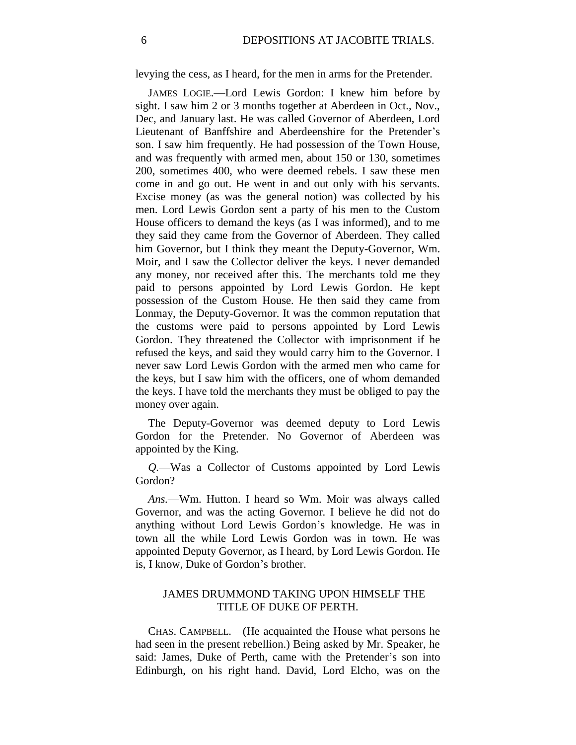levying the cess, as I heard, for the men in arms for the Pretender.

JAMES LOGIE.—Lord Lewis Gordon: I knew him before by sight. I saw him 2 or 3 months together at Aberdeen in Oct., Nov., Dec, and January last. He was called Governor of Aberdeen, Lord Lieutenant of Banffshire and Aberdeenshire for the Pretender's son. I saw him frequently. He had possession of the Town House, and was frequently with armed men, about 150 or 130, sometimes 200, sometimes 400, who were deemed rebels. I saw these men come in and go out. He went in and out only with his servants. Excise money (as was the general notion) was collected by his men. Lord Lewis Gordon sent a party of his men to the Custom House officers to demand the keys (as I was informed), and to me they said they came from the Governor of Aberdeen. They called him Governor, but I think they meant the Deputy-Governor, Wm. Moir, and I saw the Collector deliver the keys. I never demanded any money, nor received after this. The merchants told me they paid to persons appointed by Lord Lewis Gordon. He kept possession of the Custom House. He then said they came from Lonmay, the Deputy-Governor. It was the common reputation that the customs were paid to persons appointed by Lord Lewis Gordon. They threatened the Collector with imprisonment if he refused the keys, and said they would carry him to the Governor. I never saw Lord Lewis Gordon with the armed men who came for the keys, but I saw him with the officers, one of whom demanded the keys. I have told the merchants they must be obliged to pay the money over again.

The Deputy-Governor was deemed deputy to Lord Lewis Gordon for the Pretender. No Governor of Aberdeen was appointed by the King.

*Q.*—Was a Collector of Customs appointed by Lord Lewis Gordon?

*Ans.*—Wm. Hutton. I heard so Wm. Moir was always called Governor, and was the acting Governor. I believe he did not do anything without Lord Lewis Gordon's knowledge. He was in town all the while Lord Lewis Gordon was in town. He was appointed Deputy Governor, as I heard, by Lord Lewis Gordon. He is, I know, Duke of Gordon's brother.

## JAMES DRUMMOND TAKING UPON HIMSELF THE TITLE OF DUKE OF PERTH.

CHAS. CAMPBELL.—(He acquainted the House what persons he had seen in the present rebellion.) Being asked by Mr. Speaker, he said: James, Duke of Perth, came with the Pretender's son into Edinburgh, on his right hand. David, Lord Elcho, was on the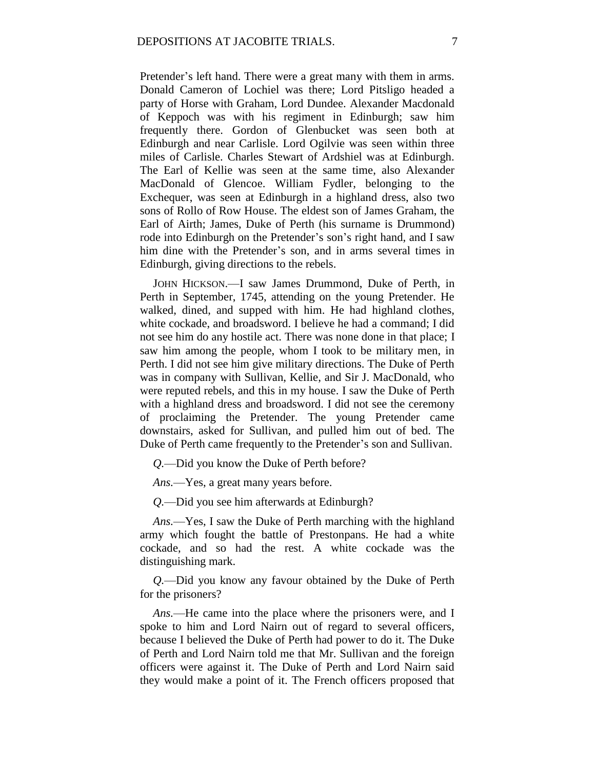Pretender's left hand. There were a great many with them in arms. Donald Cameron of Lochiel was there; Lord Pitsligo headed a party of Horse with Graham, Lord Dundee. Alexander Macdonald of Keppoch was with his regiment in Edinburgh; saw him frequently there. Gordon of Glenbucket was seen both at Edinburgh and near Carlisle. Lord Ogilvie was seen within three miles of Carlisle. Charles Stewart of Ardshiel was at Edinburgh. The Earl of Kellie was seen at the same time, also Alexander MacDonald of Glencoe. William Fydler, belonging to the Exchequer, was seen at Edinburgh in a highland dress, also two sons of Rollo of Row House. The eldest son of James Graham, the Earl of Airth; James, Duke of Perth (his surname is Drummond) rode into Edinburgh on the Pretender's son's right hand, and I saw him dine with the Pretender's son, and in arms several times in Edinburgh, giving directions to the rebels.

John Hickson.—I saw James Drummond, Duke of Perth, in Perth in September, 1745, attending on the young Pretender. He walked, dined, and supped with him. He had highland clothes, white cockade, and broadsword. I believe he had a command; I did not see him do any hostile act. There was none done in that place; I saw him among the people, whom I took to be military men, in Perth. I did not see him give military directions. The Duke of Perth was in company with Sullivan, Kellie, and Sir J. MacDonald, who were reputed rebels, and this in my house. I saw the Duke of Perth with a highland dress and broadsword. I did not see the ceremony of proclaiming the Pretender. The young Pretender came downstairs, asked for Sullivan, and pulled him out of bed. The Duke of Perth came frequently to the Pretender's son and Sullivan.

*Q.*—Did you know the Duke of Perth before?

*Ans.*—Yes, a great many years before.

*Q.*—Did you see him afterwards at Edinburgh?

*Ans.*—Yes, I saw the Duke of Perth marching with the highland army which fought the battle of Prestonpans. He had a white cockade, and so had the rest. A white cockade was the distinguishing mark.

*Q.*—Did you know any favour obtained by the Duke of Perth for the prisoners?

*Ans.*—He came into the place where the prisoners were, and I spoke to him and Lord Nairn out of regard to several officers, because I believed the Duke of Perth had power to do it. The Duke of Perth and Lord Nairn told me that Mr. Sullivan and the foreign officers were against it. The Duke of Perth and Lord Nairn said they would make a point of it. The French officers proposed that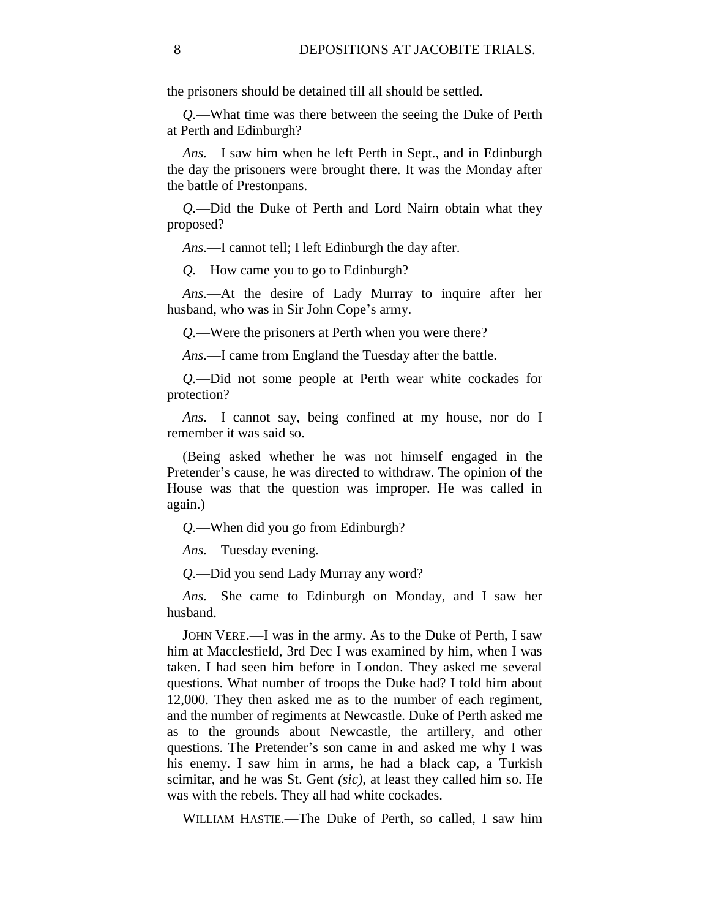the prisoners should be detained till all should be settled.

*Q.*—What time was there between the seeing the Duke of Perth at Perth and Edinburgh?

*Ans.*—I saw him when he left Perth in Sept., and in Edinburgh the day the prisoners were brought there. It was the Monday after the battle of Prestonpans.

*Q.*—Did the Duke of Perth and Lord Nairn obtain what they proposed?

*Ans.*—I cannot tell; I left Edinburgh the day after.

*Q.*—How came you to go to Edinburgh?

*Ans.*—At the desire of Lady Murray to inquire after her husband, who was in Sir John Cope's army.

*Q.*—Were the prisoners at Perth when you were there?

*Ans.*—I came from England the Tuesday after the battle.

*Q.*—Did not some people at Perth wear white cockades for protection?

*Ans.*—I cannot say, being confined at my house, nor do I remember it was said so.

(Being asked whether he was not himself engaged in the Pretender's cause, he was directed to withdraw. The opinion of the House was that the question was improper. He was called in again.)

*Q.*—When did you go from Edinburgh?

*Ans.*—Tuesday evening.

*Q.*—Did you send Lady Murray any word?

*Ans.*—She came to Edinburgh on Monday, and I saw her husband.

JOHN VERE.—I was in the army. As to the Duke of Perth, I saw him at Macclesfield, 3rd Dec I was examined by him, when I was taken. I had seen him before in London. They asked me several questions. What number of troops the Duke had? I told him about 12,000. They then asked me as to the number of each regiment, and the number of regiments at Newcastle. Duke of Perth asked me as to the grounds about Newcastle, the artillery, and other questions. The Pretender's son came in and asked me why I was his enemy. I saw him in arms, he had a black cap, a Turkish scimitar, and he was St. Gent *(sic)*, at least they called him so. He was with the rebels. They all had white cockades.

WILLIAM HASTIE.—The Duke of Perth, so called, I saw him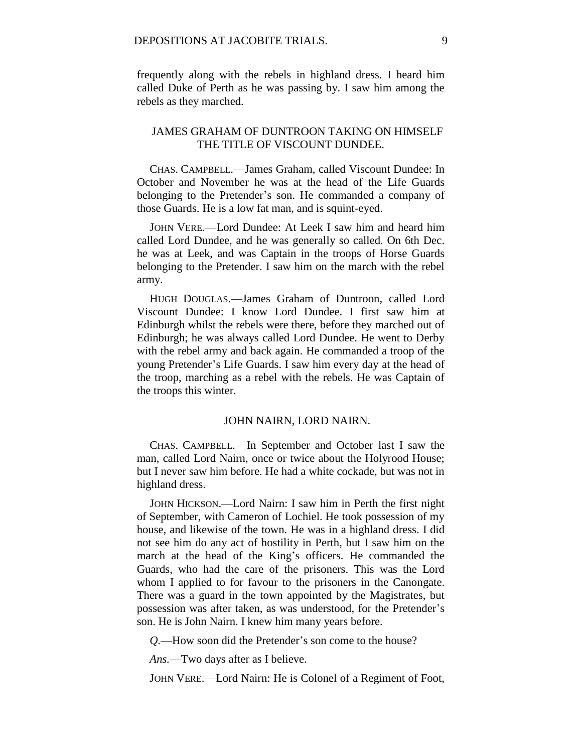frequently along with the rebels in highland dress. I heard him called Duke of Perth as he was passing by. I saw him among the rebels as they marched.

## JAMES GRAHAM OF DUNTROON TAKING ON HIMSELF THE TITLE OF VISCOUNT DUNDEE.

CHAS. CAMPBELL.—James Graham, called Viscount Dundee: In October and November he was at the head of the Life Guards belonging to the Pretender's son. He commanded a company of those Guards. He is a low fat man, and is squint-eyed.

JOHN VERE.—Lord Dundee: At Leek I saw him and heard him called Lord Dundee, and he was generally so called. On 6th Dec. he was at Leek, and was Captain in the troops of Horse Guards belonging to the Pretender. I saw him on the march with the rebel army.

HUGH DOUGLAS.—James Graham of Duntroon, called Lord Viscount Dundee: I know Lord Dundee. I first saw him at Edinburgh whilst the rebels were there, before they marched out of Edinburgh; he was always called Lord Dundee. He went to Derby with the rebel army and back again. He commanded a troop of the young Pretender's Life Guards. I saw him every day at the head of the troop, marching as a rebel with the rebels. He was Captain of the troops this winter.

## JOHN NAIRN, LORD NAIRN.

CHAS. CAMPBELL.—In September and October last I saw the man, called Lord Nairn, once or twice about the Holyrood House; but I never saw him before. He had a white cockade, but was not in highland dress.

JOHN HICKSON.—Lord Nairn: I saw him in Perth the first night of September, with Cameron of Lochiel. He took possession of my house, and likewise of the town. He was in a highland dress. I did not see him do any act of hostility in Perth, but I saw him on the march at the head of the King's officers. He commanded the Guards, who had the care of the prisoners. This was the Lord whom I applied to for favour to the prisoners in the Canongate. There was a guard in the town appointed by the Magistrates, but possession was after taken, as was understood, for the Pretender's son. He is John Nairn. I knew him many years before.

*Q.*—How soon did the Pretender's son come to the house?

*Ans.*—Two days after as I believe.

JOHN VERE.—Lord Nairn: He is Colonel of a Regiment of Foot,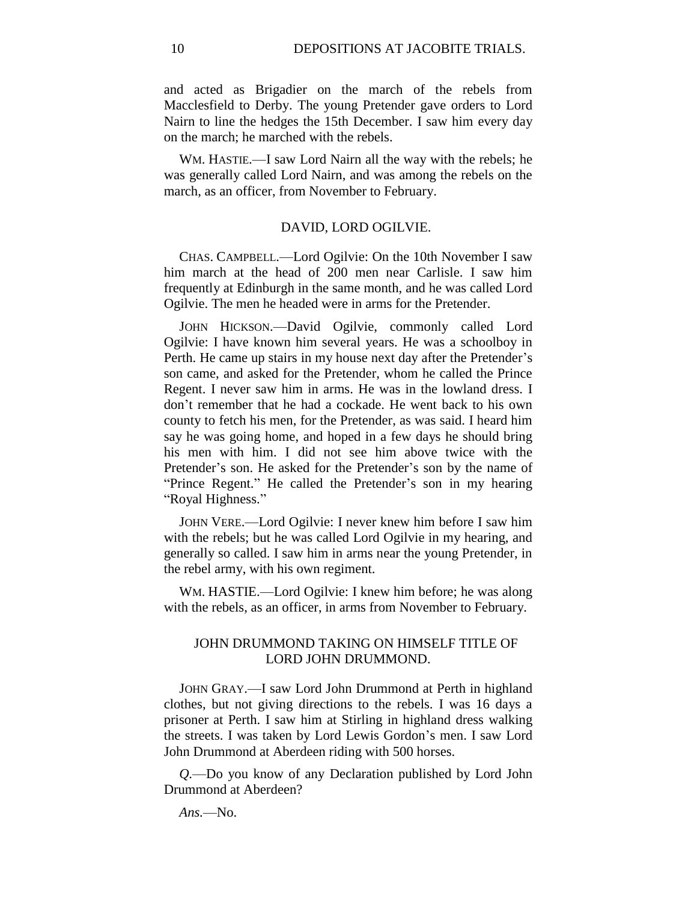and acted as Brigadier on the march of the rebels from Macclesfield to Derby. The young Pretender gave orders to Lord Nairn to line the hedges the 15th December. I saw him every day on the march; he marched with the rebels.

WM. HASTIE.—I saw Lord Nairn all the way with the rebels; he was generally called Lord Nairn, and was among the rebels on the march, as an officer, from November to February.

## DAVID, LORD OGILVIE.

CHAS. CAMPBELL.—Lord Ogilvie: On the 10th November I saw him march at the head of 200 men near Carlisle. I saw him frequently at Edinburgh in the same month, and he was called Lord Ogilvie. The men he headed were in arms for the Pretender.

JOHN HICKSON.—David Ogilvie, commonly called Lord Ogilvie: I have known him several years. He was a schoolboy in Perth. He came up stairs in my house next day after the Pretender's son came, and asked for the Pretender, whom he called the Prince Regent. I never saw him in arms. He was in the lowland dress. I don't remember that he had a cockade. He went back to his own county to fetch his men, for the Pretender, as was said. I heard him say he was going home, and hoped in a few days he should bring his men with him. I did not see him above twice with the Pretender's son. He asked for the Pretender's son by the name of "Prince Regent." He called the Pretender's son in my hearing "Royal Highness."

JOHN VERE.—Lord Ogilvie: I never knew him before I saw him with the rebels; but he was called Lord Ogilvie in my hearing, and generally so called. I saw him in arms near the young Pretender, in the rebel army, with his own regiment.

WM. HASTIE.—Lord Ogilvie: I knew him before; he was along with the rebels, as an officer, in arms from November to February.

## JOHN DRUMMOND TAKING ON HIMSELF TITLE OF LORD JOHN DRUMMOND.

JOHN GRAY.—I saw Lord John Drummond at Perth in highland clothes, but not giving directions to the rebels. I was 16 days a prisoner at Perth. I saw him at Stirling in highland dress walking the streets. I was taken by Lord Lewis Gordon's men. I saw Lord John Drummond at Aberdeen riding with 500 horses.

*Q.*—Do you know of any Declaration published by Lord John Drummond at Aberdeen?

*Ans.*—No.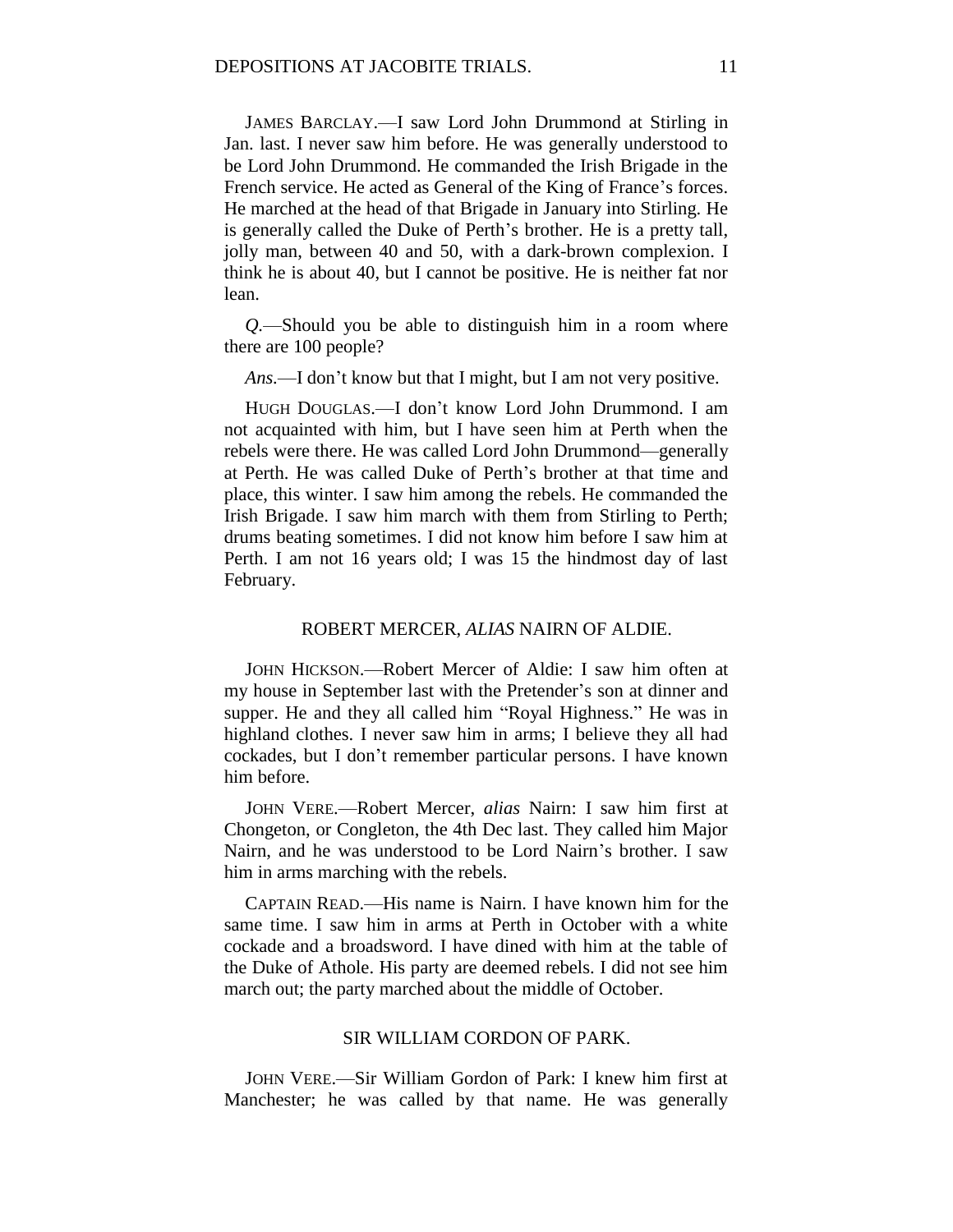JAMES BARCLAY.—I saw Lord John Drummond at Stirling in Jan. last. I never saw him before. He was generally understood to be Lord John Drummond. He commanded the Irish Brigade in the French service. He acted as General of the King of France's forces. He marched at the head of that Brigade in January into Stirling. He is generally called the Duke of Perth's brother. He is a pretty tall, jolly man, between 40 and 50, with a dark-brown complexion. I think he is about 40, but I cannot be positive. He is neither fat nor lean.

*Q.*—Should you be able to distinguish him in a room where there are 100 people?

*Ans.*—I don't know but that I might, but I am not very positive.

HUGH DOUGLAS.—I don't know Lord John Drummond. I am not acquainted with him, but I have seen him at Perth when the rebels were there. He was called Lord John Drummond—generally at Perth. He was called Duke of Perth's brother at that time and place, this winter. I saw him among the rebels. He commanded the Irish Brigade. I saw him march with them from Stirling to Perth; drums beating sometimes. I did not know him before I saw him at Perth. I am not 16 years old; I was 15 the hindmost day of last February.

## ROBERT MERCER, *ALIAS* NAIRN OF ALDIE.

JOHN HICKSON.—Robert Mercer of Aldie: I saw him often at my house in September last with the Pretender's son at dinner and supper. He and they all called him "Royal Highness." He was in highland clothes. I never saw him in arms; I believe they all had cockades, but I don't remember particular persons. I have known him before.

JOHN VERE.—Robert Mercer, *alias* Nairn: I saw him first at Chongeton, or Congleton, the 4th Dec last. They called him Major Nairn, and he was understood to be Lord Nairn's brother. I saw him in arms marching with the rebels.

CAPTAIN READ.—His name is Nairn. I have known him for the same time. I saw him in arms at Perth in October with a white cockade and a broadsword. I have dined with him at the table of the Duke of Athole. His party are deemed rebels. I did not see him march out; the party marched about the middle of October.

## SIR WILLIAM CORDON OF PARK.

JOHN VERE.—Sir William Gordon of Park: I knew him first at Manchester; he was called by that name. He was generally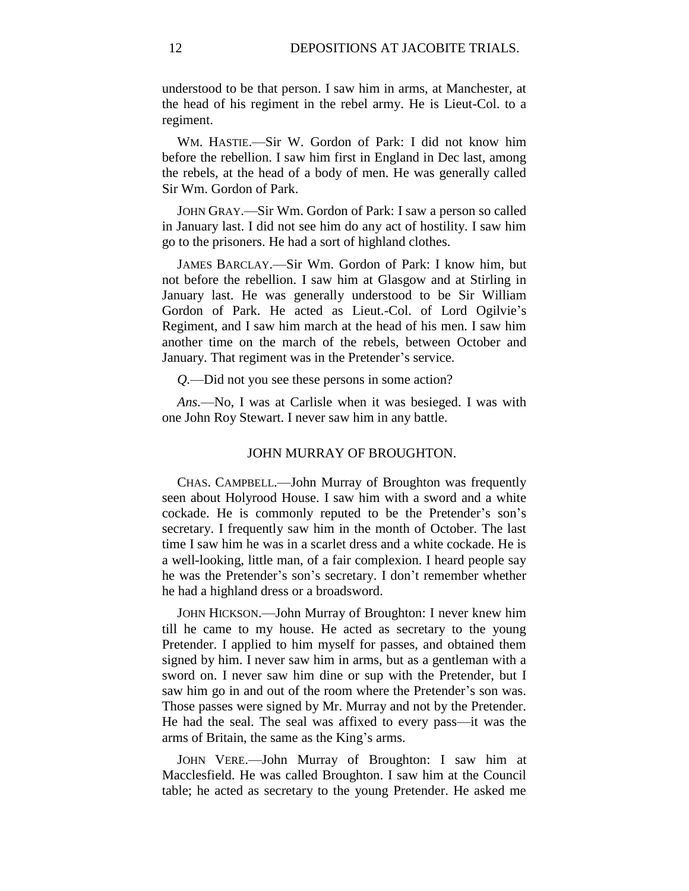understood to be that person. I saw him in arms, at Manchester, at the head of his regiment in the rebel army. He is Lieut-Col. to a regiment.

WM. HASTIE.—Sir W. Gordon of Park: I did not know him before the rebellion. I saw him first in England in Dec last, among the rebels, at the head of a body of men. He was generally called Sir Wm. Gordon of Park.

JOHN GRAY.—Sir Wm. Gordon of Park: I saw a person so called in January last. I did not see him do any act of hostility. I saw him go to the prisoners. He had a sort of highland clothes.

JAMES BARCLAY.—Sir Wm. Gordon of Park: I know him, but not before the rebellion. I saw him at Glasgow and at Stirling in January last. He was generally understood to be Sir William Gordon of Park. He acted as Lieut.-Col. of Lord Ogilvie's Regiment, and I saw him march at the head of his men. I saw him another time on the march of the rebels, between October and January. That regiment was in the Pretender's service.

*Q.*—Did not you see these persons in some action?

*Ans.*—No, I was at Carlisle when it was besieged. I was with one John Roy Stewart. I never saw him in any battle.

## JOHN MURRAY OF BROUGHTON.

CHAS. CAMPBELL.—John Murray of Broughton was frequently seen about Holyrood House. I saw him with a sword and a white cockade. He is commonly reputed to be the Pretender's son's secretary. I frequently saw him in the month of October. The last time I saw him he was in a scarlet dress and a white cockade. He is a well-looking, little man, of a fair complexion. I heard people say he was the Pretender's son's secretary. I don't remember whether he had a highland dress or a broadsword.

JOHN HICKSON.—John Murray of Broughton: I never knew him till he came to my house. He acted as secretary to the young Pretender. I applied to him myself for passes, and obtained them signed by him. I never saw him in arms, but as a gentleman with a sword on. I never saw him dine or sup with the Pretender, but I saw him go in and out of the room where the Pretender's son was. Those passes were signed by Mr. Murray and not by the Pretender. He had the seal. The seal was affixed to every pass—it was the arms of Britain, the same as the King's arms.

JOHN VERE.—John Murray of Broughton: I saw him at Macclesfield. He was called Broughton. I saw him at the Council table; he acted as secretary to the young Pretender. He asked me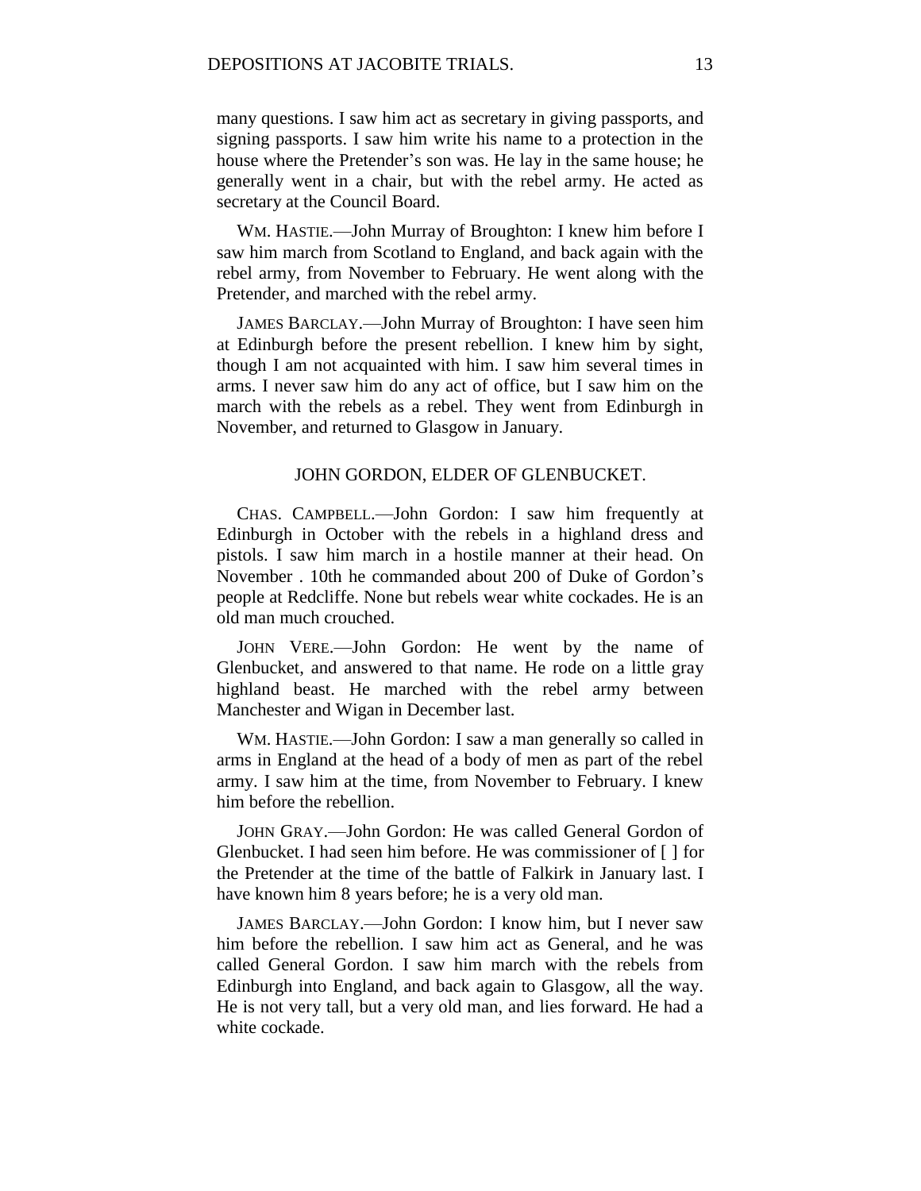many questions. I saw him act as secretary in giving passports, and signing passports. I saw him write his name to a protection in the house where the Pretender's son was. He lay in the same house; he generally went in a chair, but with the rebel army. He acted as secretary at the Council Board.

WM. HASTIE.—John Murray of Broughton: I knew him before I saw him march from Scotland to England, and back again with the rebel army, from November to February. He went along with the Pretender, and marched with the rebel army.

JAMES BARCLAY.—John Murray of Broughton: I have seen him at Edinburgh before the present rebellion. I knew him by sight, though I am not acquainted with him. I saw him several times in arms. I never saw him do any act of office, but I saw him on the march with the rebels as a rebel. They went from Edinburgh in November, and returned to Glasgow in January.

## JOHN GORDON, ELDER OF GLENBUCKET.

CHAS. CAMPBELL.—John Gordon: I saw him frequently at Edinburgh in October with the rebels in a highland dress and pistols. I saw him march in a hostile manner at their head. On November . 10th he commanded about 200 of Duke of Gordon's people at Redcliffe. None but rebels wear white cockades. He is an old man much crouched.

JOHN VERE.—John Gordon: He went by the name of Glenbucket, and answered to that name. He rode on a little gray highland beast. He marched with the rebel army between Manchester and Wigan in December last.

WM. HASTIE.—John Gordon: I saw a man generally so called in arms in England at the head of a body of men as part of the rebel army. I saw him at the time, from November to February. I knew him before the rebellion.

JOHN GRAY.—John Gordon: He was called General Gordon of Glenbucket. I had seen him before. He was commissioner of [ ] for the Pretender at the time of the battle of Falkirk in January last. I have known him 8 years before; he is a very old man.

JAMES BARCLAY.—John Gordon: I know him, but I never saw him before the rebellion. I saw him act as General, and he was called General Gordon. I saw him march with the rebels from Edinburgh into England, and back again to Glasgow, all the way. He is not very tall, but a very old man, and lies forward. He had a white cockade.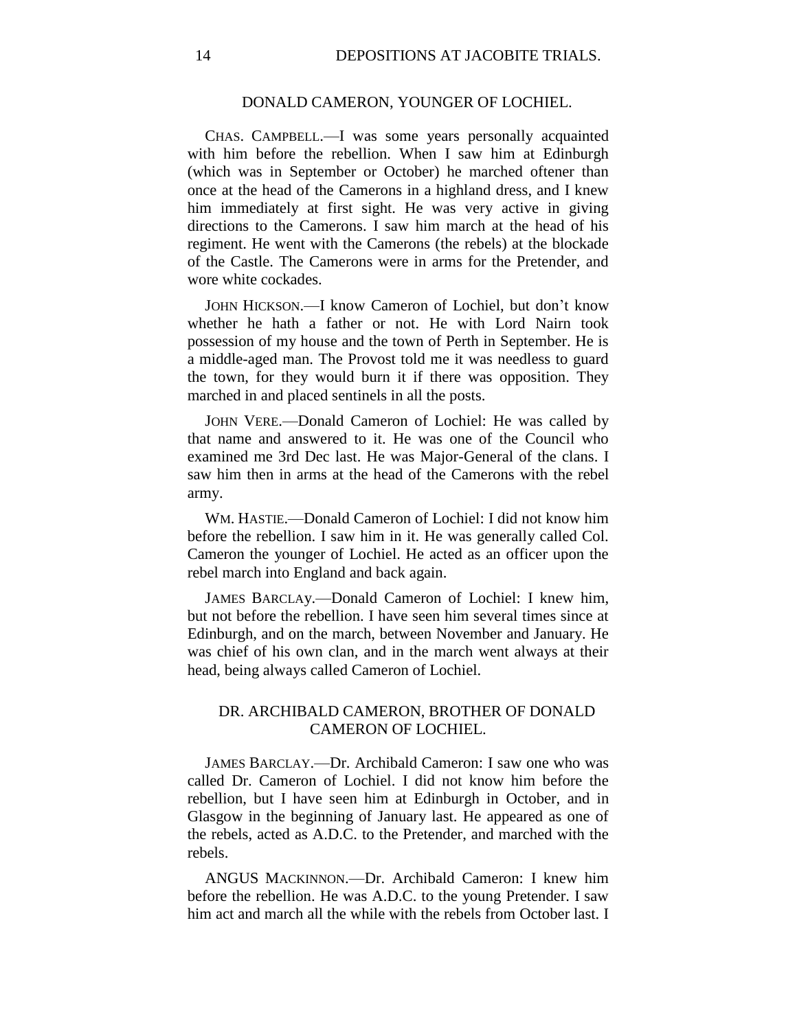## DONALD CAMERON, YOUNGER OF LOCHIEL.

CHAS. CAMPBELL.—I was some years personally acquainted with him before the rebellion. When I saw him at Edinburgh (which was in September or October) he marched oftener than once at the head of the Camerons in a highland dress, and I knew him immediately at first sight. He was very active in giving directions to the Camerons. I saw him march at the head of his regiment. He went with the Camerons (the rebels) at the blockade of the Castle. The Camerons were in arms for the Pretender, and wore white cockades.

JOHN HICKSON.—I know Cameron of Lochiel, but don't know whether he hath a father or not. He with Lord Nairn took possession of my house and the town of Perth in September. He is a middle-aged man. The Provost told me it was needless to guard the town, for they would burn it if there was opposition. They marched in and placed sentinels in all the posts.

JOHN VERE.—Donald Cameron of Lochiel: He was called by that name and answered to it. He was one of the Council who examined me 3rd Dec last. He was Major-General of the clans. I saw him then in arms at the head of the Camerons with the rebel army.

WM. HASTIE.—Donald Cameron of Lochiel: I did not know him before the rebellion. I saw him in it. He was generally called Col. Cameron the younger of Lochiel. He acted as an officer upon the rebel march into England and back again.

JAMES BARCLAY.—Donald Cameron of Lochiel: I knew him, but not before the rebellion. I have seen him several times since at Edinburgh, and on the march, between November and January. He was chief of his own clan, and in the march went always at their head, being always called Cameron of Lochiel.

## DR. ARCHIBALD CAMERON, BROTHER OF DONALD CAMERON OF LOCHIEL.

JAMES BARCLAY.—Dr. Archibald Cameron: I saw one who was called Dr. Cameron of Lochiel. I did not know him before the rebellion, but I have seen him at Edinburgh in October, and in Glasgow in the beginning of January last. He appeared as one of the rebels, acted as A.D.C. to the Pretender, and marched with the rebels.

ANGUS MACKINNON.—Dr. Archibald Cameron: I knew him before the rebellion. He was A.D.C. to the young Pretender. I saw him act and march all the while with the rebels from October last. I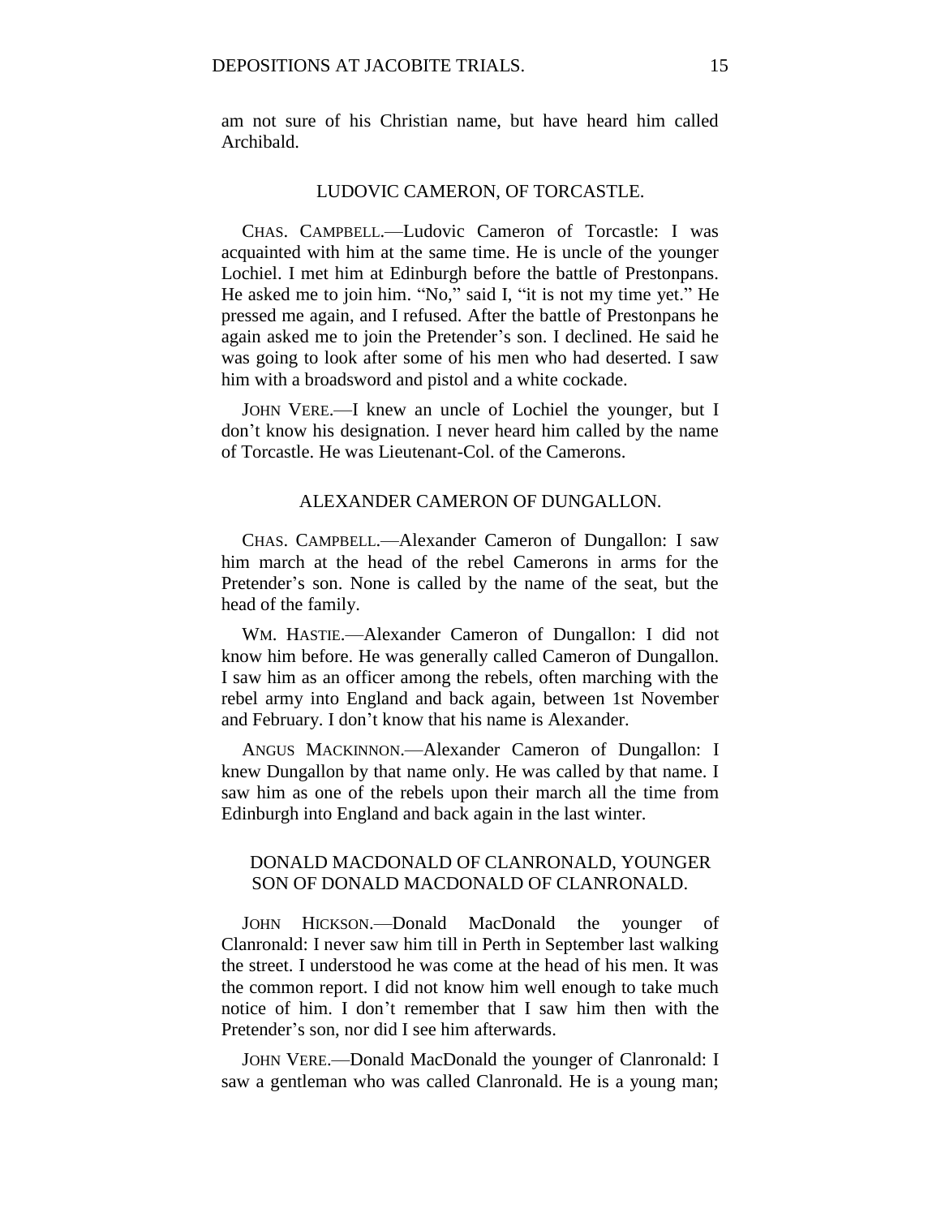am not sure of his Christian name, but have heard him called Archibald.

### LUDOVIC CAMERON, OF TORCASTLE.

CHAS. CAMPBELL.—Ludovic Cameron of Torcastle: I was acquainted with him at the same time. He is uncle of the younger Lochiel. I met him at Edinburgh before the battle of Prestonpans. He asked me to join him. "No," said I, "it is not my time yet." He pressed me again, and I refused. After the battle of Prestonpans he again asked me to join the Pretender's son. I declined. He said he was going to look after some of his men who had deserted. I saw him with a broadsword and pistol and a white cockade.

JOHN VERE.—I knew an uncle of Lochiel the younger, but I don't know his designation. I never heard him called by the name of Torcastle. He was Lieutenant-Col. of the Camerons.

### ALEXANDER CAMERON OF DUNGALLON.

CHAS. CAMPBELL.—Alexander Cameron of Dungallon: I saw him march at the head of the rebel Camerons in arms for the Pretender's son. None is called by the name of the seat, but the head of the family.

WM. HASTIE.—Alexander Cameron of Dungallon: I did not know him before. He was generally called Cameron of Dungallon. I saw him as an officer among the rebels, often marching with the rebel army into England and back again, between 1st November and February. I don't know that his name is Alexander.

ANGUS MACKINNON.—Alexander Cameron of Dungallon: I knew Dungallon by that name only. He was called by that name. I saw him as one of the rebels upon their march all the time from Edinburgh into England and back again in the last winter.

### DONALD MACDONALD OF CLANRONALD, YOUNGER SON OF DONALD MACDONALD OF CLANRONALD.

JOHN HICKSON.—Donald MacDonald the younger of Clanronald: I never saw him till in Perth in September last walking the street. I understood he was come at the head of his men. It was the common report. I did not know him well enough to take much notice of him. I don't remember that I saw him then with the Pretender's son, nor did I see him afterwards.

JOHN VERE.—Donald MacDonald the younger of Clanronald: I saw a gentleman who was called Clanronald. He is a young man;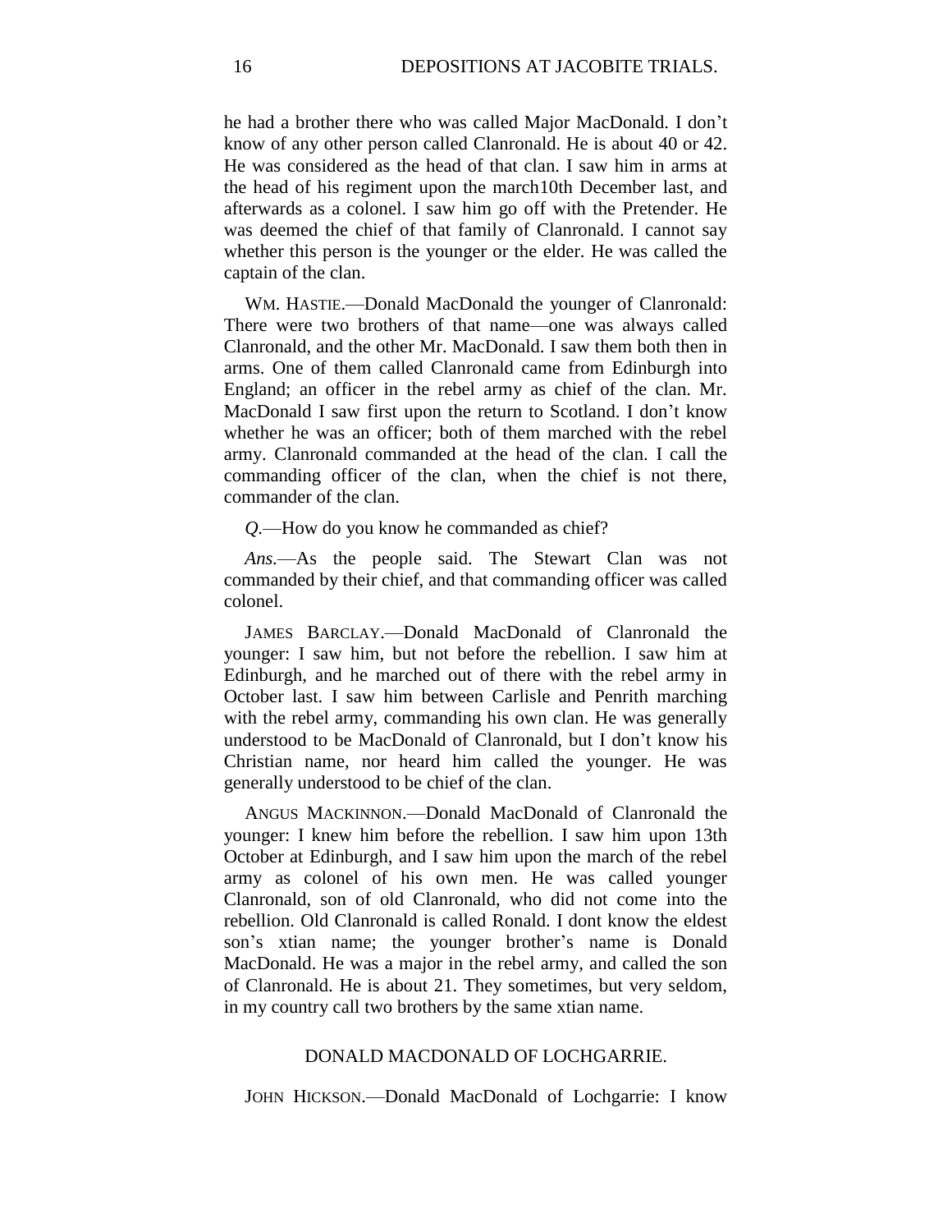he had a brother there who was called Major MacDonald. I don't know of any other person called Clanronald. He is about 40 or 42. He was considered as the head of that clan. I saw him in arms at the head of his regiment upon the march10th December last, and afterwards as a colonel. I saw him go off with the Pretender. He was deemed the chief of that family of Clanronald. I cannot say whether this person is the younger or the elder. He was called the captain of the clan.

WM. HASTIE.—Donald MacDonald the younger of Clanronald: There were two brothers of that name—one was always called Clanronald, and the other Mr. MacDonald. I saw them both then in arms. One of them called Clanronald came from Edinburgh into England; an officer in the rebel army as chief of the clan. Mr. MacDonald I saw first upon the return to Scotland. I don't know whether he was an officer; both of them marched with the rebel army. Clanronald commanded at the head of the clan. I call the commanding officer of the clan, when the chief is not there, commander of the clan.

*Q.*—How do you know he commanded as chief?

*Ans.*—As the people said. The Stewart Clan was not commanded by their chief, and that commanding officer was called colonel.

JAMES BARCLAY.—Donald MacDonald of Clanronald the younger: I saw him, but not before the rebellion. I saw him at Edinburgh, and he marched out of there with the rebel army in October last. I saw him between Carlisle and Penrith marching with the rebel army, commanding his own clan. He was generally understood to be MacDonald of Clanronald, but I don't know his Christian name, nor heard him called the younger. He was generally understood to be chief of the clan.

ANGUS MACKINNON.—Donald MacDonald of Clanronald the younger: I knew him before the rebellion. I saw him upon 13th October at Edinburgh, and I saw him upon the march of the rebel army as colonel of his own men. He was called younger Clanronald, son of old Clanronald, who did not come into the rebellion. Old Clanronald is called Ronald. I dont know the eldest son's xtian name; the younger brother's name is Donald MacDonald. He was a major in the rebel army, and called the son of Clanronald. He is about 21. They sometimes, but very seldom, in my country call two brothers by the same xtian name.

## DONALD MACDONALD OF LOCHGARRIE.

JOHN HICKSON.—Donald MacDonald of Lochgarrie: I know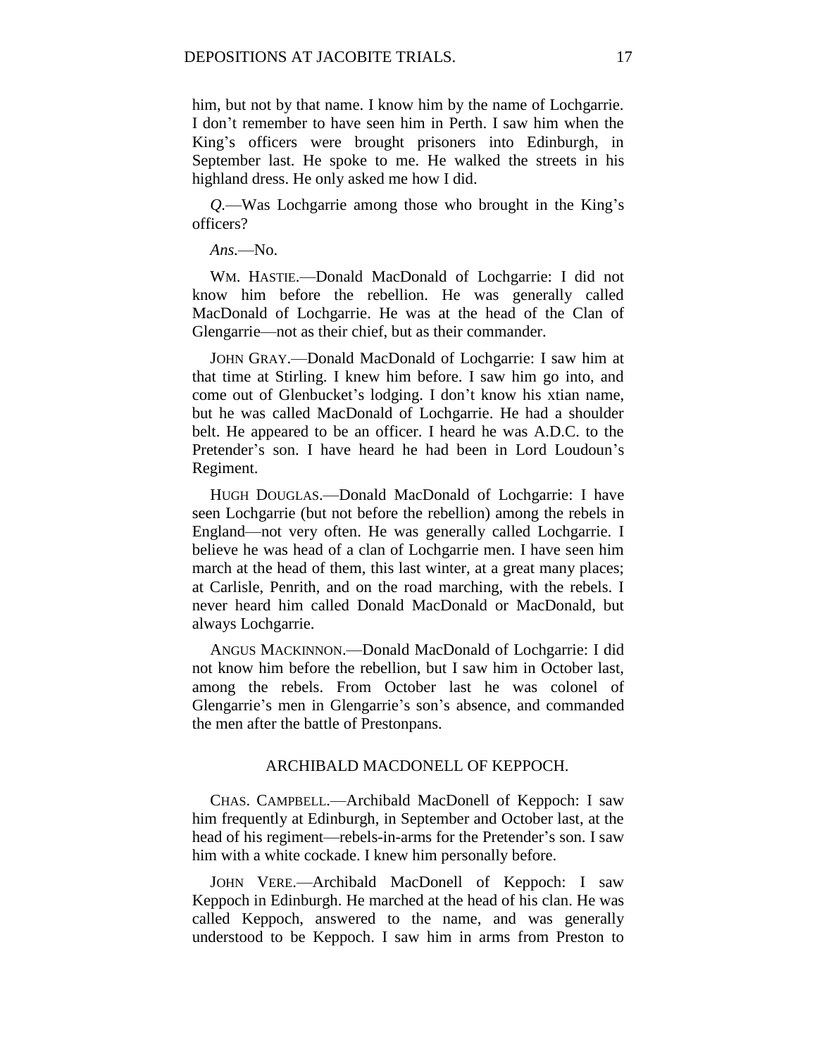him, but not by that name. I know him by the name of Lochgarrie. I don't remember to have seen him in Perth. I saw him when the King's officers were brought prisoners into Edinburgh, in September last. He spoke to me. He walked the streets in his highland dress. He only asked me how I did.

*Q.*—Was Lochgarrie among those who brought in the King's officers?

*Ans.*—No.

WM. HASTIE.—Donald MacDonald of Lochgarrie: I did not know him before the rebellion. He was generally called MacDonald of Lochgarrie. He was at the head of the Clan of Glengarrie—not as their chief, but as their commander.

JOHN GRAY.—Donald MacDonald of Lochgarrie: I saw him at that time at Stirling. I knew him before. I saw him go into, and come out of Glenbucket's lodging. I don't know his xtian name, but he was called MacDonald of Lochgarrie. He had a shoulder belt. He appeared to be an officer. I heard he was A.D.C. to the Pretender's son. I have heard he had been in Lord Loudoun's Regiment.

HUGH DOUGLAS.—Donald MacDonald of Lochgarrie: I have seen Lochgarrie (but not before the rebellion) among the rebels in England—not very often. He was generally called Lochgarrie. I believe he was head of a clan of Lochgarrie men. I have seen him march at the head of them, this last winter, at a great many places; at Carlisle, Penrith, and on the road marching, with the rebels. I never heard him called Donald MacDonald or MacDonald, but always Lochgarrie.

ANGUS MACKINNON.—Donald MacDonald of Lochgarrie: I did not know him before the rebellion, but I saw him in October last, among the rebels. From October last he was colonel of Glengarrie's men in Glengarrie's son's absence, and commanded the men after the battle of Prestonpans.

## ARCHIBALD MACDONELL OF KEPPOCH.

CHAS. CAMPBELL.—Archibald MacDonell of Keppoch: I saw him frequently at Edinburgh, in September and October last, at the head of his regiment—rebels-in-arms for the Pretender's son. I saw him with a white cockade. I knew him personally before.

JOHN VERE.—Archibald MacDonell of Keppoch: I saw Keppoch in Edinburgh. He marched at the head of his clan. He was called Keppoch, answered to the name, and was generally understood to be Keppoch. I saw him in arms from Preston to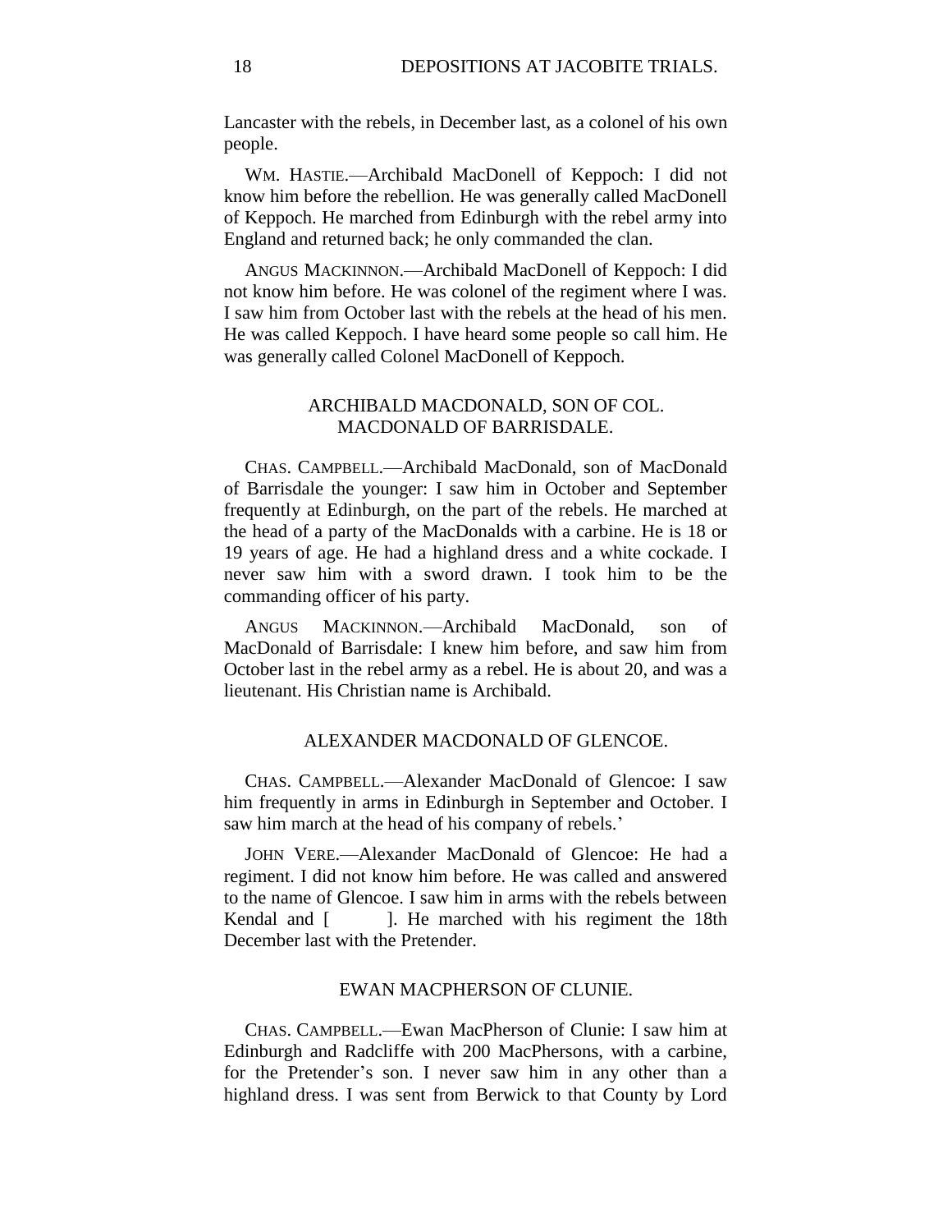Lancaster with the rebels, in December last, as a colonel of his own people.

WM. HASTIE.—Archibald MacDonell of Keppoch: I did not know him before the rebellion. He was generally called MacDonell of Keppoch. He marched from Edinburgh with the rebel army into England and returned back; he only commanded the clan.

ANGUS MACKINNON.—Archibald MacDonell of Keppoch: I did not know him before. He was colonel of the regiment where I was. I saw him from October last with the rebels at the head of his men. He was called Keppoch. I have heard some people so call him. He was generally called Colonel MacDonell of Keppoch.

## ARCHIBALD MACDONALD, SON OF COL. MACDONALD OF BARRISDALE.

CHAS. CAMPBELL.—Archibald MacDonald, son of MacDonald of Barrisdale the younger: I saw him in October and September frequently at Edinburgh, on the part of the rebels. He marched at the head of a party of the MacDonalds with a carbine. He is 18 or 19 years of age. He had a highland dress and a white cockade. I never saw him with a sword drawn. I took him to be the commanding officer of his party.

ANGUS MACKINNON.—Archibald MacDonald, son of MacDonald of Barrisdale: I knew him before, and saw him from October last in the rebel army as a rebel. He is about 20, and was a lieutenant. His Christian name is Archibald.

## ALEXANDER MACDONALD OF GLENCOE.

CHAS. CAMPBELL.—Alexander MacDonald of Glencoe: I saw him frequently in arms in Edinburgh in September and October. I saw him march at the head of his company of rebels.'

JOHN VERE.—Alexander MacDonald of Glencoe: He had a regiment. I did not know him before. He was called and answered to the name of Glencoe. I saw him in arms with the rebels between Kendal and [ ]. He marched with his regiment the 18th December last with the Pretender.

## EWAN MACPHERSON OF CLUNIE.

CHAS. CAMPBELL.—Ewan MacPherson of Clunie: I saw him at Edinburgh and Radcliffe with 200 MacPhersons, with a carbine, for the Pretender's son. I never saw him in any other than a highland dress. I was sent from Berwick to that County by Lord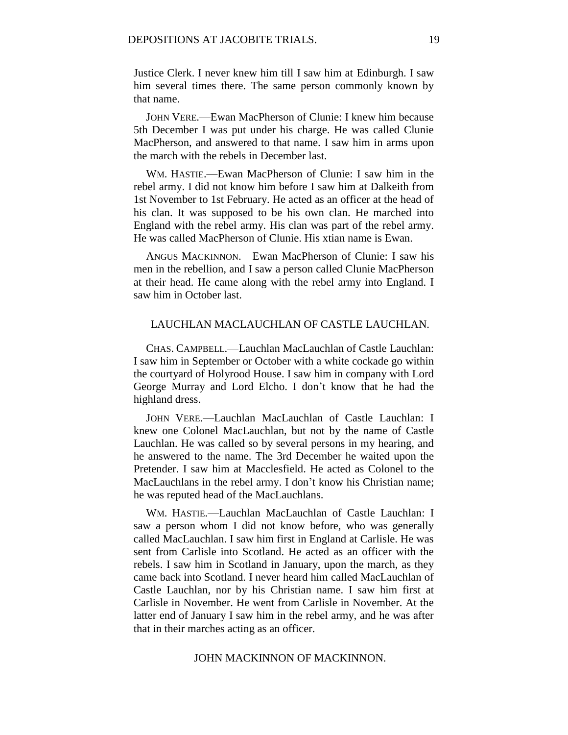Justice Clerk. I never knew him till I saw him at Edinburgh. I saw him several times there. The same person commonly known by that name.

JOHN VERE.—Ewan MacPherson of Clunie: I knew him because 5th December I was put under his charge. He was called Clunie MacPherson, and answered to that name. I saw him in arms upon the march with the rebels in December last.

WM. HASTIE.—Ewan MacPherson of Clunie: I saw him in the rebel army. I did not know him before I saw him at Dalkeith from 1st November to 1st February. He acted as an officer at the head of his clan. It was supposed to be his own clan. He marched into England with the rebel army. His clan was part of the rebel army. He was called MacPherson of Clunie. His xtian name is Ewan.

ANGUS MACKINNON.—Ewan MacPherson of Clunie: I saw his men in the rebellion, and I saw a person called Clunie MacPherson at their head. He came along with the rebel army into England. I saw him in October last.

## LAUCHLAN MACLAUCHLAN OF CASTLE LAUCHLAN.

CHAS. CAMPBELL.—Lauchlan MacLauchlan of Castle Lauchlan: I saw him in September or October with a white cockade go within the courtyard of Holyrood House. I saw him in company with Lord George Murray and Lord Elcho. I don't know that he had the highland dress.

JOHN VERE.—Lauchlan MacLauchlan of Castle Lauchlan: I knew one Colonel MacLauchlan, but not by the name of Castle Lauchlan. He was called so by several persons in my hearing, and he answered to the name. The 3rd December he waited upon the Pretender. I saw him at Macclesfield. He acted as Colonel to the MacLauchlans in the rebel army. I don't know his Christian name; he was reputed head of the MacLauchlans.

WM. HASTIE.—Lauchlan MacLauchlan of Castle Lauchlan: I saw a person whom I did not know before, who was generally called MacLauchlan. I saw him first in England at Carlisle. He was sent from Carlisle into Scotland. He acted as an officer with the rebels. I saw him in Scotland in January, upon the march, as they came back into Scotland. I never heard him called MacLauchlan of Castle Lauchlan, nor by his Christian name. I saw him first at Carlisle in November. He went from Carlisle in November. At the latter end of January I saw him in the rebel army, and he was after that in their marches acting as an officer.

## JOHN MACKINNON OF MACKINNON.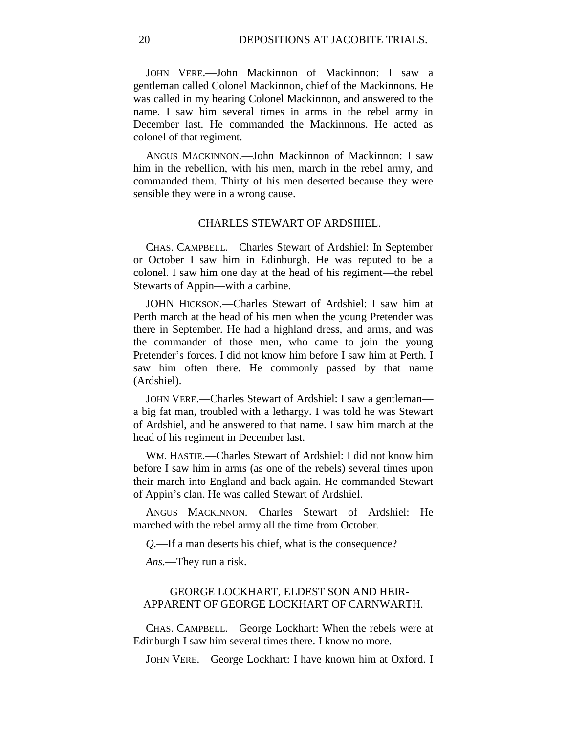JOHN VERE.—John Mackinnon of Mackinnon: I saw a gentleman called Colonel Mackinnon, chief of the Mackinnons. He was called in my hearing Colonel Mackinnon, and answered to the name. I saw him several times in arms in the rebel army in December last. He commanded the Mackinnons. He acted as colonel of that regiment.

ANGUS MACKINNON.—John Mackinnon of Mackinnon: I saw him in the rebellion, with his men, march in the rebel army, and commanded them. Thirty of his men deserted because they were sensible they were in a wrong cause.

## CHARLES STEWART OF ARDSIIIEL.

CHAS. CAMPBELL.—Charles Stewart of Ardshiel: In September or October I saw him in Edinburgh. He was reputed to be a colonel. I saw him one day at the head of his regiment—the rebel Stewarts of Appin—with a carbine.

JOHN HICKSON.—Charles Stewart of Ardshiel: I saw him at Perth march at the head of his men when the young Pretender was there in September. He had a highland dress, and arms, and was the commander of those men, who came to join the young Pretender's forces. I did not know him before I saw him at Perth. I saw him often there. He commonly passed by that name (Ardshiel).

JOHN VERE.—Charles Stewart of Ardshiel: I saw a gentleman—a big fat man, troubled with a lethargy. I was told he was Stewart of Ardshiel, and he answered to that name. I saw him march at the head of his regiment in December last.

WM. HASTIE.—Charles Stewart of Ardshiel: I did not know him before I saw him in arms (as one of the rebels) several times upon their march into England and back again. He commanded Stewart of Appin's clan. He was called Stewart of Ardshiel.

ANGUS MACKINNON.—Charles Stewart of Ardshiel: He marched with the rebel army all the time from October.

*Q.*—If a man deserts his chief, what is the consequence?

*Ans.*—They run a risk.

## GEORGE LOCKHART, ELDEST SON AND HEIR-APPARENT OF GEORGE LOCKHART OF CARNWARTH.

CHAS. CAMPBELL.—George Lockhart: When the rebels were at Edinburgh I saw him several times there. I know no more.

JOHN VERE.—George Lockhart: I have known him at Oxford. I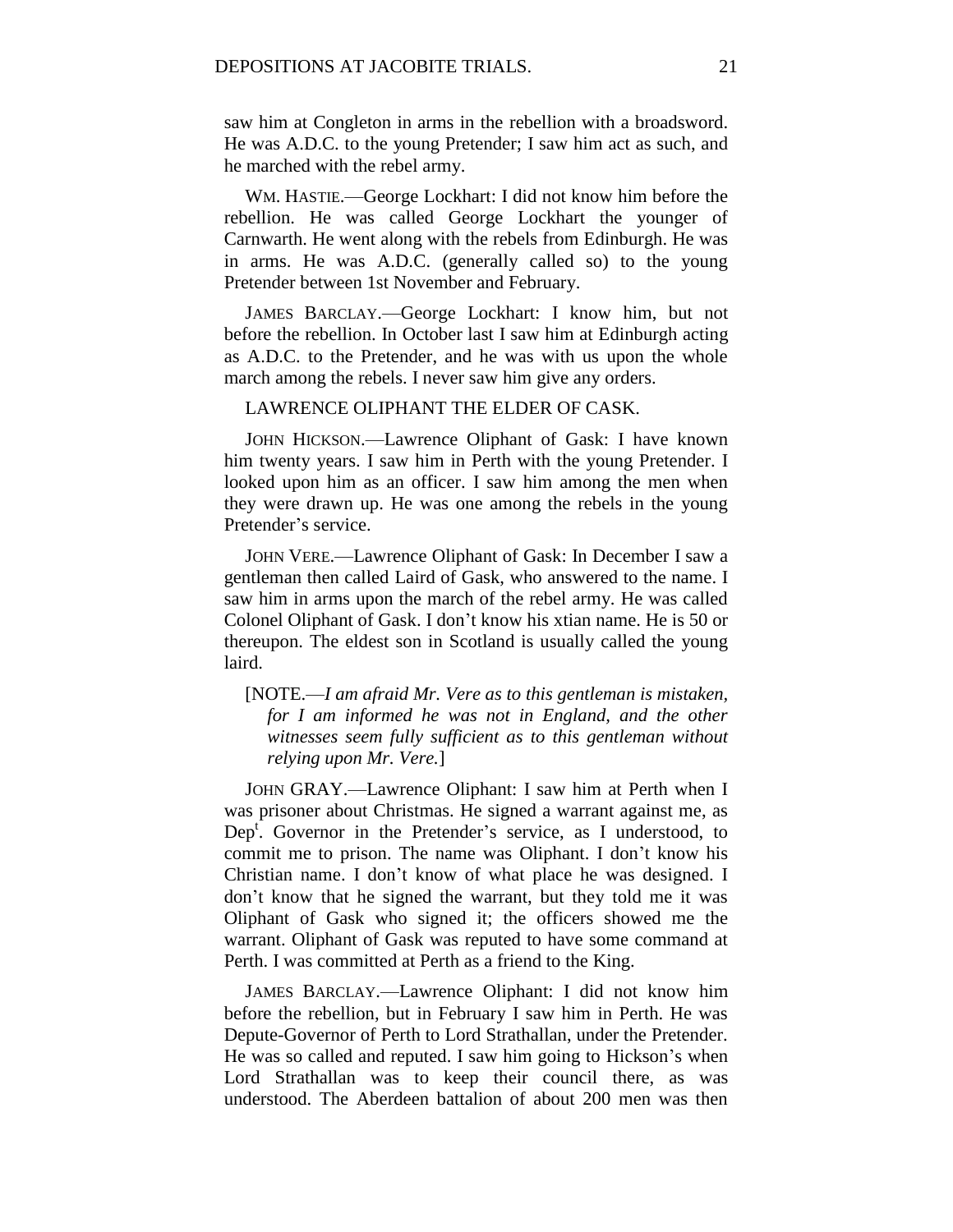saw him at Congleton in arms in the rebellion with a broadsword. He was A.D.C. to the young Pretender; I saw him act as such, and he marched with the rebel army.

WM. HASTIE.—George Lockhart: I did not know him before the rebellion. He was called George Lockhart the younger of Carnwarth. He went along with the rebels from Edinburgh. He was in arms. He was A.D.C. (generally called so) to the young Pretender between 1st November and February.

JAMES BARCLAY.—George Lockhart: I know him, but not before the rebellion. In October last I saw him at Edinburgh acting as A.D.C. to the Pretender, and he was with us upon the whole march among the rebels. I never saw him give any orders.

LAWRENCE OLIPHANT THE ELDER OF CASK.

JOHN HICKSON.—Lawrence Oliphant of Gask: I have known him twenty years. I saw him in Perth with the young Pretender. I looked upon him as an officer. I saw him among the men when they were drawn up. He was one among the rebels in the young Pretender's service.

JOHN VERE.—Lawrence Oliphant of Gask: In December I saw a gentleman then called Laird of Gask, who answered to the name. I saw him in arms upon the march of the rebel army. He was called Colonel Oliphant of Gask. I don't know his xtian name. He is 50 or thereupon. The eldest son in Scotland is usually called the young laird.

[NOTE.—*I am afraid Mr. Vere as to this gentleman is mistaken, for I am informed he was not in England, and the other witnesses seem fully sufficient as to this gentleman without relying upon Mr. Vere.*]

JOHN GRAY.—Lawrence Oliphant: I saw him at Perth when I was prisoner about Christmas. He signed a warrant against me, as Dep[t]. Governor in the Pretender's service, as I understood, to commit me to prison. The name was Oliphant. I don't know his Christian name. I don't know of what place he was designed. I don't know that he signed the warrant, but they told me it was Oliphant of Gask who signed it; the officers showed me the warrant. Oliphant of Gask was reputed to have some command at Perth. I was committed at Perth as a friend to the King.

JAMES BARCLAY.—Lawrence Oliphant: I did not know him before the rebellion, but in February I saw him in Perth. He was Depute-Governor of Perth to Lord Strathallan, under the Pretender. He was so called and reputed. I saw him going to Hickson's when Lord Strathallan was to keep their council there, as was understood. The Aberdeen battalion of about 200 men was then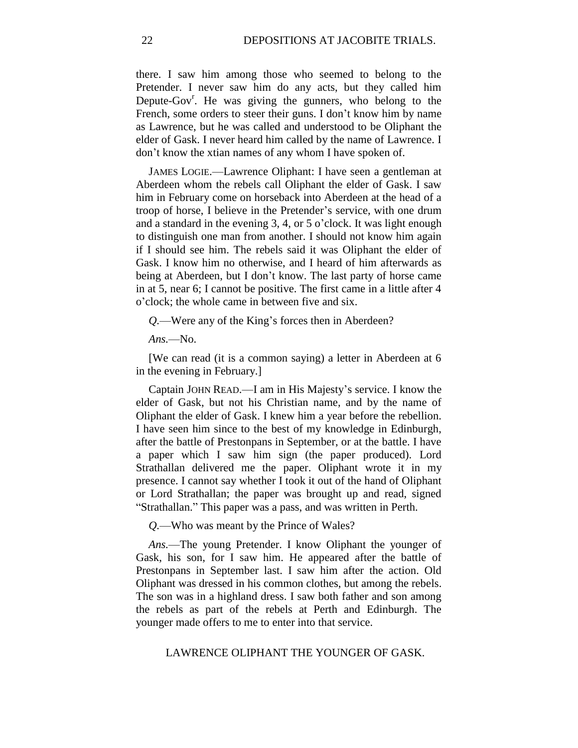there. I saw him among those who seemed to belong to the Pretender. I never saw him do any acts, but they called him Depute-Gov[r]. He was giving the gunners, who belong to the French, some orders to steer their guns. I don't know him by name as Lawrence, but he was called and understood to be Oliphant the elder of Gask. I never heard him called by the name of Lawrence. I don't know the xtian names of any whom I have spoken of.

JAMES LOGIE.—Lawrence Oliphant: I have seen a gentleman at Aberdeen whom the rebels call Oliphant the elder of Gask. I saw him in February come on horseback into Aberdeen at the head of a troop of horse, I believe in the Pretender's service, with one drum and a standard in the evening 3, 4, or 5 o'clock. It was light enough to distinguish one man from another. I should not know him again if I should see him. The rebels said it was Oliphant the elder of Gask. I know him no otherwise, and I heard of him afterwards as being at Aberdeen, but I don't know. The last party of horse came in at 5, near 6; I cannot be positive. The first came in a little after 4 o'clock; the whole came in between five and six.

*Q.*—Were any of the King's forces then in Aberdeen?

*Ans.*—No.

[We can read (it is a common saying) a letter in Aberdeen at 6 in the evening in February.]

Captain JOHN READ.—I am in His Majesty's service. I know the elder of Gask, but not his Christian name, and by the name of Oliphant the elder of Gask. I knew him a year before the rebellion. I have seen him since to the best of my knowledge in Edinburgh, after the battle of Prestonpans in September, or at the battle. I have a paper which I saw him sign (the paper produced). Lord Strathallan delivered me the paper. Oliphant wrote it in my presence. I cannot say whether I took it out of the hand of Oliphant or Lord Strathallan; the paper was brought up and read, signed "Strathallan." This paper was a pass, and was written in Perth.

*Q.*—Who was meant by the Prince of Wales?

*Ans.*—The young Pretender. I know Oliphant the younger of Gask, his son, for I saw him. He appeared after the battle of Prestonpans in September last. I saw him after the action. Old Oliphant was dressed in his common clothes, but among the rebels. The son was in a highland dress. I saw both father and son among the rebels as part of the rebels at Perth and Edinburgh. The younger made offers to me to enter into that service.

## LAWRENCE OLIPHANT THE YOUNGER OF GASK.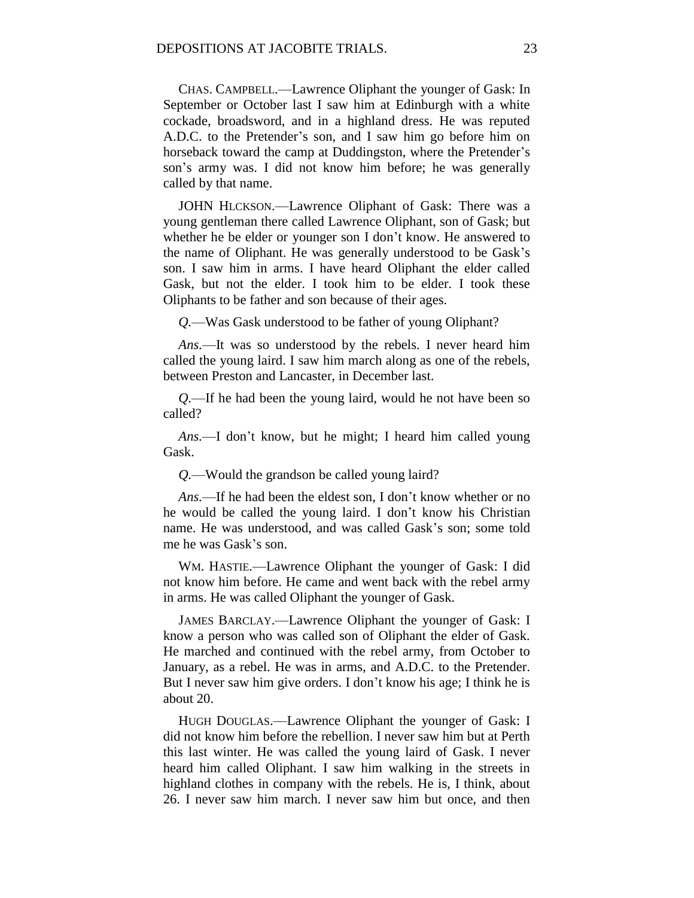CHAS. CAMPBELL.—Lawrence Oliphant the younger of Gask: In September or October last I saw him at Edinburgh with a white cockade, broadsword, and in a highland dress. He was reputed A.D.C. to the Pretender's son, and I saw him go before him on horseback toward the camp at Duddingston, where the Pretender's son's army was. I did not know him before; he was generally called by that name.

JOHN HLCKSON.—Lawrence Oliphant of Gask: There was a young gentleman there called Lawrence Oliphant, son of Gask; but whether he be elder or younger son I don't know. He answered to the name of Oliphant. He was generally understood to be Gask's son. I saw him in arms. I have heard Oliphant the elder called Gask, but not the elder. I took him to be elder. I took these Oliphants to be father and son because of their ages.

*Q.*—Was Gask understood to be father of young Oliphant?

*Ans.*—It was so understood by the rebels. I never heard him called the young laird. I saw him march along as one of the rebels, between Preston and Lancaster, in December last.

*Q.*—If he had been the young laird, would he not have been so called?

*Ans.*—I don't know, but he might; I heard him called young Gask.

*Q.*—Would the grandson be called young laird?

*Ans.*—If he had been the eldest son, I don't know whether or no he would be called the young laird. I don't know his Christian name. He was understood, and was called Gask's son; some told me he was Gask's son.

WM. HASTIE.—Lawrence Oliphant the younger of Gask: I did not know him before. He came and went back with the rebel army in arms. He was called Oliphant the younger of Gask.

JAMES BARCLAY.—Lawrence Oliphant the younger of Gask: I know a person who was called son of Oliphant the elder of Gask. He marched and continued with the rebel army, from October to January, as a rebel. He was in arms, and A.D.C. to the Pretender. But I never saw him give orders. I don't know his age; I think he is about 20.

HUGH DOUGLAS.—Lawrence Oliphant the younger of Gask: I did not know him before the rebellion. I never saw him but at Perth this last winter. He was called the young laird of Gask. I never heard him called Oliphant. I saw him walking in the streets in highland clothes in company with the rebels. He is, I think, about 26. I never saw him march. I never saw him but once, and then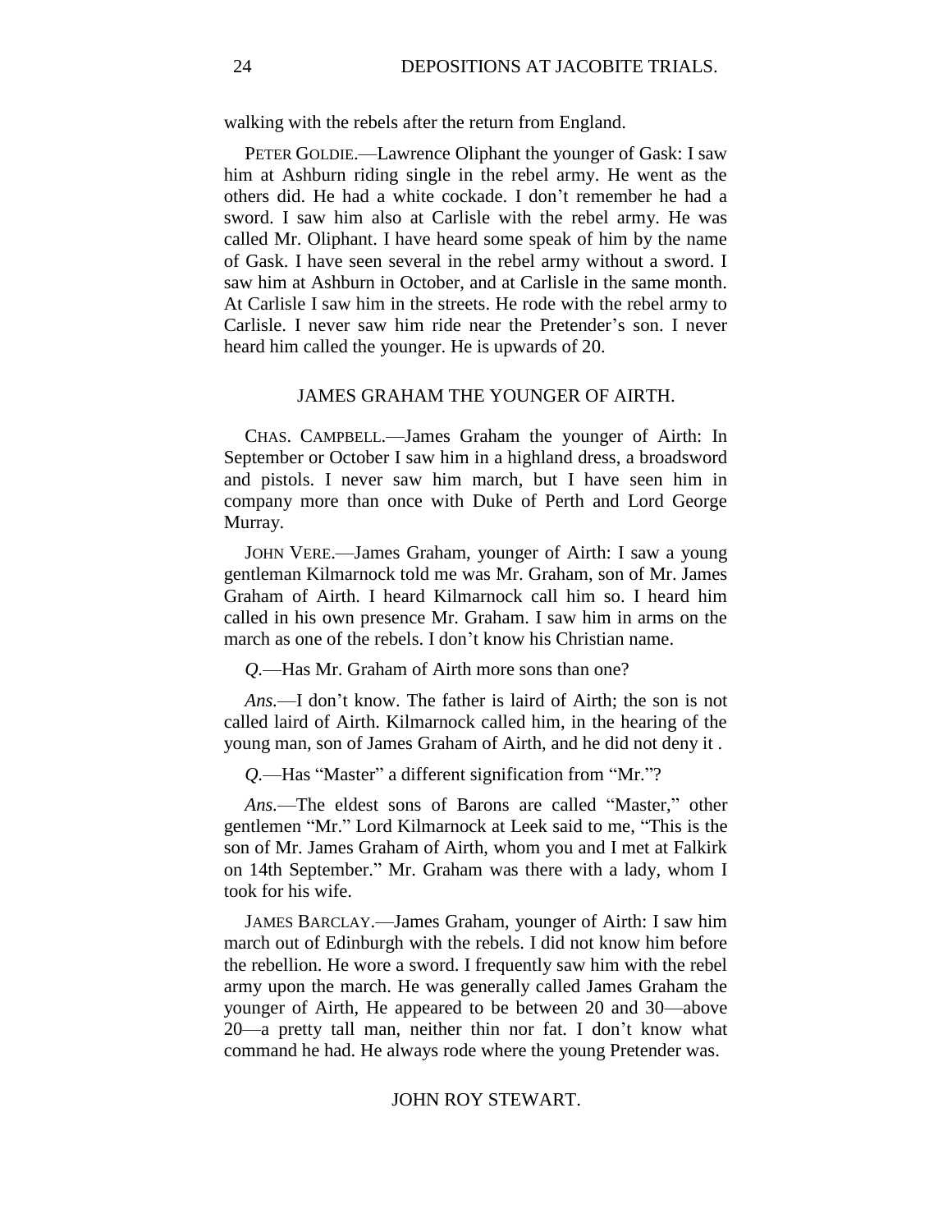walking with the rebels after the return from England.

PETER GOLDIE.—Lawrence Oliphant the younger of Gask: I saw him at Ashburn riding single in the rebel army. He went as the others did. He had a white cockade. I don't remember he had a sword. I saw him also at Carlisle with the rebel army. He was called Mr. Oliphant. I have heard some speak of him by the name of Gask. I have seen several in the rebel army without a sword. I saw him at Ashburn in October, and at Carlisle in the same month. At Carlisle I saw him in the streets. He rode with the rebel army to Carlisle. I never saw him ride near the Pretender's son. I never heard him called the younger. He is upwards of 20.

## JAMES GRAHAM THE YOUNGER OF AIRTH.

CHAS. CAMPBELL.—James Graham the younger of Airth: In September or October I saw him in a highland dress, a broadsword and pistols. I never saw him march, but I have seen him in company more than once with Duke of Perth and Lord George Murray.

JOHN VERE.—James Graham, younger of Airth: I saw a young gentleman Kilmarnock told me was Mr. Graham, son of Mr. James Graham of Airth. I heard Kilmarnock call him so. I heard him called in his own presence Mr. Graham. I saw him in arms on the march as one of the rebels. I don't know his Christian name.

*Q.*—Has Mr. Graham of Airth more sons than one?

*Ans.*—I don't know. The father is laird of Airth; the son is not called laird of Airth. Kilmarnock called him, in the hearing of the young man, son of James Graham of Airth, and he did not deny it .

*Q.*—Has "Master" a different signification from "Mr."?

*Ans.*—The eldest sons of Barons are called "Master," other gentlemen "Mr." Lord Kilmarnock at Leek said to me, "This is the son of Mr. James Graham of Airth, whom you and I met at Falkirk on 14th September." Mr. Graham was there with a lady, whom I took for his wife.

JAMES BARCLAY.—James Graham, younger of Airth: I saw him march out of Edinburgh with the rebels. I did not know him before the rebellion. He wore a sword. I frequently saw him with the rebel army upon the march. He was generally called James Graham the younger of Airth, He appeared to be between 20 and 30—above 20—a pretty tall man, neither thin nor fat. I don't know what command he had. He always rode where the young Pretender was.

## JOHN ROY STEWART.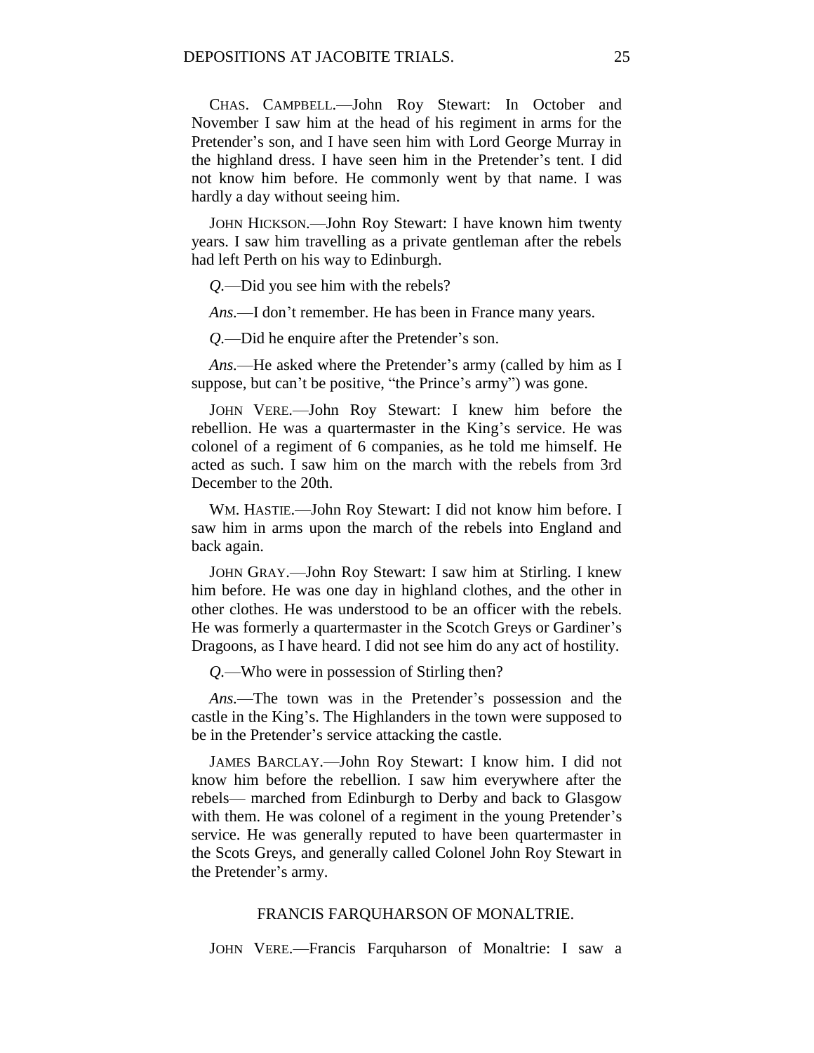CHAS. CAMPBELL.—John Roy Stewart: In October and November I saw him at the head of his regiment in arms for the Pretender's son, and I have seen him with Lord George Murray in the highland dress. I have seen him in the Pretender's tent. I did not know him before. He commonly went by that name. I was hardly a day without seeing him.

JOHN HICKSON.—John Roy Stewart: I have known him twenty years. I saw him travelling as a private gentleman after the rebels had left Perth on his way to Edinburgh.

*Q.*—Did you see him with the rebels?

*Ans.*—I don't remember. He has been in France many years.

*Q.*—Did he enquire after the Pretender's son.

*Ans.*—He asked where the Pretender's army (called by him as I suppose, but can't be positive, "the Prince's army") was gone.

JOHN VERE.—John Roy Stewart: I knew him before the rebellion. He was a quartermaster in the King's service. He was colonel of a regiment of 6 companies, as he told me himself. He acted as such. I saw him on the march with the rebels from 3rd December to the 20th.

WM. HASTIE.—John Roy Stewart: I did not know him before. I saw him in arms upon the march of the rebels into England and back again.

JOHN GRAY.—John Roy Stewart: I saw him at Stirling. I knew him before. He was one day in highland clothes, and the other in other clothes. He was understood to be an officer with the rebels. He was formerly a quartermaster in the Scotch Greys or Gardiner's Dragoons, as I have heard. I did not see him do any act of hostility.

*Q.*—Who were in possession of Stirling then?

*Ans.*—The town was in the Pretender's possession and the castle in the King's. The Highlanders in the town were supposed to be in the Pretender's service attacking the castle.

JAMES BARCLAY.—John Roy Stewart: I know him. I did not know him before the rebellion. I saw him everywhere after the rebels— marched from Edinburgh to Derby and back to Glasgow with them. He was colonel of a regiment in the young Pretender's service. He was generally reputed to have been quartermaster in the Scots Greys, and generally called Colonel John Roy Stewart in the Pretender's army.

## FRANCIS FARQUHARSON OF MONALTRIE.

JOHN VERE.—Francis Farquharson of Monaltrie: I saw a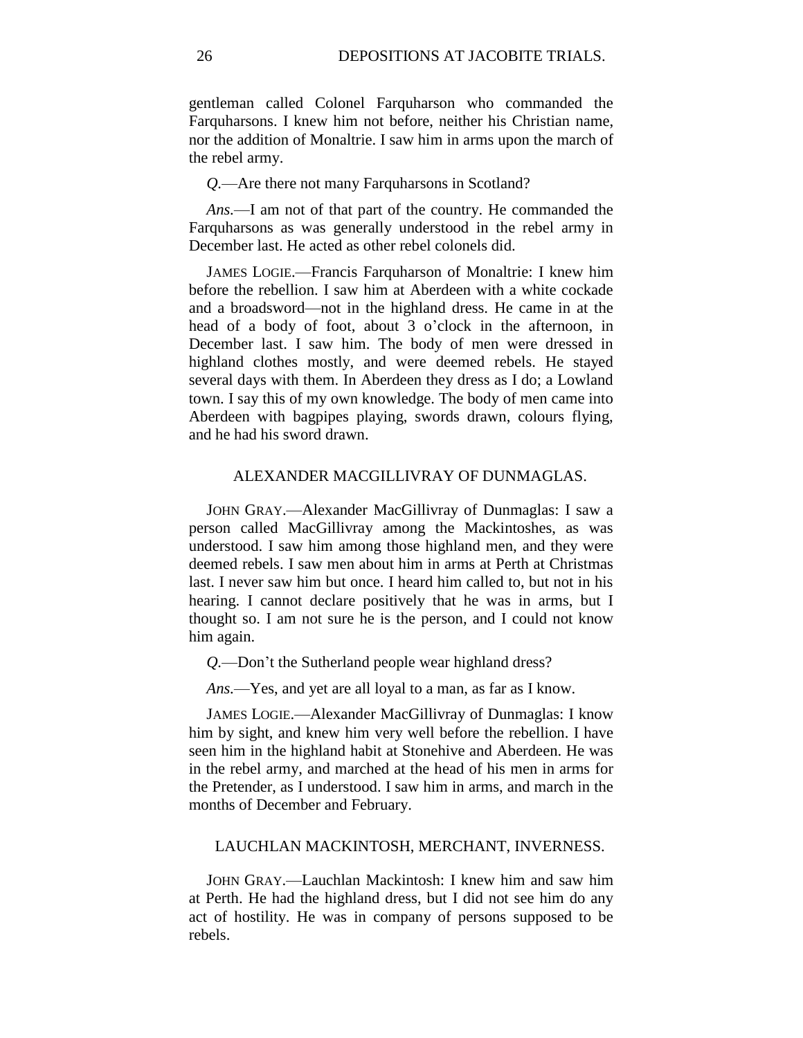gentleman called Colonel Farquharson who commanded the Farquharsons. I knew him not before, neither his Christian name, nor the addition of Monaltrie. I saw him in arms upon the march of the rebel army.

*Q.*—Are there not many Farquharsons in Scotland?

*Ans.*—I am not of that part of the country. He commanded the Farquharsons as was generally understood in the rebel army in December last. He acted as other rebel colonels did.

James Logie.—Francis Farquharson of Monaltrie: I knew him before the rebellion. I saw him at Aberdeen with a white cockade and a broadsword—not in the highland dress. He came in at the head of a body of foot, about 3 o'clock in the afternoon, in December last. I saw him. The body of men were dressed in highland clothes mostly, and were deemed rebels. He stayed several days with them. In Aberdeen they dress as I do; a Lowland town. I say this of my own knowledge. The body of men came into Aberdeen with bagpipes playing, swords drawn, colours flying, and he had his sword drawn.

## ALEXANDER MACGILLIVRAY OF DUNMAGLAS.

John Gray.—Alexander MacGillivray of Dunmaglas: I saw a person called MacGillivray among the Mackintoshes, as was understood. I saw him among those highland men, and they were deemed rebels. I saw men about him in arms at Perth at Christmas last. I never saw him but once. I heard him called to, but not in his hearing. I cannot declare positively that he was in arms, but I thought so. I am not sure he is the person, and I could not know him again.

*Q.*—Don't the Sutherland people wear highland dress?

*Ans.*—Yes, and yet are all loyal to a man, as far as I know.

James Logie.—Alexander MacGillivray of Dunmaglas: I know him by sight, and knew him very well before the rebellion. I have seen him in the highland habit at Stonehive and Aberdeen. He was in the rebel army, and marched at the head of his men in arms for the Pretender, as I understood. I saw him in arms, and march in the months of December and February.

## LAUCHLAN MACKINTOSH, MERCHANT, INVERNESS.

John Gray.—Lauchlan Mackintosh: I knew him and saw him at Perth. He had the highland dress, but I did not see him do any act of hostility. He was in company of persons supposed to be rebels.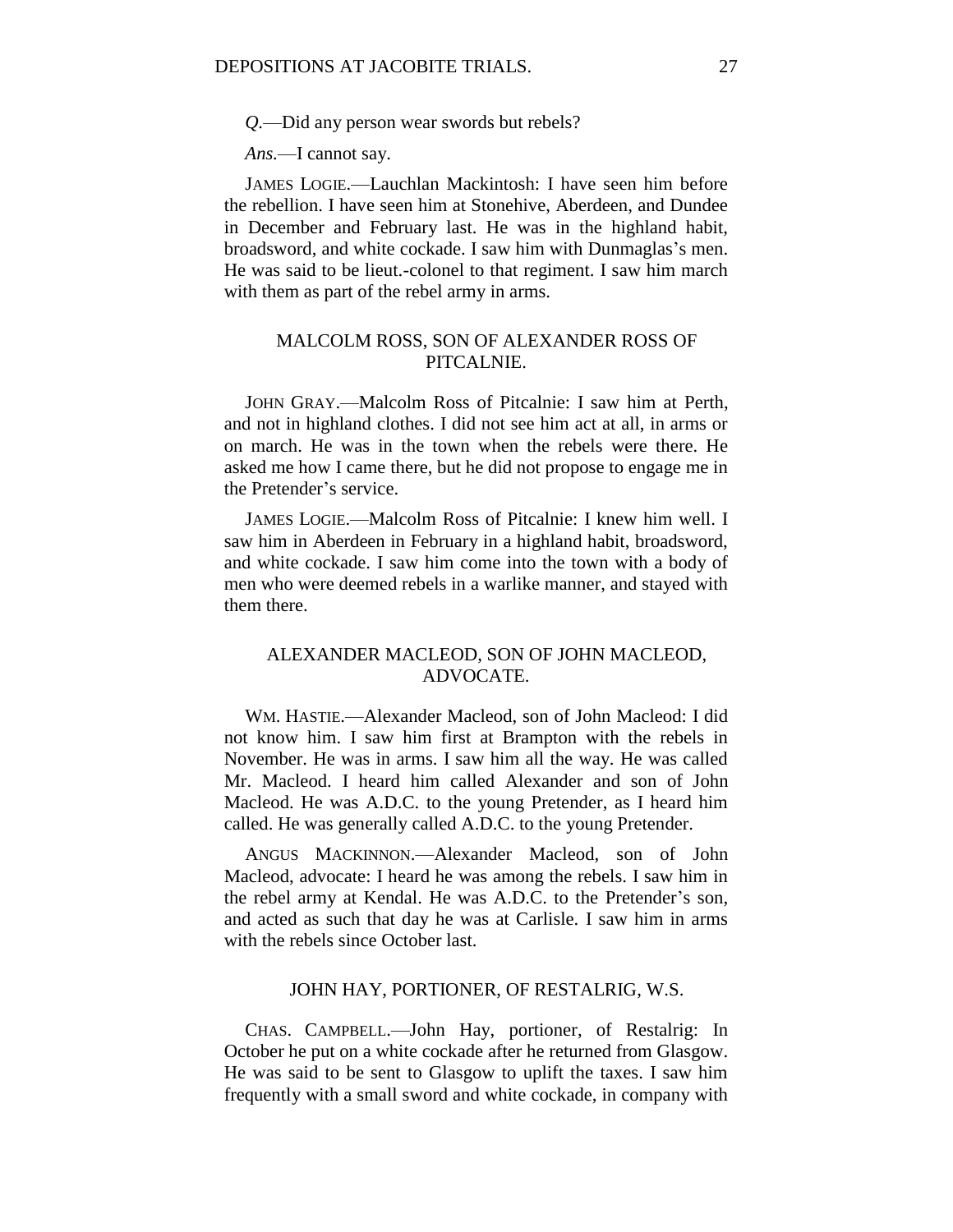*Q.*—Did any person wear swords but rebels?

*Ans.*—I cannot say.

JAMES LOGIE.—Lauchlan Mackintosh: I have seen him before the rebellion. I have seen him at Stonehive, Aberdeen, and Dundee in December and February last. He was in the highland habit, broadsword, and white cockade. I saw him with Dunmaglas's men. He was said to be lieut.-colonel to that regiment. I saw him march with them as part of the rebel army in arms.

## MALCOLM ROSS, SON OF ALEXANDER ROSS OF PITCALNIE.

JOHN GRAY.—Malcolm Ross of Pitcalnie: I saw him at Perth, and not in highland clothes. I did not see him act at all, in arms or on march. He was in the town when the rebels were there. He asked me how I came there, but he did not propose to engage me in the Pretender's service.

JAMES LOGIE.—Malcolm Ross of Pitcalnie: I knew him well. I saw him in Aberdeen in February in a highland habit, broadsword, and white cockade. I saw him come into the town with a body of men who were deemed rebels in a warlike manner, and stayed with them there.

## ALEXANDER MACLEOD, SON OF JOHN MACLEOD, ADVOCATE.

WM. HASTIE.—Alexander Macleod, son of John Macleod: I did not know him. I saw him first at Brampton with the rebels in November. He was in arms. I saw him all the way. He was called Mr. Macleod. I heard him called Alexander and son of John Macleod. He was A.D.C. to the young Pretender, as I heard him called. He was generally called A.D.C. to the young Pretender.

ANGUS MACKINNON.—Alexander Macleod, son of John Macleod, advocate: I heard he was among the rebels. I saw him in the rebel army at Kendal. He was A.D.C. to the Pretender's son, and acted as such that day he was at Carlisle. I saw him in arms with the rebels since October last.

## JOHN HAY, PORTIONER, OF RESTALRIG, W.S.

CHAS. CAMPBELL.—John Hay, portioner, of Restalrig: In October he put on a white cockade after he returned from Glasgow. He was said to be sent to Glasgow to uplift the taxes. I saw him frequently with a small sword and white cockade, in company with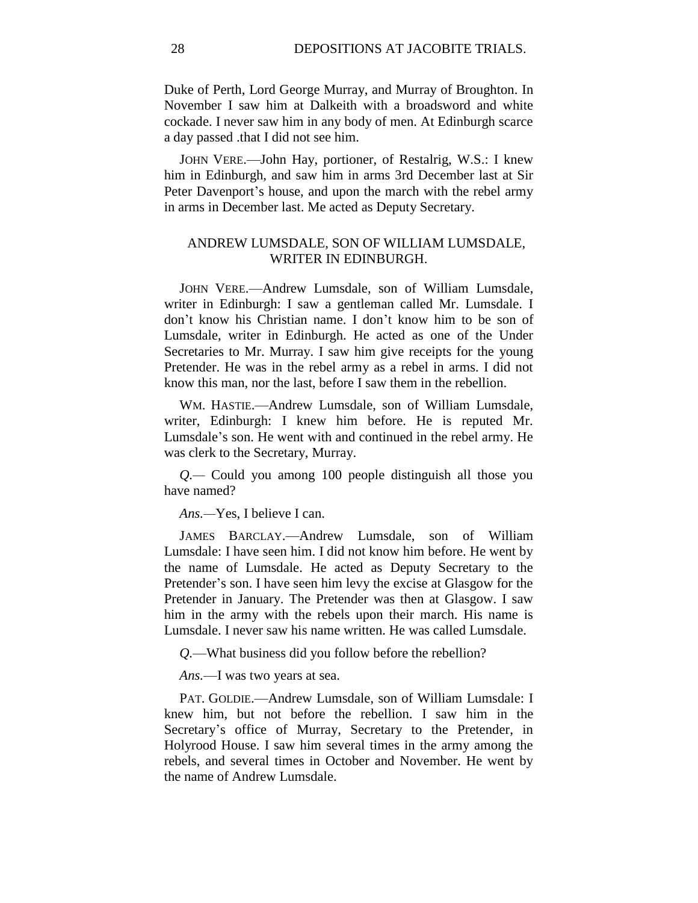Duke of Perth, Lord George Murray, and Murray of Broughton. In November I saw him at Dalkeith with a broadsword and white cockade. I never saw him in any body of men. At Edinburgh scarce a day passed .that I did not see him.

JOHN VERE.—John Hay, portioner, of Restalrig, W.S.: I knew him in Edinburgh, and saw him in arms 3rd December last at Sir Peter Davenport's house, and upon the march with the rebel army in arms in December last. Me acted as Deputy Secretary.

## ANDREW LUMSDALE, SON OF WILLIAM LUMSDALE, WRITER IN EDINBURGH.

JOHN VERE.—Andrew Lumsdale, son of William Lumsdale, writer in Edinburgh: I saw a gentleman called Mr. Lumsdale. I don't know his Christian name. I don't know him to be son of Lumsdale, writer in Edinburgh. He acted as one of the Under Secretaries to Mr. Murray. I saw him give receipts for the young Pretender. He was in the rebel army as a rebel in arms. I did not know this man, nor the last, before I saw them in the rebellion.

WM. HASTIE.—Andrew Lumsdale, son of William Lumsdale, writer, Edinburgh: I knew him before. He is reputed Mr. Lumsdale's son. He went with and continued in the rebel army. He was clerk to the Secretary, Murray.

*Q.*— Could you among 100 people distinguish all those you have named?

*Ans.*—Yes, I believe I can.

JAMES BARCLAY.—Andrew Lumsdale, son of William Lumsdale: I have seen him. I did not know him before. He went by the name of Lumsdale. He acted as Deputy Secretary to the Pretender's son. I have seen him levy the excise at Glasgow for the Pretender in January. The Pretender was then at Glasgow. I saw him in the army with the rebels upon their march. His name is Lumsdale. I never saw his name written. He was called Lumsdale.

*Q.*—What business did you follow before the rebellion?

*Ans.*—I was two years at sea.

PAT. GOLDIE.—Andrew Lumsdale, son of William Lumsdale: I knew him, but not before the rebellion. I saw him in the Secretary's office of Murray, Secretary to the Pretender, in Holyrood House. I saw him several times in the army among the rebels, and several times in October and November. He went by the name of Andrew Lumsdale.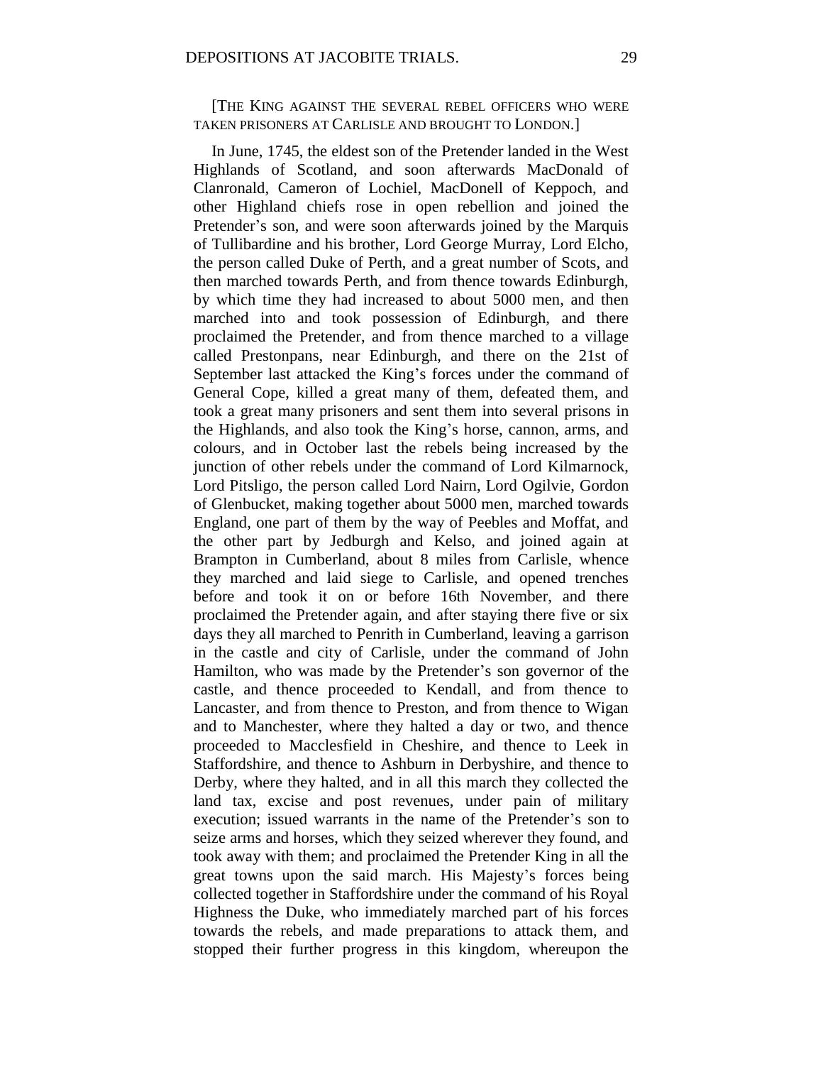[THE KING AGAINST THE SEVERAL REBEL OFFICERS WHO WERE TAKEN PRISONERS AT CARLISLE AND BROUGHT TO LONDON.]

In June, 1745, the eldest son of the Pretender landed in the West Highlands of Scotland, and soon afterwards MacDonald of Clanronald, Cameron of Lochiel, MacDonell of Keppoch, and other Highland chiefs rose in open rebellion and joined the Pretender's son, and were soon afterwards joined by the Marquis of Tullibardine and his brother, Lord George Murray, Lord Elcho, the person called Duke of Perth, and a great number of Scots, and then marched towards Perth, and from thence towards Edinburgh, by which time they had increased to about 5000 men, and then marched into and took possession of Edinburgh, and there proclaimed the Pretender, and from thence marched to a village called Prestonpans, near Edinburgh, and there on the 21st of September last attacked the King's forces under the command of General Cope, killed a great many of them, defeated them, and took a great many prisoners and sent them into several prisons in the Highlands, and also took the King's horse, cannon, arms, and colours, and in October last the rebels being increased by the junction of other rebels under the command of Lord Kilmarnock, Lord Pitsligo, the person called Lord Nairn, Lord Ogilvie, Gordon of Glenbucket, making together about 5000 men, marched towards England, one part of them by the way of Peebles and Moffat, and the other part by Jedburgh and Kelso, and joined again at Brampton in Cumberland, about 8 miles from Carlisle, whence they marched and laid siege to Carlisle, and opened trenches before and took it on or before 16th November, and there proclaimed the Pretender again, and after staying there five or six days they all marched to Penrith in Cumberland, leaving a garrison in the castle and city of Carlisle, under the command of John Hamilton, who was made by the Pretender's son governor of the castle, and thence proceeded to Kendall, and from thence to Lancaster, and from thence to Preston, and from thence to Wigan and to Manchester, where they halted a day or two, and thence proceeded to Macclesfield in Cheshire, and thence to Leek in Staffordshire, and thence to Ashburn in Derbyshire, and thence to Derby, where they halted, and in all this march they collected the land tax, excise and post revenues, under pain of military execution; issued warrants in the name of the Pretender's son to seize arms and horses, which they seized wherever they found, and took away with them; and proclaimed the Pretender King in all the great towns upon the said march. His Majesty's forces being collected together in Staffordshire under the command of his Royal Highness the Duke, who immediately marched part of his forces towards the rebels, and made preparations to attack them, and stopped their further progress in this kingdom, whereupon the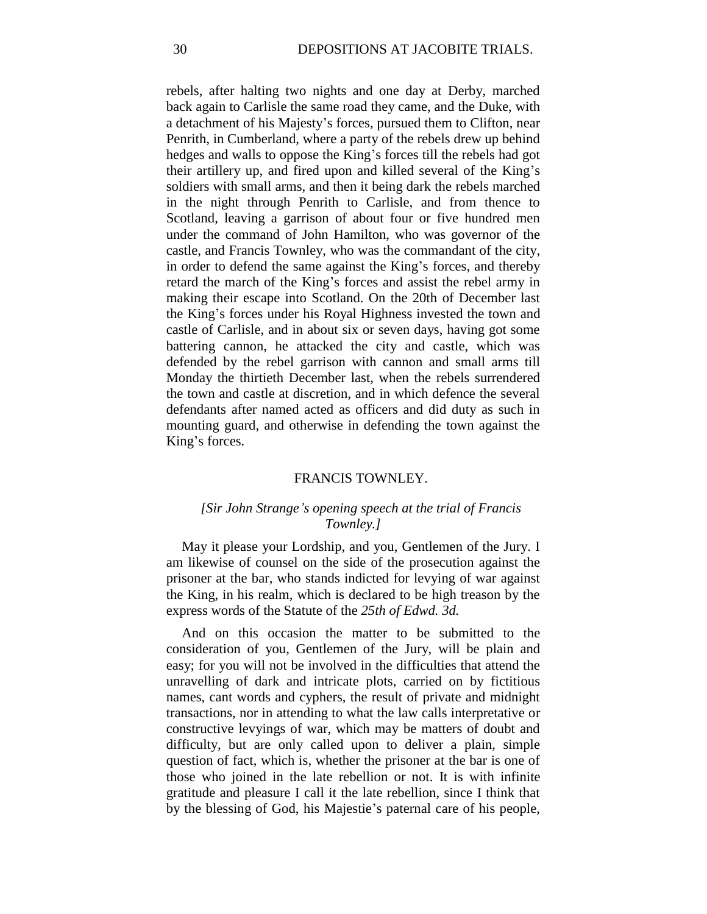rebels, after halting two nights and one day at Derby, marched back again to Carlisle the same road they came, and the Duke, with a detachment of his Majesty's forces, pursued them to Clifton, near Penrith, in Cumberland, where a party of the rebels drew up behind hedges and walls to oppose the King's forces till the rebels had got their artillery up, and fired upon and killed several of the King's soldiers with small arms, and then it being dark the rebels marched in the night through Penrith to Carlisle, and from thence to Scotland, leaving a garrison of about four or five hundred men under the command of John Hamilton, who was governor of the castle, and Francis Townley, who was the commandant of the city, in order to defend the same against the King's forces, and thereby retard the march of the King's forces and assist the rebel army in making their escape into Scotland. On the 20th of December last the King's forces under his Royal Highness invested the town and castle of Carlisle, and in about six or seven days, having got some battering cannon, he attacked the city and castle, which was defended by the rebel garrison with cannon and small arms till Monday the thirtieth December last, when the rebels surrendered the town and castle at discretion, and in which defence the several defendants after named acted as officers and did duty as such in mounting guard, and otherwise in defending the town against the King's forces.

## FRANCIS TOWNLEY.

*[Sir John Strange's opening speech at the trial of Francis Townley.]*

May it please your Lordship, and you, Gentlemen of the Jury. I am likewise of counsel on the side of the prosecution against the prisoner at the bar, who stands indicted for levying of war against the King, in his realm, which is declared to be high treason by the express words of the Statute of the *25th of Edwd. 3d.*

And on this occasion the matter to be submitted to the consideration of you, Gentlemen of the Jury, will be plain and easy; for you will not be involved in the difficulties that attend the unravelling of dark and intricate plots, carried on by fictitious names, cant words and cyphers, the result of private and midnight transactions, nor in attending to what the law calls interpretative or constructive levyings of war, which may be matters of doubt and difficulty, but are only called upon to deliver a plain, simple question of fact, which is, whether the prisoner at the bar is one of those who joined in the late rebellion or not. It is with infinite gratitude and pleasure I call it the late rebellion, since I think that by the blessing of God, his Majestie's paternal care of his people,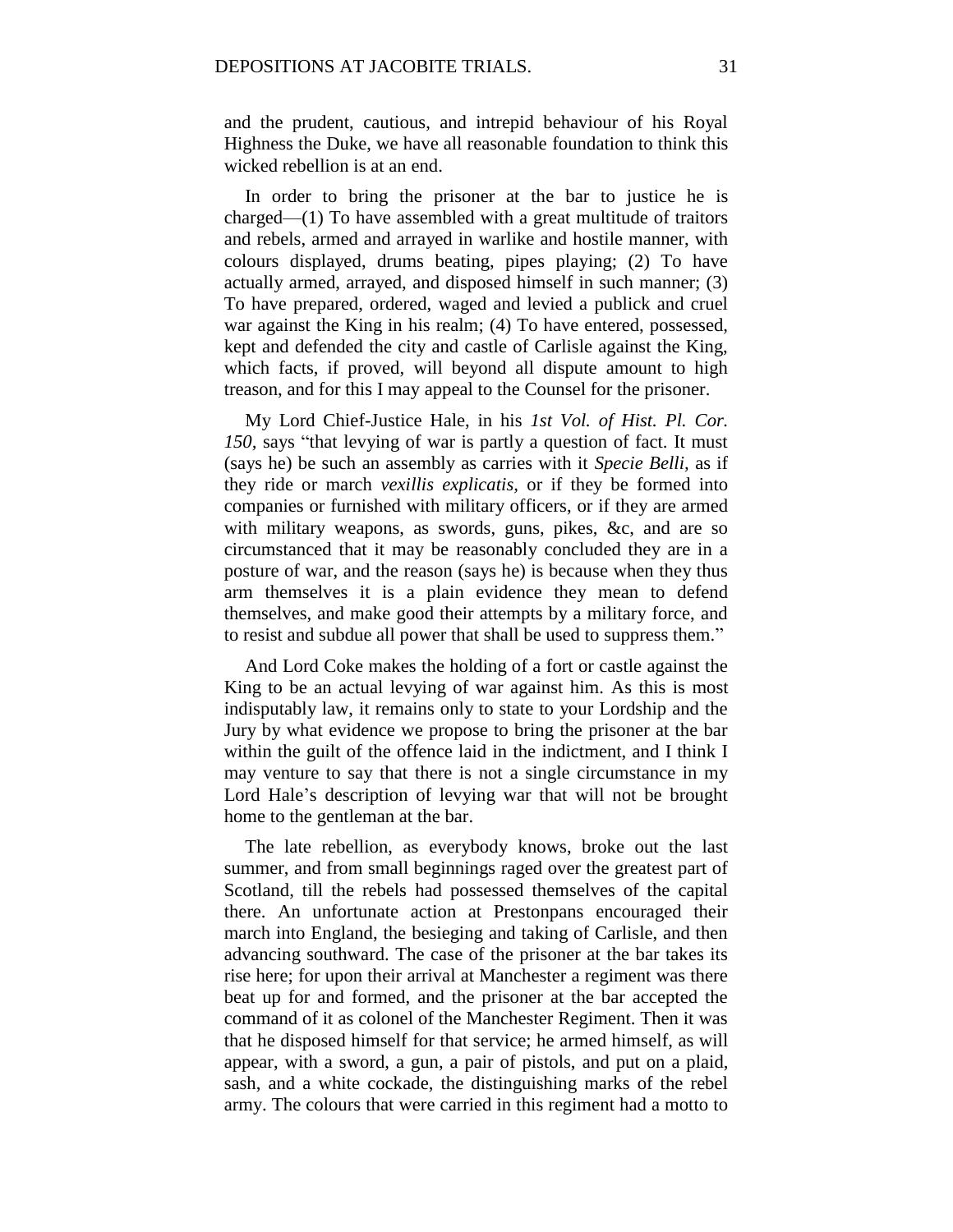and the prudent, cautious, and intrepid behaviour of his Royal Highness the Duke, we have all reasonable foundation to think this wicked rebellion is at an end.

In order to bring the prisoner at the bar to justice he is charged—(1) To have assembled with a great multitude of traitors and rebels, armed and arrayed in warlike and hostile manner, with colours displayed, drums beating, pipes playing; (2) To have actually armed, arrayed, and disposed himself in such manner; (3) To have prepared, ordered, waged and levied a publick and cruel war against the King in his realm; (4) To have entered, possessed, kept and defended the city and castle of Carlisle against the King, which facts, if proved, will beyond all dispute amount to high treason, and for this I may appeal to the Counsel for the prisoner.

My Lord Chief-Justice Hale, in his *1st Vol. of Hist. Pl. Cor. 150,* says "that levying of war is partly a question of fact. It must (says he) be such an assembly as carries with it *Specie Belli,* as if they ride or march *vexillis explicatis,* or if they be formed into companies or furnished with military officers, or if they are armed with military weapons, as swords, guns, pikes, &c, and are so circumstanced that it may be reasonably concluded they are in a posture of war, and the reason (says he) is because when they thus arm themselves it is a plain evidence they mean to defend themselves, and make good their attempts by a military force, and to resist and subdue all power that shall be used to suppress them."

And Lord Coke makes the holding of a fort or castle against the King to be an actual levying of war against him. As this is most indisputably law, it remains only to state to your Lordship and the Jury by what evidence we propose to bring the prisoner at the bar within the guilt of the offence laid in the indictment, and I think I may venture to say that there is not a single circumstance in my Lord Hale's description of levying war that will not be brought home to the gentleman at the bar.

The late rebellion, as everybody knows, broke out the last summer, and from small beginnings raged over the greatest part of Scotland, till the rebels had possessed themselves of the capital there. An unfortunate action at Prestonpans encouraged their march into England, the besieging and taking of Carlisle, and then advancing southward. The case of the prisoner at the bar takes its rise here; for upon their arrival at Manchester a regiment was there beat up for and formed, and the prisoner at the bar accepted the command of it as colonel of the Manchester Regiment. Then it was that he disposed himself for that service; he armed himself, as will appear, with a sword, a gun, a pair of pistols, and put on a plaid, sash, and a white cockade, the distinguishing marks of the rebel army. The colours that were carried in this regiment had a motto to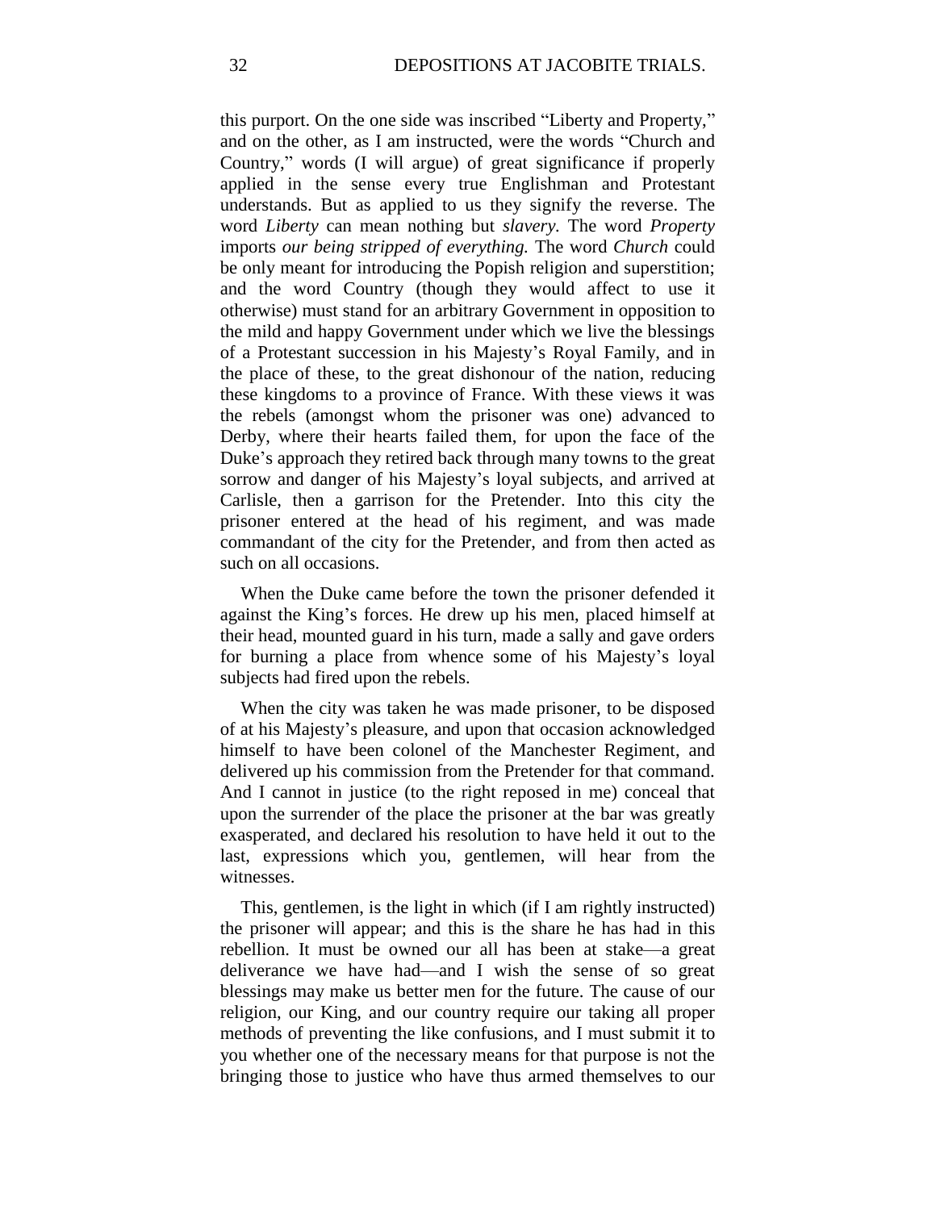this purport. On the one side was inscribed "Liberty and Property," and on the other, as I am instructed, were the words "Church and Country," words (I will argue) of great significance if properly applied in the sense every true Englishman and Protestant understands. But as applied to us they signify the reverse. The word *Liberty* can mean nothing but *slavery.* The word *Property* imports *our being stripped of everything.* The word *Church* could be only meant for introducing the Popish religion and superstition; and the word Country (though they would affect to use it otherwise) must stand for an arbitrary Government in opposition to the mild and happy Government under which we live the blessings of a Protestant succession in his Majesty's Royal Family, and in the place of these, to the great dishonour of the nation, reducing these kingdoms to a province of France. With these views it was the rebels (amongst whom the prisoner was one) advanced to Derby, where their hearts failed them, for upon the face of the Duke's approach they retired back through many towns to the great sorrow and danger of his Majesty's loyal subjects, and arrived at Carlisle, then a garrison for the Pretender. Into this city the prisoner entered at the head of his regiment, and was made commandant of the city for the Pretender, and from then acted as such on all occasions.

When the Duke came before the town the prisoner defended it against the King's forces. He drew up his men, placed himself at their head, mounted guard in his turn, made a sally and gave orders for burning a place from whence some of his Majesty's loyal subjects had fired upon the rebels.

When the city was taken he was made prisoner, to be disposed of at his Majesty's pleasure, and upon that occasion acknowledged himself to have been colonel of the Manchester Regiment, and delivered up his commission from the Pretender for that command. And I cannot in justice (to the right reposed in me) conceal that upon the surrender of the place the prisoner at the bar was greatly exasperated, and declared his resolution to have held it out to the last, expressions which you, gentlemen, will hear from the witnesses.

This, gentlemen, is the light in which (if I am rightly instructed) the prisoner will appear; and this is the share he has had in this rebellion. It must be owned our all has been at stake—a great deliverance we have had—and I wish the sense of so great blessings may make us better men for the future. The cause of our religion, our King, and our country require our taking all proper methods of preventing the like confusions, and I must submit it to you whether one of the necessary means for that purpose is not the bringing those to justice who have thus armed themselves to our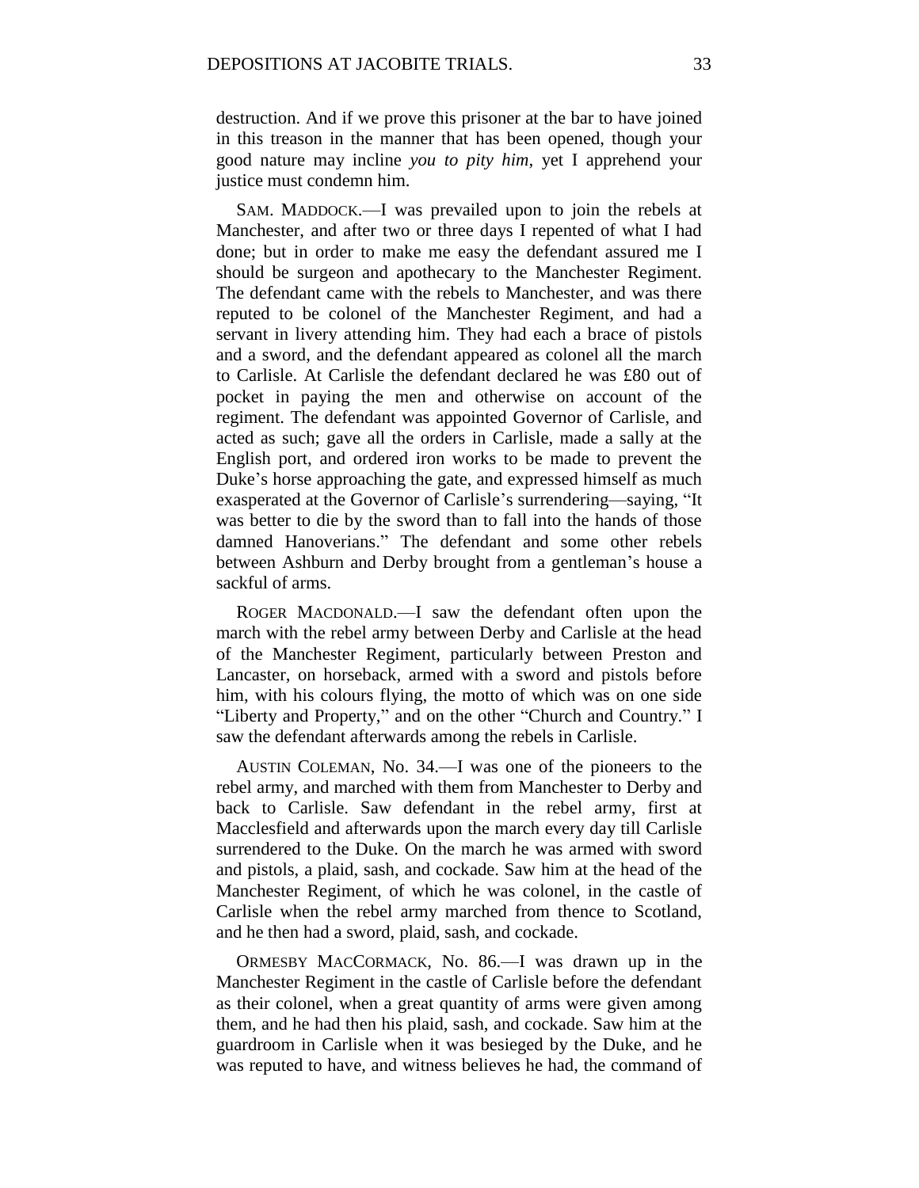destruction. And if we prove this prisoner at the bar to have joined in this treason in the manner that has been opened, though your good nature may incline *you to pity him*, yet I apprehend your justice must condemn him.

SAM. MADDOCK.—I was prevailed upon to join the rebels at Manchester, and after two or three days I repented of what I had done; but in order to make me easy the defendant assured me I should be surgeon and apothecary to the Manchester Regiment. The defendant came with the rebels to Manchester, and was there reputed to be colonel of the Manchester Regiment, and had a servant in livery attending him. They had each a brace of pistols and a sword, and the defendant appeared as colonel all the march to Carlisle. At Carlisle the defendant declared he was £80 out of pocket in paying the men and otherwise on account of the regiment. The defendant was appointed Governor of Carlisle, and acted as such; gave all the orders in Carlisle, made a sally at the English port, and ordered iron works to be made to prevent the Duke's horse approaching the gate, and expressed himself as much exasperated at the Governor of Carlisle's surrendering—saying, "It was better to die by the sword than to fall into the hands of those damned Hanoverians." The defendant and some other rebels between Ashburn and Derby brought from a gentleman's house a sackful of arms.

ROGER MACDONALD.—I saw the defendant often upon the march with the rebel army between Derby and Carlisle at the head of the Manchester Regiment, particularly between Preston and Lancaster, on horseback, armed with a sword and pistols before him, with his colours flying, the motto of which was on one side "Liberty and Property," and on the other "Church and Country." I saw the defendant afterwards among the rebels in Carlisle.

AUSTIN COLEMAN, No. 34.—I was one of the pioneers to the rebel army, and marched with them from Manchester to Derby and back to Carlisle. Saw defendant in the rebel army, first at Macclesfield and afterwards upon the march every day till Carlisle surrendered to the Duke. On the march he was armed with sword and pistols, a plaid, sash, and cockade. Saw him at the head of the Manchester Regiment, of which he was colonel, in the castle of Carlisle when the rebel army marched from thence to Scotland, and he then had a sword, plaid, sash, and cockade.

ORMESBY MACCORMACK, No. 86.—I was drawn up in the Manchester Regiment in the castle of Carlisle before the defendant as their colonel, when a great quantity of arms were given among them, and he had then his plaid, sash, and cockade. Saw him at the guardroom in Carlisle when it was besieged by the Duke, and he was reputed to have, and witness believes he had, the command of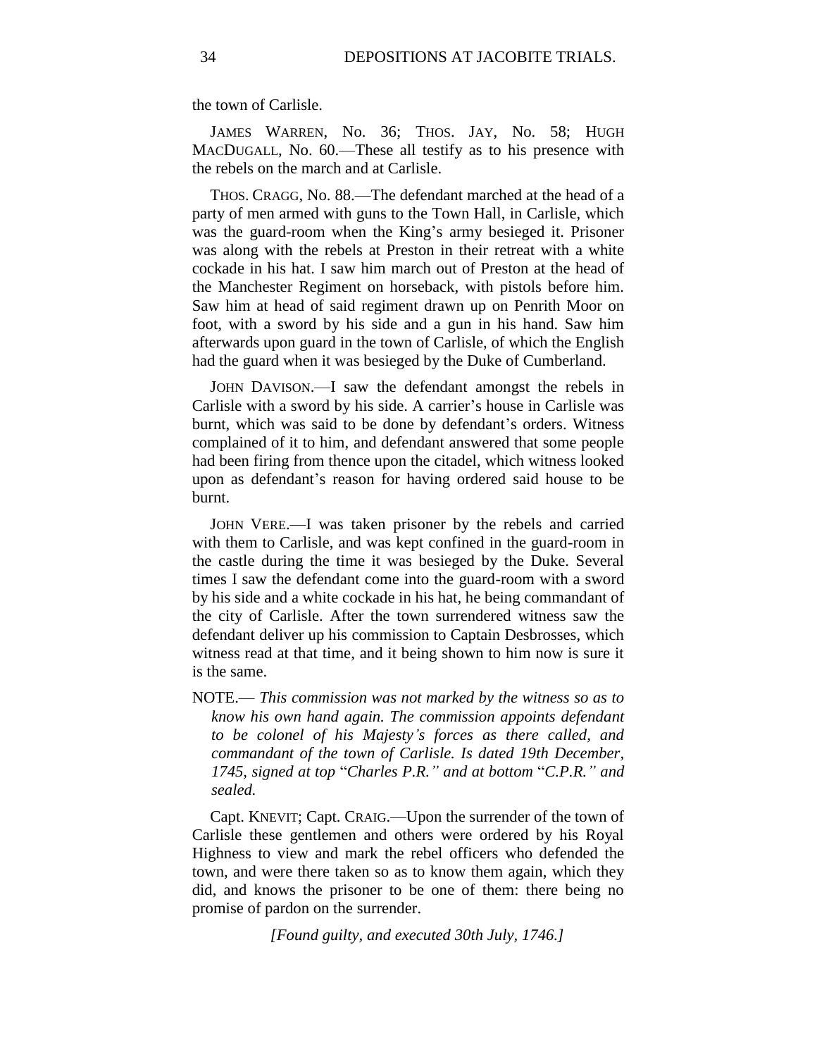the town of Carlisle.

JAMES WARREN, No. 36; THOS. JAY, No. 58; HUGH MACDUGALL, No. 60.—These all testify as to his presence with the rebels on the march and at Carlisle.

THOS. CRAGG, No. 88.—The defendant marched at the head of a party of men armed with guns to the Town Hall, in Carlisle, which was the guard-room when the King's army besieged it. Prisoner was along with the rebels at Preston in their retreat with a white cockade in his hat. I saw him march out of Preston at the head of the Manchester Regiment on horseback, with pistols before him. Saw him at head of said regiment drawn up on Penrith Moor on foot, with a sword by his side and a gun in his hand. Saw him afterwards upon guard in the town of Carlisle, of which the English had the guard when it was besieged by the Duke of Cumberland.

JOHN DAVISON.—I saw the defendant amongst the rebels in Carlisle with a sword by his side. A carrier's house in Carlisle was burnt, which was said to be done by defendant's orders. Witness complained of it to him, and defendant answered that some people had been firing from thence upon the citadel, which witness looked upon as defendant's reason for having ordered said house to be burnt.

JOHN VERE.—I was taken prisoner by the rebels and carried with them to Carlisle, and was kept confined in the guard-room in the castle during the time it was besieged by the Duke. Several times I saw the defendant come into the guard-room with a sword by his side and a white cockade in his hat, he being commandant of the city of Carlisle. After the town surrendered witness saw the defendant deliver up his commission to Captain Desbrosses, which witness read at that time, and it being shown to him now is sure it is the same.

NOTE.— *This commission was not marked by the witness so as to know his own hand again. The commission appoints defendant to be colonel of his Majesty's forces as there called, and commandant of the town of Carlisle. Is dated 19th December, 1745, signed at top* "*Charles P.R.*" *and at bottom* "*C.P.R.*" *and sealed.*

Capt. KNEVIT; Capt. CRAIG.—Upon the surrender of the town of Carlisle these gentlemen and others were ordered by his Royal Highness to view and mark the rebel officers who defended the town, and were there taken so as to know them again, which they did, and knows the prisoner to be one of them: there being no promise of pardon on the surrender.

*[Found guilty, and executed 30th July, 1746.]*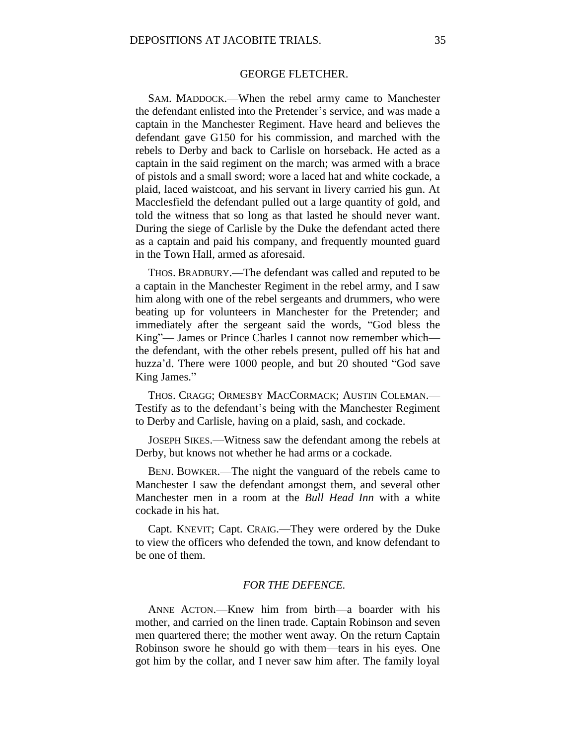## GEORGE FLETCHER.

SAM. MADDOCK.—When the rebel army came to Manchester the defendant enlisted into the Pretender's service, and was made a captain in the Manchester Regiment. Have heard and believes the defendant gave G150 for his commission, and marched with the rebels to Derby and back to Carlisle on horseback. He acted as a captain in the said regiment on the march; was armed with a brace of pistols and a small sword; wore a laced hat and white cockade, a plaid, laced waistcoat, and his servant in livery carried his gun. At Macclesfield the defendant pulled out a large quantity of gold, and told the witness that so long as that lasted he should never want. During the siege of Carlisle by the Duke the defendant acted there as a captain and paid his company, and frequently mounted guard in the Town Hall, armed as aforesaid.

THOS. BRADBURY.—The defendant was called and reputed to be a captain in the Manchester Regiment in the rebel army, and I saw him along with one of the rebel sergeants and drummers, who were beating up for volunteers in Manchester for the Pretender; and immediately after the sergeant said the words, "God bless the King"— James or Prince Charles I cannot now remember which— the defendant, with the other rebels present, pulled off his hat and huzza'd. There were 1000 people, and but 20 shouted "God save King James."

THOS. CRAGG; ORMESBY MACCORMACK; AUSTIN COLEMAN.— Testify as to the defendant's being with the Manchester Regiment to Derby and Carlisle, having on a plaid, sash, and cockade.

JOSEPH SIKES.—Witness saw the defendant among the rebels at Derby, but knows not whether he had arms or a cockade.

BENJ. BOWKER.—The night the vanguard of the rebels came to Manchester I saw the defendant amongst them, and several other Manchester men in a room at the *Bull Head Inn* with a white cockade in his hat.

Capt. KNEVIT; Capt. CRAIG.—They were ordered by the Duke to view the officers who defended the town, and know defendant to be one of them.

### *FOR THE DEFENCE.*

ANNE ACTON.—Knew him from birth—a boarder with his mother, and carried on the linen trade. Captain Robinson and seven men quartered there; the mother went away. On the return Captain Robinson swore he should go with them—tears in his eyes. One got him by the collar, and I never saw him after. The family loyal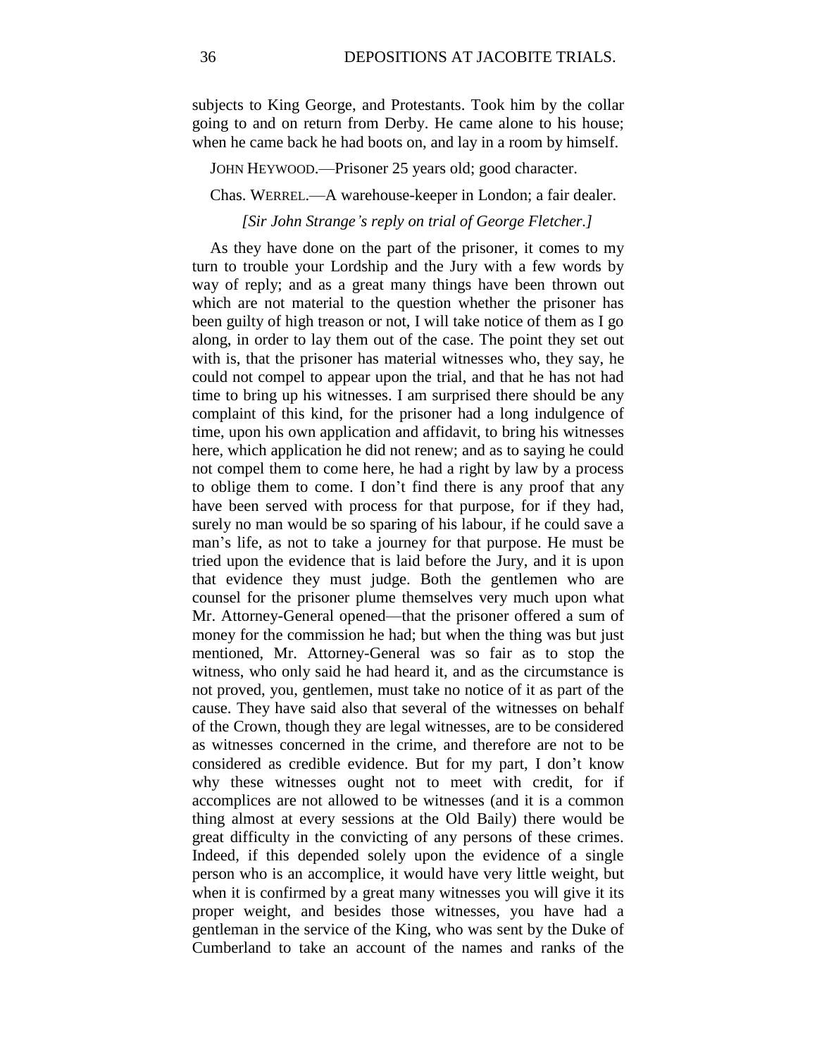subjects to King George, and Protestants. Took him by the collar going to and on return from Derby. He came alone to his house; when he came back he had boots on, and lay in a room by himself.

JOHN HEYWOOD.—Prisoner 25 years old; good character.

Chas. WERREL.—A warehouse-keeper in London; a fair dealer.

*[Sir John Strange's reply on trial of George Fletcher.]*

As they have done on the part of the prisoner, it comes to my turn to trouble your Lordship and the Jury with a few words by way of reply; and as a great many things have been thrown out which are not material to the question whether the prisoner has been guilty of high treason or not, I will take notice of them as I go along, in order to lay them out of the case. The point they set out with is, that the prisoner has material witnesses who, they say, he could not compel to appear upon the trial, and that he has not had time to bring up his witnesses. I am surprised there should be any complaint of this kind, for the prisoner had a long indulgence of time, upon his own application and affidavit, to bring his witnesses here, which application he did not renew; and as to saying he could not compel them to come here, he had a right by law by a process to oblige them to come. I don't find there is any proof that any have been served with process for that purpose, for if they had, surely no man would be so sparing of his labour, if he could save a man's life, as not to take a journey for that purpose. He must be tried upon the evidence that is laid before the Jury, and it is upon that evidence they must judge. Both the gentlemen who are counsel for the prisoner plume themselves very much upon what Mr. Attorney-General opened—that the prisoner offered a sum of money for the commission he had; but when the thing was but just mentioned, Mr. Attorney-General was so fair as to stop the witness, who only said he had heard it, and as the circumstance is not proved, you, gentlemen, must take no notice of it as part of the cause. They have said also that several of the witnesses on behalf of the Crown, though they are legal witnesses, are to be considered as witnesses concerned in the crime, and therefore are not to be considered as credible evidence. But for my part, I don't know why these witnesses ought not to meet with credit, for if accomplices are not allowed to be witnesses (and it is a common thing almost at every sessions at the Old Baily) there would be great difficulty in the convicting of any persons of these crimes. Indeed, if this depended solely upon the evidence of a single person who is an accomplice, it would have very little weight, but when it is confirmed by a great many witnesses you will give it its proper weight, and besides those witnesses, you have had a gentleman in the service of the King, who was sent by the Duke of Cumberland to take an account of the names and ranks of the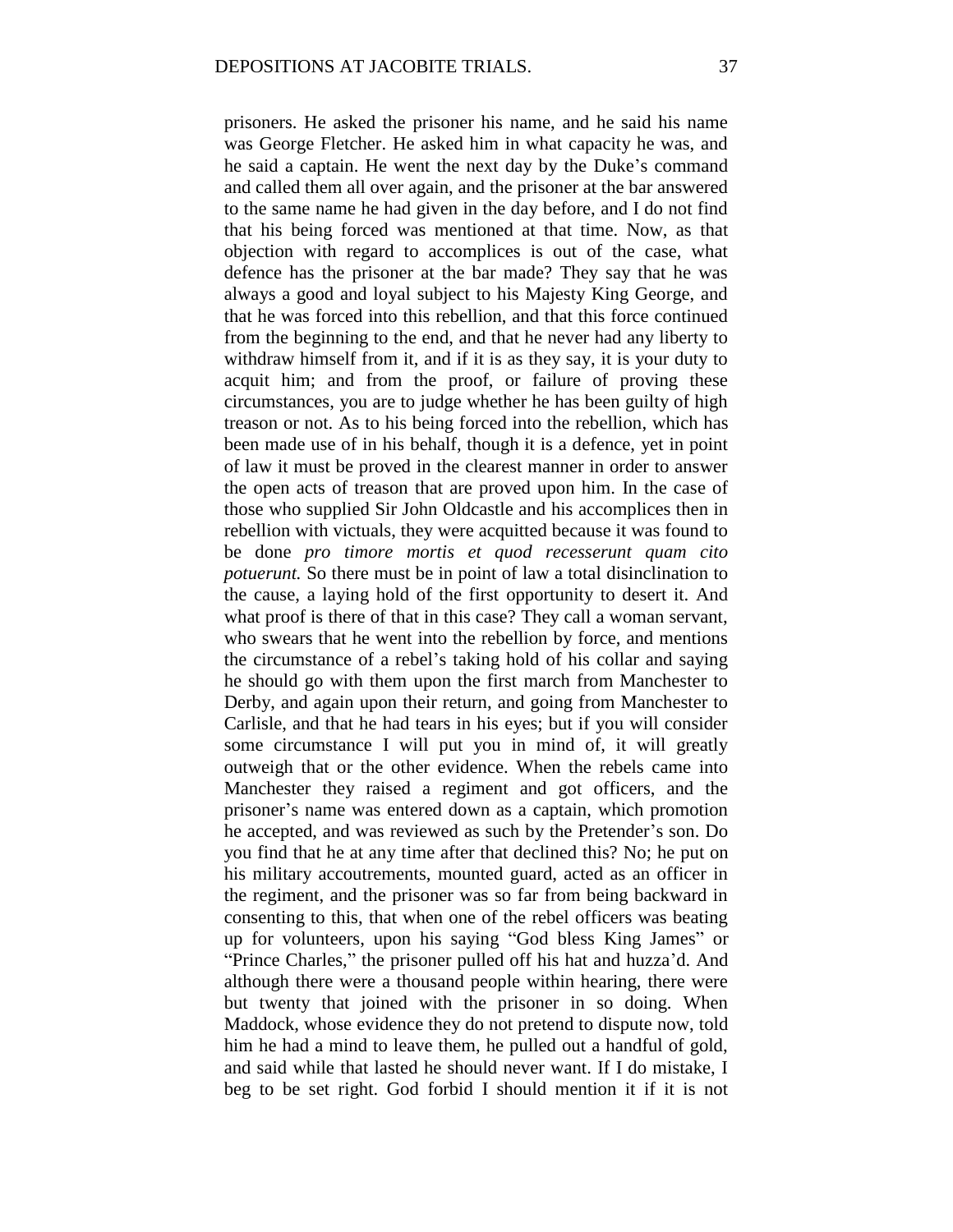prisoners. He asked the prisoner his name, and he said his name was George Fletcher. He asked him in what capacity he was, and he said a captain. He went the next day by the Duke's command and called them all over again, and the prisoner at the bar answered to the same name he had given in the day before, and I do not find that his being forced was mentioned at that time. Now, as that objection with regard to accomplices is out of the case, what defence has the prisoner at the bar made? They say that he was always a good and loyal subject to his Majesty King George, and that he was forced into this rebellion, and that this force continued from the beginning to the end, and that he never had any liberty to withdraw himself from it, and if it is as they say, it is your duty to acquit him; and from the proof, or failure of proving these circumstances, you are to judge whether he has been guilty of high treason or not. As to his being forced into the rebellion, which has been made use of in his behalf, though it is a defence, yet in point of law it must be proved in the clearest manner in order to answer the open acts of treason that are proved upon him. In the case of those who supplied Sir John Oldcastle and his accomplices then in rebellion with victuals, they were acquitted because it was found to be done *pro timore mortis et quod recesserunt quam cito potuerunt.* So there must be in point of law a total disinclination to the cause, a laying hold of the first opportunity to desert it. And what proof is there of that in this case? They call a woman servant, who swears that he went into the rebellion by force, and mentions the circumstance of a rebel's taking hold of his collar and saying he should go with them upon the first march from Manchester to Derby, and again upon their return, and going from Manchester to Carlisle, and that he had tears in his eyes; but if you will consider some circumstance I will put you in mind of, it will greatly outweigh that or the other evidence. When the rebels came into Manchester they raised a regiment and got officers, and the prisoner's name was entered down as a captain, which promotion he accepted, and was reviewed as such by the Pretender's son. Do you find that he at any time after that declined this? No; he put on his military accoutrements, mounted guard, acted as an officer in the regiment, and the prisoner was so far from being backward in consenting to this, that when one of the rebel officers was beating up for volunteers, upon his saying "God bless King James" or "Prince Charles," the prisoner pulled off his hat and huzza'd. And although there were a thousand people within hearing, there were but twenty that joined with the prisoner in so doing. When Maddock, whose evidence they do not pretend to dispute now, told him he had a mind to leave them, he pulled out a handful of gold, and said while that lasted he should never want. If I do mistake, I beg to be set right. God forbid I should mention it if it is not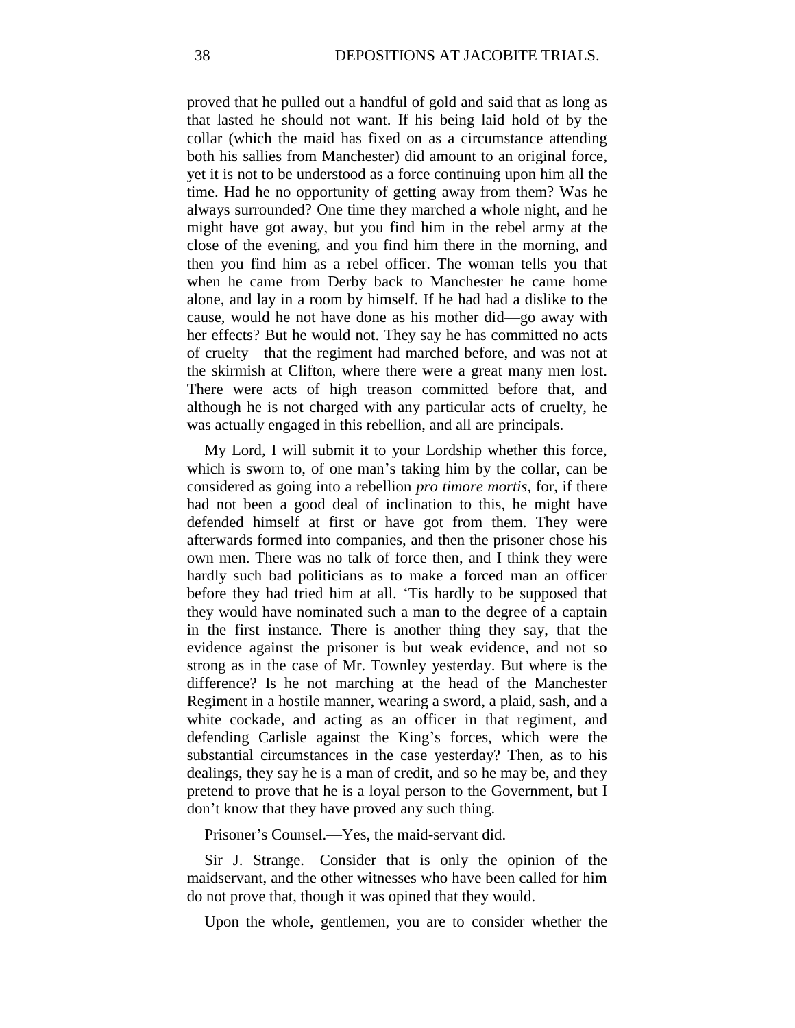proved that he pulled out a handful of gold and said that as long as that lasted he should not want. If his being laid hold of by the collar (which the maid has fixed on as a circumstance attending both his sallies from Manchester) did amount to an original force, yet it is not to be understood as a force continuing upon him all the time. Had he no opportunity of getting away from them? Was he always surrounded? One time they marched a whole night, and he might have got away, but you find him in the rebel army at the close of the evening, and you find him there in the morning, and then you find him as a rebel officer. The woman tells you that when he came from Derby back to Manchester he came home alone, and lay in a room by himself. If he had had a dislike to the cause, would he not have done as his mother did—go away with her effects? But he would not. They say he has committed no acts of cruelty—that the regiment had marched before, and was not at the skirmish at Clifton, where there were a great many men lost. There were acts of high treason committed before that, and although he is not charged with any particular acts of cruelty, he was actually engaged in this rebellion, and all are principals.

My Lord, I will submit it to your Lordship whether this force, which is sworn to, of one man's taking him by the collar, can be considered as going into a rebellion *pro timore mortis*, for, if there had not been a good deal of inclination to this, he might have defended himself at first or have got from them. They were afterwards formed into companies, and then the prisoner chose his own men. There was no talk of force then, and I think they were hardly such bad politicians as to make a forced man an officer before they had tried him at all. 'Tis hardly to be supposed that they would have nominated such a man to the degree of a captain in the first instance. There is another thing they say, that the evidence against the prisoner is but weak evidence, and not so strong as in the case of Mr. Townley yesterday. But where is the difference? Is he not marching at the head of the Manchester Regiment in a hostile manner, wearing a sword, a plaid, sash, and a white cockade, and acting as an officer in that regiment, and defending Carlisle against the King's forces, which were the substantial circumstances in the case yesterday? Then, as to his dealings, they say he is a man of credit, and so he may be, and they pretend to prove that he is a loyal person to the Government, but I don't know that they have proved any such thing.

Prisoner's Counsel.—Yes, the maid-servant did.

Sir J. Strange.—Consider that is only the opinion of the maidservant, and the other witnesses who have been called for him do not prove that, though it was opined that they would.

Upon the whole, gentlemen, you are to consider whether the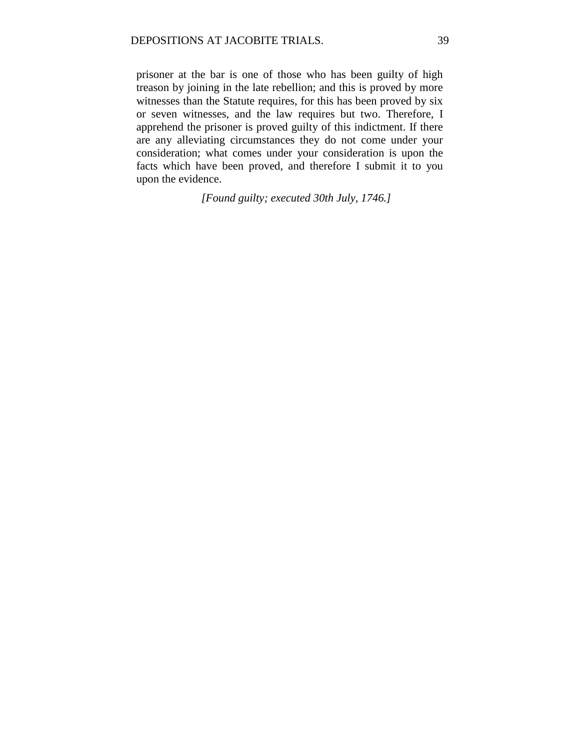prisoner at the bar is one of those who has been guilty of high treason by joining in the late rebellion; and this is proved by more witnesses than the Statute requires, for this has been proved by six or seven witnesses, and the law requires but two. Therefore, I apprehend the prisoner is proved guilty of this indictment. If there are any alleviating circumstances they do not come under your consideration; what comes under your consideration is upon the facts which have been proved, and therefore I submit it to you upon the evidence.

*[Found guilty; executed 30th July, 1746.]*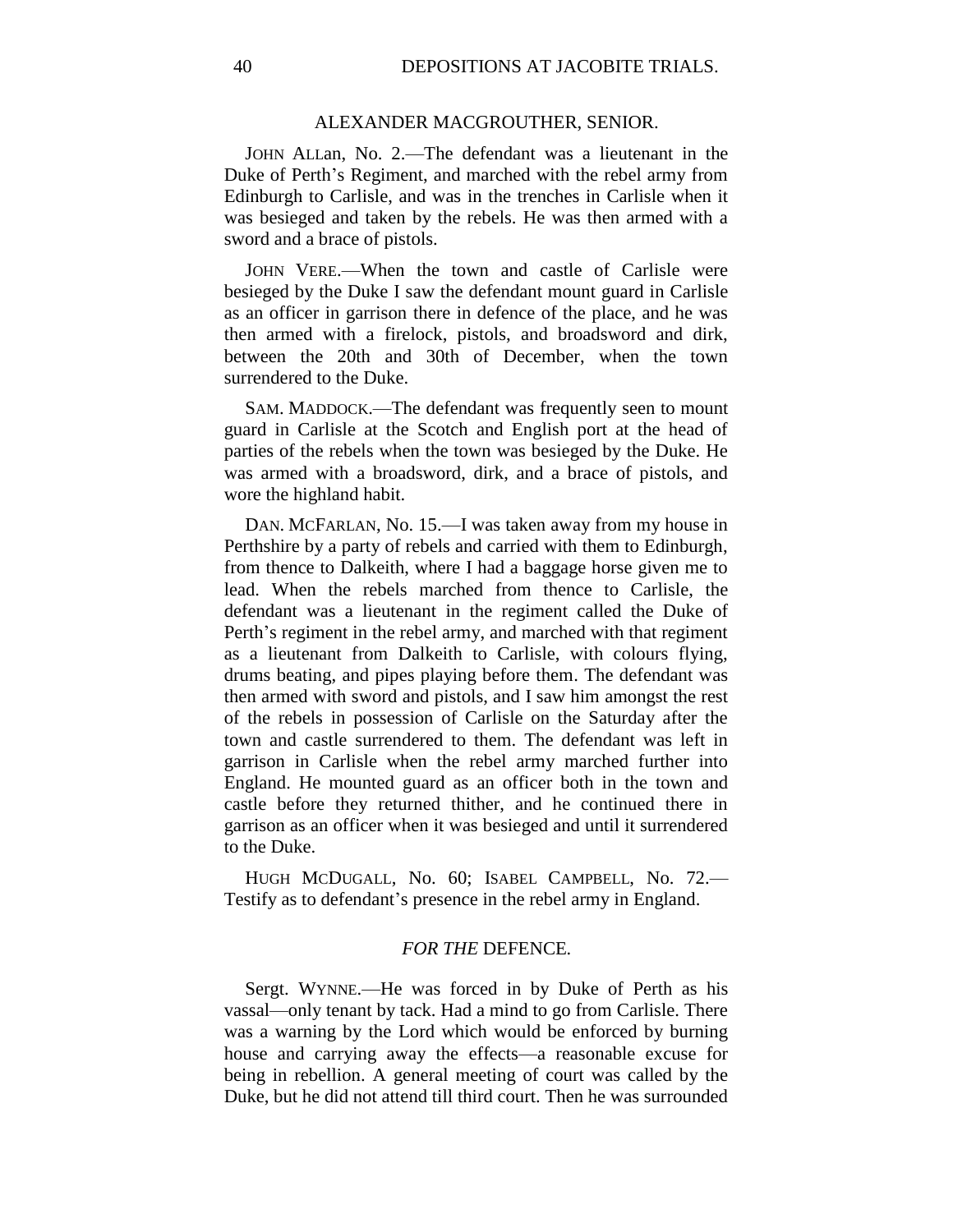## ALEXANDER MACGROUTHER, SENIOR.

JOHN ALLan, No. 2.—The defendant was a lieutenant in the Duke of Perth's Regiment, and marched with the rebel army from Edinburgh to Carlisle, and was in the trenches in Carlisle when it was besieged and taken by the rebels. He was then armed with a sword and a brace of pistols.

JOHN VERE.—When the town and castle of Carlisle were besieged by the Duke I saw the defendant mount guard in Carlisle as an officer in garrison there in defence of the place, and he was then armed with a firelock, pistols, and broadsword and dirk, between the 20th and 30th of December, when the town surrendered to the Duke.

SAM. MADDOCK.—The defendant was frequently seen to mount guard in Carlisle at the Scotch and English port at the head of parties of the rebels when the town was besieged by the Duke. He was armed with a broadsword, dirk, and a brace of pistols, and wore the highland habit.

DAN. MCFARLAN, No. 15.—I was taken away from my house in Perthshire by a party of rebels and carried with them to Edinburgh, from thence to Dalkeith, where I had a baggage horse given me to lead. When the rebels marched from thence to Carlisle, the defendant was a lieutenant in the regiment called the Duke of Perth's regiment in the rebel army, and marched with that regiment as a lieutenant from Dalkeith to Carlisle, with colours flying, drums beating, and pipes playing before them. The defendant was then armed with sword and pistols, and I saw him amongst the rest of the rebels in possession of Carlisle on the Saturday after the town and castle surrendered to them. The defendant was left in garrison in Carlisle when the rebel army marched further into England. He mounted guard as an officer both in the town and castle before they returned thither, and he continued there in garrison as an officer when it was besieged and until it surrendered to the Duke.

HUGH MCDUGALL, No. 60; ISABEL CAMPBELL, No. 72.—Testify as to defendant's presence in the rebel army in England.

### *FOR THE* DEFENCE.

Sergt. WYNNE.—He was forced in by Duke of Perth as his vassal—only tenant by tack. Had a mind to go from Carlisle. There was a warning by the Lord which would be enforced by burning house and carrying away the effects—a reasonable excuse for being in rebellion. A general meeting of court was called by the Duke, but he did not attend till third court. Then he was surrounded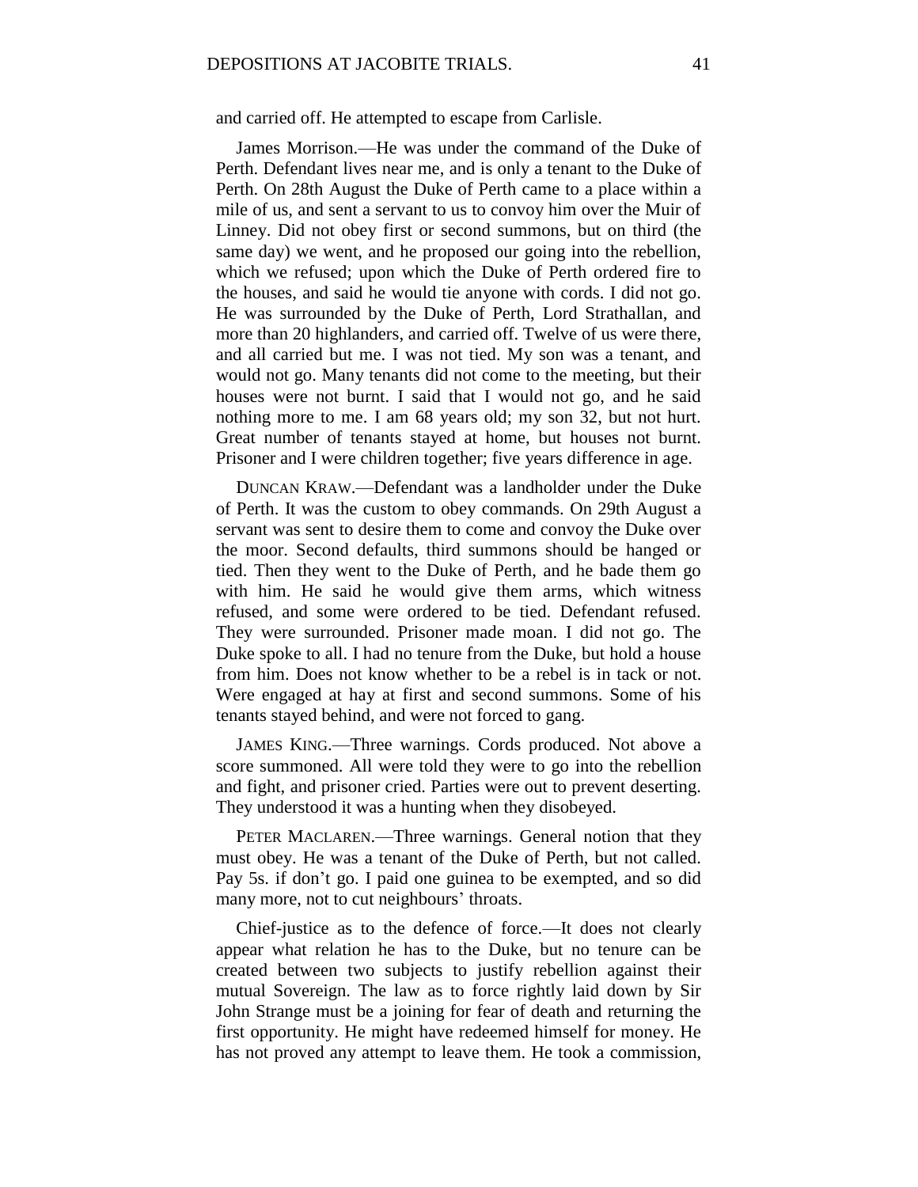and carried off. He attempted to escape from Carlisle.

James Morrison.—He was under the command of the Duke of Perth. Defendant lives near me, and is only a tenant to the Duke of Perth. On 28th August the Duke of Perth came to a place within a mile of us, and sent a servant to us to convoy him over the Muir of Linney. Did not obey first or second summons, but on third (the same day) we went, and he proposed our going into the rebellion, which we refused; upon which the Duke of Perth ordered fire to the houses, and said he would tie anyone with cords. I did not go. He was surrounded by the Duke of Perth, Lord Strathallan, and more than 20 highlanders, and carried off. Twelve of us were there, and all carried but me. I was not tied. My son was a tenant, and would not go. Many tenants did not come to the meeting, but their houses were not burnt. I said that I would not go, and he said nothing more to me. I am 68 years old; my son 32, but not hurt. Great number of tenants stayed at home, but houses not burnt. Prisoner and I were children together; five years difference in age.

Duncan Kraw.—Defendant was a landholder under the Duke of Perth. It was the custom to obey commands. On 29th August a servant was sent to desire them to come and convoy the Duke over the moor. Second defaults, third summons should be hanged or tied. Then they went to the Duke of Perth, and he bade them go with him. He said he would give them arms, which witness refused, and some were ordered to be tied. Defendant refused. They were surrounded. Prisoner made moan. I did not go. The Duke spoke to all. I had no tenure from the Duke, but hold a house from him. Does not know whether to be a rebel is in tack or not. Were engaged at hay at first and second summons. Some of his tenants stayed behind, and were not forced to gang.

James King.—Three warnings. Cords produced. Not above a score summoned. All were told they were to go into the rebellion and fight, and prisoner cried. Parties were out to prevent deserting. They understood it was a hunting when they disobeyed.

Peter Maclaren.—Three warnings. General notion that they must obey. He was a tenant of the Duke of Perth, but not called. Pay 5s. if don't go. I paid one guinea to be exempted, and so did many more, not to cut neighbours' throats.

Chief-justice as to the defence of force.—It does not clearly appear what relation he has to the Duke, but no tenure can be created between two subjects to justify rebellion against their mutual Sovereign. The law as to force rightly laid down by Sir John Strange must be a joining for fear of death and returning the first opportunity. He might have redeemed himself for money. He has not proved any attempt to leave them. He took a commission,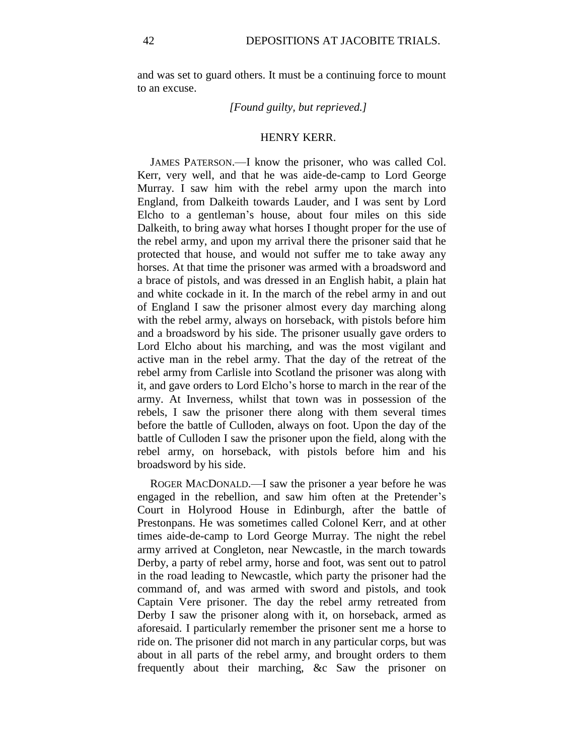and was set to guard others. It must be a continuing force to mount to an excuse.

*[Found guilty, but reprieved.]*

## HENRY KERR.

JAMES PATERSON.—I know the prisoner, who was called Col. Kerr, very well, and that he was aide-de-camp to Lord George Murray. I saw him with the rebel army upon the march into England, from Dalkeith towards Lauder, and I was sent by Lord Elcho to a gentleman's house, about four miles on this side Dalkeith, to bring away what horses I thought proper for the use of the rebel army, and upon my arrival there the prisoner said that he protected that house, and would not suffer me to take away any horses. At that time the prisoner was armed with a broadsword and a brace of pistols, and was dressed in an English habit, a plain hat and white cockade in it. In the march of the rebel army in and out of England I saw the prisoner almost every day marching along with the rebel army, always on horseback, with pistols before him and a broadsword by his side. The prisoner usually gave orders to Lord Elcho about his marching, and was the most vigilant and active man in the rebel army. That the day of the retreat of the rebel army from Carlisle into Scotland the prisoner was along with it, and gave orders to Lord Elcho's horse to march in the rear of the army. At Inverness, whilst that town was in possession of the rebels, I saw the prisoner there along with them several times before the battle of Culloden, always on foot. Upon the day of the battle of Culloden I saw the prisoner upon the field, along with the rebel army, on horseback, with pistols before him and his broadsword by his side.

ROGER MACDONALD.—I saw the prisoner a year before he was engaged in the rebellion, and saw him often at the Pretender's Court in Holyrood House in Edinburgh, after the battle of Prestonpans. He was sometimes called Colonel Kerr, and at other times aide-de-camp to Lord George Murray. The night the rebel army arrived at Congleton, near Newcastle, in the march towards Derby, a party of rebel army, horse and foot, was sent out to patrol in the road leading to Newcastle, which party the prisoner had the command of, and was armed with sword and pistols, and took Captain Vere prisoner. The day the rebel army retreated from Derby I saw the prisoner along with it, on horseback, armed as aforesaid. I particularly remember the prisoner sent me a horse to ride on. The prisoner did not march in any particular corps, but was about in all parts of the rebel army, and brought orders to them frequently about their marching, &c Saw the prisoner on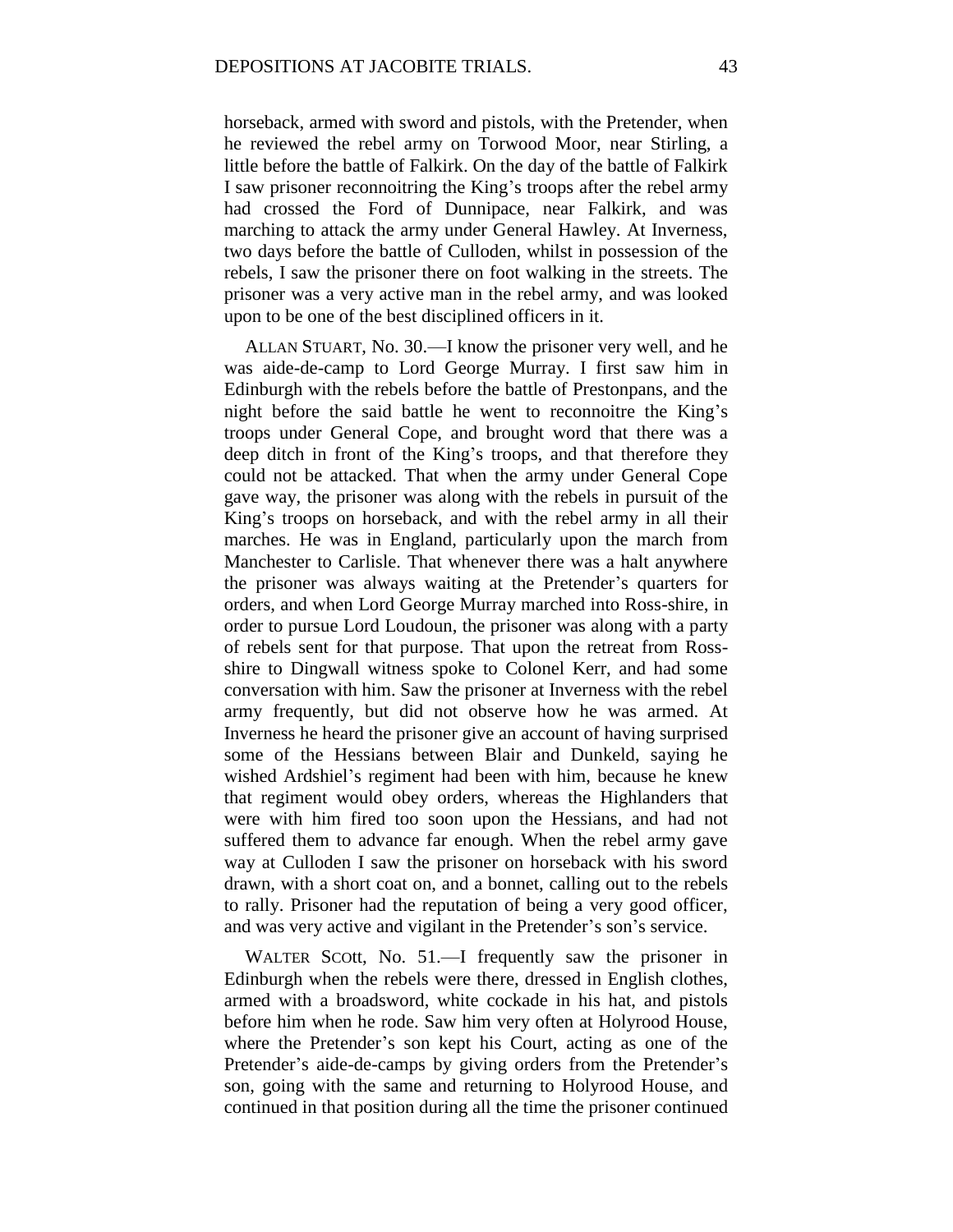horseback, armed with sword and pistols, with the Pretender, when he reviewed the rebel army on Torwood Moor, near Stirling, a little before the battle of Falkirk. On the day of the battle of Falkirk I saw prisoner reconnoitring the King's troops after the rebel army had crossed the Ford of Dunnipace, near Falkirk, and was marching to attack the army under General Hawley. At Inverness, two days before the battle of Culloden, whilst in possession of the rebels, I saw the prisoner there on foot walking in the streets. The prisoner was a very active man in the rebel army, and was looked upon to be one of the best disciplined officers in it.

ALLAN STUART, No. 30.—I know the prisoner very well, and he was aide-de-camp to Lord George Murray. I first saw him in Edinburgh with the rebels before the battle of Prestonpans, and the night before the said battle he went to reconnoitre the King's troops under General Cope, and brought word that there was a deep ditch in front of the King's troops, and that therefore they could not be attacked. That when the army under General Cope gave way, the prisoner was along with the rebels in pursuit of the King's troops on horseback, and with the rebel army in all their marches. He was in England, particularly upon the march from Manchester to Carlisle. That whenever there was a halt anywhere the prisoner was always waiting at the Pretender's quarters for orders, and when Lord George Murray marched into Ross-shire, in order to pursue Lord Loudoun, the prisoner was along with a party of rebels sent for that purpose. That upon the retreat from Ross-shire to Dingwall witness spoke to Colonel Kerr, and had some conversation with him. Saw the prisoner at Inverness with the rebel army frequently, but did not observe how he was armed. At Inverness he heard the prisoner give an account of having surprised some of the Hessians between Blair and Dunkeld, saying he wished Ardshiel's regiment had been with him, because he knew that regiment would obey orders, whereas the Highlanders that were with him fired too soon upon the Hessians, and had not suffered them to advance far enough. When the rebel army gave way at Culloden I saw the prisoner on horseback with his sword drawn, with a short coat on, and a bonnet, calling out to the rebels to rally. Prisoner had the reputation of being a very good officer, and was very active and vigilant in the Pretender's son's service.

WALTER SCOtt, No. 51.—I frequently saw the prisoner in Edinburgh when the rebels were there, dressed in English clothes, armed with a broadsword, white cockade in his hat, and pistols before him when he rode. Saw him very often at Holyrood House, where the Pretender's son kept his Court, acting as one of the Pretender's aide-de-camps by giving orders from the Pretender's son, going with the same and returning to Holyrood House, and continued in that position during all the time the prisoner continued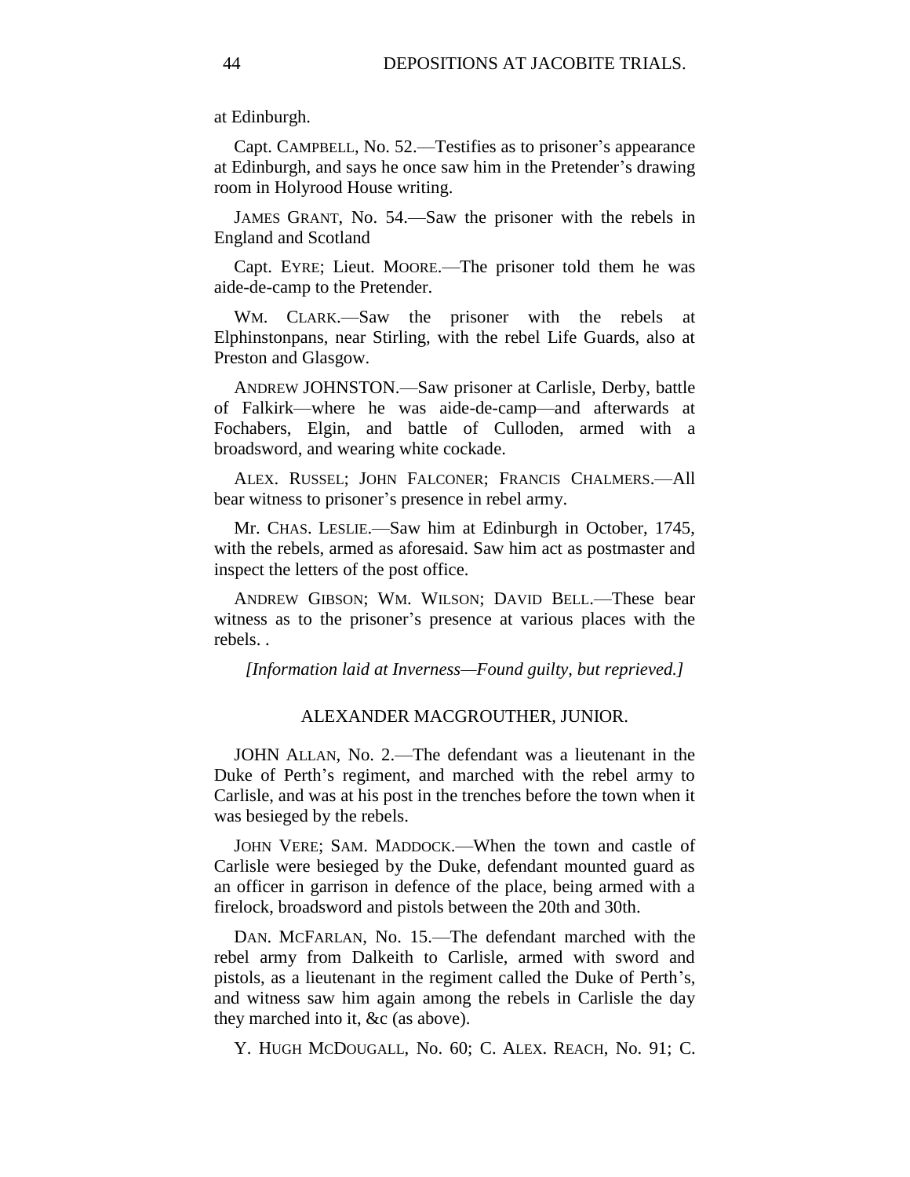at Edinburgh.

Capt. CAMPBELL, No. 52.—Testifies as to prisoner's appearance at Edinburgh, and says he once saw him in the Pretender's drawing room in Holyrood House writing.

JAMES GRANT, No. 54.—Saw the prisoner with the rebels in England and Scotland

Capt. EYRE; Lieut. MOORE.—The prisoner told them he was aide-de-camp to the Pretender.

WM. CLARK.—Saw the prisoner with the rebels at Elphinstonpans, near Stirling, with the rebel Life Guards, also at Preston and Glasgow.

ANDREW JOHNSTON.—Saw prisoner at Carlisle, Derby, battle of Falkirk—where he was aide-de-camp—and afterwards at Fochabers, Elgin, and battle of Culloden, armed with a broadsword, and wearing white cockade.

ALEX. RUSSEL; JOHN FALCONER; FRANCIS CHALMERS.—All bear witness to prisoner's presence in rebel army.

Mr. CHAS. LESLIE.—Saw him at Edinburgh in October, 1745, with the rebels, armed as aforesaid. Saw him act as postmaster and inspect the letters of the post office.

ANDREW GIBSON; WM. WILSON; DAVID BELL.—These bear witness as to the prisoner's presence at various places with the rebels. .

*[Information laid at Inverness—Found guilty, but reprieved.]*

## ALEXANDER MACGROUTHER, JUNIOR.

JOHN ALLAN, No. 2.—The defendant was a lieutenant in the Duke of Perth's regiment, and marched with the rebel army to Carlisle, and was at his post in the trenches before the town when it was besieged by the rebels.

JOHN VERE; SAM. MADDOCK.—When the town and castle of Carlisle were besieged by the Duke, defendant mounted guard as an officer in garrison in defence of the place, being armed with a firelock, broadsword and pistols between the 20th and 30th.

DAN. MCFARLAN, No. 15.—The defendant marched with the rebel army from Dalkeith to Carlisle, armed with sword and pistols, as a lieutenant in the regiment called the Duke of Perth's, and witness saw him again among the rebels in Carlisle the day they marched into it, &c (as above).

Y. HUGH MCDOUGALL, No. 60; C. ALEX. REACH, No. 91; C.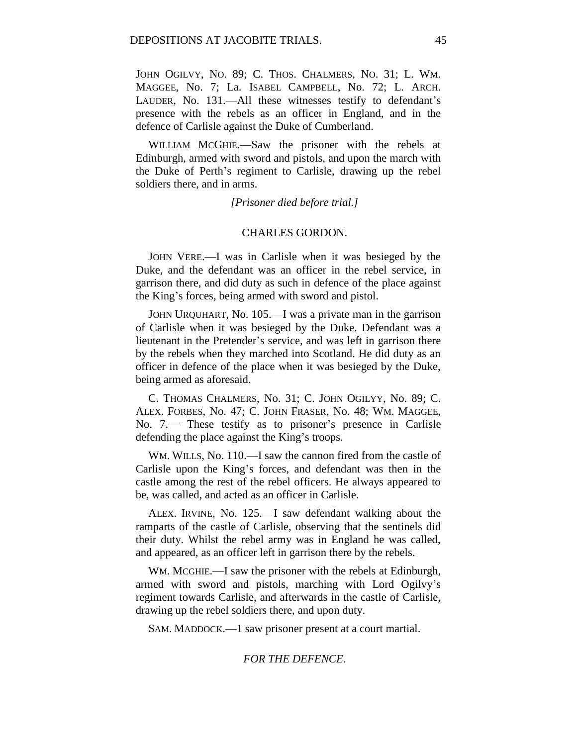JOHN OGILVY, NO. 89; C. THOS. CHALMERS, NO. 31; L. WM. MAGGEE, No. 7; La. ISABEL CAMPBELL, No. 72; L. ARCH. LAUDER, No. 131.—All these witnesses testify to defendant's presence with the rebels as an officer in England, and in the defence of Carlisle against the Duke of Cumberland.

WILLIAM MCGHIE.—Saw the prisoner with the rebels at Edinburgh, armed with sword and pistols, and upon the march with the Duke of Perth's regiment to Carlisle, drawing up the rebel soldiers there, and in arms.

*[Prisoner died before trial.]*

## CHARLES GORDON.

JOHN VERE.—I was in Carlisle when it was besieged by the Duke, and the defendant was an officer in the rebel service, in garrison there, and did duty as such in defence of the place against the King's forces, being armed with sword and pistol.

JOHN URQUHART, No. 105.—I was a private man in the garrison of Carlisle when it was besieged by the Duke. Defendant was a lieutenant in the Pretender's service, and was left in garrison there by the rebels when they marched into Scotland. He did duty as an officer in defence of the place when it was besieged by the Duke, being armed as aforesaid.

C. THOMAS CHALMERS, No. 31; C. JOHN OGILYY, No. 89; C. ALEX. FORBES, No. 47; C. JOHN FRASER, No. 48; WM. MAGGEE, No. 7.— These testify as to prisoner's presence in Carlisle defending the place against the King's troops.

WM. WILLS, No. 110.—I saw the cannon fired from the castle of Carlisle upon the King's forces, and defendant was then in the castle among the rest of the rebel officers. He always appeared to be, was called, and acted as an officer in Carlisle.

ALEX. IRVINE, No. 125.—I saw defendant walking about the ramparts of the castle of Carlisle, observing that the sentinels did their duty. Whilst the rebel army was in England he was called, and appeared, as an officer left in garrison there by the rebels.

WM. MCGHIE.—I saw the prisoner with the rebels at Edinburgh, armed with sword and pistols, marching with Lord Ogilvy's regiment towards Carlisle, and afterwards in the castle of Carlisle, drawing up the rebel soldiers there, and upon duty.

SAM. MADDOCK.—1 saw prisoner present at a court martial.

*FOR THE DEFENCE.*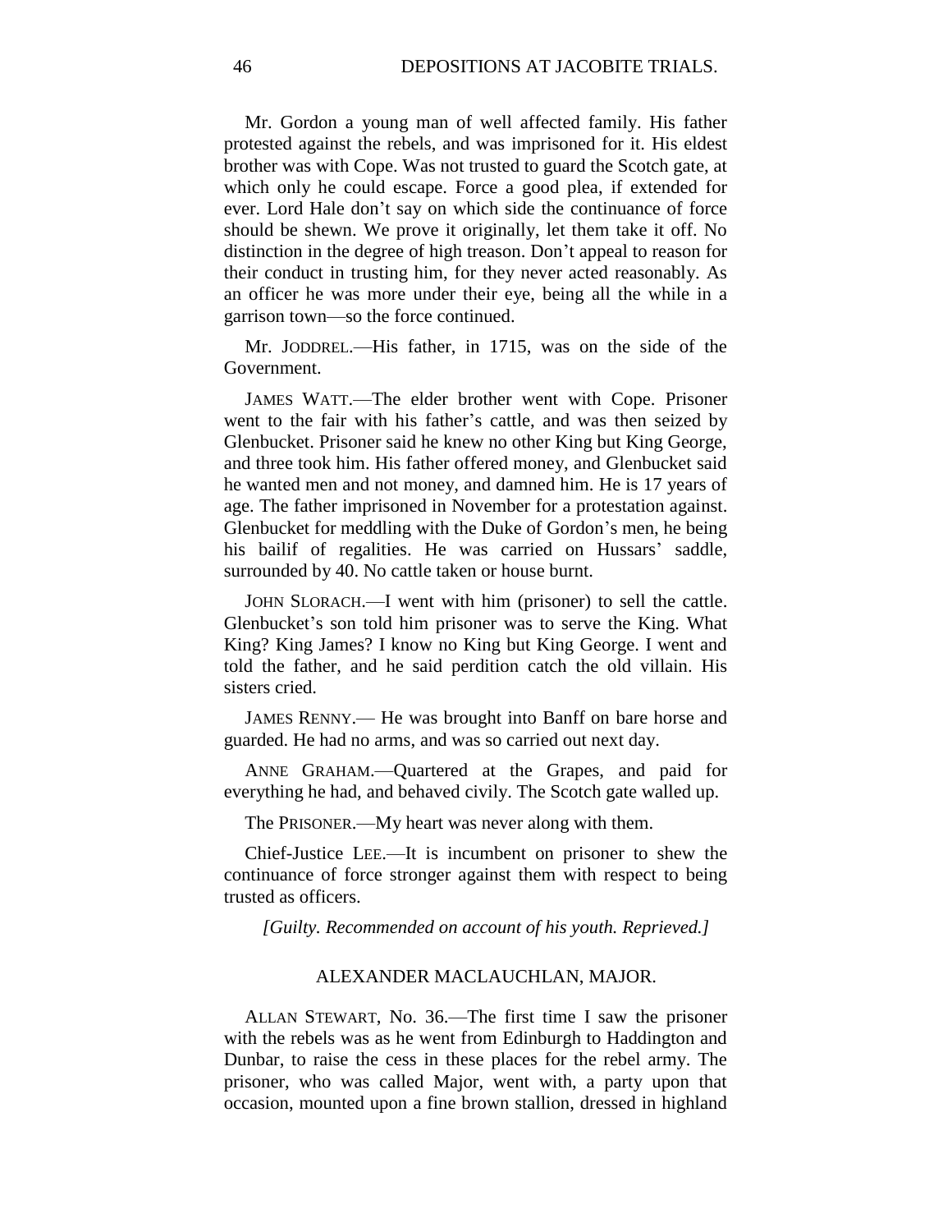Mr. Gordon a young man of well affected family. His father protested against the rebels, and was imprisoned for it. His eldest brother was with Cope. Was not trusted to guard the Scotch gate, at which only he could escape. Force a good plea, if extended for ever. Lord Hale don't say on which side the continuance of force should be shewn. We prove it originally, let them take it off. No distinction in the degree of high treason. Don't appeal to reason for their conduct in trusting him, for they never acted reasonably. As an officer he was more under their eye, being all the while in a garrison town—so the force continued.

Mr. JODDREL.—His father, in 1715, was on the side of the Government.

JAMES WATT.—The elder brother went with Cope. Prisoner went to the fair with his father's cattle, and was then seized by Glenbucket. Prisoner said he knew no other King but King George, and three took him. His father offered money, and Glenbucket said he wanted men and not money, and damned him. He is 17 years of age. The father imprisoned in November for a protestation against. Glenbucket for meddling with the Duke of Gordon's men, he being his bailif of regalities. He was carried on Hussars' saddle, surrounded by 40. No cattle taken or house burnt.

JOHN SLORACH.—I went with him (prisoner) to sell the cattle. Glenbucket's son told him prisoner was to serve the King. What King? King James? I know no King but King George. I went and told the father, and he said perdition catch the old villain. His sisters cried.

JAMES RENNY.— He was brought into Banff on bare horse and guarded. He had no arms, and was so carried out next day.

ANNE GRAHAM.—Quartered at the Grapes, and paid for everything he had, and behaved civily. The Scotch gate walled up.

The PRISONER.—My heart was never along with them.

Chief-Justice LEE.—It is incumbent on prisoner to shew the continuance of force stronger against them with respect to being trusted as officers.

*[Guilty. Recommended on account of his youth. Reprieved.]*

## ALEXANDER MACLAUCHLAN, MAJOR.

ALLAN STEWART, No. 36.—The first time I saw the prisoner with the rebels was as he went from Edinburgh to Haddington and Dunbar, to raise the cess in these places for the rebel army. The prisoner, who was called Major, went with, a party upon that occasion, mounted upon a fine brown stallion, dressed in highland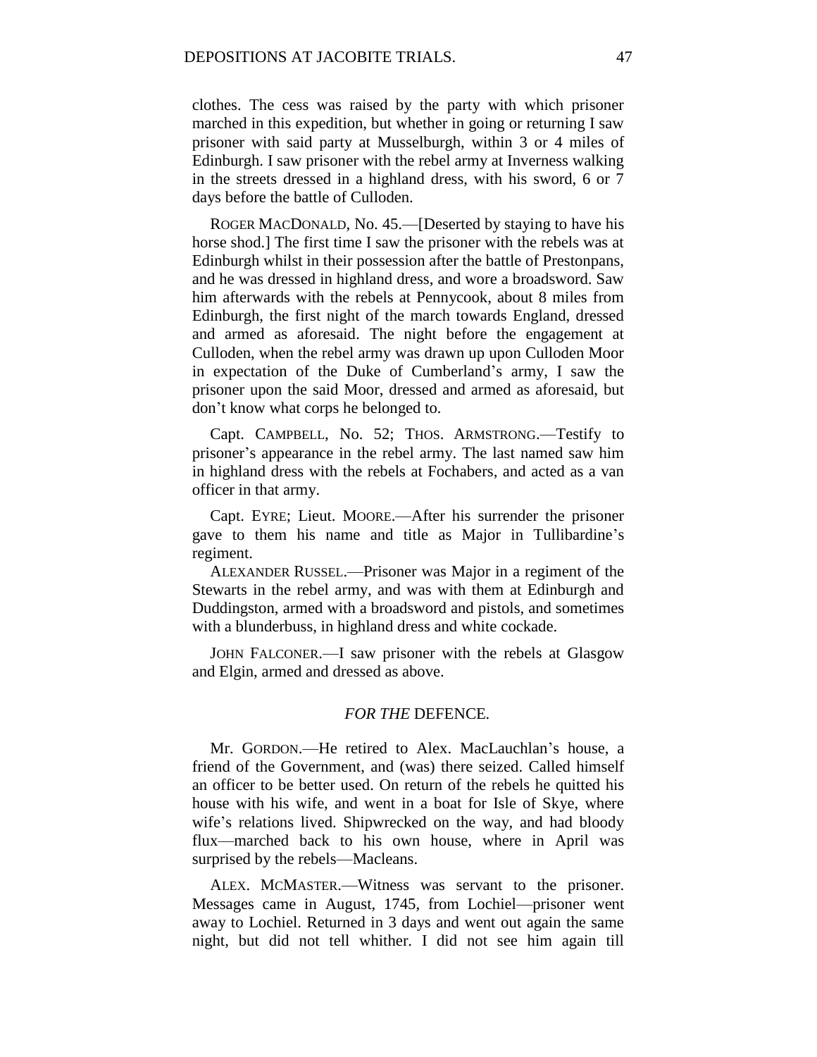clothes. The cess was raised by the party with which prisoner marched in this expedition, but whether in going or returning I saw prisoner with said party at Musselburgh, within 3 or 4 miles of Edinburgh. I saw prisoner with the rebel army at Inverness walking in the streets dressed in a highland dress, with his sword, 6 or 7 days before the battle of Culloden.

ROGER MACDONALD, No. 45.—[Deserted by staying to have his horse shod.] The first time I saw the prisoner with the rebels was at Edinburgh whilst in their possession after the battle of Prestonpans, and he was dressed in highland dress, and wore a broadsword. Saw him afterwards with the rebels at Pennycook, about 8 miles from Edinburgh, the first night of the march towards England, dressed and armed as aforesaid. The night before the engagement at Culloden, when the rebel army was drawn up upon Culloden Moor in expectation of the Duke of Cumberland's army, I saw the prisoner upon the said Moor, dressed and armed as aforesaid, but don't know what corps he belonged to.

Capt. CAMPBELL, No. 52; THOS. ARMSTRONG.—Testify to prisoner's appearance in the rebel army. The last named saw him in highland dress with the rebels at Fochabers, and acted as a van officer in that army.

Capt. EYRE; Lieut. MOORE.—After his surrender the prisoner gave to them his name and title as Major in Tullibardine's regiment.

ALEXANDER RUSSEL.—Prisoner was Major in a regiment of the Stewarts in the rebel army, and was with them at Edinburgh and Duddingston, armed with a broadsword and pistols, and sometimes with a blunderbuss, in highland dress and white cockade.

JOHN FALCONER.—I saw prisoner with the rebels at Glasgow and Elgin, armed and dressed as above.

## *FOR THE* DEFENCE.

Mr. GORDON.—He retired to Alex. MacLauchlan's house, a friend of the Government, and (was) there seized. Called himself an officer to be better used. On return of the rebels he quitted his house with his wife, and went in a boat for Isle of Skye, where wife's relations lived. Shipwrecked on the way, and had bloody flux—marched back to his own house, where in April was surprised by the rebels—Macleans.

ALEX. MCMASTER.—Witness was servant to the prisoner. Messages came in August, 1745, from Lochiel—prisoner went away to Lochiel. Returned in 3 days and went out again the same night, but did not tell whither. I did not see him again till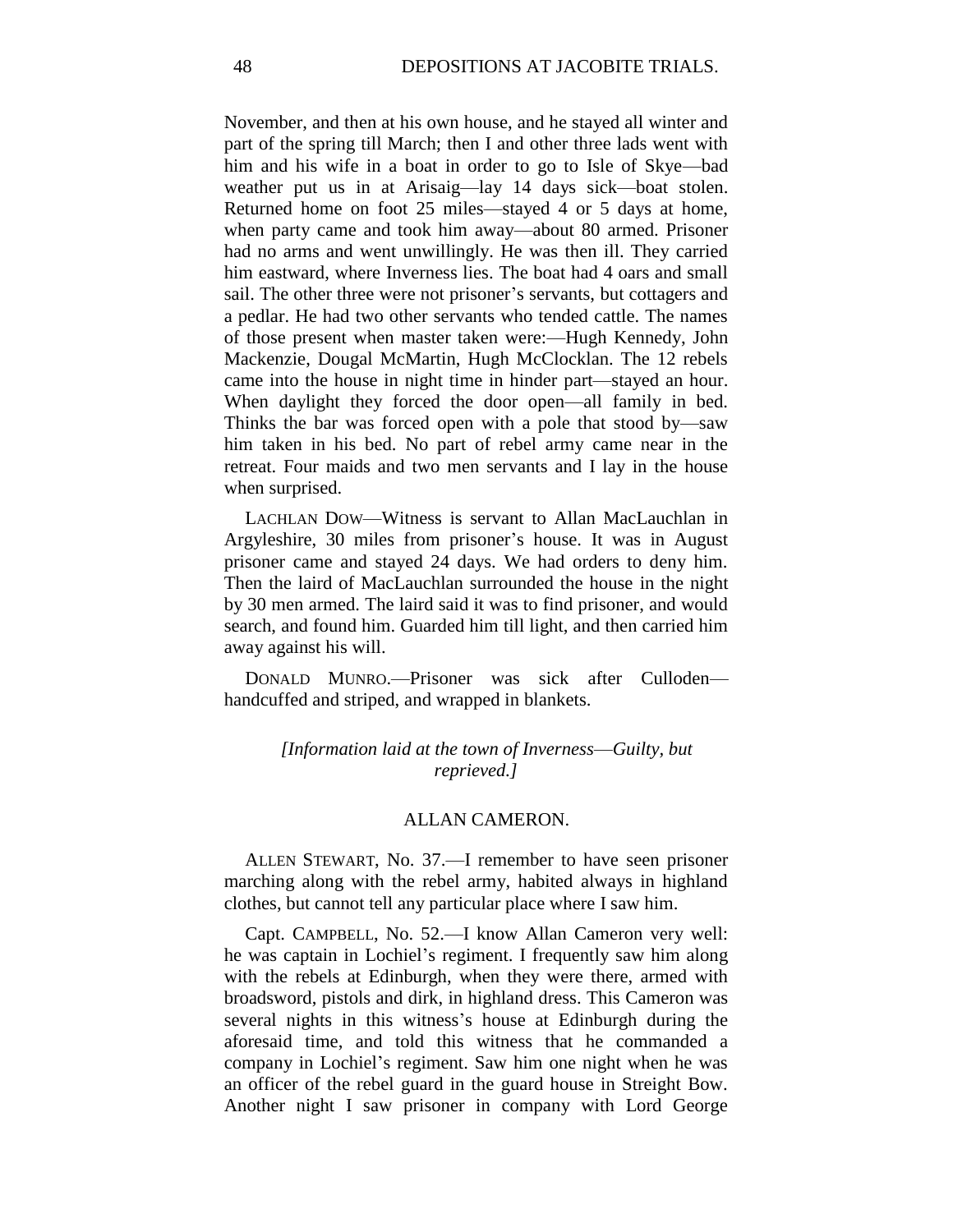November, and then at his own house, and he stayed all winter and part of the spring till March; then I and other three lads went with him and his wife in a boat in order to go to Isle of Skye—bad weather put us in at Arisaig—lay 14 days sick—boat stolen. Returned home on foot 25 miles—stayed 4 or 5 days at home, when party came and took him away—about 80 armed. Prisoner had no arms and went unwillingly. He was then ill. They carried him eastward, where Inverness lies. The boat had 4 oars and small sail. The other three were not prisoner's servants, but cottagers and a pedlar. He had two other servants who tended cattle. The names of those present when master taken were:—Hugh Kennedy, John Mackenzie, Dougal McMartin, Hugh McClocklan. The 12 rebels came into the house in night time in hinder part—stayed an hour. When daylight they forced the door open—all family in bed. Thinks the bar was forced open with a pole that stood by—saw him taken in his bed. No part of rebel army came near in the retreat. Four maids and two men servants and I lay in the house when surprised.

LACHLAN DOW—Witness is servant to Allan MacLauchlan in Argyleshire, 30 miles from prisoner's house. It was in August prisoner came and stayed 24 days. We had orders to deny him. Then the laird of MacLauchlan surrounded the house in the night by 30 men armed. The laird said it was to find prisoner, and would search, and found him. Guarded him till light, and then carried him away against his will.

DONALD MUNRO.—Prisoner was sick after Culloden—handcuffed and striped, and wrapped in blankets.

*[Information laid at the town of Inverness—Guilty, but reprieved.]*

## ALLAN CAMERON.

ALLEN STEWART, No. 37.—I remember to have seen prisoner marching along with the rebel army, habited always in highland clothes, but cannot tell any particular place where I saw him.

Capt. CAMPBELL, No. 52.—I know Allan Cameron very well: he was captain in Lochiel's regiment. I frequently saw him along with the rebels at Edinburgh, when they were there, armed with broadsword, pistols and dirk, in highland dress. This Cameron was several nights in this witness's house at Edinburgh during the aforesaid time, and told this witness that he commanded a company in Lochiel's regiment. Saw him one night when he was an officer of the rebel guard in the guard house in Streight Bow. Another night I saw prisoner in company with Lord George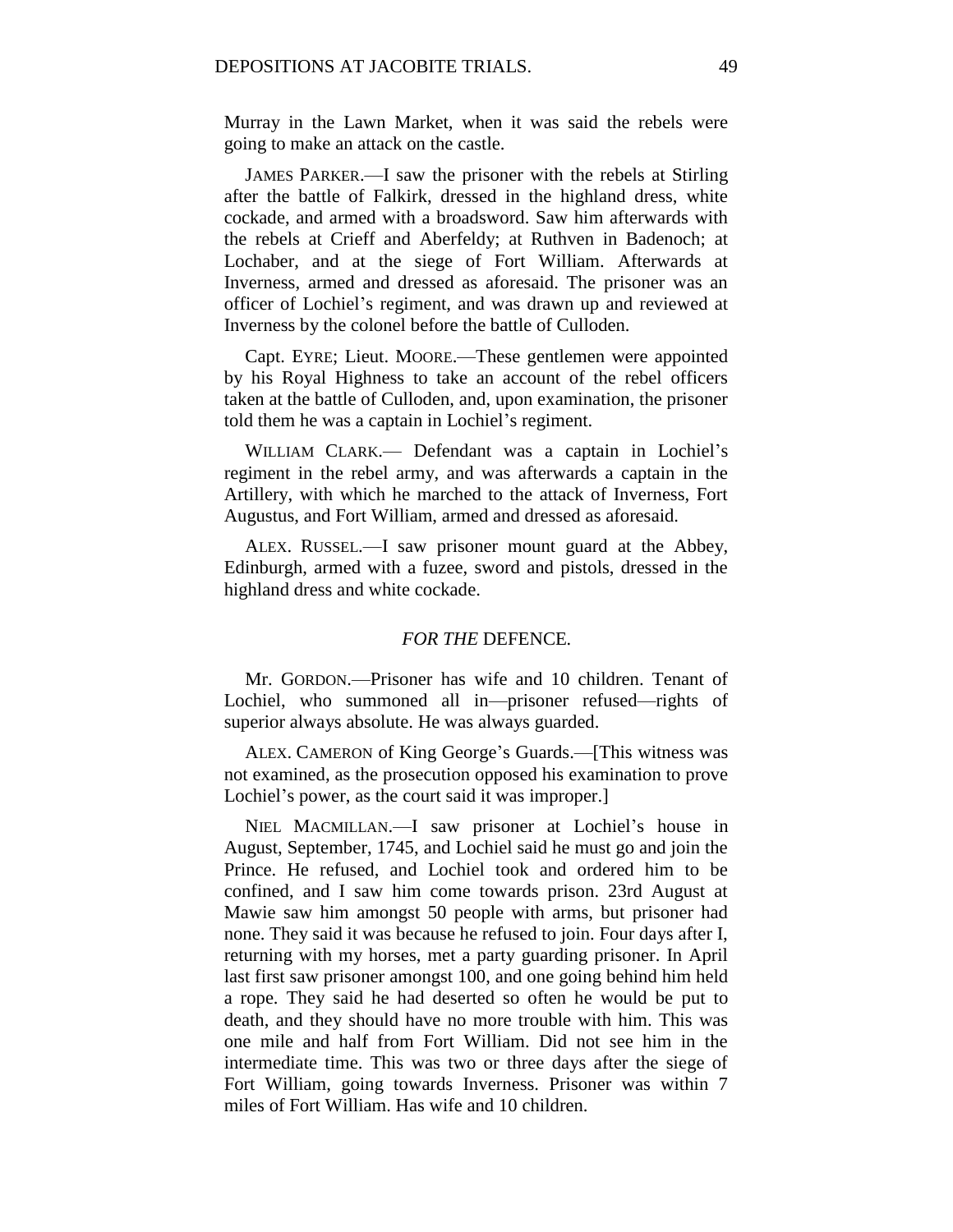Murray in the Lawn Market, when it was said the rebels were going to make an attack on the castle.

JAMES PARKER.—I saw the prisoner with the rebels at Stirling after the battle of Falkirk, dressed in the highland dress, white cockade, and armed with a broadsword. Saw him afterwards with the rebels at Crieff and Aberfeldy; at Ruthven in Badenoch; at Lochaber, and at the siege of Fort William. Afterwards at Inverness, armed and dressed as aforesaid. The prisoner was an officer of Lochiel's regiment, and was drawn up and reviewed at Inverness by the colonel before the battle of Culloden.

Capt. EYRE; Lieut. MOORE.—These gentlemen were appointed by his Royal Highness to take an account of the rebel officers taken at the battle of Culloden, and, upon examination, the prisoner told them he was a captain in Lochiel's regiment.

WILLIAM CLARK.— Defendant was a captain in Lochiel's regiment in the rebel army, and was afterwards a captain in the Artillery, with which he marched to the attack of Inverness, Fort Augustus, and Fort William, armed and dressed as aforesaid.

ALEX. RUSSEL.—I saw prisoner mount guard at the Abbey, Edinburgh, armed with a fuzee, sword and pistols, dressed in the highland dress and white cockade.

### *FOR THE* DEFENCE.

Mr. GORDON.—Prisoner has wife and 10 children. Tenant of Lochiel, who summoned all in—prisoner refused—rights of superior always absolute. He was always guarded.

ALEX. CAMERON of King George's Guards.—[This witness was not examined, as the prosecution opposed his examination to prove Lochiel's power, as the court said it was improper.]

NIEL MACMILLAN.—I saw prisoner at Lochiel's house in August, September, 1745, and Lochiel said he must go and join the Prince. He refused, and Lochiel took and ordered him to be confined, and I saw him come towards prison. 23rd August at Mawie saw him amongst 50 people with arms, but prisoner had none. They said it was because he refused to join. Four days after I, returning with my horses, met a party guarding prisoner. In April last first saw prisoner amongst 100, and one going behind him held a rope. They said he had deserted so often he would be put to death, and they should have no more trouble with him. This was one mile and half from Fort William. Did not see him in the intermediate time. This was two or three days after the siege of Fort William, going towards Inverness. Prisoner was within 7 miles of Fort William. Has wife and 10 children.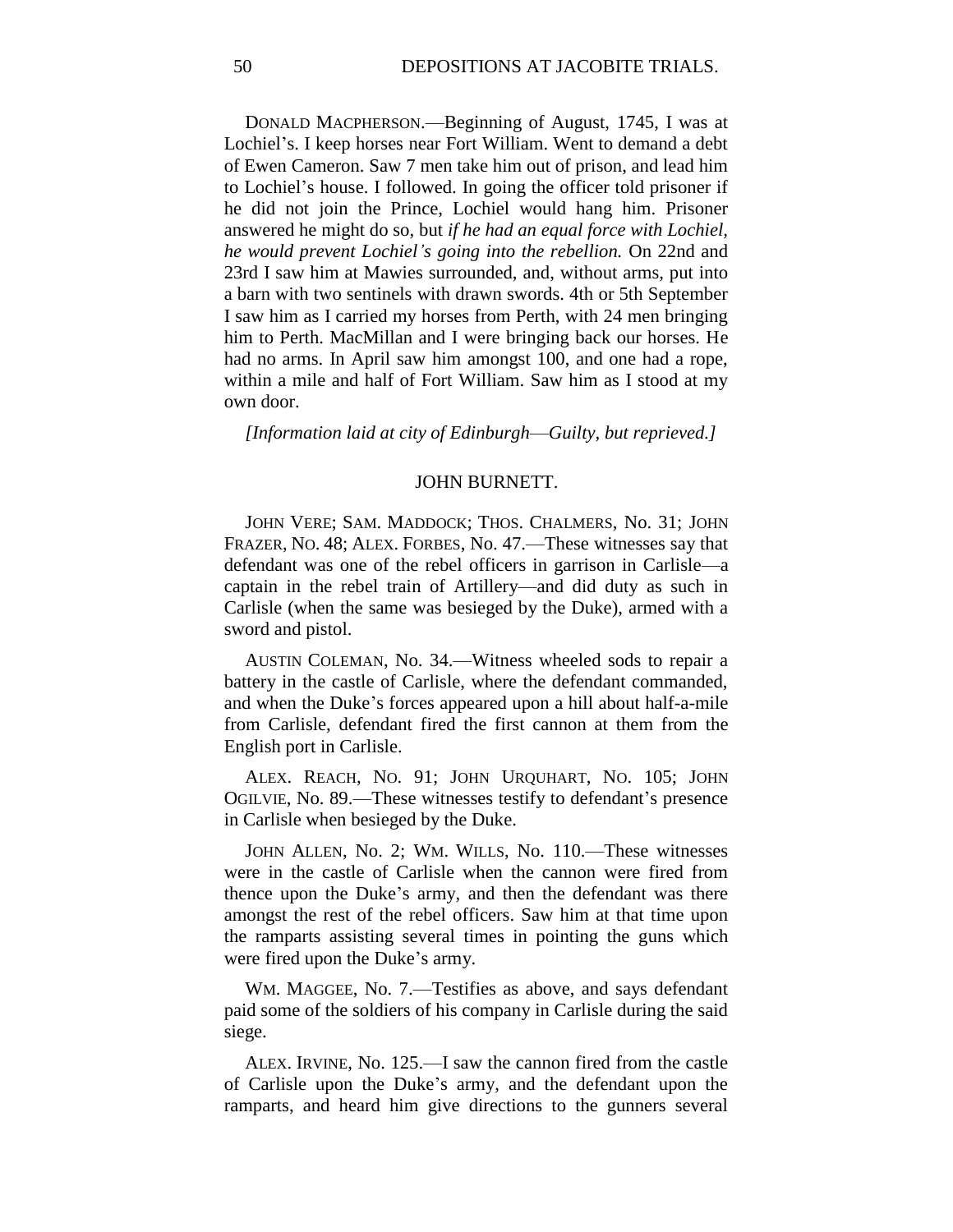DONALD MACPHERSON.—Beginning of August, 1745, I was at Lochiel's. I keep horses near Fort William. Went to demand a debt of Ewen Cameron. Saw 7 men take him out of prison, and lead him to Lochiel's house. I followed. In going the officer told prisoner if he did not join the Prince, Lochiel would hang him. Prisoner answered he might do so, but *if he had an equal force with Lochiel, he would prevent Lochiel's going into the rebellion.* On 22nd and 23rd I saw him at Mawies surrounded, and, without arms, put into a barn with two sentinels with drawn swords. 4th or 5th September I saw him as I carried my horses from Perth, with 24 men bringing him to Perth. MacMillan and I were bringing back our horses. He had no arms. In April saw him amongst 100, and one had a rope, within a mile and half of Fort William. Saw him as I stood at my own door.

*[Information laid at city of Edinburgh—Guilty, but reprieved.]*

## JOHN BURNETT.

JOHN VERE; SAM. MADDOCK; THOS. CHALMERS, No. 31; JOHN FRAZER, NO. 48; ALEX. FORBES, No. 47.—These witnesses say that defendant was one of the rebel officers in garrison in Carlisle—a captain in the rebel train of Artillery—and did duty as such in Carlisle (when the same was besieged by the Duke), armed with a sword and pistol.

AUSTIN COLEMAN, No. 34.—Witness wheeled sods to repair a battery in the castle of Carlisle, where the defendant commanded, and when the Duke's forces appeared upon a hill about half-a-mile from Carlisle, defendant fired the first cannon at them from the English port in Carlisle.

ALEX. REACH, NO. 91; JOHN URQUHART, NO. 105; JOHN OGILVIE, No. 89.—These witnesses testify to defendant's presence in Carlisle when besieged by the Duke.

JOHN ALLEN, No. 2; WM. WILLS, No. 110.—These witnesses were in the castle of Carlisle when the cannon were fired from thence upon the Duke's army, and then the defendant was there amongst the rest of the rebel officers. Saw him at that time upon the ramparts assisting several times in pointing the guns which were fired upon the Duke's army.

WM. MAGGEE, No. 7.—Testifies as above, and says defendant paid some of the soldiers of his company in Carlisle during the said siege.

ALEX. IRVINE, No. 125.—I saw the cannon fired from the castle of Carlisle upon the Duke's army, and the defendant upon the ramparts, and heard him give directions to the gunners several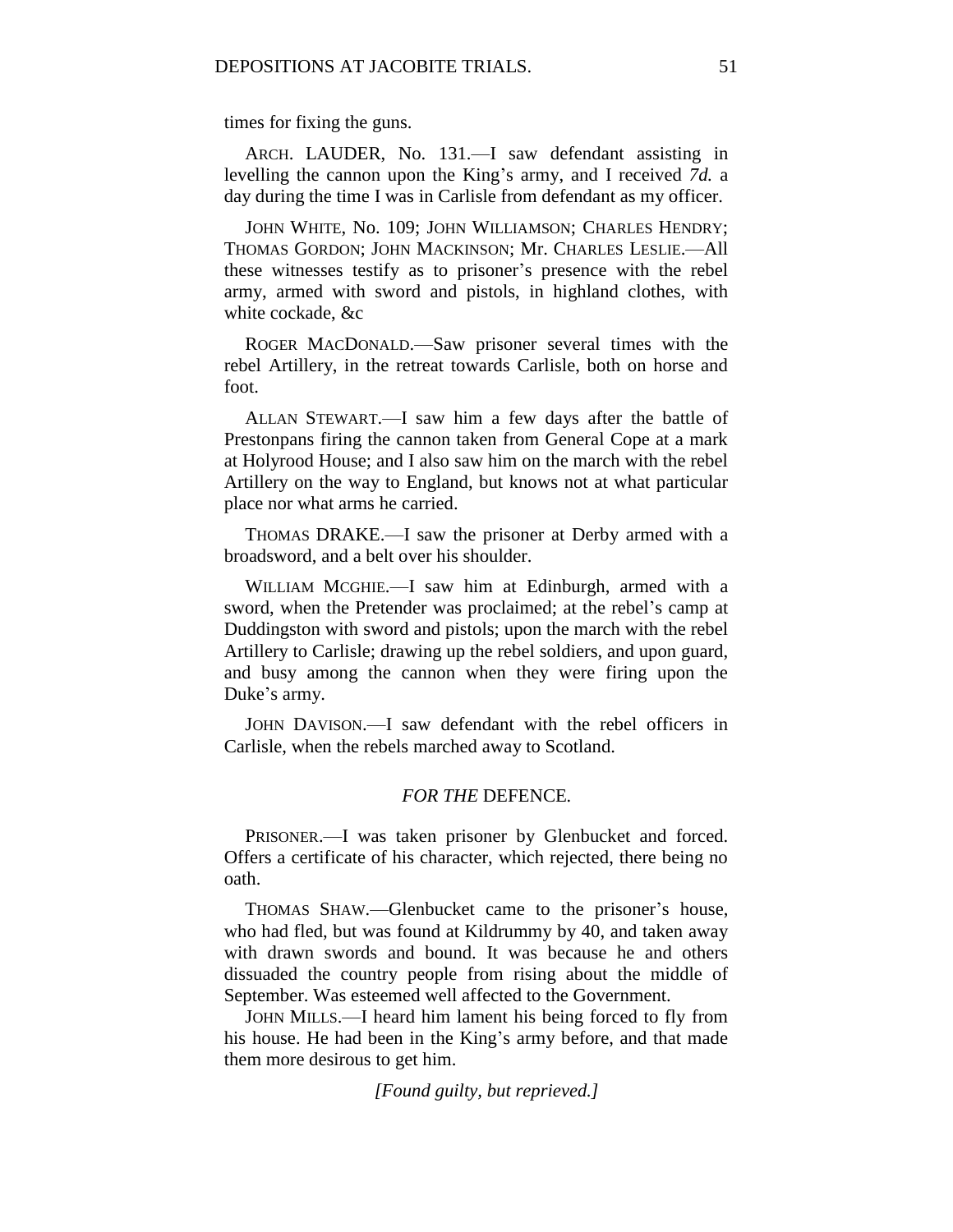times for fixing the guns.

ARCH. LAUDER, No. 131.—I saw defendant assisting in levelling the cannon upon the King's army, and I received *7d.* a day during the time I was in Carlisle from defendant as my officer.

JOHN WHITE, No. 109; JOHN WILLIAMSON; CHARLES HENDRY; THOMAS GORDON; JOHN MACKINSON; Mr. CHARLES LESLIE.—All these witnesses testify as to prisoner's presence with the rebel army, armed with sword and pistols, in highland clothes, with white cockade, &c

ROGER MACDONALD.—Saw prisoner several times with the rebel Artillery, in the retreat towards Carlisle, both on horse and foot.

ALLAN STEWART.—I saw him a few days after the battle of Prestonpans firing the cannon taken from General Cope at a mark at Holyrood House; and I also saw him on the march with the rebel Artillery on the way to England, but knows not at what particular place nor what arms he carried.

THOMAS DRAKE.—I saw the prisoner at Derby armed with a broadsword, and a belt over his shoulder.

WILLIAM MCGHIE.—I saw him at Edinburgh, armed with a sword, when the Pretender was proclaimed; at the rebel's camp at Duddingston with sword and pistols; upon the march with the rebel Artillery to Carlisle; drawing up the rebel soldiers, and upon guard, and busy among the cannon when they were firing upon the Duke's army.

JOHN DAVISON.—I saw defendant with the rebel officers in Carlisle, when the rebels marched away to Scotland.

*FOR THE* DEFENCE.

PRISONER.—I was taken prisoner by Glenbucket and forced. Offers a certificate of his character, which rejected, there being no oath.

THOMAS SHAW.—Glenbucket came to the prisoner's house, who had fled, but was found at Kildrummy by 40, and taken away with drawn swords and bound. It was because he and others dissuaded the country people from rising about the middle of September. Was esteemed well affected to the Government.

JOHN MILLS.—I heard him lament his being forced to fly from his house. He had been in the King's army before, and that made them more desirous to get him.

*[Found guilty, but reprieved.]*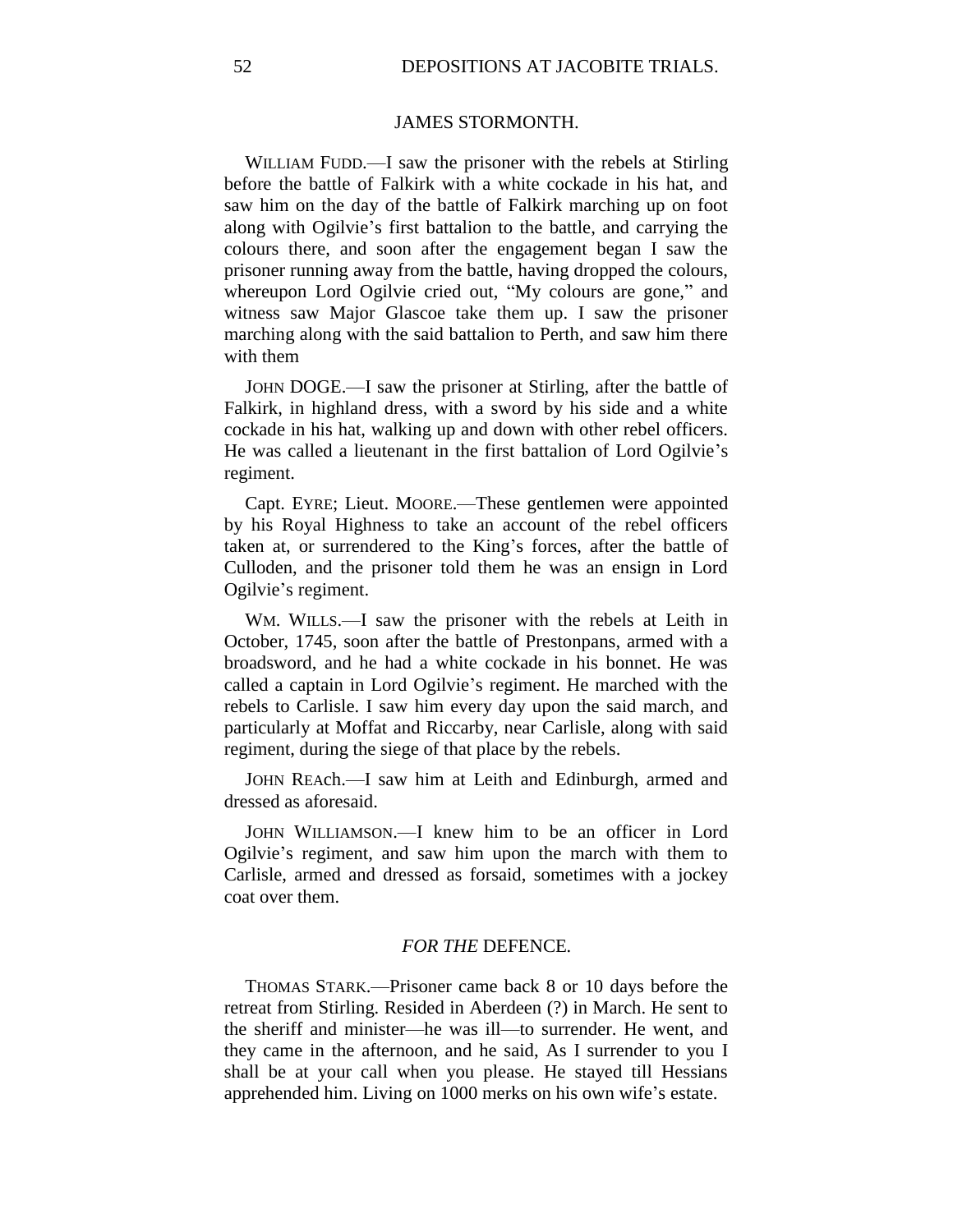## JAMES STORMONTH.

WILLIAM FUDD.—I saw the prisoner with the rebels at Stirling before the battle of Falkirk with a white cockade in his hat, and saw him on the day of the battle of Falkirk marching up on foot along with Ogilvie's first battalion to the battle, and carrying the colours there, and soon after the engagement began I saw the prisoner running away from the battle, having dropped the colours, whereupon Lord Ogilvie cried out, "My colours are gone," and witness saw Major Glascoe take them up. I saw the prisoner marching along with the said battalion to Perth, and saw him there with them

JOHN DOGE.—I saw the prisoner at Stirling, after the battle of Falkirk, in highland dress, with a sword by his side and a white cockade in his hat, walking up and down with other rebel officers. He was called a lieutenant in the first battalion of Lord Ogilvie's regiment.

Capt. EYRE; Lieut. MOORE.—These gentlemen were appointed by his Royal Highness to take an account of the rebel officers taken at, or surrendered to the King's forces, after the battle of Culloden, and the prisoner told them he was an ensign in Lord Ogilvie's regiment.

WM. WILLS.—I saw the prisoner with the rebels at Leith in October, 1745, soon after the battle of Prestonpans, armed with a broadsword, and he had a white cockade in his bonnet. He was called a captain in Lord Ogilvie's regiment. He marched with the rebels to Carlisle. I saw him every day upon the said march, and particularly at Moffat and Riccarby, near Carlisle, along with said regiment, during the siege of that place by the rebels.

JOHN REAch.—I saw him at Leith and Edinburgh, armed and dressed as aforesaid.

JOHN WILLIAMSON.—I knew him to be an officer in Lord Ogilvie's regiment, and saw him upon the march with them to Carlisle, armed and dressed as forsaid, sometimes with a jockey coat over them.

### *FOR THE* DEFENCE.

THOMAS STARK.—Prisoner came back 8 or 10 days before the retreat from Stirling. Resided in Aberdeen (?) in March. He sent to the sheriff and minister—he was ill—to surrender. He went, and they came in the afternoon, and he said, As I surrender to you I shall be at your call when you please. He stayed till Hessians apprehended him. Living on 1000 merks on his own wife's estate.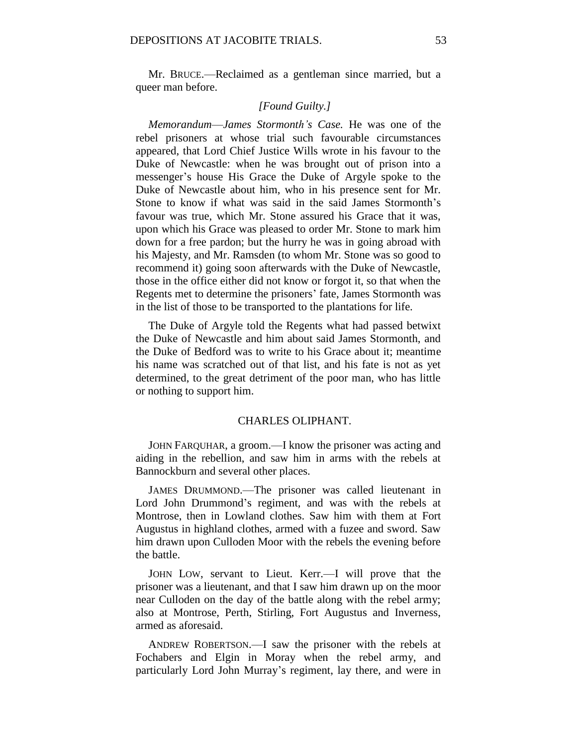Mr. BRUCE.—Reclaimed as a gentleman since married, but a queer man before.

*[Found Guilty.]*

*Memorandum—James Stormonth's Case.* He was one of the rebel prisoners at whose trial such favourable circumstances appeared, that Lord Chief Justice Wills wrote in his favour to the Duke of Newcastle: when he was brought out of prison into a messenger's house His Grace the Duke of Argyle spoke to the Duke of Newcastle about him, who in his presence sent for Mr. Stone to know if what was said in the said James Stormonth's favour was true, which Mr. Stone assured his Grace that it was, upon which his Grace was pleased to order Mr. Stone to mark him down for a free pardon; but the hurry he was in going abroad with his Majesty, and Mr. Ramsden (to whom Mr. Stone was so good to recommend it) going soon afterwards with the Duke of Newcastle, those in the office either did not know or forgot it, so that when the Regents met to determine the prisoners' fate, James Stormonth was in the list of those to be transported to the plantations for life.

The Duke of Argyle told the Regents what had passed betwixt the Duke of Newcastle and him about said James Stormonth, and the Duke of Bedford was to write to his Grace about it; meantime his name was scratched out of that list, and his fate is not as yet determined, to the great detriment of the poor man, who has little or nothing to support him.

## CHARLES OLIPHANT.

JOHN FARQUHAR, a groom.—I know the prisoner was acting and aiding in the rebellion, and saw him in arms with the rebels at Bannockburn and several other places.

JAMES DRUMMOND.—The prisoner was called lieutenant in Lord John Drummond's regiment, and was with the rebels at Montrose, then in Lowland clothes. Saw him with them at Fort Augustus in highland clothes, armed with a fuzee and sword. Saw him drawn upon Culloden Moor with the rebels the evening before the battle.

JOHN LOW, servant to Lieut. Kerr.—I will prove that the prisoner was a lieutenant, and that I saw him drawn up on the moor near Culloden on the day of the battle along with the rebel army; also at Montrose, Perth, Stirling, Fort Augustus and Inverness, armed as aforesaid.

ANDREW ROBERTSON.—I saw the prisoner with the rebels at Fochabers and Elgin in Moray when the rebel army, and particularly Lord John Murray's regiment, lay there, and were in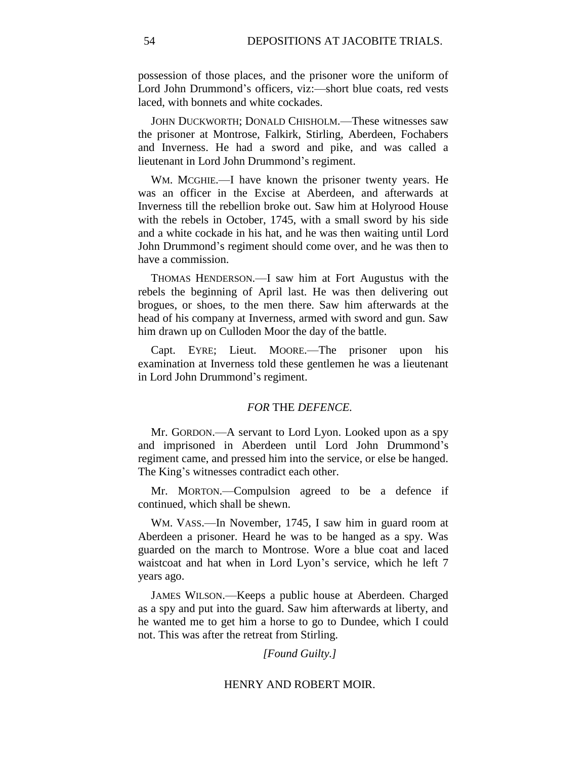possession of those places, and the prisoner wore the uniform of Lord John Drummond's officers, viz:—short blue coats, red vests laced, with bonnets and white cockades.

JOHN DUCKWORTH; DONALD CHISHOLM.—These witnesses saw the prisoner at Montrose, Falkirk, Stirling, Aberdeen, Fochabers and Inverness. He had a sword and pike, and was called a lieutenant in Lord John Drummond's regiment.

WM. MCGHIE.—I have known the prisoner twenty years. He was an officer in the Excise at Aberdeen, and afterwards at Inverness till the rebellion broke out. Saw him at Holyrood House with the rebels in October, 1745, with a small sword by his side and a white cockade in his hat, and he was then waiting until Lord John Drummond's regiment should come over, and he was then to have a commission.

THOMAS HENDERSON.—I saw him at Fort Augustus with the rebels the beginning of April last. He was then delivering out brogues, or shoes, to the men there. Saw him afterwards at the head of his company at Inverness, armed with sword and gun. Saw him drawn up on Culloden Moor the day of the battle.

Capt. EYRE; Lieut. MOORE.—The prisoner upon his examination at Inverness told these gentlemen he was a lieutenant in Lord John Drummond's regiment.

*FOR* THE *DEFENCE.*

Mr. GORDON.—A servant to Lord Lyon. Looked upon as a spy and imprisoned in Aberdeen until Lord John Drummond's regiment came, and pressed him into the service, or else be hanged. The King's witnesses contradict each other.

Mr. MORTON.—Compulsion agreed to be a defence if continued, which shall be shewn.

WM. VASS.—In November, 1745, I saw him in guard room at Aberdeen a prisoner. Heard he was to be hanged as a spy. Was guarded on the march to Montrose. Wore a blue coat and laced waistcoat and hat when in Lord Lyon's service, which he left 7 years ago.

JAMES WILSON.—Keeps a public house at Aberdeen. Charged as a spy and put into the guard. Saw him afterwards at liberty, and he wanted me to get him a horse to go to Dundee, which I could not. This was after the retreat from Stirling.

*[Found Guilty.]*

HENRY AND ROBERT MOIR.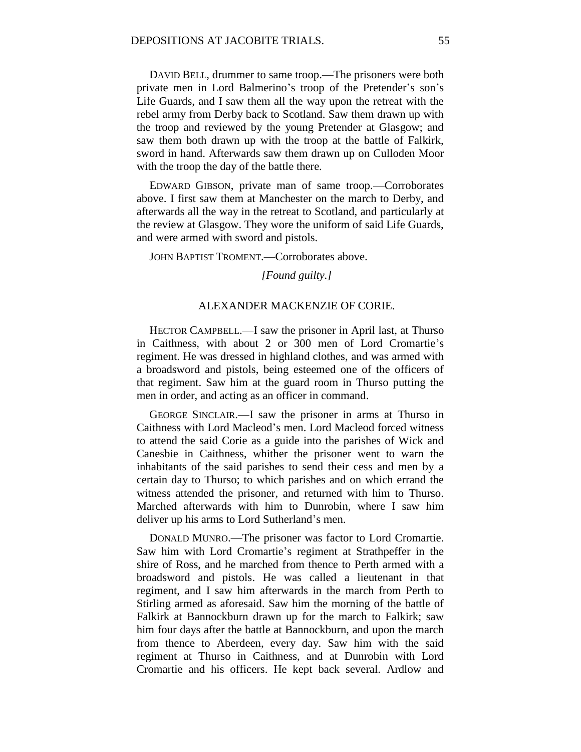DAVID BELL, drummer to same troop.—The prisoners were both private men in Lord Balmerino's troop of the Pretender's son's Life Guards, and I saw them all the way upon the retreat with the rebel army from Derby back to Scotland. Saw them drawn up with the troop and reviewed by the young Pretender at Glasgow; and saw them both drawn up with the troop at the battle of Falkirk, sword in hand. Afterwards saw them drawn up on Culloden Moor with the troop the day of the battle there.

EDWARD GIBSON, private man of same troop.—Corroborates above. I first saw them at Manchester on the march to Derby, and afterwards all the way in the retreat to Scotland, and particularly at the review at Glasgow. They wore the uniform of said Life Guards, and were armed with sword and pistols.

JOHN BAPTIST TROMENT.—Corroborates above.

*[Found guilty.]*

## ALEXANDER MACKENZIE OF CORIE.

HECTOR CAMPBELL.—I saw the prisoner in April last, at Thurso in Caithness, with about 2 or 300 men of Lord Cromartie's regiment. He was dressed in highland clothes, and was armed with a broadsword and pistols, being esteemed one of the officers of that regiment. Saw him at the guard room in Thurso putting the men in order, and acting as an officer in command.

GEORGE SINCLAIR.—I saw the prisoner in arms at Thurso in Caithness with Lord Macleod's men. Lord Macleod forced witness to attend the said Corie as a guide into the parishes of Wick and Canesbie in Caithness, whither the prisoner went to warn the inhabitants of the said parishes to send their cess and men by a certain day to Thurso; to which parishes and on which errand the witness attended the prisoner, and returned with him to Thurso. Marched afterwards with him to Dunrobin, where I saw him deliver up his arms to Lord Sutherland's men.

DONALD MUNRO.—The prisoner was factor to Lord Cromartie. Saw him with Lord Cromartie's regiment at Strathpeffer in the shire of Ross, and he marched from thence to Perth armed with a broadsword and pistols. He was called a lieutenant in that regiment, and I saw him afterwards in the march from Perth to Stirling armed as aforesaid. Saw him the morning of the battle of Falkirk at Bannockburn drawn up for the march to Falkirk; saw him four days after the battle at Bannockburn, and upon the march from thence to Aberdeen, every day. Saw him with the said regiment at Thurso in Caithness, and at Dunrobin with Lord Cromartie and his officers. He kept back several. Ardlow and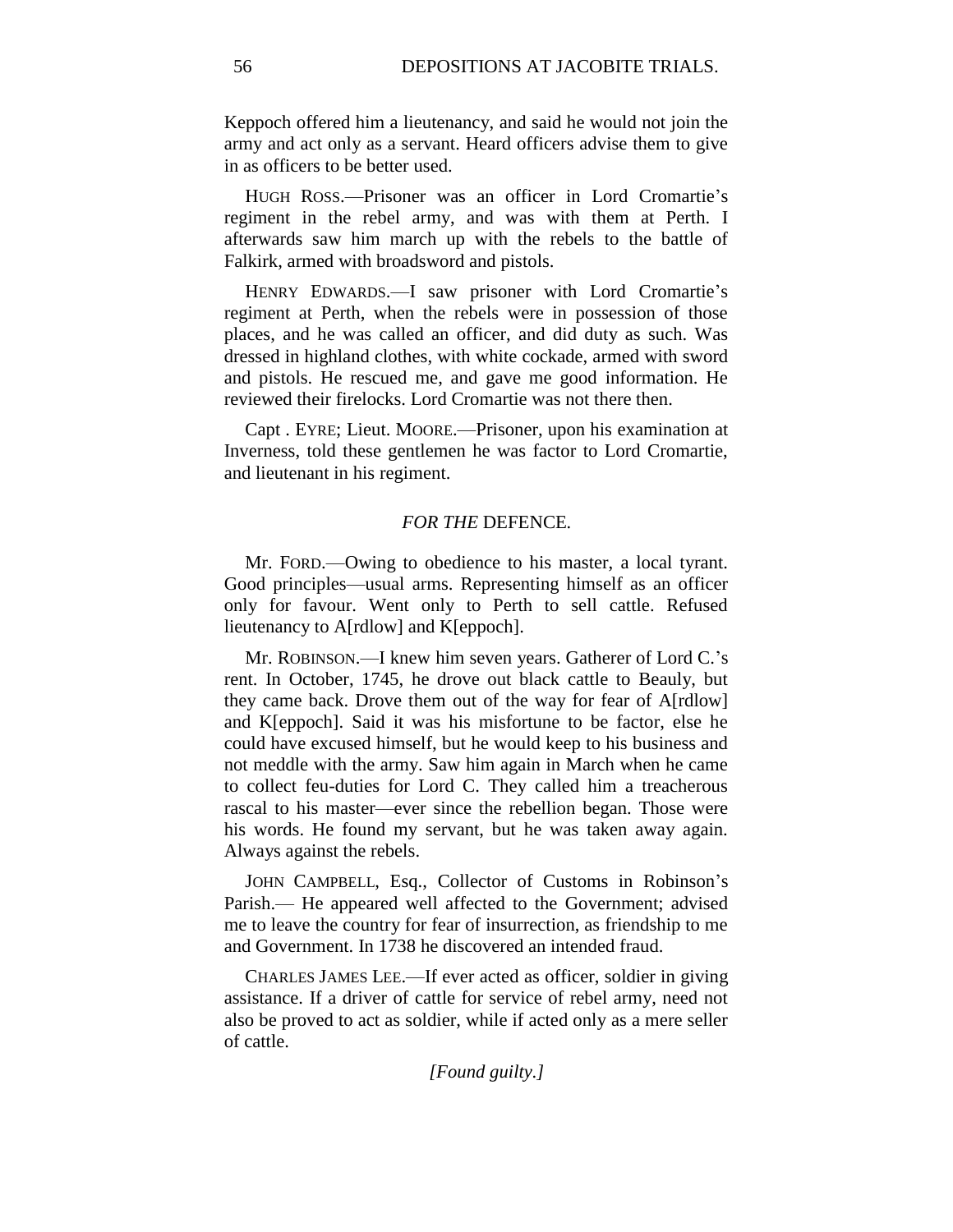Keppoch offered him a lieutenancy, and said he would not join the army and act only as a servant. Heard officers advise them to give in as officers to be better used.

HUGH ROSS.—Prisoner was an officer in Lord Cromartie's regiment in the rebel army, and was with them at Perth. I afterwards saw him march up with the rebels to the battle of Falkirk, armed with broadsword and pistols.

HENRY EDWARDS.—I saw prisoner with Lord Cromartie's regiment at Perth, when the rebels were in possession of those places, and he was called an officer, and did duty as such. Was dressed in highland clothes, with white cockade, armed with sword and pistols. He rescued me, and gave me good information. He reviewed their firelocks. Lord Cromartie was not there then.

Capt . EYRE; Lieut. MOORE.—Prisoner, upon his examination at Inverness, told these gentlemen he was factor to Lord Cromartie, and lieutenant in his regiment.

*FOR THE* DEFENCE.

Mr. FORD.—Owing to obedience to his master, a local tyrant. Good principles—usual arms. Representing himself as an officer only for favour. Went only to Perth to sell cattle. Refused lieutenancy to A[rdlow] and K[eppoch].

Mr. ROBINSON.—I knew him seven years. Gatherer of Lord C.'s rent. In October, 1745, he drove out black cattle to Beauly, but they came back. Drove them out of the way for fear of A[rdlow] and K[eppoch]. Said it was his misfortune to be factor, else he could have excused himself, but he would keep to his business and not meddle with the army. Saw him again in March when he came to collect feu-duties for Lord C. They called him a treacherous rascal to his master—ever since the rebellion began. Those were his words. He found my servant, but he was taken away again. Always against the rebels.

JOHN CAMPBELL, Esq., Collector of Customs in Robinson's Parish.— He appeared well affected to the Government; advised me to leave the country for fear of insurrection, as friendship to me and Government. In 1738 he discovered an intended fraud.

CHARLES JAMES LEE.—If ever acted as officer, soldier in giving assistance. If a driver of cattle for service of rebel army, need not also be proved to act as soldier, while if acted only as a mere seller of cattle.

*[Found guilty.]*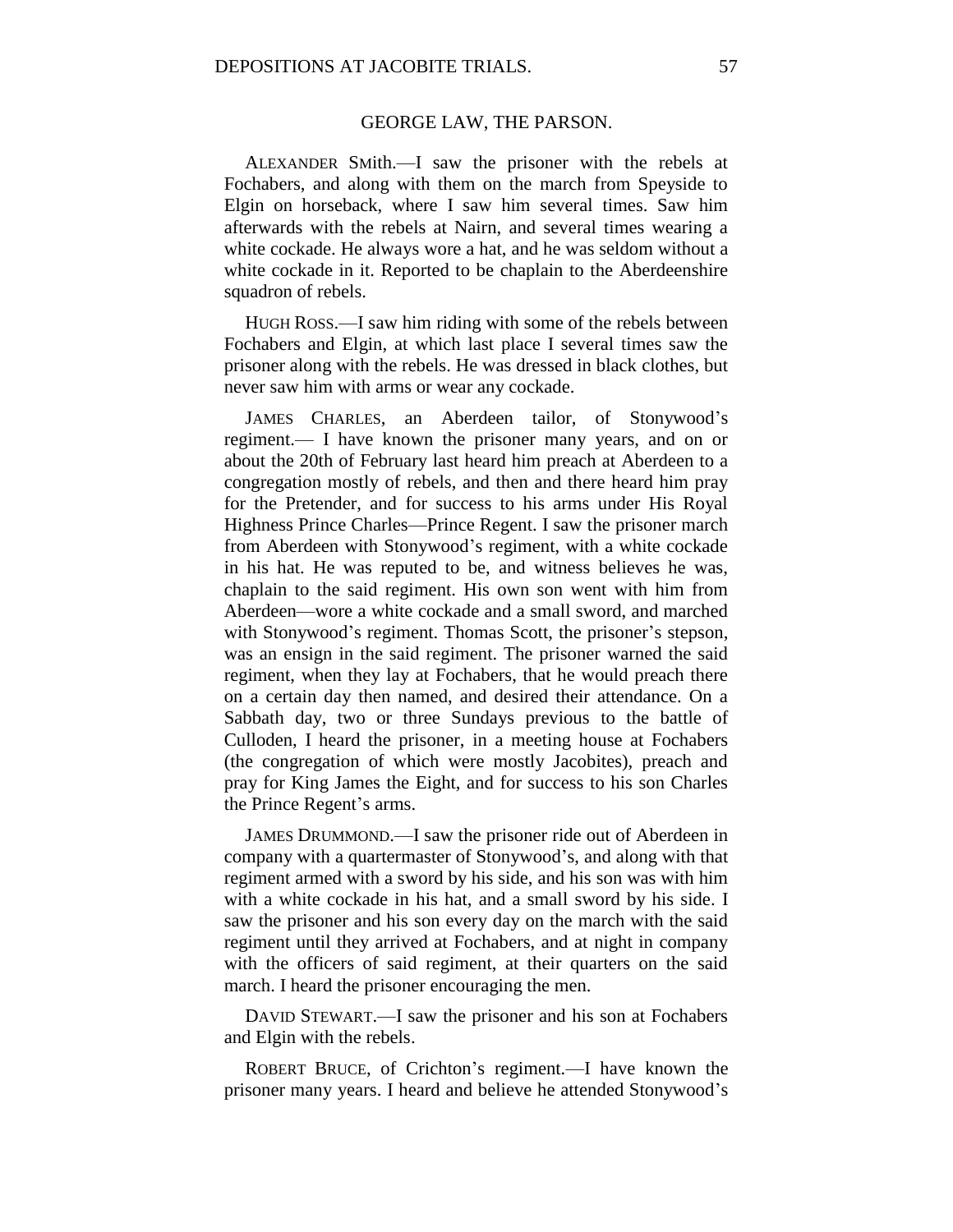## GEORGE LAW, THE PARSON.

ALEXANDER SMith.—I saw the prisoner with the rebels at Fochabers, and along with them on the march from Speyside to Elgin on horseback, where I saw him several times. Saw him afterwards with the rebels at Nairn, and several times wearing a white cockade. He always wore a hat, and he was seldom without a white cockade in it. Reported to be chaplain to the Aberdeenshire squadron of rebels.

HUGH ROSS.—I saw him riding with some of the rebels between Fochabers and Elgin, at which last place I several times saw the prisoner along with the rebels. He was dressed in black clothes, but never saw him with arms or wear any cockade.

JAMES CHARLES, an Aberdeen tailor, of Stonywood's regiment.— I have known the prisoner many years, and on or about the 20th of February last heard him preach at Aberdeen to a congregation mostly of rebels, and then and there heard him pray for the Pretender, and for success to his arms under His Royal Highness Prince Charles—Prince Regent. I saw the prisoner march from Aberdeen with Stonywood's regiment, with a white cockade in his hat. He was reputed to be, and witness believes he was, chaplain to the said regiment. His own son went with him from Aberdeen—wore a white cockade and a small sword, and marched with Stonywood's regiment. Thomas Scott, the prisoner's stepson, was an ensign in the said regiment. The prisoner warned the said regiment, when they lay at Fochabers, that he would preach there on a certain day then named, and desired their attendance. On a Sabbath day, two or three Sundays previous to the battle of Culloden, I heard the prisoner, in a meeting house at Fochabers (the congregation of which were mostly Jacobites), preach and pray for King James the Eight, and for success to his son Charles the Prince Regent's arms.

JAMES DRUMMOND.—I saw the prisoner ride out of Aberdeen in company with a quartermaster of Stonywood's, and along with that regiment armed with a sword by his side, and his son was with him with a white cockade in his hat, and a small sword by his side. I saw the prisoner and his son every day on the march with the said regiment until they arrived at Fochabers, and at night in company with the officers of said regiment, at their quarters on the said march. I heard the prisoner encouraging the men.

DAVID STEWART.—I saw the prisoner and his son at Fochabers and Elgin with the rebels.

ROBERT BRUCE, of Crichton's regiment.—I have known the prisoner many years. I heard and believe he attended Stonywood's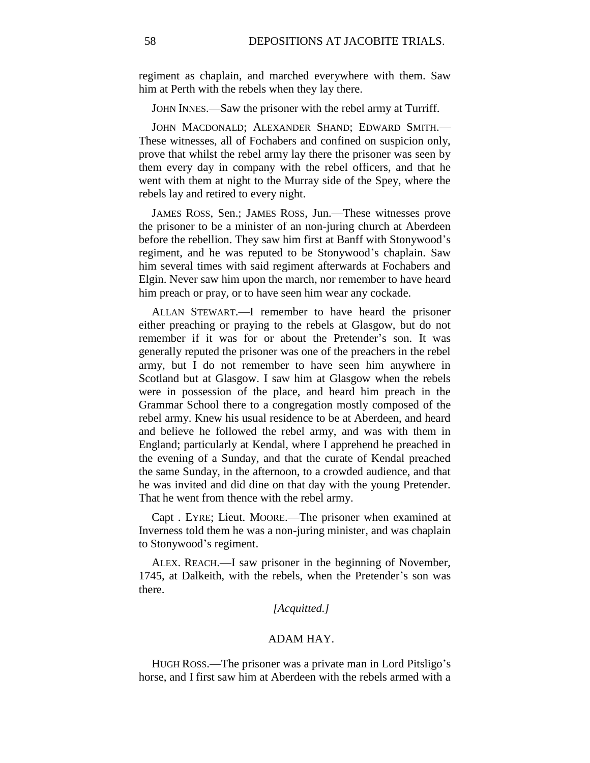regiment as chaplain, and marched everywhere with them. Saw him at Perth with the rebels when they lay there.

JOHN INNES.—Saw the prisoner with the rebel army at Turriff.

JOHN MACDONALD; ALEXANDER SHAND; EDWARD SMITH.—These witnesses, all of Fochabers and confined on suspicion only, prove that whilst the rebel army lay there the prisoner was seen by them every day in company with the rebel officers, and that he went with them at night to the Murray side of the Spey, where the rebels lay and retired to every night.

JAMES ROSS, Sen.; JAMES ROSS, Jun.—These witnesses prove the prisoner to be a minister of an non-juring church at Aberdeen before the rebellion. They saw him first at Banff with Stonywood's regiment, and he was reputed to be Stonywood's chaplain. Saw him several times with said regiment afterwards at Fochabers and Elgin. Never saw him upon the march, nor remember to have heard him preach or pray, or to have seen him wear any cockade.

ALLAN STEWART.—I remember to have heard the prisoner either preaching or praying to the rebels at Glasgow, but do not remember if it was for or about the Pretender's son. It was generally reputed the prisoner was one of the preachers in the rebel army, but I do not remember to have seen him anywhere in Scotland but at Glasgow. I saw him at Glasgow when the rebels were in possession of the place, and heard him preach in the Grammar School there to a congregation mostly composed of the rebel army. Knew his usual residence to be at Aberdeen, and heard and believe he followed the rebel army, and was with them in England; particularly at Kendal, where I apprehend he preached in the evening of a Sunday, and that the curate of Kendal preached the same Sunday, in the afternoon, to a crowded audience, and that he was invited and did dine on that day with the young Pretender. That he went from thence with the rebel army.

Capt . EYRE; Lieut. MOORE.—The prisoner when examined at Inverness told them he was a non-juring minister, and was chaplain to Stonywood's regiment.

ALEX. REACH.—I saw prisoner in the beginning of November, 1745, at Dalkeith, with the rebels, when the Pretender's son was there.

*[Acquitted.]*

## ADAM HAY.

HUGH ROSS.—The prisoner was a private man in Lord Pitsligo's horse, and I first saw him at Aberdeen with the rebels armed with a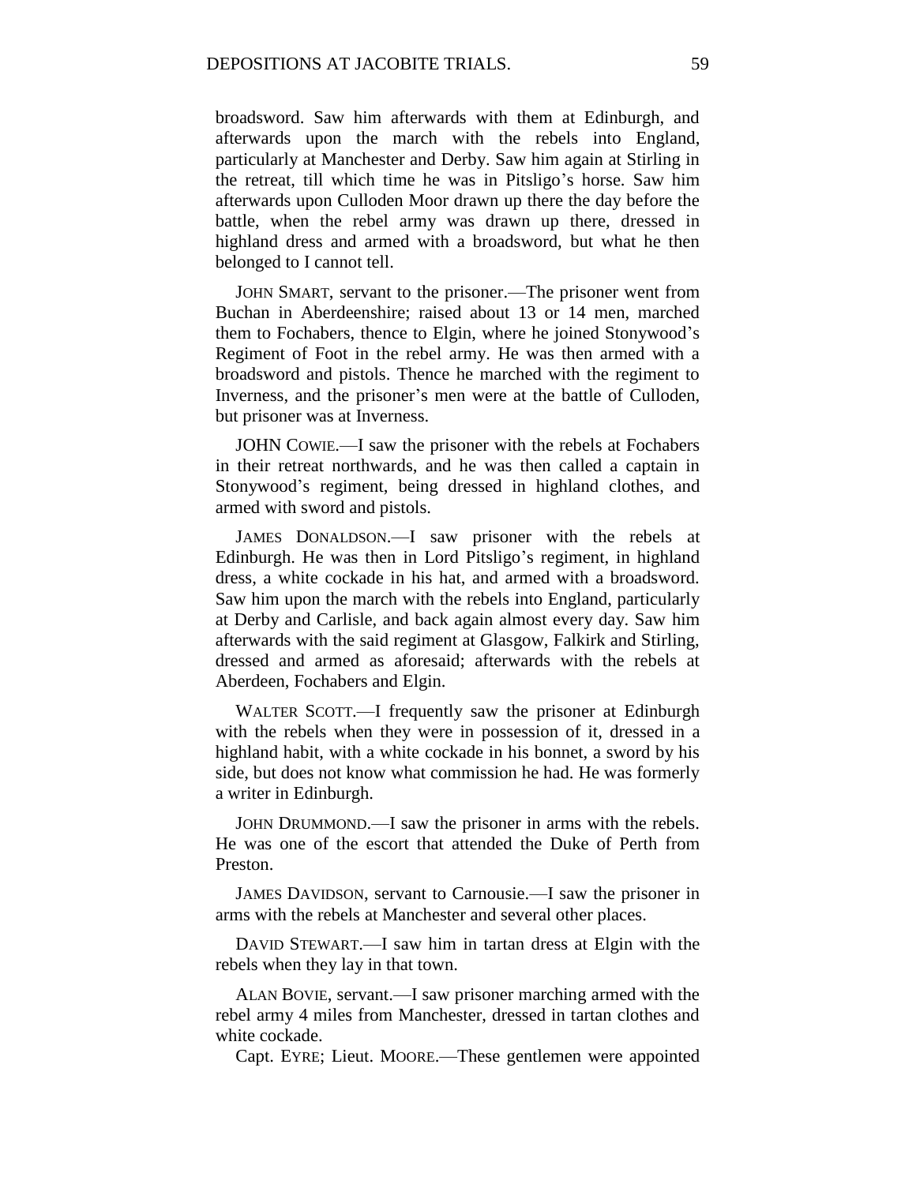broadsword. Saw him afterwards with them at Edinburgh, and afterwards upon the march with the rebels into England, particularly at Manchester and Derby. Saw him again at Stirling in the retreat, till which time he was in Pitsligo's horse. Saw him afterwards upon Culloden Moor drawn up there the day before the battle, when the rebel army was drawn up there, dressed in highland dress and armed with a broadsword, but what he then belonged to I cannot tell.

JOHN SMART, servant to the prisoner.—The prisoner went from Buchan in Aberdeenshire; raised about 13 or 14 men, marched them to Fochabers, thence to Elgin, where he joined Stonywood's Regiment of Foot in the rebel army. He was then armed with a broadsword and pistols. Thence he marched with the regiment to Inverness, and the prisoner's men were at the battle of Culloden, but prisoner was at Inverness.

JOHN COWIE.—I saw the prisoner with the rebels at Fochabers in their retreat northwards, and he was then called a captain in Stonywood's regiment, being dressed in highland clothes, and armed with sword and pistols.

JAMES DONALDSON.—I saw prisoner with the rebels at Edinburgh. He was then in Lord Pitsligo's regiment, in highland dress, a white cockade in his hat, and armed with a broadsword. Saw him upon the march with the rebels into England, particularly at Derby and Carlisle, and back again almost every day. Saw him afterwards with the said regiment at Glasgow, Falkirk and Stirling, dressed and armed as aforesaid; afterwards with the rebels at Aberdeen, Fochabers and Elgin.

WALTER SCOTT.—I frequently saw the prisoner at Edinburgh with the rebels when they were in possession of it, dressed in a highland habit, with a white cockade in his bonnet, a sword by his side, but does not know what commission he had. He was formerly a writer in Edinburgh.

JOHN DRUMMOND.—I saw the prisoner in arms with the rebels. He was one of the escort that attended the Duke of Perth from Preston.

JAMES DAVIDSON, servant to Carnousie.—I saw the prisoner in arms with the rebels at Manchester and several other places.

DAVID STEWART.—I saw him in tartan dress at Elgin with the rebels when they lay in that town.

ALAN BOVIE, servant.—I saw prisoner marching armed with the rebel army 4 miles from Manchester, dressed in tartan clothes and white cockade.

Capt. EYRE; Lieut. MOORE.—These gentlemen were appointed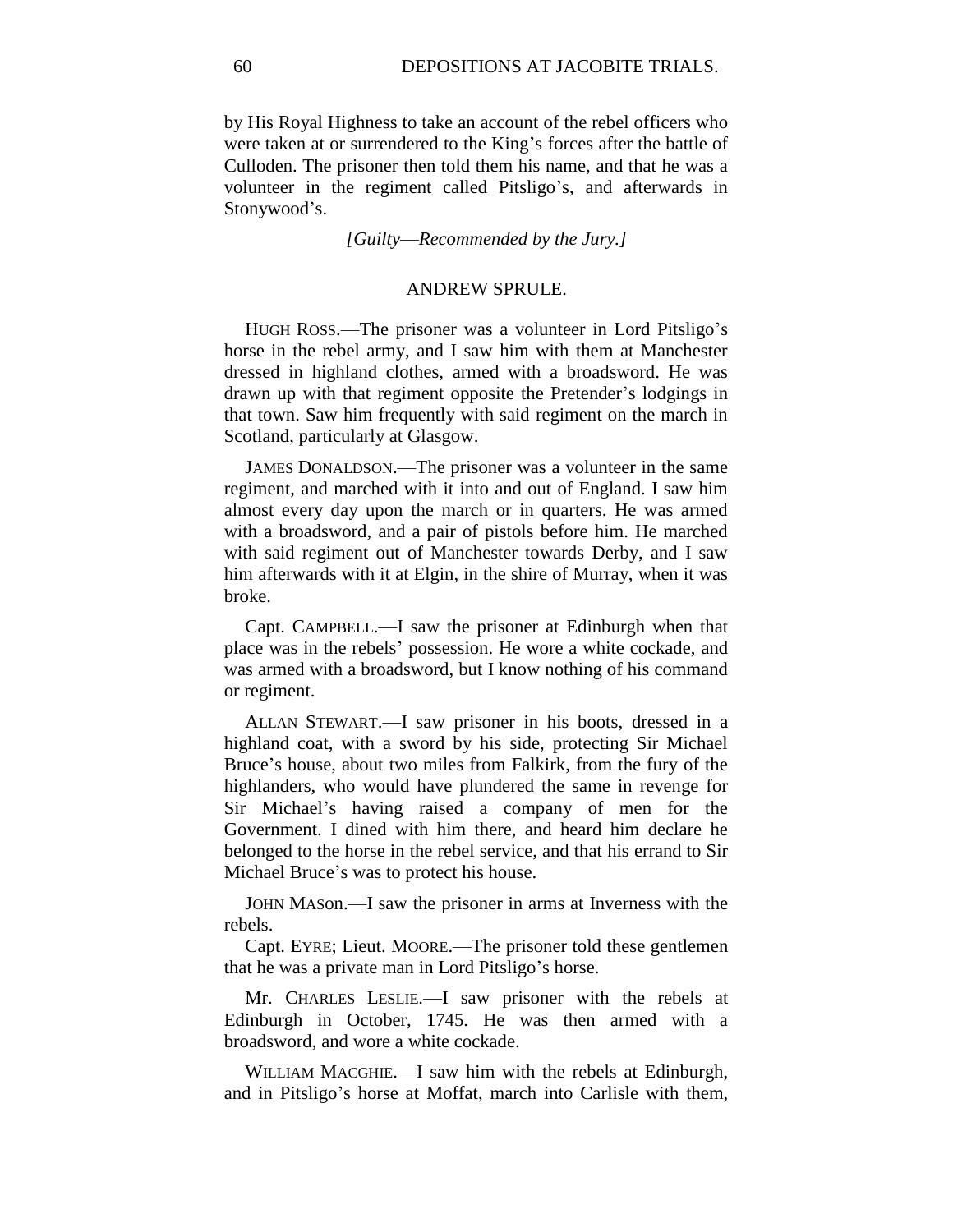by His Royal Highness to take an account of the rebel officers who were taken at or surrendered to the King's forces after the battle of Culloden. The prisoner then told them his name, and that he was a volunteer in the regiment called Pitsligo's, and afterwards in Stonywood's.

*[Guilty—Recommended by the Jury.]*

## ANDREW SPRULE.

HUGH ROSS.—The prisoner was a volunteer in Lord Pitsligo's horse in the rebel army, and I saw him with them at Manchester dressed in highland clothes, armed with a broadsword. He was drawn up with that regiment opposite the Pretender's lodgings in that town. Saw him frequently with said regiment on the march in Scotland, particularly at Glasgow.

JAMES DONALDSON.—The prisoner was a volunteer in the same regiment, and marched with it into and out of England. I saw him almost every day upon the march or in quarters. He was armed with a broadsword, and a pair of pistols before him. He marched with said regiment out of Manchester towards Derby, and I saw him afterwards with it at Elgin, in the shire of Murray, when it was broke.

Capt. CAMPBELL.—I saw the prisoner at Edinburgh when that place was in the rebels' possession. He wore a white cockade, and was armed with a broadsword, but I know nothing of his command or regiment.

ALLAN STEWART.—I saw prisoner in his boots, dressed in a highland coat, with a sword by his side, protecting Sir Michael Bruce's house, about two miles from Falkirk, from the fury of the highlanders, who would have plundered the same in revenge for Sir Michael's having raised a company of men for the Government. I dined with him there, and heard him declare he belonged to the horse in the rebel service, and that his errand to Sir Michael Bruce's was to protect his house.

JOHN MASON.—I saw the prisoner in arms at Inverness with the rebels.

Capt. EYRE; Lieut. MOORE.—The prisoner told these gentlemen that he was a private man in Lord Pitsligo's horse.

Mr. CHARLES LESLIE.—I saw prisoner with the rebels at Edinburgh in October, 1745. He was then armed with a broadsword, and wore a white cockade.

WILLIAM MACGHIE.—I saw him with the rebels at Edinburgh, and in Pitsligo's horse at Moffat, march into Carlisle with them,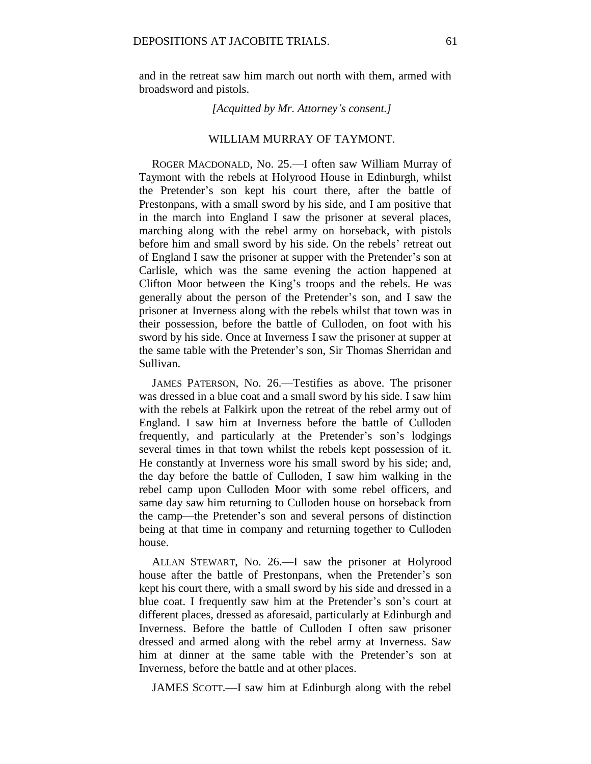and in the retreat saw him march out north with them, armed with broadsword and pistols.

*[Acquitted by Mr. Attorney's consent.]*

## WILLIAM MURRAY OF TAYMONT.

ROGER MACDONALD, No. 25.—I often saw William Murray of Taymont with the rebels at Holyrood House in Edinburgh, whilst the Pretender's son kept his court there, after the battle of Prestonpans, with a small sword by his side, and I am positive that in the march into England I saw the prisoner at several places, marching along with the rebel army on horseback, with pistols before him and small sword by his side. On the rebels' retreat out of England I saw the prisoner at supper with the Pretender's son at Carlisle, which was the same evening the action happened at Clifton Moor between the King's troops and the rebels. He was generally about the person of the Pretender's son, and I saw the prisoner at Inverness along with the rebels whilst that town was in their possession, before the battle of Culloden, on foot with his sword by his side. Once at Inverness I saw the prisoner at supper at the same table with the Pretender's son, Sir Thomas Sherridan and Sullivan.

JAMES PATERSON, No. 26.—Testifies as above. The prisoner was dressed in a blue coat and a small sword by his side. I saw him with the rebels at Falkirk upon the retreat of the rebel army out of England. I saw him at Inverness before the battle of Culloden frequently, and particularly at the Pretender's son's lodgings several times in that town whilst the rebels kept possession of it. He constantly at Inverness wore his small sword by his side; and, the day before the battle of Culloden, I saw him walking in the rebel camp upon Culloden Moor with some rebel officers, and same day saw him returning to Culloden house on horseback from the camp—the Pretender's son and several persons of distinction being at that time in company and returning together to Culloden house.

ALLAN STEWART, No. 26.—I saw the prisoner at Holyrood house after the battle of Prestonpans, when the Pretender's son kept his court there, with a small sword by his side and dressed in a blue coat. I frequently saw him at the Pretender's son's court at different places, dressed as aforesaid, particularly at Edinburgh and Inverness. Before the battle of Culloden I often saw prisoner dressed and armed along with the rebel army at Inverness. Saw him at dinner at the same table with the Pretender's son at Inverness, before the battle and at other places.

JAMES SCOTT.—I saw him at Edinburgh along with the rebel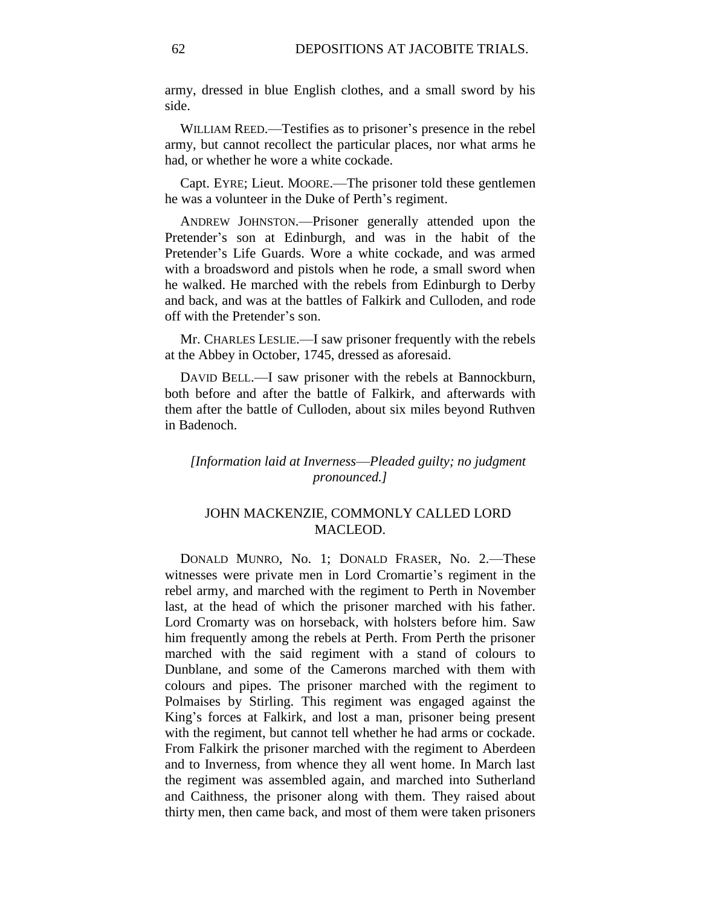army, dressed in blue English clothes, and a small sword by his side.

WILLIAM REED.—Testifies as to prisoner's presence in the rebel army, but cannot recollect the particular places, nor what arms he had, or whether he wore a white cockade.

Capt. EYRE; Lieut. MOORE.—The prisoner told these gentlemen he was a volunteer in the Duke of Perth's regiment.

ANDREW JOHNSTON.—Prisoner generally attended upon the Pretender's son at Edinburgh, and was in the habit of the Pretender's Life Guards. Wore a white cockade, and was armed with a broadsword and pistols when he rode, a small sword when he walked. He marched with the rebels from Edinburgh to Derby and back, and was at the battles of Falkirk and Culloden, and rode off with the Pretender's son.

Mr. CHARLES LESLIE.—I saw prisoner frequently with the rebels at the Abbey in October, 1745, dressed as aforesaid.

DAVID BELL.—I saw prisoner with the rebels at Bannockburn, both before and after the battle of Falkirk, and afterwards with them after the battle of Culloden, about six miles beyond Ruthven in Badenoch.

*[Information laid at Inverness—Pleaded guilty; no judgment pronounced.]*

## JOHN MACKENZIE, COMMONLY CALLED LORD MACLEOD.

DONALD MUNRO, No. 1; DONALD FRASER, No. 2.—These witnesses were private men in Lord Cromartie's regiment in the rebel army, and marched with the regiment to Perth in November last, at the head of which the prisoner marched with his father. Lord Cromarty was on horseback, with holsters before him. Saw him frequently among the rebels at Perth. From Perth the prisoner marched with the said regiment with a stand of colours to Dunblane, and some of the Camerons marched with them with colours and pipes. The prisoner marched with the regiment to Polmaises by Stirling. This regiment was engaged against the King's forces at Falkirk, and lost a man, prisoner being present with the regiment, but cannot tell whether he had arms or cockade. From Falkirk the prisoner marched with the regiment to Aberdeen and to Inverness, from whence they all went home. In March last the regiment was assembled again, and marched into Sutherland and Caithness, the prisoner along with them. They raised about thirty men, then came back, and most of them were taken prisoners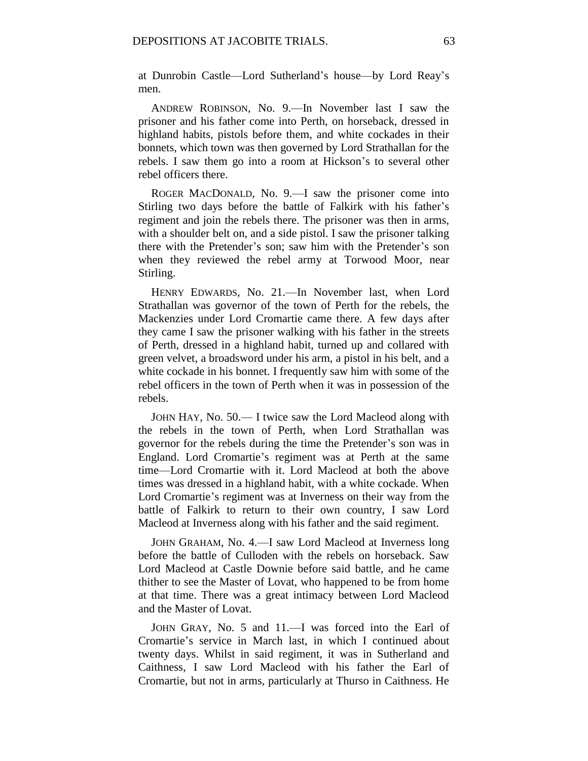at Dunrobin Castle—Lord Sutherland's house—by Lord Reay's men.

ANDREW ROBINSON, No. 9.—In November last I saw the prisoner and his father come into Perth, on horseback, dressed in highland habits, pistols before them, and white cockades in their bonnets, which town was then governed by Lord Strathallan for the rebels. I saw them go into a room at Hickson's to several other rebel officers there.

ROGER MACDONALD, No. 9.—I saw the prisoner come into Stirling two days before the battle of Falkirk with his father's regiment and join the rebels there. The prisoner was then in arms, with a shoulder belt on, and a side pistol. I saw the prisoner talking there with the Pretender's son; saw him with the Pretender's son when they reviewed the rebel army at Torwood Moor, near Stirling.

HENRY EDWARDS, No. 21.—In November last, when Lord Strathallan was governor of the town of Perth for the rebels, the Mackenzies under Lord Cromartie came there. A few days after they came I saw the prisoner walking with his father in the streets of Perth, dressed in a highland habit, turned up and collared with green velvet, a broadsword under his arm, a pistol in his belt, and a white cockade in his bonnet. I frequently saw him with some of the rebel officers in the town of Perth when it was in possession of the rebels.

JOHN HAY, No. 50.— I twice saw the Lord Macleod along with the rebels in the town of Perth, when Lord Strathallan was governor for the rebels during the time the Pretender's son was in England. Lord Cromartie's regiment was at Perth at the same time—Lord Cromartie with it. Lord Macleod at both the above times was dressed in a highland habit, with a white cockade. When Lord Cromartie's regiment was at Inverness on their way from the battle of Falkirk to return to their own country, I saw Lord Macleod at Inverness along with his father and the said regiment.

JOHN GRAHAM, No. 4.—I saw Lord Macleod at Inverness long before the battle of Culloden with the rebels on horseback. Saw Lord Macleod at Castle Downie before said battle, and he came thither to see the Master of Lovat, who happened to be from home at that time. There was a great intimacy between Lord Macleod and the Master of Lovat.

JOHN GRAY, No. 5 and 11.—I was forced into the Earl of Cromartie's service in March last, in which I continued about twenty days. Whilst in said regiment, it was in Sutherland and Caithness, I saw Lord Macleod with his father the Earl of Cromartie, but not in arms, particularly at Thurso in Caithness. He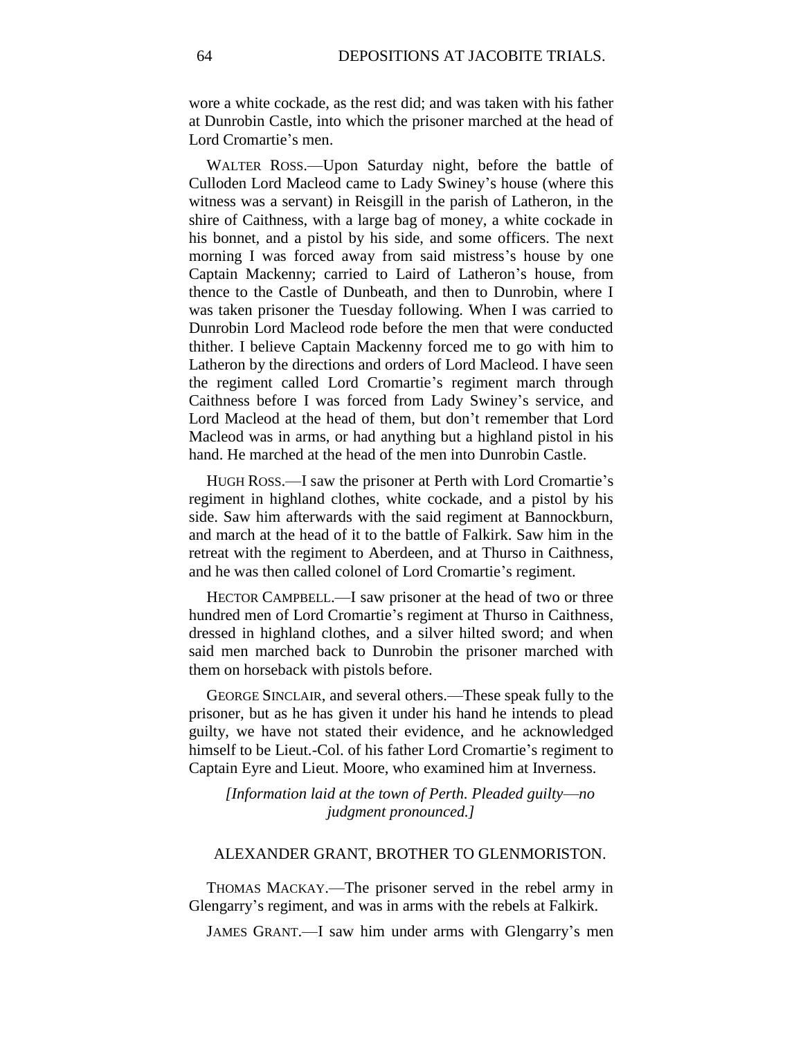wore a white cockade, as the rest did; and was taken with his father at Dunrobin Castle, into which the prisoner marched at the head of Lord Cromartie's men.

WALTER ROSS.—Upon Saturday night, before the battle of Culloden Lord Macleod came to Lady Swiney's house (where this witness was a servant) in Reisgill in the parish of Latheron, in the shire of Caithness, with a large bag of money, a white cockade in his bonnet, and a pistol by his side, and some officers. The next morning I was forced away from said mistress's house by one Captain Mackenny; carried to Laird of Latheron's house, from thence to the Castle of Dunbeath, and then to Dunrobin, where I was taken prisoner the Tuesday following. When I was carried to Dunrobin Lord Macleod rode before the men that were conducted thither. I believe Captain Mackenny forced me to go with him to Latheron by the directions and orders of Lord Macleod. I have seen the regiment called Lord Cromartie's regiment march through Caithness before I was forced from Lady Swiney's service, and Lord Macleod at the head of them, but don't remember that Lord Macleod was in arms, or had anything but a highland pistol in his hand. He marched at the head of the men into Dunrobin Castle.

HUGH ROSS.—I saw the prisoner at Perth with Lord Cromartie's regiment in highland clothes, white cockade, and a pistol by his side. Saw him afterwards with the said regiment at Bannockburn, and march at the head of it to the battle of Falkirk. Saw him in the retreat with the regiment to Aberdeen, and at Thurso in Caithness, and he was then called colonel of Lord Cromartie's regiment.

HECTOR CAMPBELL.—I saw prisoner at the head of two or three hundred men of Lord Cromartie's regiment at Thurso in Caithness, dressed in highland clothes, and a silver hilted sword; and when said men marched back to Dunrobin the prisoner marched with them on horseback with pistols before.

GEORGE SINCLAIR, and several others.—These speak fully to the prisoner, but as he has given it under his hand he intends to plead guilty, we have not stated their evidence, and he acknowledged himself to be Lieut.-Col. of his father Lord Cromartie's regiment to Captain Eyre and Lieut. Moore, who examined him at Inverness.

*[Information laid at the town of Perth. Pleaded guilty—no judgment pronounced.]*

## ALEXANDER GRANT, BROTHER TO GLENMORISTON.

THOMAS MACKAY.—The prisoner served in the rebel army in Glengarry's regiment, and was in arms with the rebels at Falkirk.

JAMES GRANT.—I saw him under arms with Glengarry's men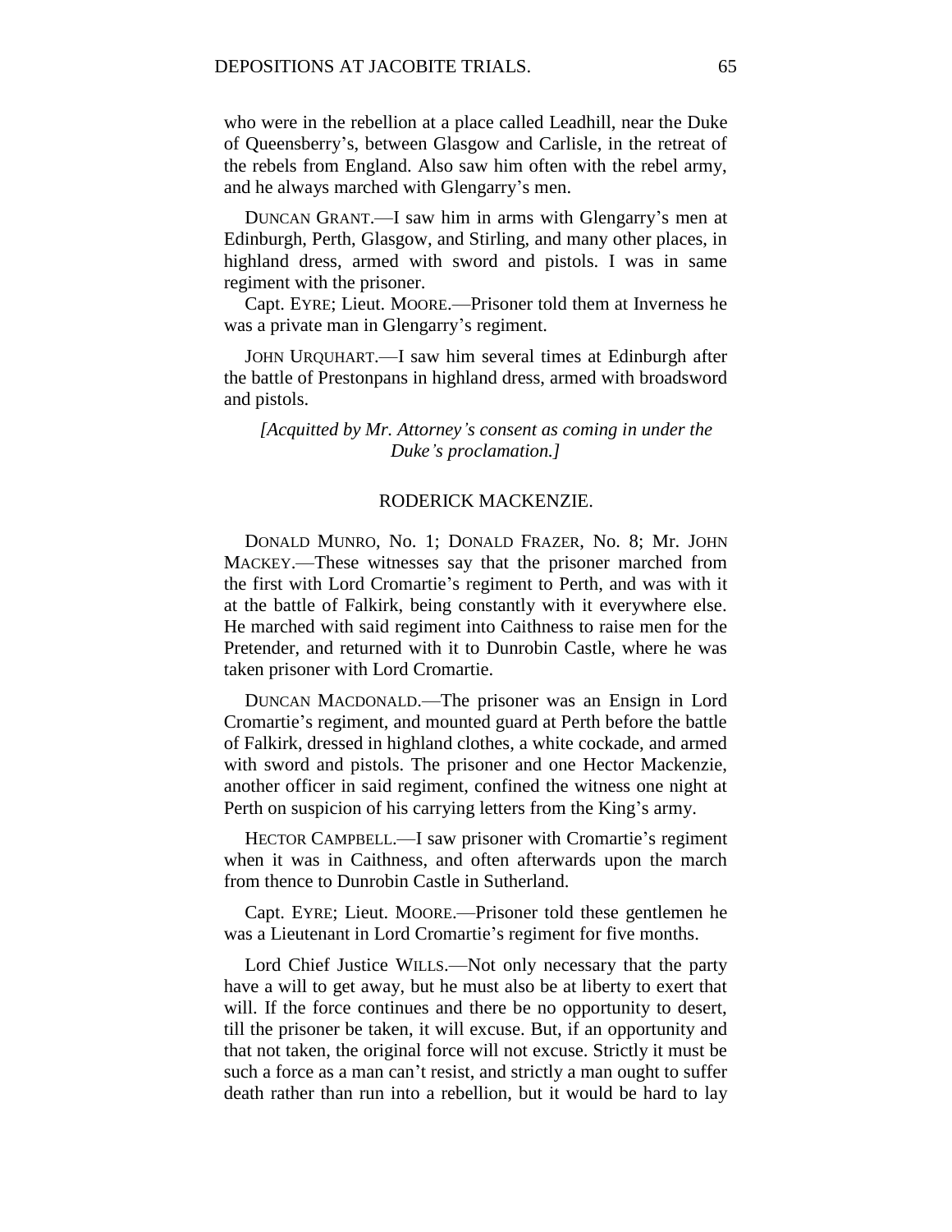who were in the rebellion at a place called Leadhill, near the Duke of Queensberry's, between Glasgow and Carlisle, in the retreat of the rebels from England. Also saw him often with the rebel army, and he always marched with Glengarry's men.

DUNCAN GRANT.—I saw him in arms with Glengarry's men at Edinburgh, Perth, Glasgow, and Stirling, and many other places, in highland dress, armed with sword and pistols. I was in same regiment with the prisoner.

Capt. EYRE; Lieut. MOORE.—Prisoner told them at Inverness he was a private man in Glengarry's regiment.

JOHN URQUHART.—I saw him several times at Edinburgh after the battle of Prestonpans in highland dress, armed with broadsword and pistols.

*[Acquitted by Mr. Attorney's consent as coming in under the Duke's proclamation.]*

## RODERICK MACKENZIE.

DONALD MUNRO, No. 1; DONALD FRAZER, No. 8; Mr. JOHN MACKEY.—These witnesses say that the prisoner marched from the first with Lord Cromartie's regiment to Perth, and was with it at the battle of Falkirk, being constantly with it everywhere else. He marched with said regiment into Caithness to raise men for the Pretender, and returned with it to Dunrobin Castle, where he was taken prisoner with Lord Cromartie.

DUNCAN MACDONALD.—The prisoner was an Ensign in Lord Cromartie's regiment, and mounted guard at Perth before the battle of Falkirk, dressed in highland clothes, a white cockade, and armed with sword and pistols. The prisoner and one Hector Mackenzie, another officer in said regiment, confined the witness one night at Perth on suspicion of his carrying letters from the King's army.

HECTOR CAMPBELL.—I saw prisoner with Cromartie's regiment when it was in Caithness, and often afterwards upon the march from thence to Dunrobin Castle in Sutherland.

Capt. EYRE; Lieut. MOORE.—Prisoner told these gentlemen he was a Lieutenant in Lord Cromartie's regiment for five months.

Lord Chief Justice WILLS.—Not only necessary that the party have a will to get away, but he must also be at liberty to exert that will. If the force continues and there be no opportunity to desert, till the prisoner be taken, it will excuse. But, if an opportunity and that not taken, the original force will not excuse. Strictly it must be such a force as a man can't resist, and strictly a man ought to suffer death rather than run into a rebellion, but it would be hard to lay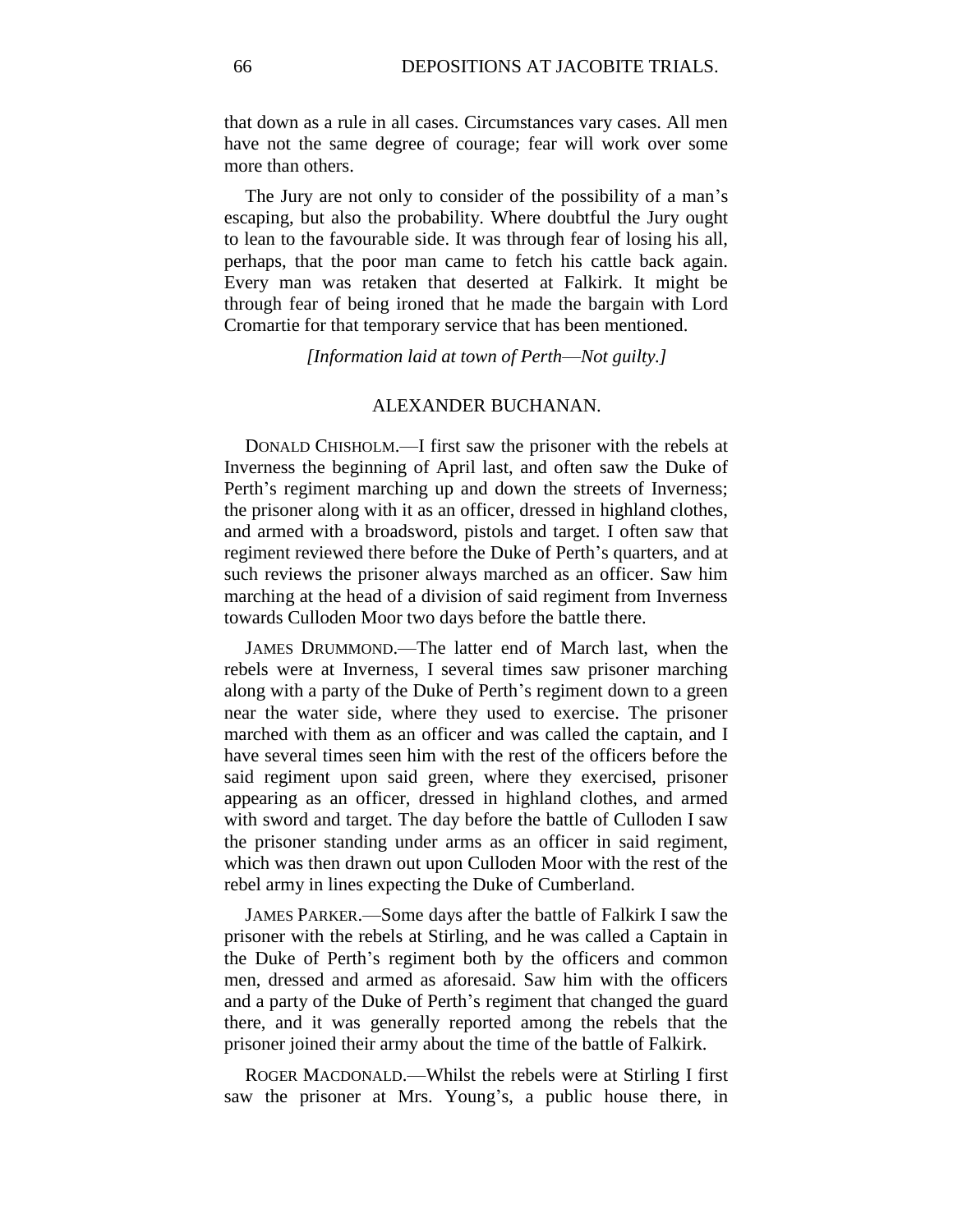that down as a rule in all cases. Circumstances vary cases. All men have not the same degree of courage; fear will work over some more than others.

The Jury are not only to consider of the possibility of a man's escaping, but also the probability. Where doubtful the Jury ought to lean to the favourable side. It was through fear of losing his all, perhaps, that the poor man came to fetch his cattle back again. Every man was retaken that deserted at Falkirk. It might be through fear of being ironed that he made the bargain with Lord Cromartie for that temporary service that has been mentioned.

*[Information laid at town of Perth—Not guilty.]*

## ALEXANDER BUCHANAN.

DONALD CHISHOLM.—I first saw the prisoner with the rebels at Inverness the beginning of April last, and often saw the Duke of Perth's regiment marching up and down the streets of Inverness; the prisoner along with it as an officer, dressed in highland clothes, and armed with a broadsword, pistols and target. I often saw that regiment reviewed there before the Duke of Perth's quarters, and at such reviews the prisoner always marched as an officer. Saw him marching at the head of a division of said regiment from Inverness towards Culloden Moor two days before the battle there.

JAMES DRUMMOND.—The latter end of March last, when the rebels were at Inverness, I several times saw prisoner marching along with a party of the Duke of Perth's regiment down to a green near the water side, where they used to exercise. The prisoner marched with them as an officer and was called the captain, and I have several times seen him with the rest of the officers before the said regiment upon said green, where they exercised, prisoner appearing as an officer, dressed in highland clothes, and armed with sword and target. The day before the battle of Culloden I saw the prisoner standing under arms as an officer in said regiment, which was then drawn out upon Culloden Moor with the rest of the rebel army in lines expecting the Duke of Cumberland.

JAMES PARKER.—Some days after the battle of Falkirk I saw the prisoner with the rebels at Stirling, and he was called a Captain in the Duke of Perth's regiment both by the officers and common men, dressed and armed as aforesaid. Saw him with the officers and a party of the Duke of Perth's regiment that changed the guard there, and it was generally reported among the rebels that the prisoner joined their army about the time of the battle of Falkirk.

ROGER MACDONALD.—Whilst the rebels were at Stirling I first saw the prisoner at Mrs. Young's, a public house there, in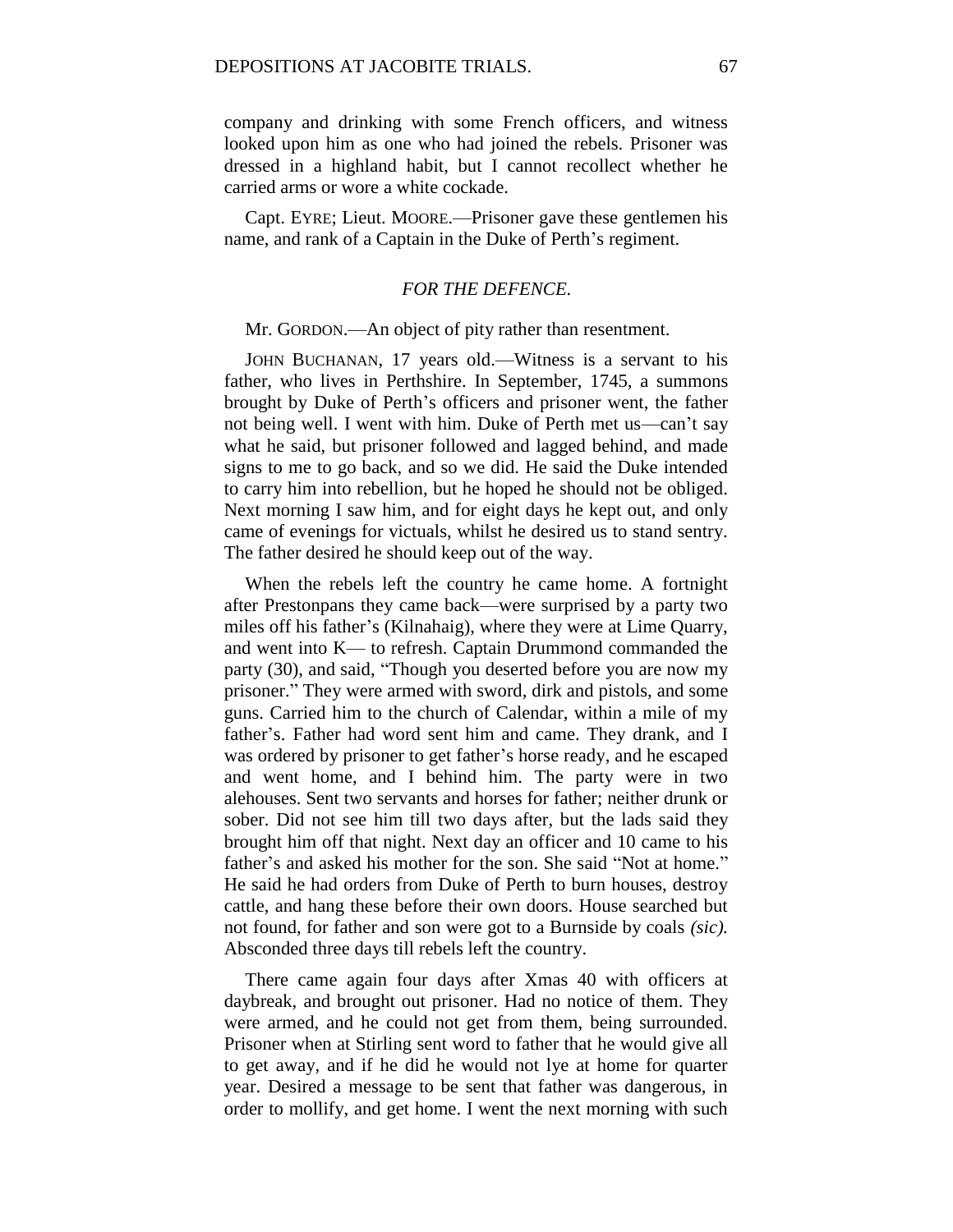company and drinking with some French officers, and witness looked upon him as one who had joined the rebels. Prisoner was dressed in a highland habit, but I cannot recollect whether he carried arms or wore a white cockade.

Capt. EYRE; Lieut. MOORE.—Prisoner gave these gentlemen his name, and rank of a Captain in the Duke of Perth's regiment.

*FOR THE DEFENCE.*

Mr. GORDON.—An object of pity rather than resentment.

JOHN BUCHANAN, 17 years old.—Witness is a servant to his father, who lives in Perthshire. In September, 1745, a summons brought by Duke of Perth's officers and prisoner went, the father not being well. I went with him. Duke of Perth met us—can't say what he said, but prisoner followed and lagged behind, and made signs to me to go back, and so we did. He said the Duke intended to carry him into rebellion, but he hoped he should not be obliged. Next morning I saw him, and for eight days he kept out, and only came of evenings for victuals, whilst he desired us to stand sentry. The father desired he should keep out of the way.

When the rebels left the country he came home. A fortnight after Prestonpans they came back—were surprised by a party two miles off his father's (Kilnahaig), where they were at Lime Quarry, and went into K— to refresh. Captain Drummond commanded the party (30), and said, "Though you deserted before you are now my prisoner." They were armed with sword, dirk and pistols, and some guns. Carried him to the church of Calendar, within a mile of my father's. Father had word sent him and came. They drank, and I was ordered by prisoner to get father's horse ready, and he escaped and went home, and I behind him. The party were in two alehouses. Sent two servants and horses for father; neither drunk or sober. Did not see him till two days after, but the lads said they brought him off that night. Next day an officer and 10 came to his father's and asked his mother for the son. She said "Not at home." He said he had orders from Duke of Perth to burn houses, destroy cattle, and hang these before their own doors. House searched but not found, for father and son were got to a Burnside by coals *(sic).* Absconded three days till rebels left the country.

There came again four days after Xmas 40 with officers at daybreak, and brought out prisoner. Had no notice of them. They were armed, and he could not get from them, being surrounded. Prisoner when at Stirling sent word to father that he would give all to get away, and if he did he would not lye at home for quarter year. Desired a message to be sent that father was dangerous, in order to mollify, and get home. I went the next morning with such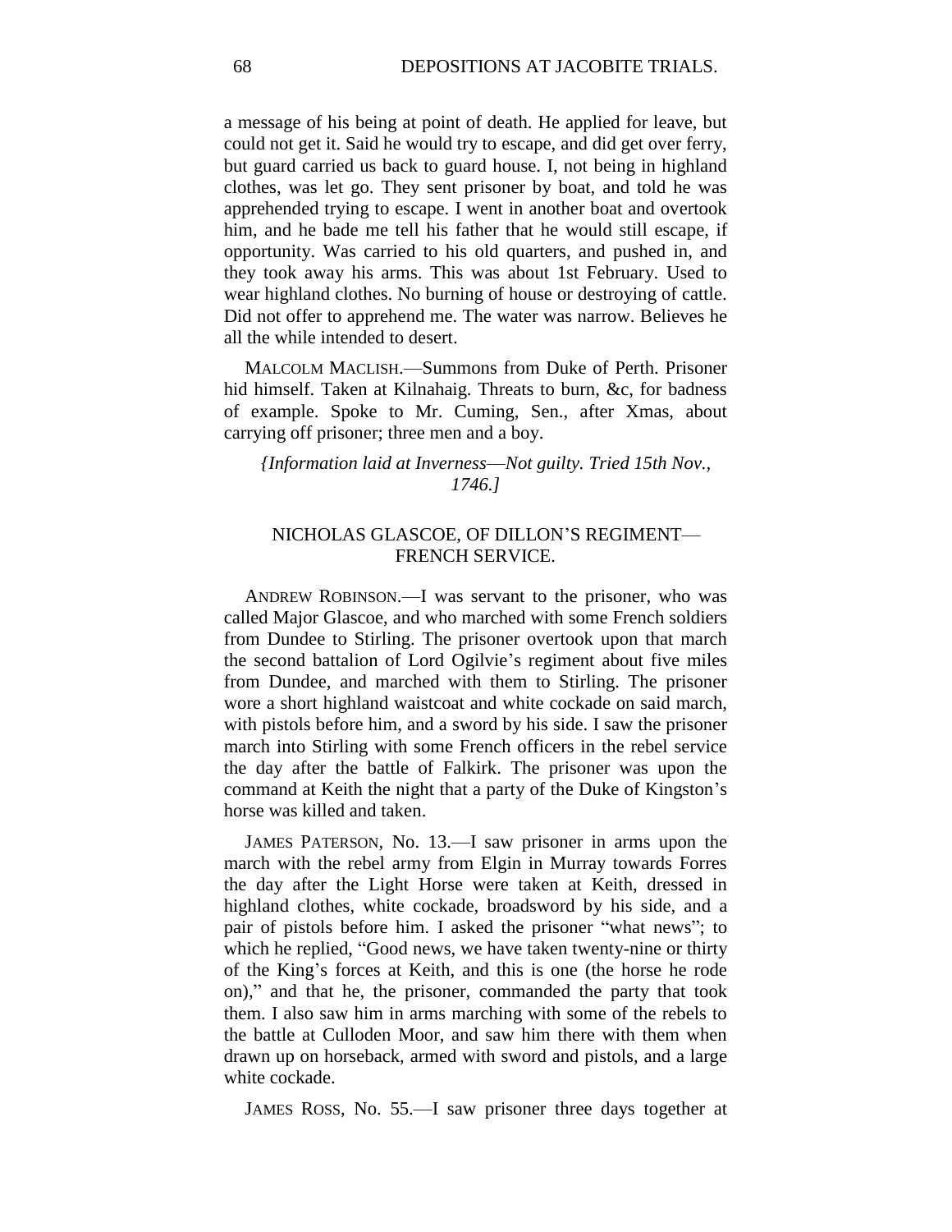a message of his being at point of death. He applied for leave, but could not get it. Said he would try to escape, and did get over ferry, but guard carried us back to guard house. I, not being in highland clothes, was let go. They sent prisoner by boat, and told he was apprehended trying to escape. I went in another boat and overtook him, and he bade me tell his father that he would still escape, if opportunity. Was carried to his old quarters, and pushed in, and they took away his arms. This was about 1st February. Used to wear highland clothes. No burning of house or destroying of cattle. Did not offer to apprehend me. The water was narrow. Believes he all the while intended to desert.

MALCOLM MACLISH.—Summons from Duke of Perth. Prisoner hid himself. Taken at Kilnahaig. Threats to burn, &c, for badness of example. Spoke to Mr. Cuming, Sen., after Xmas, about carrying off prisoner; three men and a boy.

*{Information laid at Inverness—Not guilty. Tried 15th Nov., 1746.]*

## NICHOLAS GLASCOE, OF DILLON'S REGIMENT—FRENCH SERVICE.

ANDREW ROBINSON.—I was servant to the prisoner, who was called Major Glascoe, and who marched with some French soldiers from Dundee to Stirling. The prisoner overtook upon that march the second battalion of Lord Ogilvie's regiment about five miles from Dundee, and marched with them to Stirling. The prisoner wore a short highland waistcoat and white cockade on said march, with pistols before him, and a sword by his side. I saw the prisoner march into Stirling with some French officers in the rebel service the day after the battle of Falkirk. The prisoner was upon the command at Keith the night that a party of the Duke of Kingston's horse was killed and taken.

JAMES PATERSON, No. 13.—I saw prisoner in arms upon the march with the rebel army from Elgin in Murray towards Forres the day after the Light Horse were taken at Keith, dressed in highland clothes, white cockade, broadsword by his side, and a pair of pistols before him. I asked the prisoner "what news"; to which he replied, "Good news, we have taken twenty-nine or thirty of the King's forces at Keith, and this is one (the horse he rode on)," and that he, the prisoner, commanded the party that took them. I also saw him in arms marching with some of the rebels to the battle at Culloden Moor, and saw him there with them when drawn up on horseback, armed with sword and pistols, and a large white cockade.

JAMES ROSS, No. 55.—I saw prisoner three days together at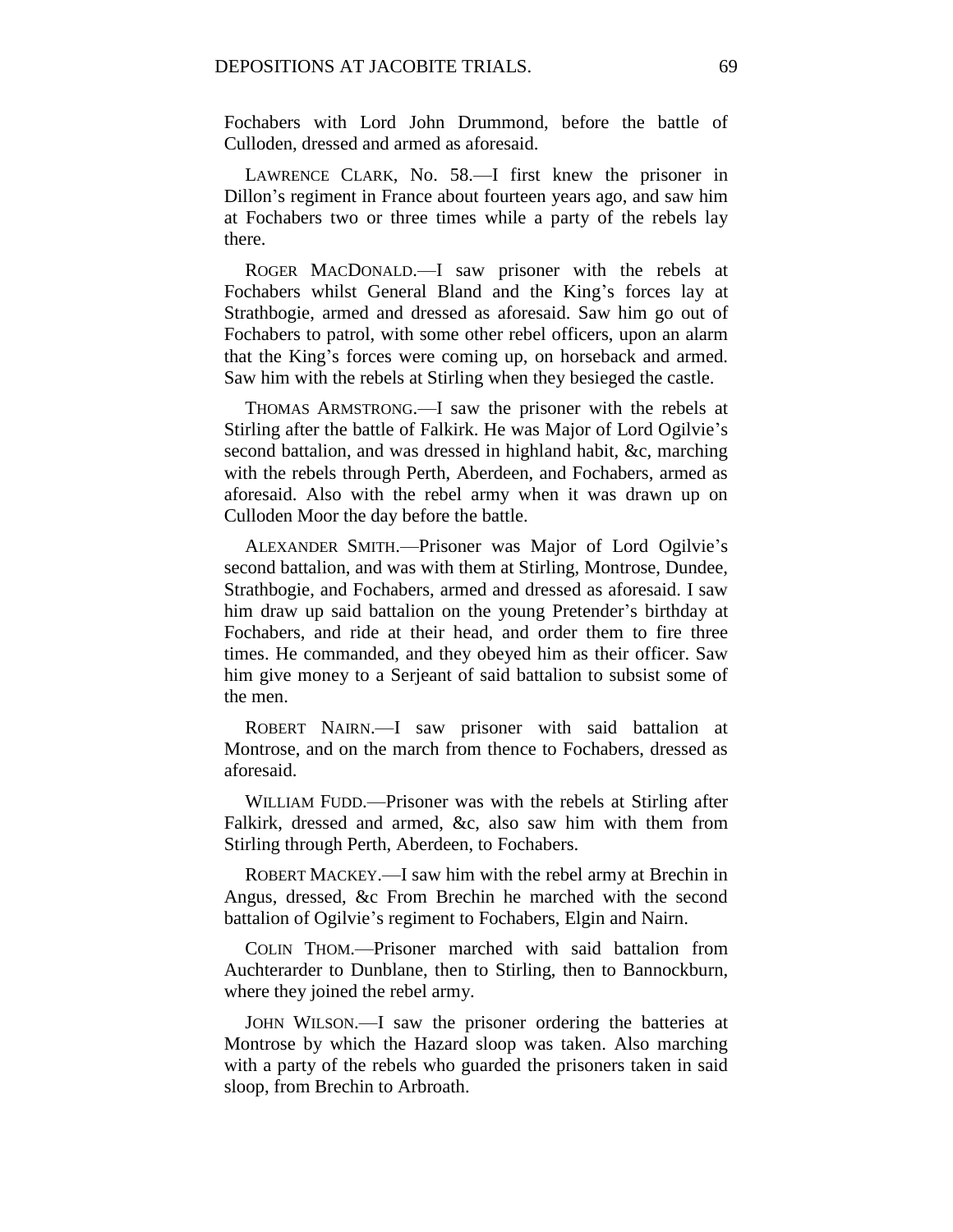Fochabers with Lord John Drummond, before the battle of Culloden, dressed and armed as aforesaid.

LAWRENCE CLARK, No. 58.—I first knew the prisoner in Dillon's regiment in France about fourteen years ago, and saw him at Fochabers two or three times while a party of the rebels lay there.

ROGER MACDONALD.—I saw prisoner with the rebels at Fochabers whilst General Bland and the King's forces lay at Strathbogie, armed and dressed as aforesaid. Saw him go out of Fochabers to patrol, with some other rebel officers, upon an alarm that the King's forces were coming up, on horseback and armed. Saw him with the rebels at Stirling when they besieged the castle.

THOMAS ARMSTRONG.—I saw the prisoner with the rebels at Stirling after the battle of Falkirk. He was Major of Lord Ogilvie's second battalion, and was dressed in highland habit, &c, marching with the rebels through Perth, Aberdeen, and Fochabers, armed as aforesaid. Also with the rebel army when it was drawn up on Culloden Moor the day before the battle.

ALEXANDER SMITH.—Prisoner was Major of Lord Ogilvie's second battalion, and was with them at Stirling, Montrose, Dundee, Strathbogie, and Fochabers, armed and dressed as aforesaid. I saw him draw up said battalion on the young Pretender's birthday at Fochabers, and ride at their head, and order them to fire three times. He commanded, and they obeyed him as their officer. Saw him give money to a Serjeant of said battalion to subsist some of the men.

ROBERT NAIRN.—I saw prisoner with said battalion at Montrose, and on the march from thence to Fochabers, dressed as aforesaid.

WILLIAM FUDD.—Prisoner was with the rebels at Stirling after Falkirk, dressed and armed, &c, also saw him with them from Stirling through Perth, Aberdeen, to Fochabers.

ROBERT MACKEY.—I saw him with the rebel army at Brechin in Angus, dressed, &c From Brechin he marched with the second battalion of Ogilvie's regiment to Fochabers, Elgin and Nairn.

COLIN THOM.—Prisoner marched with said battalion from Auchterarder to Dunblane, then to Stirling, then to Bannockburn, where they joined the rebel army.

JOHN WILSON.—I saw the prisoner ordering the batteries at Montrose by which the Hazard sloop was taken. Also marching with a party of the rebels who guarded the prisoners taken in said sloop, from Brechin to Arbroath.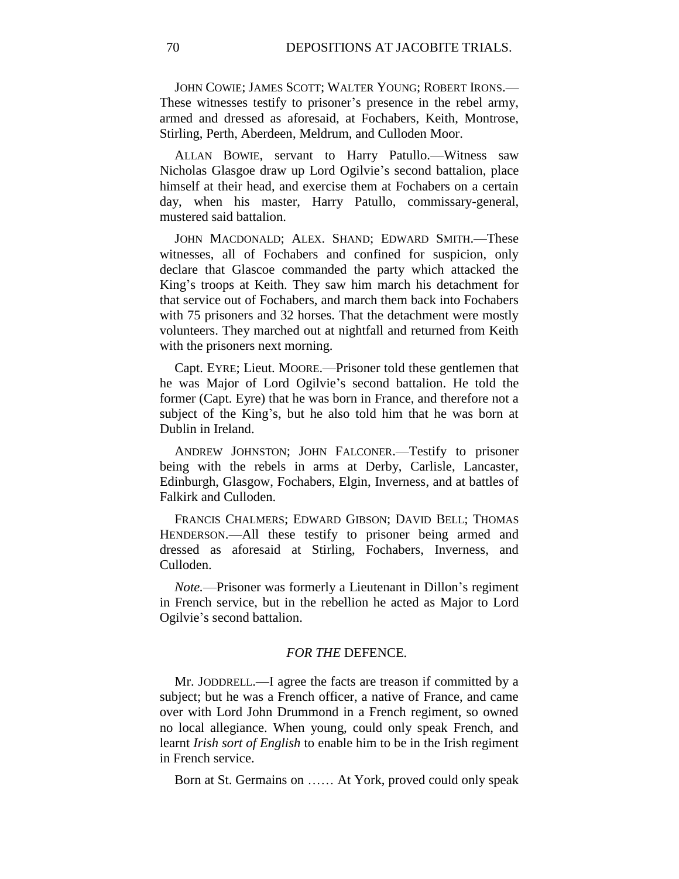JOHN COWIE; JAMES SCOTT; WALTER YOUNG; ROBERT IRONS.—These witnesses testify to prisoner's presence in the rebel army, armed and dressed as aforesaid, at Fochabers, Keith, Montrose, Stirling, Perth, Aberdeen, Meldrum, and Culloden Moor.

ALLAN BOWIE, servant to Harry Patullo.—Witness saw Nicholas Glasgoe draw up Lord Ogilvie's second battalion, place himself at their head, and exercise them at Fochabers on a certain day, when his master, Harry Patullo, commissary-general, mustered said battalion.

JOHN MACDONALD; ALEX. SHAND; EDWARD SMITH.—These witnesses, all of Fochabers and confined for suspicion, only declare that Glascoe commanded the party which attacked the King's troops at Keith. They saw him march his detachment for that service out of Fochabers, and march them back into Fochabers with 75 prisoners and 32 horses. That the detachment were mostly volunteers. They marched out at nightfall and returned from Keith with the prisoners next morning.

Capt. EYRE; Lieut. MOORE.—Prisoner told these gentlemen that he was Major of Lord Ogilvie's second battalion. He told the former (Capt. Eyre) that he was born in France, and therefore not a subject of the King's, but he also told him that he was born at Dublin in Ireland.

ANDREW JOHNSTON; JOHN FALCONER.—Testify to prisoner being with the rebels in arms at Derby, Carlisle, Lancaster, Edinburgh, Glasgow, Fochabers, Elgin, Inverness, and at battles of Falkirk and Culloden.

FRANCIS CHALMERS; EDWARD GIBSON; DAVID BELL; THOMAS HENDERSON.—All these testify to prisoner being armed and dressed as aforesaid at Stirling, Fochabers, Inverness, and Culloden.

*Note.*—Prisoner was formerly a Lieutenant in Dillon's regiment in French service, but in the rebellion he acted as Major to Lord Ogilvie's second battalion.

## *FOR THE* DEFENCE.

Mr. JODDRELL.—I agree the facts are treason if committed by a subject; but he was a French officer, a native of France, and came over with Lord John Drummond in a French regiment, so owned no local allegiance. When young, could only speak French, and learnt *Irish sort of English* to enable him to be in the Irish regiment in French service.

Born at St. Germains on …… At York, proved could only speak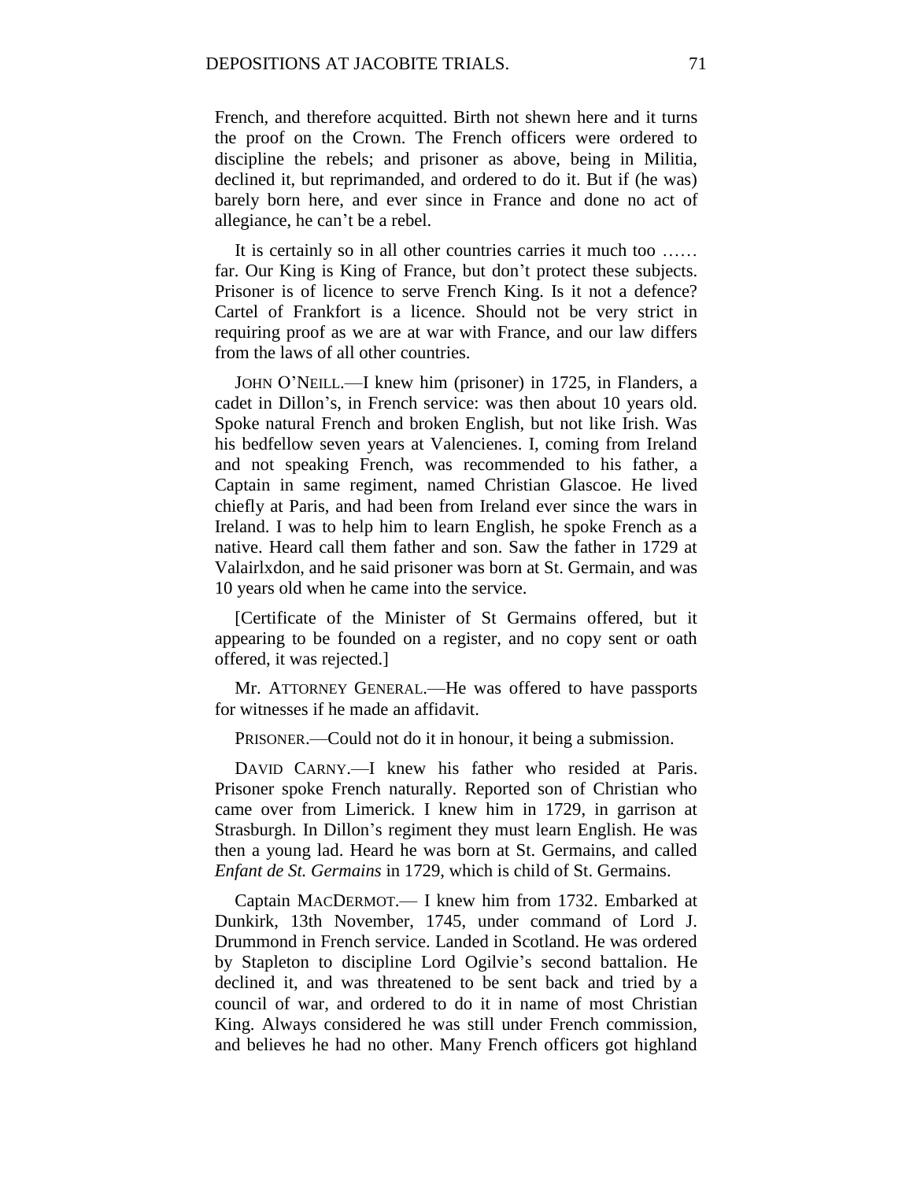French, and therefore acquitted. Birth not shewn here and it turns the proof on the Crown. The French officers were ordered to discipline the rebels; and prisoner as above, being in Militia, declined it, but reprimanded, and ordered to do it. But if (he was) barely born here, and ever since in France and done no act of allegiance, he can't be a rebel.

It is certainly so in all other countries carries it much too …… far. Our King is King of France, but don't protect these subjects. Prisoner is of licence to serve French King. Is it not a defence? Cartel of Frankfort is a licence. Should not be very strict in requiring proof as we are at war with France, and our law differs from the laws of all other countries.

JOHN O'NEILL.—I knew him (prisoner) in 1725, in Flanders, a cadet in Dillon's, in French service: was then about 10 years old. Spoke natural French and broken English, but not like Irish. Was his bedfellow seven years at Valenciennes. I, coming from Ireland and not speaking French, was recommended to his father, a Captain in same regiment, named Christian Glascoe. He lived chiefly at Paris, and had been from Ireland ever since the wars in Ireland. I was to help him to learn English, he spoke French as a native. Heard call them father and son. Saw the father in 1729 at Valairlxdon, and he said prisoner was born at St. Germain, and was 10 years old when he came into the service.

[Certificate of the Minister of St Germains offered, but it appearing to be founded on a register, and no copy sent or oath offered, it was rejected.]

Mr. ATTORNEY GENERAL.—He was offered to have passports for witnesses if he made an affidavit.

PRISONER.—Could not do it in honour, it being a submission.

DAVID CARNY.—I knew his father who resided at Paris. Prisoner spoke French naturally. Reported son of Christian who came over from Limerick. I knew him in 1729, in garrison at Strasburgh. In Dillon's regiment they must learn English. He was then a young lad. Heard he was born at St. Germains, and called *Enfant de St. Germains* in 1729, which is child of St. Germains.

Captain MACDERMOT.— I knew him from 1732. Embarked at Dunkirk, 13th November, 1745, under command of Lord J. Drummond in French service. Landed in Scotland. He was ordered by Stapleton to discipline Lord Ogilvie's second battalion. He declined it, and was threatened to be sent back and tried by a council of war, and ordered to do it in name of most Christian King. Always considered he was still under French commission, and believes he had no other. Many French officers got highland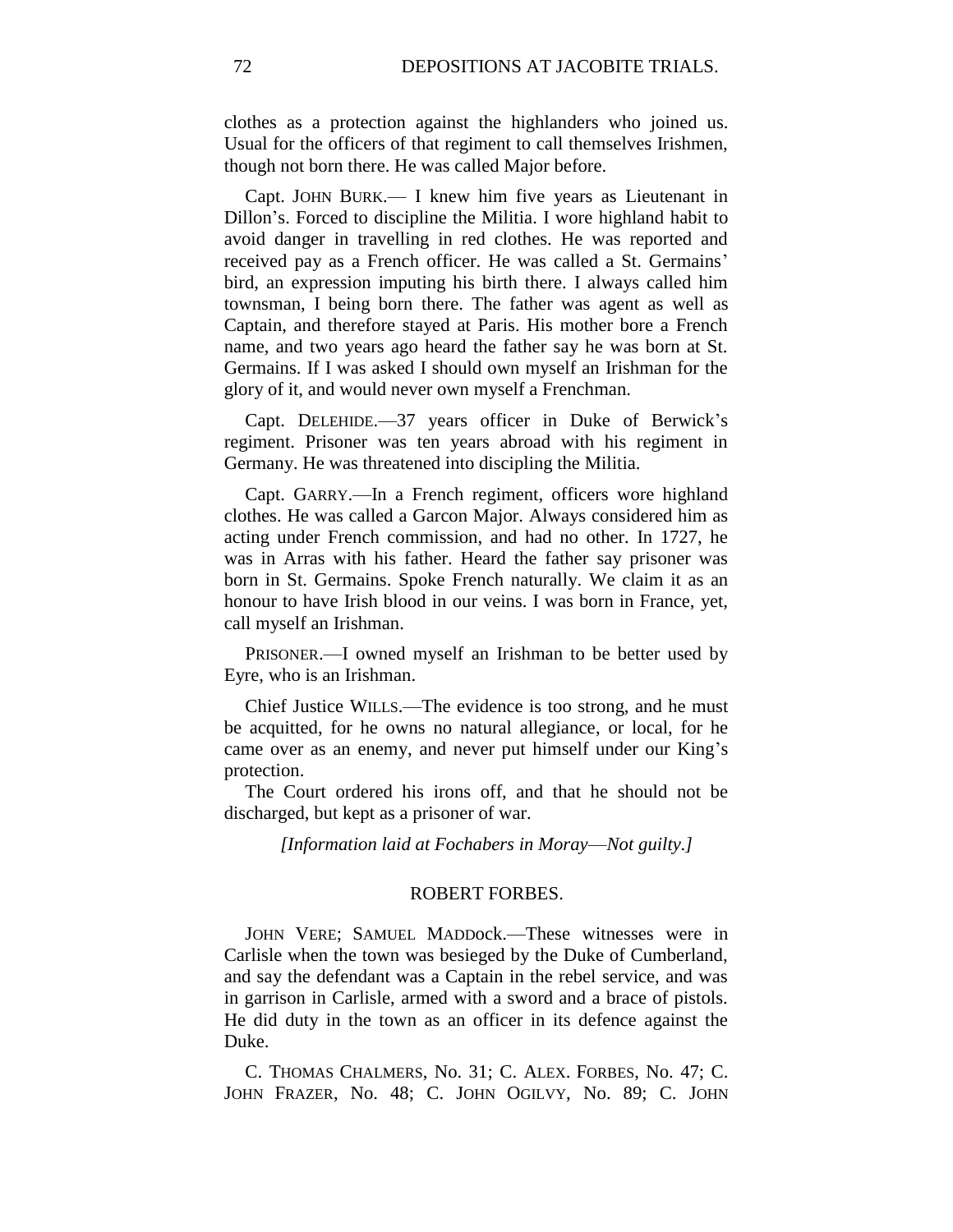clothes as a protection against the highlanders who joined us. Usual for the officers of that regiment to call themselves Irishmen, though not born there. He was called Major before.

Capt. JOHN BURK.— I knew him five years as Lieutenant in Dillon's. Forced to discipline the Militia. I wore highland habit to avoid danger in travelling in red clothes. He was reported and received pay as a French officer. He was called a St. Germains' bird, an expression imputing his birth there. I always called him townsman, I being born there. The father was agent as well as Captain, and therefore stayed at Paris. His mother bore a French name, and two years ago heard the father say he was born at St. Germains. If I was asked I should own myself an Irishman for the glory of it, and would never own myself a Frenchman.

Capt. DELEHIDE.—37 years officer in Duke of Berwick's regiment. Prisoner was ten years abroad with his regiment in Germany. He was threatened into discipling the Militia.

Capt. GARRY.—In a French regiment, officers wore highland clothes. He was called a Garcon Major. Always considered him as acting under French commission, and had no other. In 1727, he was in Arras with his father. Heard the father say prisoner was born in St. Germains. Spoke French naturally. We claim it as an honour to have Irish blood in our veins. I was born in France, yet, call myself an Irishman.

PRISONER.—I owned myself an Irishman to be better used by Eyre, who is an Irishman.

Chief Justice WILLS.—The evidence is too strong, and he must be acquitted, for he owns no natural allegiance, or local, for he came over as an enemy, and never put himself under our King's protection.

The Court ordered his irons off, and that he should not be discharged, but kept as a prisoner of war.

*[Information laid at Fochabers in Moray—Not guilty.]*

## ROBERT FORBES.

JOHN VERE; SAMUEL MADDock.—These witnesses were in Carlisle when the town was besieged by the Duke of Cumberland, and say the defendant was a Captain in the rebel service, and was in garrison in Carlisle, armed with a sword and a brace of pistols. He did duty in the town as an officer in its defence against the Duke.

C. THOMAS CHALMERS, No. 31; C. ALEX. FORBES, No. 47; C. JOHN FRAZER, No. 48; C. JOHN OGILVY, No. 89; C. JOHN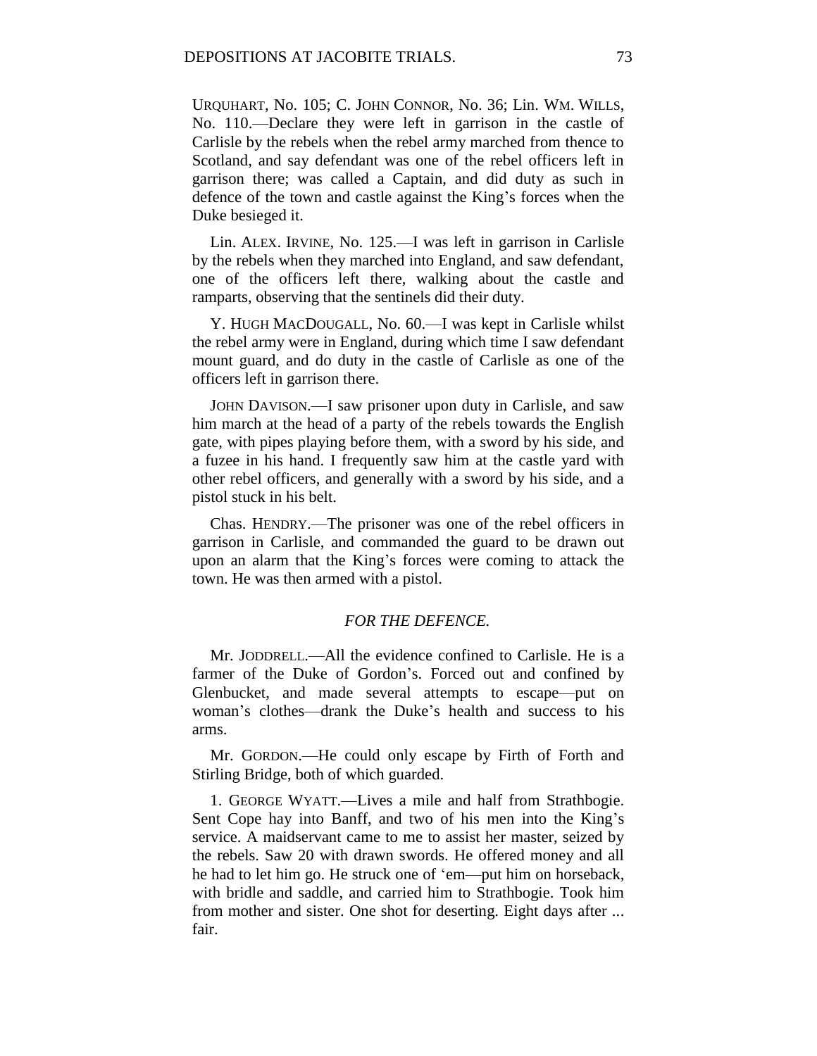URQUHART, No. 105; C. JOHN CONNOR, No. 36; Lin. WM. WILLS, No. 110.—Declare they were left in garrison in the castle of Carlisle by the rebels when the rebel army marched from thence to Scotland, and say defendant was one of the rebel officers left in garrison there; was called a Captain, and did duty as such in defence of the town and castle against the King's forces when the Duke besieged it.

Lin. ALEX. IRVINE, No. 125.—I was left in garrison in Carlisle by the rebels when they marched into England, and saw defendant, one of the officers left there, walking about the castle and ramparts, observing that the sentinels did their duty.

Y. HUGH MACDOUGALL, No. 60.—I was kept in Carlisle whilst the rebel army were in England, during which time I saw defendant mount guard, and do duty in the castle of Carlisle as one of the officers left in garrison there.

JOHN DAVISON.—I saw prisoner upon duty in Carlisle, and saw him march at the head of a party of the rebels towards the English gate, with pipes playing before them, with a sword by his side, and a fuzee in his hand. I frequently saw him at the castle yard with other rebel officers, and generally with a sword by his side, and a pistol stuck in his belt.

Chas. HENDRY.—The prisoner was one of the rebel officers in garrison in Carlisle, and commanded the guard to be drawn out upon an alarm that the King's forces were coming to attack the town. He was then armed with a pistol.

*FOR THE DEFENCE.*

Mr. JODDRELL.—All the evidence confined to Carlisle. He is a farmer of the Duke of Gordon's. Forced out and confined by Glenbucket, and made several attempts to escape—put on woman's clothes—drank the Duke's health and success to his arms.

Mr. GORDON.—He could only escape by Firth of Forth and Stirling Bridge, both of which guarded.

1. GEORGE WYATT.—Lives a mile and half from Strathbogie. Sent Cope hay into Banff, and two of his men into the King's service. A maidservant came to me to assist her master, seized by the rebels. Saw 20 with drawn swords. He offered money and all he had to let him go. He struck one of 'em—put him on horseback, with bridle and saddle, and carried him to Strathbogie. Took him from mother and sister. One shot for deserting. Eight days after ... fair.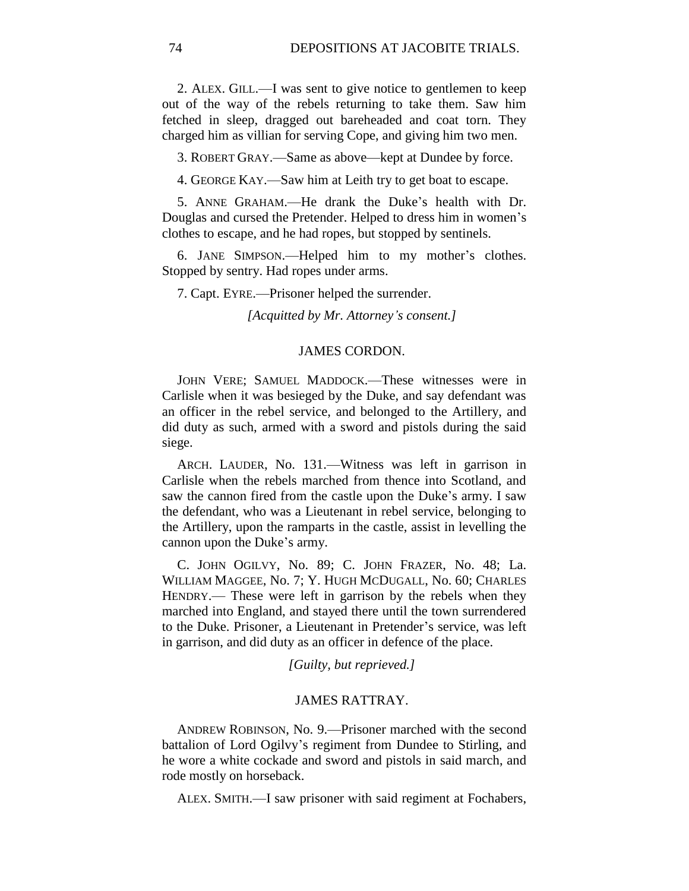2. ALEX. GILL.—I was sent to give notice to gentlemen to keep out of the way of the rebels returning to take them. Saw him fetched in sleep, dragged out bareheaded and coat torn. They charged him as villian for serving Cope, and giving him two men.

3. ROBERT GRAY.—Same as above—kept at Dundee by force.

4. GEORGE KAY.—Saw him at Leith try to get boat to escape.

5. ANNE GRAHAM.—He drank the Duke's health with Dr. Douglas and cursed the Pretender. Helped to dress him in women's clothes to escape, and he had ropes, but stopped by sentinels.

6. JANE SIMPSON.—Helped him to my mother's clothes. Stopped by sentry. Had ropes under arms.

7. Capt. EYRE.—Prisoner helped the surrender.

*[Acquitted by Mr. Attorney's consent.]*

## JAMES CORDON.

JOHN VERE; SAMUEL MADDOCK.—These witnesses were in Carlisle when it was besieged by the Duke, and say defendant was an officer in the rebel service, and belonged to the Artillery, and did duty as such, armed with a sword and pistols during the said siege.

ARCH. LAUDER, No. 131.—Witness was left in garrison in Carlisle when the rebels marched from thence into Scotland, and saw the cannon fired from the castle upon the Duke's army. I saw the defendant, who was a Lieutenant in rebel service, belonging to the Artillery, upon the ramparts in the castle, assist in levelling the cannon upon the Duke's army.

C. JOHN OGILVY, No. 89; C. JOHN FRAZER, No. 48; La. WILLIAM MAGGEE, No. 7; Y. HUGH MCDUGALL, No. 60; CHARLES HENDRY.— These were left in garrison by the rebels when they marched into England, and stayed there until the town surrendered to the Duke. Prisoner, a Lieutenant in Pretender's service, was left in garrison, and did duty as an officer in defence of the place.

*[Guilty, but reprieved.]*

## JAMES RATTRAY.

ANDREW ROBINSON, No. 9.—Prisoner marched with the second battalion of Lord Ogilvy's regiment from Dundee to Stirling, and he wore a white cockade and sword and pistols in said march, and rode mostly on horseback.

ALEX. SMITH.—I saw prisoner with said regiment at Fochabers,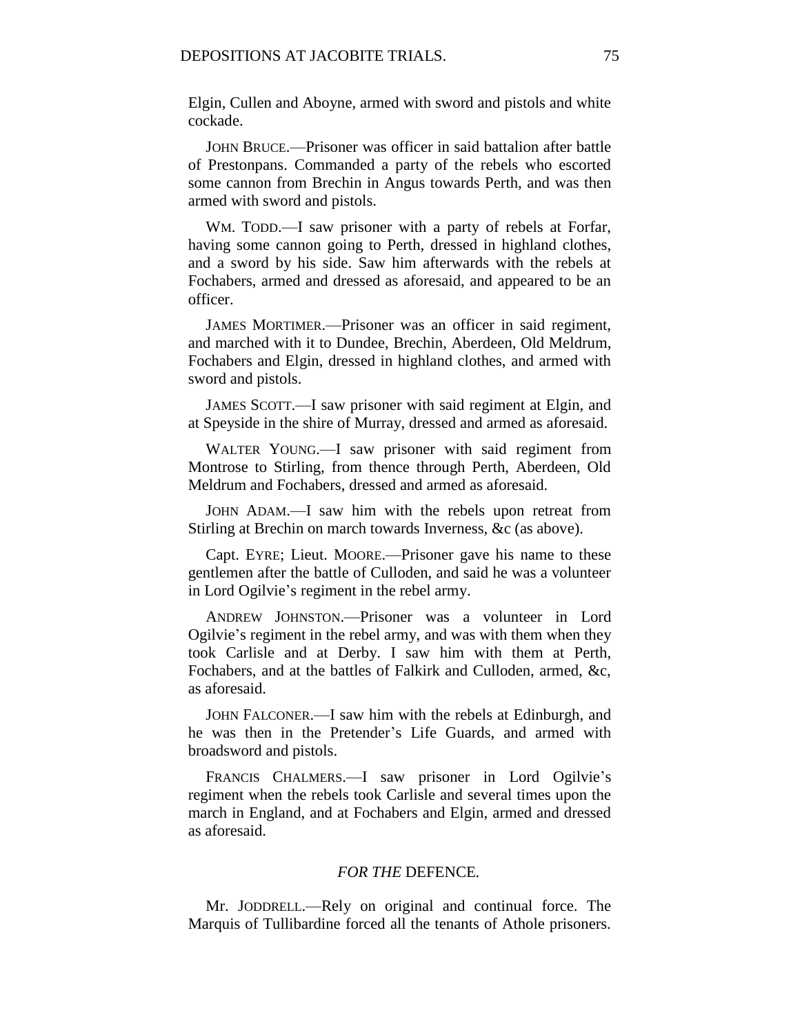Elgin, Cullen and Aboyne, armed with sword and pistols and white cockade.

JOHN BRUCE.—Prisoner was officer in said battalion after battle of Prestonpans. Commanded a party of the rebels who escorted some cannon from Brechin in Angus towards Perth, and was then armed with sword and pistols.

WM. TODD.—I saw prisoner with a party of rebels at Forfar, having some cannon going to Perth, dressed in highland clothes, and a sword by his side. Saw him afterwards with the rebels at Fochabers, armed and dressed as aforesaid, and appeared to be an officer.

JAMES MORTIMER.—Prisoner was an officer in said regiment, and marched with it to Dundee, Brechin, Aberdeen, Old Meldrum, Fochabers and Elgin, dressed in highland clothes, and armed with sword and pistols.

JAMES SCOTT.—I saw prisoner with said regiment at Elgin, and at Speyside in the shire of Murray, dressed and armed as aforesaid.

WALTER YOUNG.—I saw prisoner with said regiment from Montrose to Stirling, from thence through Perth, Aberdeen, Old Meldrum and Fochabers, dressed and armed as aforesaid.

JOHN ADAM.—I saw him with the rebels upon retreat from Stirling at Brechin on march towards Inverness, &c (as above).

Capt. EYRE; Lieut. MOORE.—Prisoner gave his name to these gentlemen after the battle of Culloden, and said he was a volunteer in Lord Ogilvie's regiment in the rebel army.

ANDREW JOHNSTON.—Prisoner was a volunteer in Lord Ogilvie's regiment in the rebel army, and was with them when they took Carlisle and at Derby. I saw him with them at Perth, Fochabers, and at the battles of Falkirk and Culloden, armed, &c, as aforesaid.

JOHN FALCONER.—I saw him with the rebels at Edinburgh, and he was then in the Pretender's Life Guards, and armed with broadsword and pistols.

FRANCIS CHALMERS.—I saw prisoner in Lord Ogilvie's regiment when the rebels took Carlisle and several times upon the march in England, and at Fochabers and Elgin, armed and dressed as aforesaid.

## *FOR THE* DEFENCE.

Mr. JODDRELL.—Rely on original and continual force. The Marquis of Tullibardine forced all the tenants of Athole prisoners.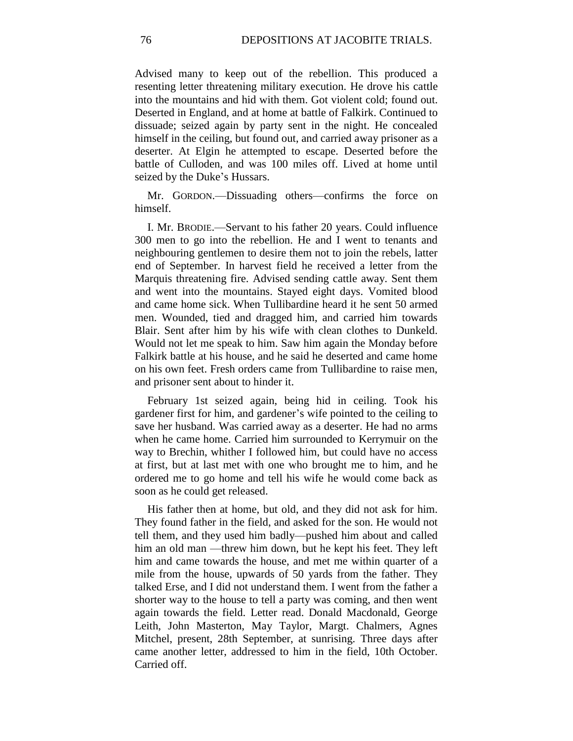Advised many to keep out of the rebellion. This produced a resenting letter threatening military execution. He drove his cattle into the mountains and hid with them. Got violent cold; found out. Deserted in England, and at home at battle of Falkirk. Continued to dissuade; seized again by party sent in the night. He concealed himself in the ceiling, but found out, and carried away prisoner as a deserter. At Elgin he attempted to escape. Deserted before the battle of Culloden, and was 100 miles off. Lived at home until seized by the Duke's Hussars.

Mr. GORDON.—Dissuading others—confirms the force on himself.

I. Mr. BRODIE.—Servant to his father 20 years. Could influence 300 men to go into the rebellion. He and I went to tenants and neighbouring gentlemen to desire them not to join the rebels, latter end of September. In harvest field he received a letter from the Marquis threatening fire. Advised sending cattle away. Sent them and went into the mountains. Stayed eight days. Vomited blood and came home sick. When Tullibardine heard it he sent 50 armed men. Wounded, tied and dragged him, and carried him towards Blair. Sent after him by his wife with clean clothes to Dunkeld. Would not let me speak to him. Saw him again the Monday before Falkirk battle at his house, and he said he deserted and came home on his own feet. Fresh orders came from Tullibardine to raise men, and prisoner sent about to hinder it.

February 1st seized again, being hid in ceiling. Took his gardener first for him, and gardener's wife pointed to the ceiling to save her husband. Was carried away as a deserter. He had no arms when he came home. Carried him surrounded to Kerrymuir on the way to Brechin, whither I followed him, but could have no access at first, but at last met with one who brought me to him, and he ordered me to go home and tell his wife he would come back as soon as he could get released.

His father then at home, but old, and they did not ask for him. They found father in the field, and asked for the son. He would not tell them, and they used him badly—pushed him about and called him an old man —threw him down, but he kept his feet. They left him and came towards the house, and met me within quarter of a mile from the house, upwards of 50 yards from the father. They talked Erse, and I did not understand them. I went from the father a shorter way to the house to tell a party was coming, and then went again towards the field. Letter read. Donald Macdonald, George Leith, John Masterton, May Taylor, Margt. Chalmers, Agnes Mitchel, present, 28th September, at sunrising. Three days after came another letter, addressed to him in the field, 10th October. Carried off.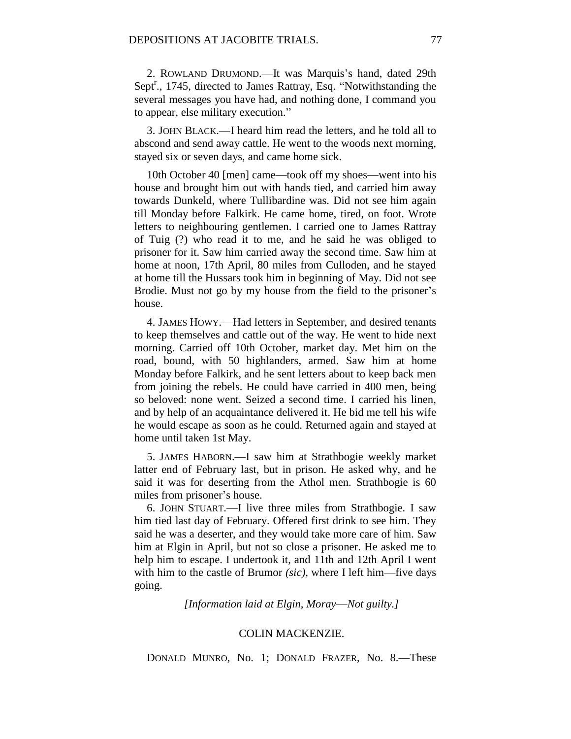2. ROWLAND DRUMOND.—It was Marquis's hand, dated 29th Sept[r]., 1745, directed to James Rattray, Esq. "Notwithstanding the several messages you have had, and nothing done, I command you to appear, else military execution."

3. JOHN BLACK.—I heard him read the letters, and he told all to abscond and send away cattle. He went to the woods next morning, stayed six or seven days, and came home sick.

10th October 40 [men] came—took off my shoes—went into his house and brought him out with hands tied, and carried him away towards Dunkeld, where Tullibardine was. Did not see him again till Monday before Falkirk. He came home, tired, on foot. Wrote letters to neighbouring gentlemen. I carried one to James Rattray of Tuig (?) who read it to me, and he said he was obliged to prisoner for it. Saw him carried away the second time. Saw him at home at noon, 17th April, 80 miles from Culloden, and he stayed at home till the Hussars took him in beginning of May. Did not see Brodie. Must not go by my house from the field to the prisoner's house.

4. JAMES HOWY.—Had letters in September, and desired tenants to keep themselves and cattle out of the way. He went to hide next morning. Carried off 10th October, market day. Met him on the road, bound, with 50 highlanders, armed. Saw him at home Monday before Falkirk, and he sent letters about to keep back men from joining the rebels. He could have carried in 400 men, being so beloved: none went. Seized a second time. I carried his linen, and by help of an acquaintance delivered it. He bid me tell his wife he would escape as soon as he could. Returned again and stayed at home until taken 1st May.

5. JAMES HABORN.—I saw him at Strathbogie weekly market latter end of February last, but in prison. He asked why, and he said it was for deserting from the Athol men. Strathbogie is 60 miles from prisoner's house.

6. JOHN STUART.—I live three miles from Strathbogie. I saw him tied last day of February. Offered first drink to see him. They said he was a deserter, and they would take more care of him. Saw him at Elgin in April, but not so close a prisoner. He asked me to help him to escape. I undertook it, and 11th and 12th April I went with him to the castle of Brumor *(sic),* where I left him—five days going.

*[Information laid at Elgin, Moray—Not guilty.]*

## COLIN MACKENZIE.

DONALD MUNRO, No. 1; DONALD FRAZER, No. 8.—These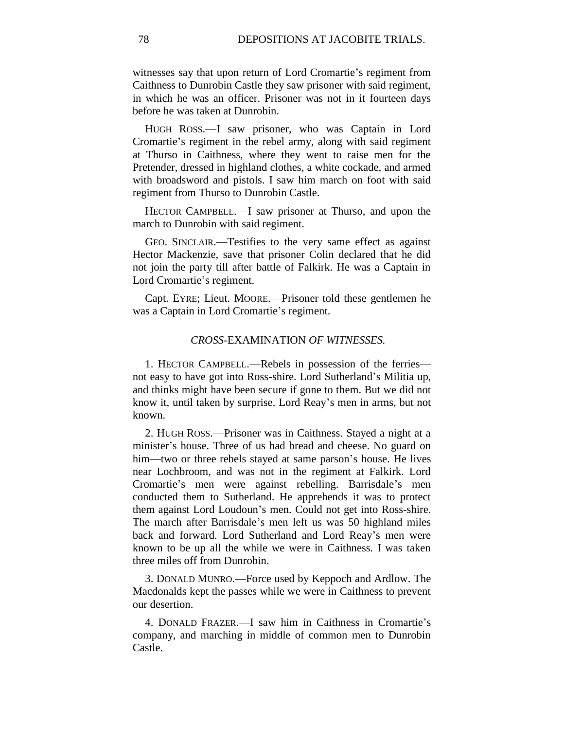witnesses say that upon return of Lord Cromartie's regiment from Caithness to Dunrobin Castle they saw prisoner with said regiment, in which he was an officer. Prisoner was not in it fourteen days before he was taken at Dunrobin.

HUGH ROSS.—I saw prisoner, who was Captain in Lord Cromartie's regiment in the rebel army, along with said regiment at Thurso in Caithness, where they went to raise men for the Pretender, dressed in highland clothes, a white cockade, and armed with broadsword and pistols. I saw him march on foot with said regiment from Thurso to Dunrobin Castle.

HECTOR CAMPBELL.—I saw prisoner at Thurso, and upon the march to Dunrobin with said regiment.

GEO. SINCLAIR.—Testifies to the very same effect as against Hector Mackenzie, save that prisoner Colin declared that he did not join the party till after battle of Falkirk. He was a Captain in Lord Cromartie's regiment.

Capt. EYRE; Lieut. MOORE.—Prisoner told these gentlemen he was a Captain in Lord Cromartie's regiment.

*CROSS*-EXAMINATION *OF WITNESSES.*

1. HECTOR CAMPBELL.—Rebels in possession of the ferries—not easy to have got into Ross-shire. Lord Sutherland's Militia up, and thinks might have been secure if gone to them. But we did not know it, until taken by surprise. Lord Reay's men in arms, but not known.

2. HUGH ROSS.—Prisoner was in Caithness. Stayed a night at a minister's house. Three of us had bread and cheese. No guard on him—two or three rebels stayed at same parson's house. He lives near Lochbroom, and was not in the regiment at Falkirk. Lord Cromartie's men were against rebelling. Barrisdale's men conducted them to Sutherland. He apprehends it was to protect them against Lord Loudoun's men. Could not get into Ross-shire. The march after Barrisdale's men left us was 50 highland miles back and forward. Lord Sutherland and Lord Reay's men were known to be up all the while we were in Caithness. I was taken three miles off from Dunrobin.

3. DONALD MUNRO.—Force used by Keppoch and Ardlow. The Macdonalds kept the passes while we were in Caithness to prevent our desertion.

4. DONALD FRAZER.—I saw him in Caithness in Cromartie's company, and marching in middle of common men to Dunrobin Castle.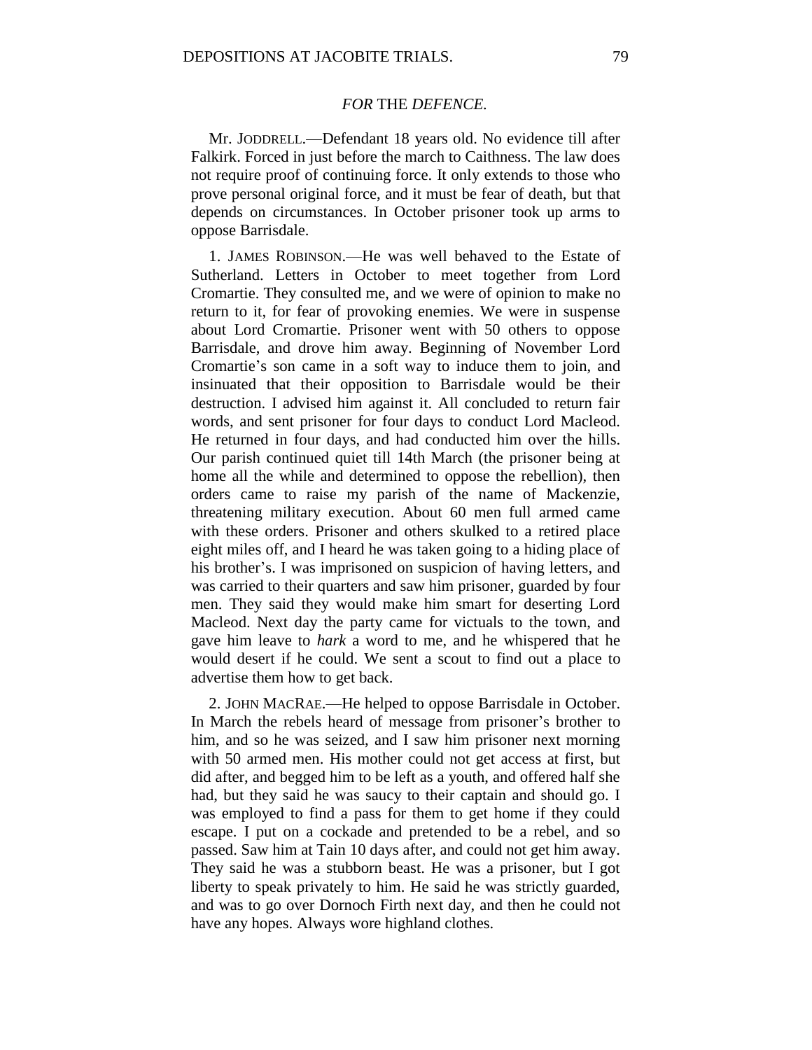## *FOR* THE *DEFENCE.*

Mr. JODDRELL.—Defendant 18 years old. No evidence till after Falkirk. Forced in just before the march to Caithness. The law does not require proof of continuing force. It only extends to those who prove personal original force, and it must be fear of death, but that depends on circumstances. In October prisoner took up arms to oppose Barrisdale.

1. JAMES ROBINSON.—He was well behaved to the Estate of Sutherland. Letters in October to meet together from Lord Cromartie. They consulted me, and we were of opinion to make no return to it, for fear of provoking enemies. We were in suspense about Lord Cromartie. Prisoner went with 50 others to oppose Barrisdale, and drove him away. Beginning of November Lord Cromartie's son came in a soft way to induce them to join, and insinuated that their opposition to Barrisdale would be their destruction. I advised him against it. All concluded to return fair words, and sent prisoner for four days to conduct Lord Macleod. He returned in four days, and had conducted him over the hills. Our parish continued quiet till 14th March (the prisoner being at home all the while and determined to oppose the rebellion), then orders came to raise my parish of the name of Mackenzie, threatening military execution. About 60 men full armed came with these orders. Prisoner and others skulked to a retired place eight miles off, and I heard he was taken going to a hiding place of his brother's. I was imprisoned on suspicion of having letters, and was carried to their quarters and saw him prisoner, guarded by four men. They said they would make him smart for deserting Lord Macleod. Next day the party came for victuals to the town, and gave him leave to *hark* a word to me, and he whispered that he would desert if he could. We sent a scout to find out a place to advertise them how to get back.

2. JOHN MACRAE.—He helped to oppose Barrisdale in October. In March the rebels heard of message from prisoner's brother to him, and so he was seized, and I saw him prisoner next morning with 50 armed men. His mother could not get access at first, but did after, and begged him to be left as a youth, and offered half she had, but they said he was saucy to their captain and should go. I was employed to find a pass for them to get home if they could escape. I put on a cockade and pretended to be a rebel, and so passed. Saw him at Tain 10 days after, and could not get him away. They said he was a stubborn beast. He was a prisoner, but I got liberty to speak privately to him. He said he was strictly guarded, and was to go over Dornoch Firth next day, and then he could not have any hopes. Always wore highland clothes.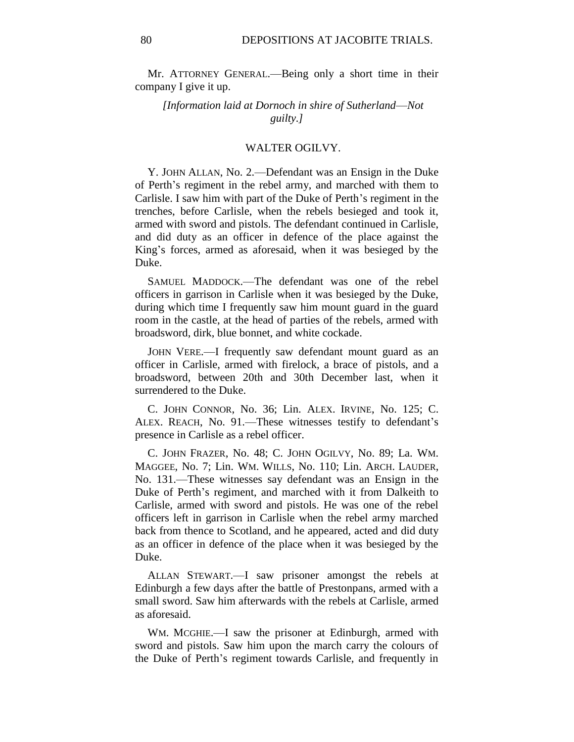Mr. ATTORNEY GENERAL.—Being only a short time in their company I give it up.

*[Information laid at Dornoch in shire of Sutherland—Not guilty.]*

## WALTER OGILVY.

Y. JOHN ALLAN, No. 2.—Defendant was an Ensign in the Duke of Perth's regiment in the rebel army, and marched with them to Carlisle. I saw him with part of the Duke of Perth's regiment in the trenches, before Carlisle, when the rebels besieged and took it, armed with sword and pistols. The defendant continued in Carlisle, and did duty as an officer in defence of the place against the King's forces, armed as aforesaid, when it was besieged by the Duke.

SAMUEL MADDOCK.—The defendant was one of the rebel officers in garrison in Carlisle when it was besieged by the Duke, during which time I frequently saw him mount guard in the guard room in the castle, at the head of parties of the rebels, armed with broadsword, dirk, blue bonnet, and white cockade.

JOHN VERE.—I frequently saw defendant mount guard as an officer in Carlisle, armed with firelock, a brace of pistols, and a broadsword, between 20th and 30th December last, when it surrendered to the Duke.

C. JOHN CONNOR, No. 36; Lin. ALEX. IRVINE, No. 125; C. ALEX. REACH, No. 91.—These witnesses testify to defendant's presence in Carlisle as a rebel officer.

C. JOHN FRAZER, No. 48; C. JOHN OGILVY, No. 89; La. WM. MAGGEE, No. 7; Lin. WM. WILLS, No. 110; Lin. ARCH. LAUDER, No. 131.—These witnesses say defendant was an Ensign in the Duke of Perth's regiment, and marched with it from Dalkeith to Carlisle, armed with sword and pistols. He was one of the rebel officers left in garrison in Carlisle when the rebel army marched back from thence to Scotland, and he appeared, acted and did duty as an officer in defence of the place when it was besieged by the Duke.

ALLAN STEWART.—I saw prisoner amongst the rebels at Edinburgh a few days after the battle of Prestonpans, armed with a small sword. Saw him afterwards with the rebels at Carlisle, armed as aforesaid.

WM. MCGHIE.—I saw the prisoner at Edinburgh, armed with sword and pistols. Saw him upon the march carry the colours of the Duke of Perth's regiment towards Carlisle, and frequently in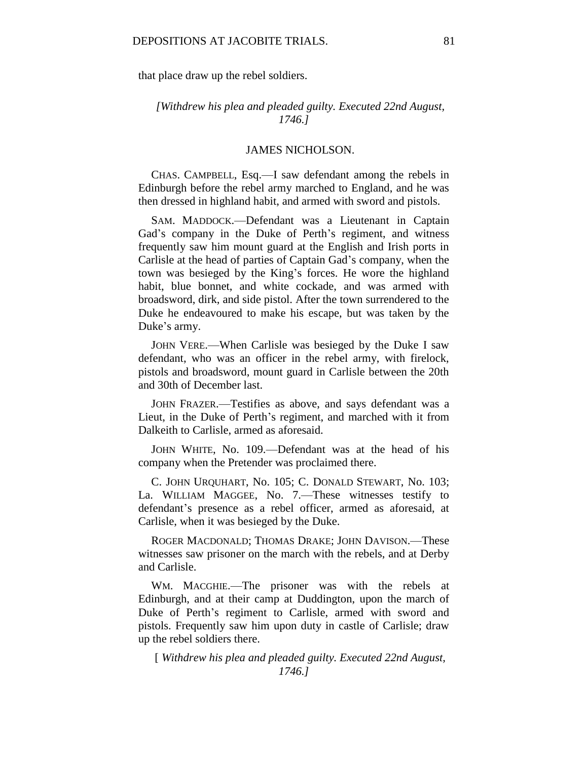that place draw up the rebel soldiers.

*[Withdrew his plea and pleaded guilty. Executed 22nd August, 1746.]*

## JAMES NICHOLSON.

CHAS. CAMPBELL, Esq.—I saw defendant among the rebels in Edinburgh before the rebel army marched to England, and he was then dressed in highland habit, and armed with sword and pistols.

SAM. MADDOCK.—Defendant was a Lieutenant in Captain Gad's company in the Duke of Perth's regiment, and witness frequently saw him mount guard at the English and Irish ports in Carlisle at the head of parties of Captain Gad's company, when the town was besieged by the King's forces. He wore the highland habit, blue bonnet, and white cockade, and was armed with broadsword, dirk, and side pistol. After the town surrendered to the Duke he endeavoured to make his escape, but was taken by the Duke's army.

JOHN VERE.—When Carlisle was besieged by the Duke I saw defendant, who was an officer in the rebel army, with firelock, pistols and broadsword, mount guard in Carlisle between the 20th and 30th of December last.

JOHN FRAZER.—Testifies as above, and says defendant was a Lieut, in the Duke of Perth's regiment, and marched with it from Dalkeith to Carlisle, armed as aforesaid.

JOHN WHITE, No. 109.—Defendant was at the head of his company when the Pretender was proclaimed there.

C. JOHN URQUHART, No. 105; C. DONALD STEWART, No. 103; La. WILLIAM MAGGEE, No. 7.—These witnesses testify to defendant's presence as a rebel officer, armed as aforesaid, at Carlisle, when it was besieged by the Duke.

ROGER MACDONALD; THOMAS DRAKE; JOHN DAVISON.—These witnesses saw prisoner on the march with the rebels, and at Derby and Carlisle.

WM. MACGHIE.—The prisoner was with the rebels at Edinburgh, and at their camp at Duddington, upon the march of Duke of Perth's regiment to Carlisle, armed with sword and pistols. Frequently saw him upon duty in castle of Carlisle; draw up the rebel soldiers there.

*[Withdrew his plea and pleaded guilty. Executed 22nd August, 1746.]*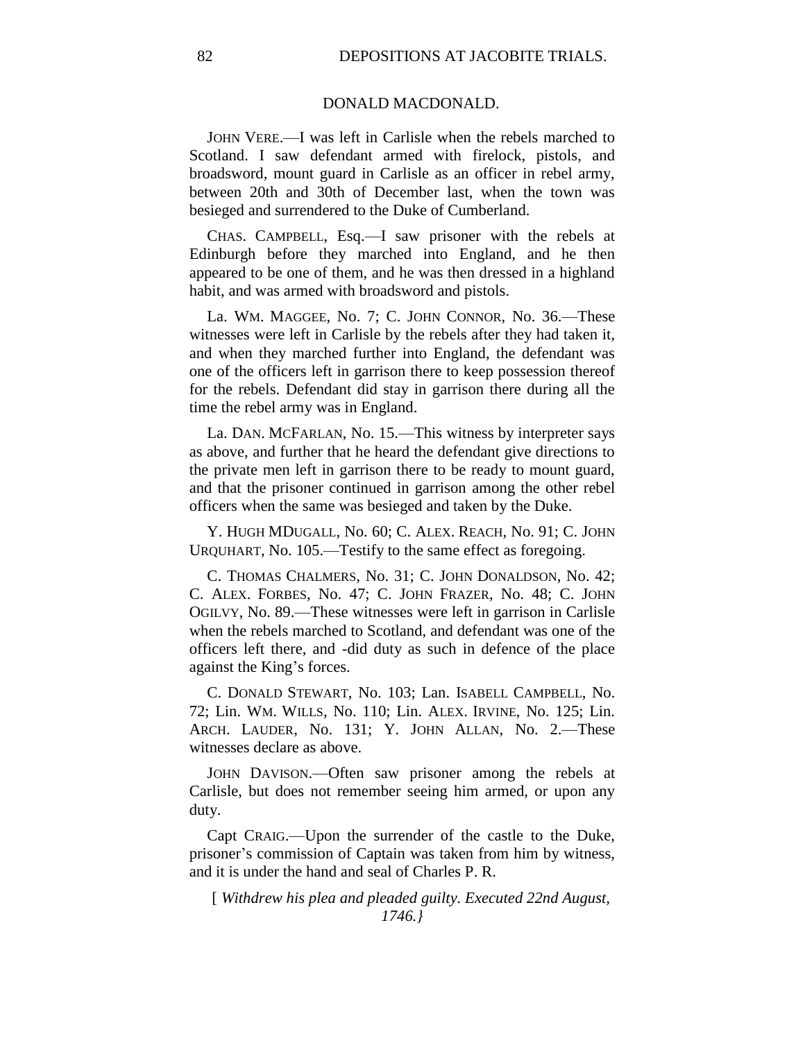## DONALD MACDONALD.

JOHN VERE.—I was left in Carlisle when the rebels marched to Scotland. I saw defendant armed with firelock, pistols, and broadsword, mount guard in Carlisle as an officer in rebel army, between 20th and 30th of December last, when the town was besieged and surrendered to the Duke of Cumberland.

CHAS. CAMPBELL, Esq.—I saw prisoner with the rebels at Edinburgh before they marched into England, and he then appeared to be one of them, and he was then dressed in a highland habit, and was armed with broadsword and pistols.

La. WM. MAGGEE, No. 7; C. JOHN CONNOR, No. 36.—These witnesses were left in Carlisle by the rebels after they had taken it, and when they marched further into England, the defendant was one of the officers left in garrison there to keep possession thereof for the rebels. Defendant did stay in garrison there during all the time the rebel army was in England.

La. DAN. MCFARLAN, No. 15.—This witness by interpreter says as above, and further that he heard the defendant give directions to the private men left in garrison there to be ready to mount guard, and that the prisoner continued in garrison among the other rebel officers when the same was besieged and taken by the Duke.

Y. HUGH MDUGALL, No. 60; C. ALEX. REACH, No. 91; C. JOHN URQUHART, No. 105.—Testify to the same effect as foregoing.

C. THOMAS CHALMERS, No. 31; C. JOHN DONALDSON, No. 42; C. ALEX. FORBES, No. 47; C. JOHN FRAZER, No. 48; C. JOHN OGILVY, No. 89.—These witnesses were left in garrison in Carlisle when the rebels marched to Scotland, and defendant was one of the officers left there, and -did duty as such in defence of the place against the King's forces.

C. DONALD STEWART, No. 103; Lan. ISABELL CAMPBELL, No. 72; Lin. WM. WILLS, No. 110; Lin. ALEX. IRVINE, No. 125; Lin. ARCH. LAUDER, No. 131; Y. JOHN ALLAN, No. 2.—These witnesses declare as above.

JOHN DAVISON.—Often saw prisoner among the rebels at Carlisle, but does not remember seeing him armed, or upon any duty.

Capt CRAIG.—Upon the surrender of the castle to the Duke, prisoner's commission of Captain was taken from him by witness, and it is under the hand and seal of Charles P. R.

[ *Withdrew his plea and pleaded guilty. Executed 22nd August, 1746.}*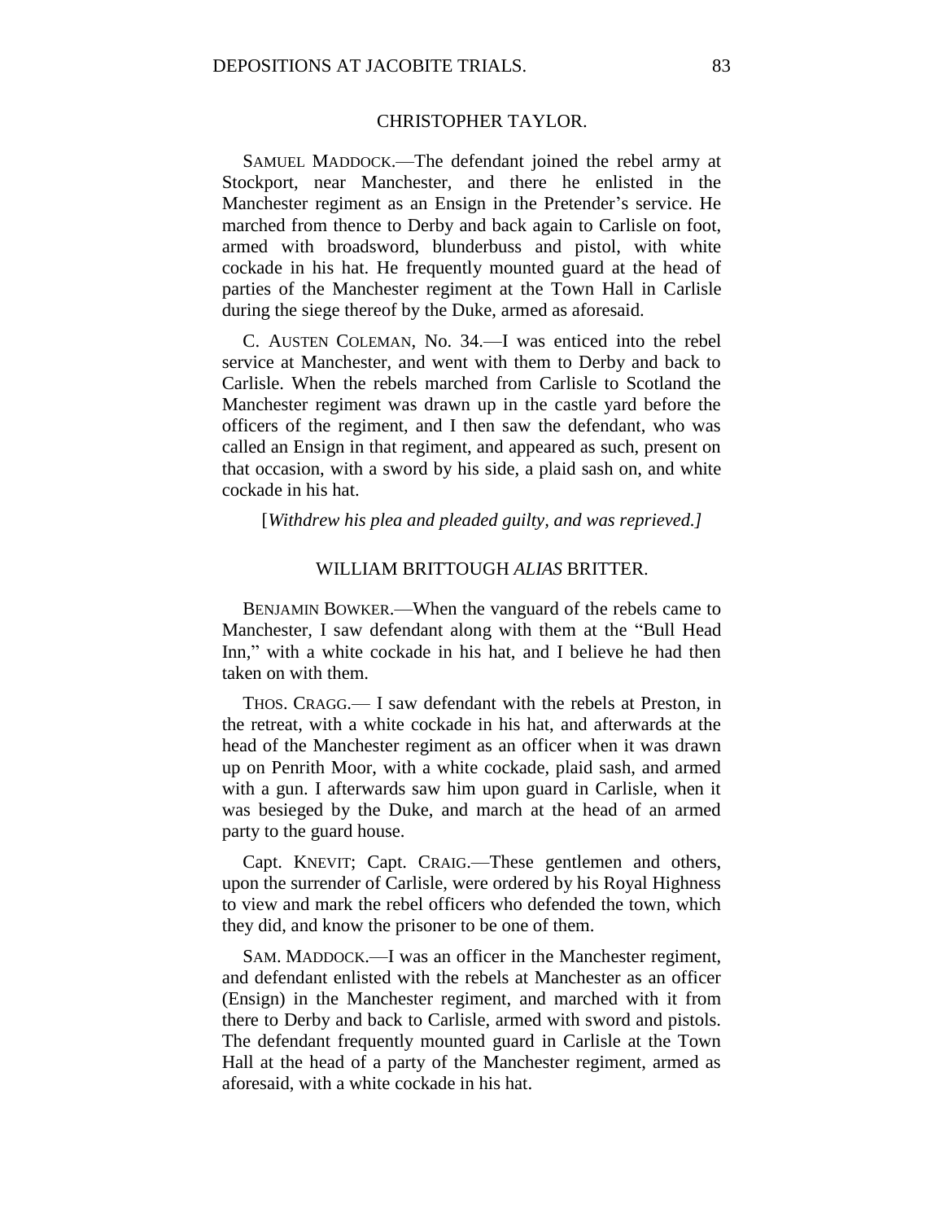### CHRISTOPHER TAYLOR.

SAMUEL MADDOCK.—The defendant joined the rebel army at Stockport, near Manchester, and there he enlisted in the Manchester regiment as an Ensign in the Pretender's service. He marched from thence to Derby and back again to Carlisle on foot, armed with broadsword, blunderbuss and pistol, with white cockade in his hat. He frequently mounted guard at the head of parties of the Manchester regiment at the Town Hall in Carlisle during the siege thereof by the Duke, armed as aforesaid.

C. AUSTEN COLEMAN, No. 34.—I was enticed into the rebel service at Manchester, and went with them to Derby and back to Carlisle. When the rebels marched from Carlisle to Scotland the Manchester regiment was drawn up in the castle yard before the officers of the regiment, and I then saw the defendant, who was called an Ensign in that regiment, and appeared as such, present on that occasion, with a sword by his side, a plaid sash on, and white cockade in his hat.

[*Withdrew his plea and pleaded guilty, and was reprieved.]*

### WILLIAM BRITTOUGH *ALIAS* BRITTER.

BENJAMIN BOWKER.—When the vanguard of the rebels came to Manchester, I saw defendant along with them at the "Bull Head Inn," with a white cockade in his hat, and I believe he had then taken on with them.

THOS. CRAGG.— I saw defendant with the rebels at Preston, in the retreat, with a white cockade in his hat, and afterwards at the head of the Manchester regiment as an officer when it was drawn up on Penrith Moor, with a white cockade, plaid sash, and armed with a gun. I afterwards saw him upon guard in Carlisle, when it was besieged by the Duke, and march at the head of an armed party to the guard house.

Capt. KNEVIT; Capt. CRAIG.—These gentlemen and others, upon the surrender of Carlisle, were ordered by his Royal Highness to view and mark the rebel officers who defended the town, which they did, and know the prisoner to be one of them.

SAM. MADDOCK.—I was an officer in the Manchester regiment, and defendant enlisted with the rebels at Manchester as an officer (Ensign) in the Manchester regiment, and marched with it from there to Derby and back to Carlisle, armed with sword and pistols. The defendant frequently mounted guard in Carlisle at the Town Hall at the head of a party of the Manchester regiment, armed as aforesaid, with a white cockade in his hat.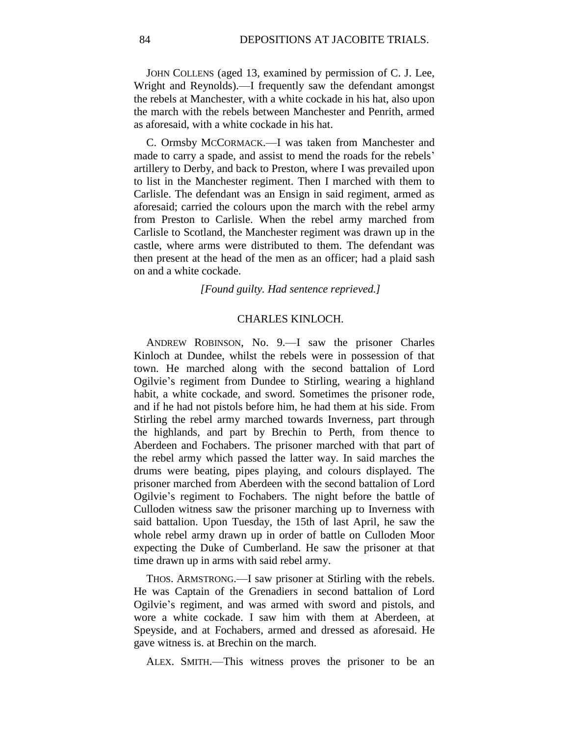JOHN COLLENS (aged 13, examined by permission of C. J. Lee, Wright and Reynolds).—I frequently saw the defendant amongst the rebels at Manchester, with a white cockade in his hat, also upon the march with the rebels between Manchester and Penrith, armed as aforesaid, with a white cockade in his hat.

C. Ormsby MCCORMACK.—I was taken from Manchester and made to carry a spade, and assist to mend the roads for the rebels' artillery to Derby, and back to Preston, where I was prevailed upon to list in the Manchester regiment. Then I marched with them to Carlisle. The defendant was an Ensign in said regiment, armed as aforesaid; carried the colours upon the march with the rebel army from Preston to Carlisle. When the rebel army marched from Carlisle to Scotland, the Manchester regiment was drawn up in the castle, where arms were distributed to them. The defendant was then present at the head of the men as an officer; had a plaid sash on and a white cockade.

*[Found guilty. Had sentence reprieved.]*

## CHARLES KINLOCH.

ANDREW ROBINSON, No. 9.—I saw the prisoner Charles Kinloch at Dundee, whilst the rebels were in possession of that town. He marched along with the second battalion of Lord Ogilvie's regiment from Dundee to Stirling, wearing a highland habit, a white cockade, and sword. Sometimes the prisoner rode, and if he had not pistols before him, he had them at his side. From Stirling the rebel army marched towards Inverness, part through the highlands, and part by Brechin to Perth, from thence to Aberdeen and Fochabers. The prisoner marched with that part of the rebel army which passed the latter way. In said marches the drums were beating, pipes playing, and colours displayed. The prisoner marched from Aberdeen with the second battalion of Lord Ogilvie's regiment to Fochabers. The night before the battle of Culloden witness saw the prisoner marching up to Inverness with said battalion. Upon Tuesday, the 15th of last April, he saw the whole rebel army drawn up in order of battle on Culloden Moor expecting the Duke of Cumberland. He saw the prisoner at that time drawn up in arms with said rebel army.

THOS. ARMSTRONG.—I saw prisoner at Stirling with the rebels. He was Captain of the Grenadiers in second battalion of Lord Ogilvie's regiment, and was armed with sword and pistols, and wore a white cockade. I saw him with them at Aberdeen, at Speyside, and at Fochabers, armed and dressed as aforesaid. He gave witness is. at Brechin on the march.

ALEX. SMITH.—This witness proves the prisoner to be an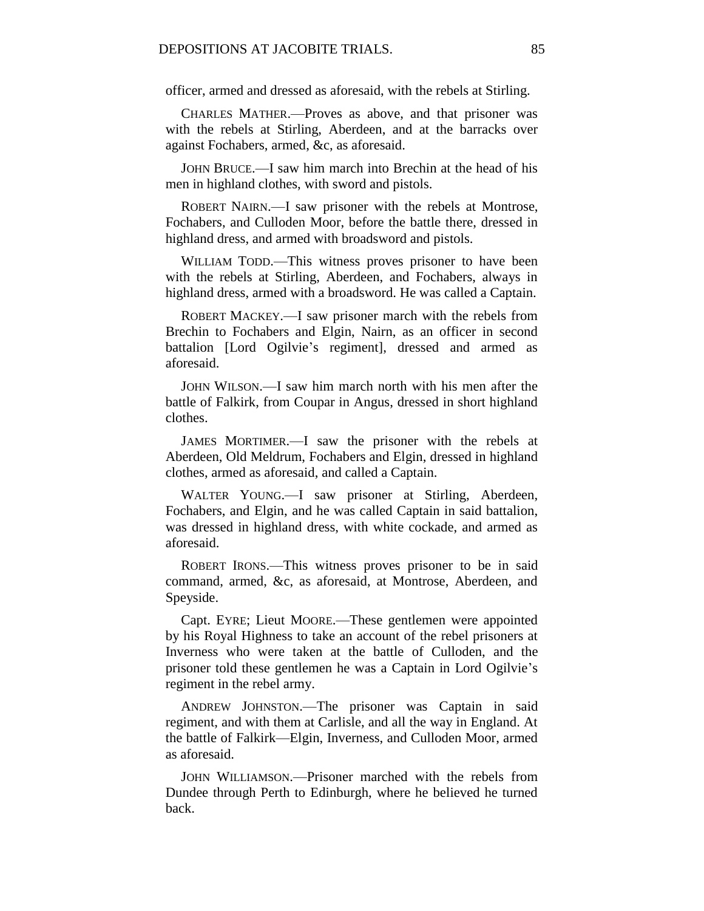officer, armed and dressed as aforesaid, with the rebels at Stirling.

CHARLES MATHER.—Proves as above, and that prisoner was with the rebels at Stirling, Aberdeen, and at the barracks over against Fochabers, armed, &c, as aforesaid.

JOHN BRUCE.—I saw him march into Brechin at the head of his men in highland clothes, with sword and pistols.

ROBERT NAIRN.—I saw prisoner with the rebels at Montrose, Fochabers, and Culloden Moor, before the battle there, dressed in highland dress, and armed with broadsword and pistols.

WILLIAM TODD.—This witness proves prisoner to have been with the rebels at Stirling, Aberdeen, and Fochabers, always in highland dress, armed with a broadsword. He was called a Captain.

ROBERT MACKEY.—I saw prisoner march with the rebels from Brechin to Fochabers and Elgin, Nairn, as an officer in second battalion [Lord Ogilvie's regiment], dressed and armed as aforesaid.

JOHN WILSON.—I saw him march north with his men after the battle of Falkirk, from Coupar in Angus, dressed in short highland clothes.

JAMES MORTIMER.—I saw the prisoner with the rebels at Aberdeen, Old Meldrum, Fochabers and Elgin, dressed in highland clothes, armed as aforesaid, and called a Captain.

WALTER YOUNG.—I saw prisoner at Stirling, Aberdeen, Fochabers, and Elgin, and he was called Captain in said battalion, was dressed in highland dress, with white cockade, and armed as aforesaid.

ROBERT IRONS.—This witness proves prisoner to be in said command, armed, &c, as aforesaid, at Montrose, Aberdeen, and Speyside.

Capt. EYRE; Lieut MOORE.—These gentlemen were appointed by his Royal Highness to take an account of the rebel prisoners at Inverness who were taken at the battle of Culloden, and the prisoner told these gentlemen he was a Captain in Lord Ogilvie's regiment in the rebel army.

ANDREW JOHNSTON.—The prisoner was Captain in said regiment, and with them at Carlisle, and all the way in England. At the battle of Falkirk—Elgin, Inverness, and Culloden Moor, armed as aforesaid.

JOHN WILLIAMSON.—Prisoner marched with the rebels from Dundee through Perth to Edinburgh, where he believed he turned back.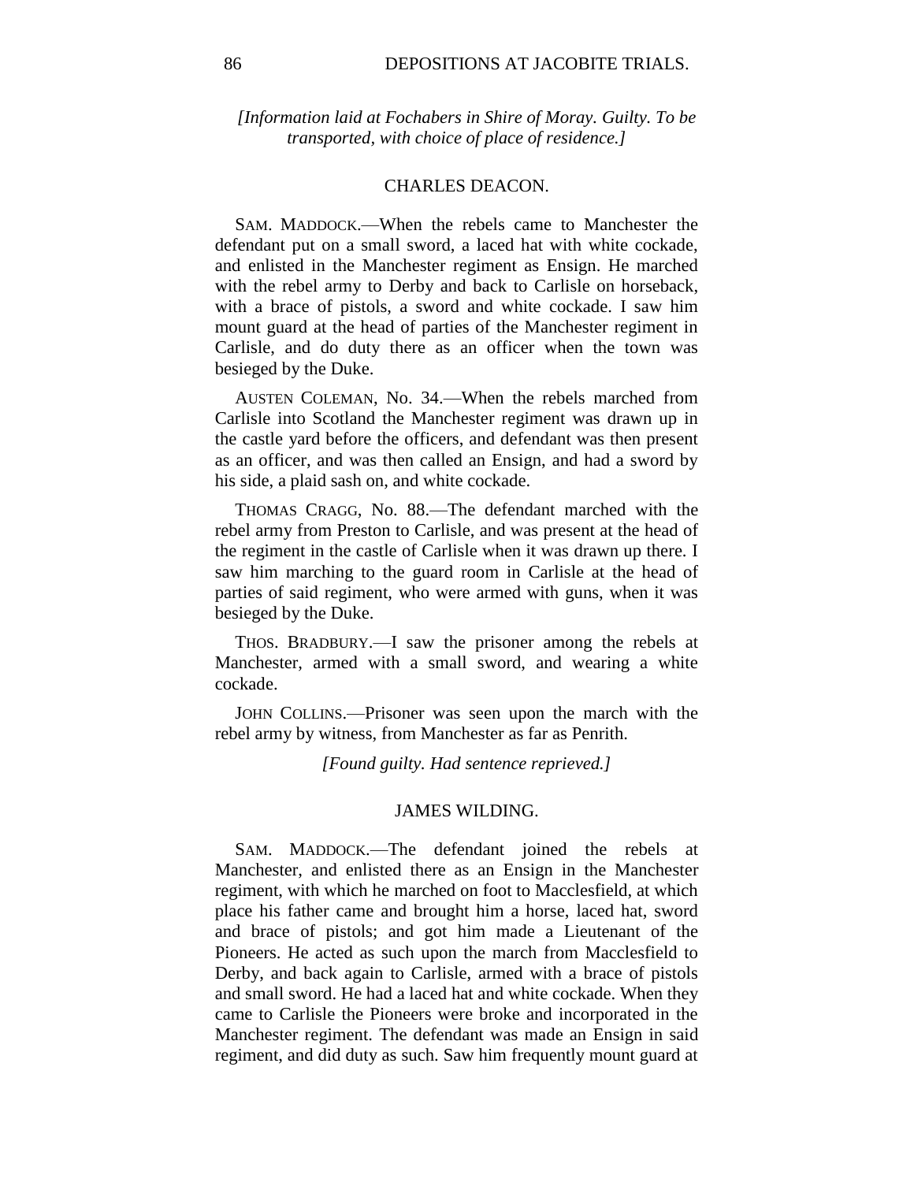*[Information laid at Fochabers in Shire of Moray. Guilty. To be transported, with choice of place of residence.]*

## CHARLES DEACON.

SAM. MADDOCK.—When the rebels came to Manchester the defendant put on a small sword, a laced hat with white cockade, and enlisted in the Manchester regiment as Ensign. He marched with the rebel army to Derby and back to Carlisle on horseback, with a brace of pistols, a sword and white cockade. I saw him mount guard at the head of parties of the Manchester regiment in Carlisle, and do duty there as an officer when the town was besieged by the Duke.

AUSTEN COLEMAN, No. 34.—When the rebels marched from Carlisle into Scotland the Manchester regiment was drawn up in the castle yard before the officers, and defendant was then present as an officer, and was then called an Ensign, and had a sword by his side, a plaid sash on, and white cockade.

THOMAS CRAGG, No. 88.—The defendant marched with the rebel army from Preston to Carlisle, and was present at the head of the regiment in the castle of Carlisle when it was drawn up there. I saw him marching to the guard room in Carlisle at the head of parties of said regiment, who were armed with guns, when it was besieged by the Duke.

THOS. BRADBURY.—I saw the prisoner among the rebels at Manchester, armed with a small sword, and wearing a white cockade.

JOHN COLLINS.—Prisoner was seen upon the march with the rebel army by witness, from Manchester as far as Penrith.

*[Found guilty. Had sentence reprieved.]*

## JAMES WILDING.

SAM. MADDOCK.—The defendant joined the rebels at Manchester, and enlisted there as an Ensign in the Manchester regiment, with which he marched on foot to Macclesfield, at which place his father came and brought him a horse, laced hat, sword and brace of pistols; and got him made a Lieutenant of the Pioneers. He acted as such upon the march from Macclesfield to Derby, and back again to Carlisle, armed with a brace of pistols and small sword. He had a laced hat and white cockade. When they came to Carlisle the Pioneers were broke and incorporated in the Manchester regiment. The defendant was made an Ensign in said regiment, and did duty as such. Saw him frequently mount guard at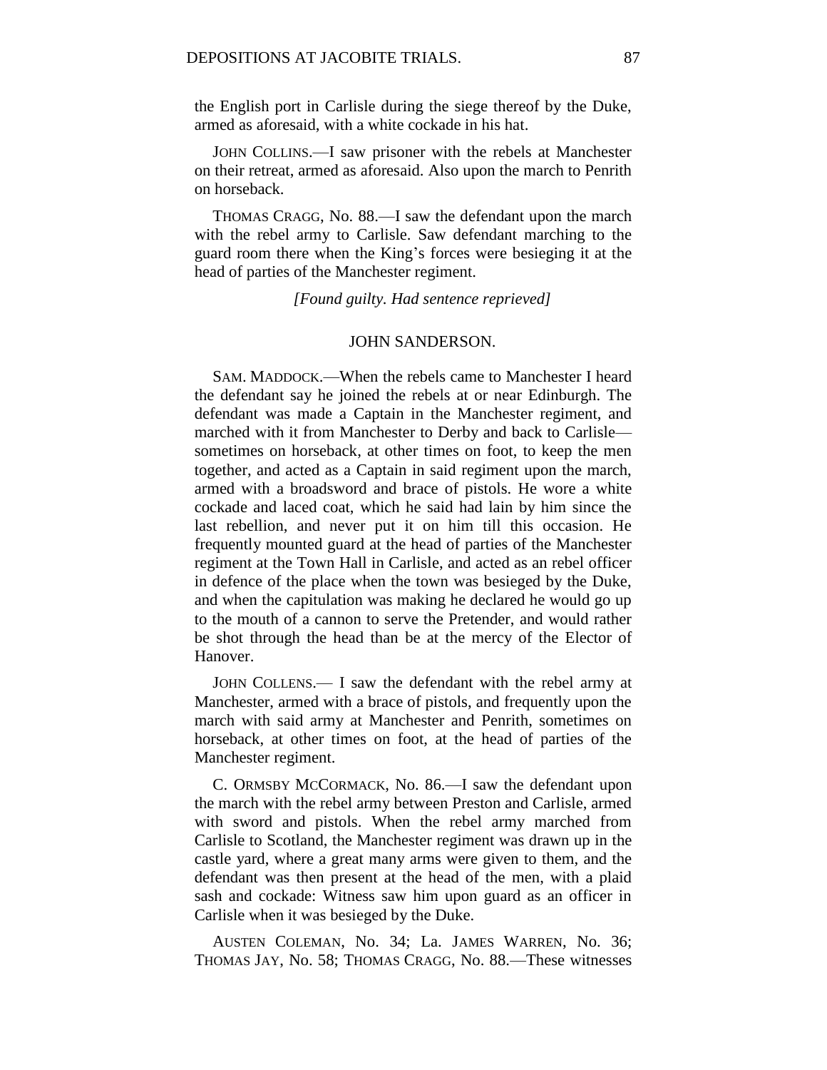the English port in Carlisle during the siege thereof by the Duke, armed as aforesaid, with a white cockade in his hat.

JOHN COLLINS.—I saw prisoner with the rebels at Manchester on their retreat, armed as aforesaid. Also upon the march to Penrith on horseback.

THOMAS CRAGG, No. 88.—I saw the defendant upon the march with the rebel army to Carlisle. Saw defendant marching to the guard room there when the King's forces were besieging it at the head of parties of the Manchester regiment.

*[Found guilty. Had sentence reprieved]*

## JOHN SANDERSON.

SAM. MADDOCK.—When the rebels came to Manchester I heard the defendant say he joined the rebels at or near Edinburgh. The defendant was made a Captain in the Manchester regiment, and marched with it from Manchester to Derby and back to Carlisle—sometimes on horseback, at other times on foot, to keep the men together, and acted as a Captain in said regiment upon the march, armed with a broadsword and brace of pistols. He wore a white cockade and laced coat, which he said had lain by him since the last rebellion, and never put it on him till this occasion. He frequently mounted guard at the head of parties of the Manchester regiment at the Town Hall in Carlisle, and acted as an rebel officer in defence of the place when the town was besieged by the Duke, and when the capitulation was making he declared he would go up to the mouth of a cannon to serve the Pretender, and would rather be shot through the head than be at the mercy of the Elector of Hanover.

JOHN COLLENS.— I saw the defendant with the rebel army at Manchester, armed with a brace of pistols, and frequently upon the march with said army at Manchester and Penrith, sometimes on horseback, at other times on foot, at the head of parties of the Manchester regiment.

C. ORMSBY MCCORMACK, No. 86.—I saw the defendant upon the march with the rebel army between Preston and Carlisle, armed with sword and pistols. When the rebel army marched from Carlisle to Scotland, the Manchester regiment was drawn up in the castle yard, where a great many arms were given to them, and the defendant was then present at the head of the men, with a plaid sash and cockade: Witness saw him upon guard as an officer in Carlisle when it was besieged by the Duke.

AUSTEN COLEMAN, No. 34; La. JAMES WARREN, No. 36; THOMAS JAY, No. 58; THOMAS CRAGG, No. 88.—These witnesses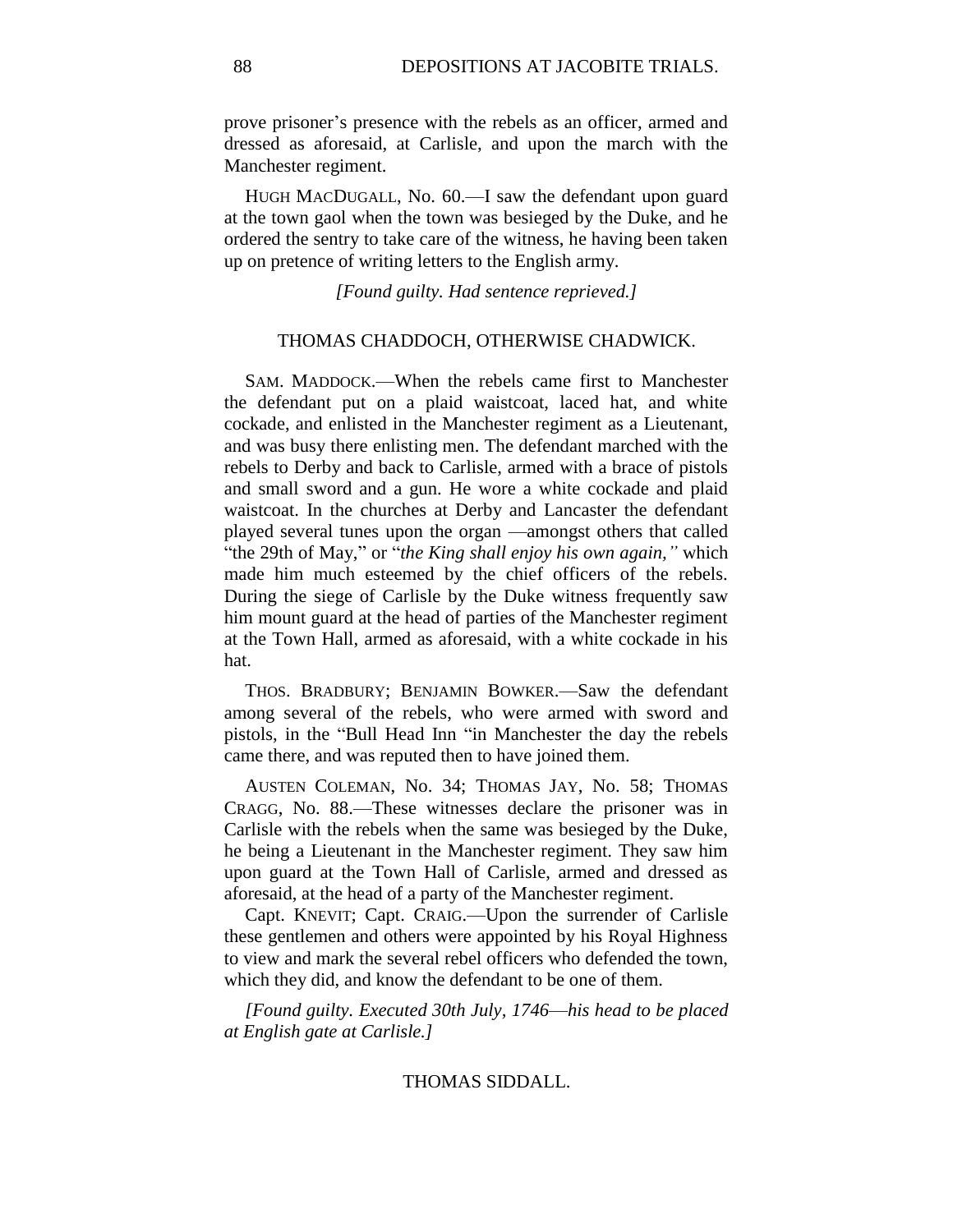prove prisoner's presence with the rebels as an officer, armed and dressed as aforesaid, at Carlisle, and upon the march with the Manchester regiment.

HUGH MACDUGALL, No. 60.—I saw the defendant upon guard at the town gaol when the town was besieged by the Duke, and he ordered the sentry to take care of the witness, he having been taken up on pretence of writing letters to the English army.

*[Found guilty. Had sentence reprieved.]*

### THOMAS CHADDOCH, OTHERWISE CHADWICK.

SAM. MADDOCK.—When the rebels came first to Manchester the defendant put on a plaid waistcoat, laced hat, and white cockade, and enlisted in the Manchester regiment as a Lieutenant, and was busy there enlisting men. The defendant marched with the rebels to Derby and back to Carlisle, armed with a brace of pistols and small sword and a gun. He wore a white cockade and plaid waistcoat. In the churches at Derby and Lancaster the defendant played several tunes upon the organ —amongst others that called "the 29th of May," or "*the King shall enjoy his own again,"* which made him much esteemed by the chief officers of the rebels. During the siege of Carlisle by the Duke witness frequently saw him mount guard at the head of parties of the Manchester regiment at the Town Hall, armed as aforesaid, with a white cockade in his hat.

THOS. BRADBURY; BENJAMIN BOWKER.—Saw the defendant among several of the rebels, who were armed with sword and pistols, in the "Bull Head Inn "in Manchester the day the rebels came there, and was reputed then to have joined them.

AUSTEN COLEMAN, No. 34; THOMAS JAY, No. 58; THOMAS CRAGG, No. 88.—These witnesses declare the prisoner was in Carlisle with the rebels when the same was besieged by the Duke, he being a Lieutenant in the Manchester regiment. They saw him upon guard at the Town Hall of Carlisle, armed and dressed as aforesaid, at the head of a party of the Manchester regiment.

Capt. KNEVIT; Capt. CRAIG.—Upon the surrender of Carlisle these gentlemen and others were appointed by his Royal Highness to view and mark the several rebel officers who defended the town, which they did, and know the defendant to be one of them.

*[Found guilty. Executed 30th July, 1746—his head to be placed at English gate at Carlisle.]*

### THOMAS SIDDALL.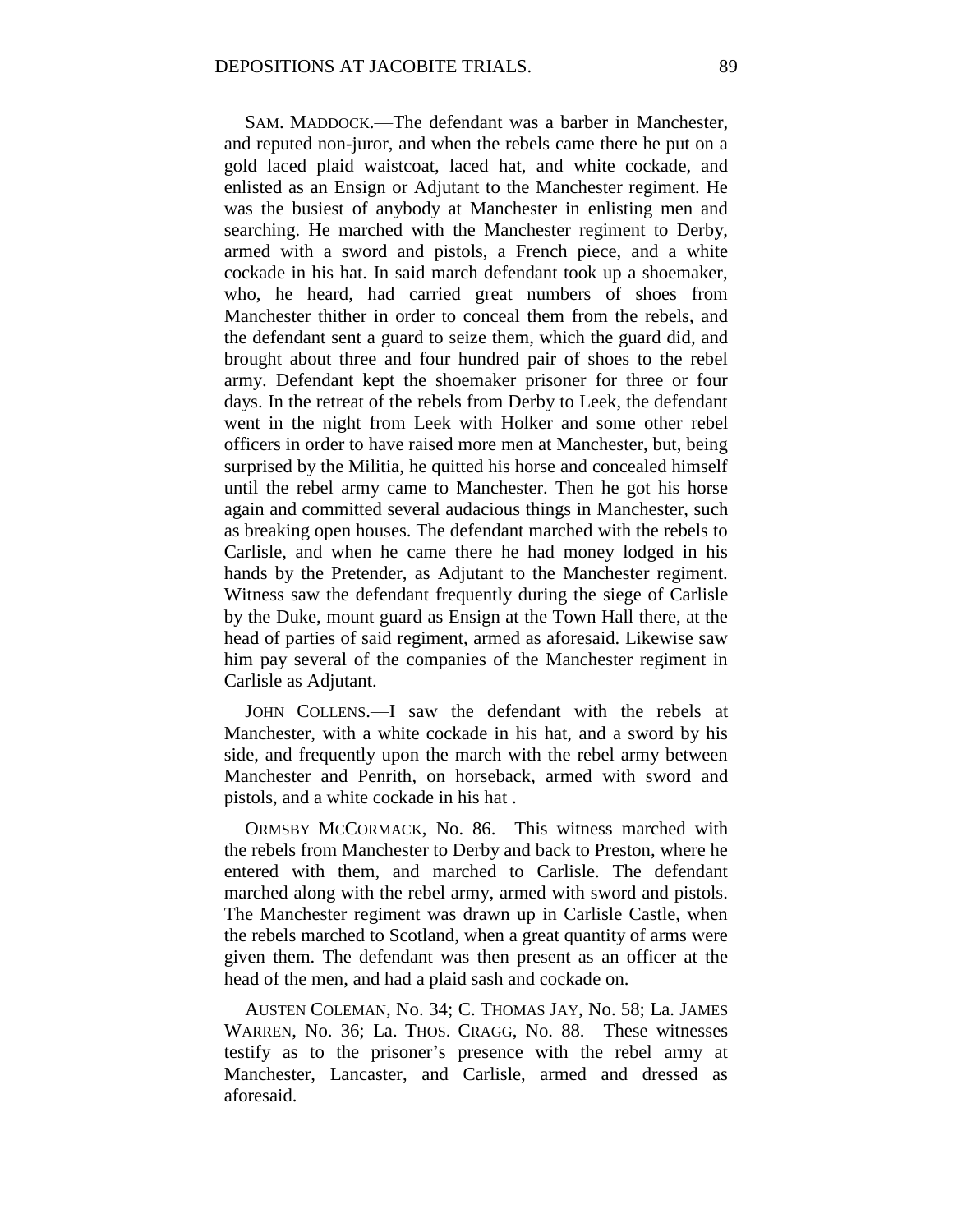SAM. MADDOCK.—The defendant was a barber in Manchester, and reputed non-juror, and when the rebels came there he put on a gold laced plaid waistcoat, laced hat, and white cockade, and enlisted as an Ensign or Adjutant to the Manchester regiment. He was the busiest of anybody at Manchester in enlisting men and searching. He marched with the Manchester regiment to Derby, armed with a sword and pistols, a French piece, and a white cockade in his hat. In said march defendant took up a shoemaker, who, he heard, had carried great numbers of shoes from Manchester thither in order to conceal them from the rebels, and the defendant sent a guard to seize them, which the guard did, and brought about three and four hundred pair of shoes to the rebel army. Defendant kept the shoemaker prisoner for three or four days. In the retreat of the rebels from Derby to Leek, the defendant went in the night from Leek with Holker and some other rebel officers in order to have raised more men at Manchester, but, being surprised by the Militia, he quitted his horse and concealed himself until the rebel army came to Manchester. Then he got his horse again and committed several audacious things in Manchester, such as breaking open houses. The defendant marched with the rebels to Carlisle, and when he came there he had money lodged in his hands by the Pretender, as Adjutant to the Manchester regiment. Witness saw the defendant frequently during the siege of Carlisle by the Duke, mount guard as Ensign at the Town Hall there, at the head of parties of said regiment, armed as aforesaid. Likewise saw him pay several of the companies of the Manchester regiment in Carlisle as Adjutant.

JOHN COLLENS.—I saw the defendant with the rebels at Manchester, with a white cockade in his hat, and a sword by his side, and frequently upon the march with the rebel army between Manchester and Penrith, on horseback, armed with sword and pistols, and a white cockade in his hat .

ORMSBY MCCORMACK, No. 86.—This witness marched with the rebels from Manchester to Derby and back to Preston, where he entered with them, and marched to Carlisle. The defendant marched along with the rebel army, armed with sword and pistols. The Manchester regiment was drawn up in Carlisle Castle, when the rebels marched to Scotland, when a great quantity of arms were given them. The defendant was then present as an officer at the head of the men, and had a plaid sash and cockade on.

AUSTEN COLEMAN, No. 34; C. THOMAS JAY, No. 58; La. JAMES WARREN, No. 36; La. THOS. CRAGG, No. 88.—These witnesses testify as to the prisoner's presence with the rebel army at Manchester, Lancaster, and Carlisle, armed and dressed as aforesaid.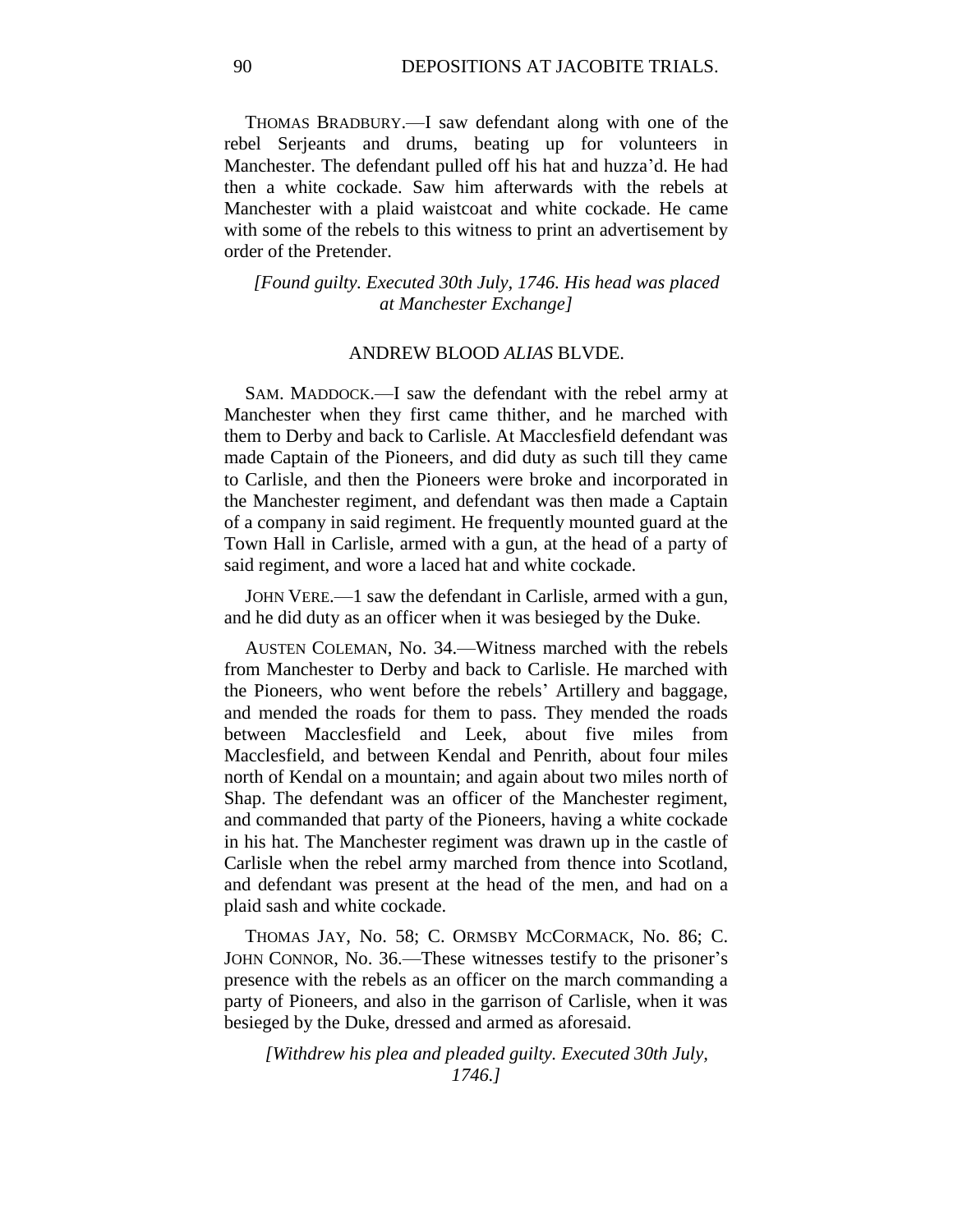THOMAS BRADBURY.—I saw defendant along with one of the rebel Serjeants and drums, beating up for volunteers in Manchester. The defendant pulled off his hat and huzza'd. He had then a white cockade. Saw him afterwards with the rebels at Manchester with a plaid waistcoat and white cockade. He came with some of the rebels to this witness to print an advertisement by order of the Pretender.

*[Found guilty. Executed 30th July, 1746. His head was placed at Manchester Exchange]*

### ANDREW BLOOD *ALIAS* BLVDE.

SAM. MADDOCK.—I saw the defendant with the rebel army at Manchester when they first came thither, and he marched with them to Derby and back to Carlisle. At Macclesfield defendant was made Captain of the Pioneers, and did duty as such till they came to Carlisle, and then the Pioneers were broke and incorporated in the Manchester regiment, and defendant was then made a Captain of a company in said regiment. He frequently mounted guard at the Town Hall in Carlisle, armed with a gun, at the head of a party of said regiment, and wore a laced hat and white cockade.

JOHN VERE.—1 saw the defendant in Carlisle, armed with a gun, and he did duty as an officer when it was besieged by the Duke.

AUSTEN COLEMAN, No. 34.—Witness marched with the rebels from Manchester to Derby and back to Carlisle. He marched with the Pioneers, who went before the rebels' Artillery and baggage, and mended the roads for them to pass. They mended the roads between Macclesfield and Leek, about five miles from Macclesfield, and between Kendal and Penrith, about four miles north of Kendal on a mountain; and again about two miles north of Shap. The defendant was an officer of the Manchester regiment, and commanded that party of the Pioneers, having a white cockade in his hat. The Manchester regiment was drawn up in the castle of Carlisle when the rebel army marched from thence into Scotland, and defendant was present at the head of the men, and had on a plaid sash and white cockade.

THOMAS JAY, No. 58; C. ORMSBY MCCORMACK, No. 86; C. JOHN CONNOR, No. 36.—These witnesses testify to the prisoner's presence with the rebels as an officer on the march commanding a party of Pioneers, and also in the garrison of Carlisle, when it was besieged by the Duke, dressed and armed as aforesaid.

*[Withdrew his plea and pleaded guilty. Executed 30th July, 1746.]*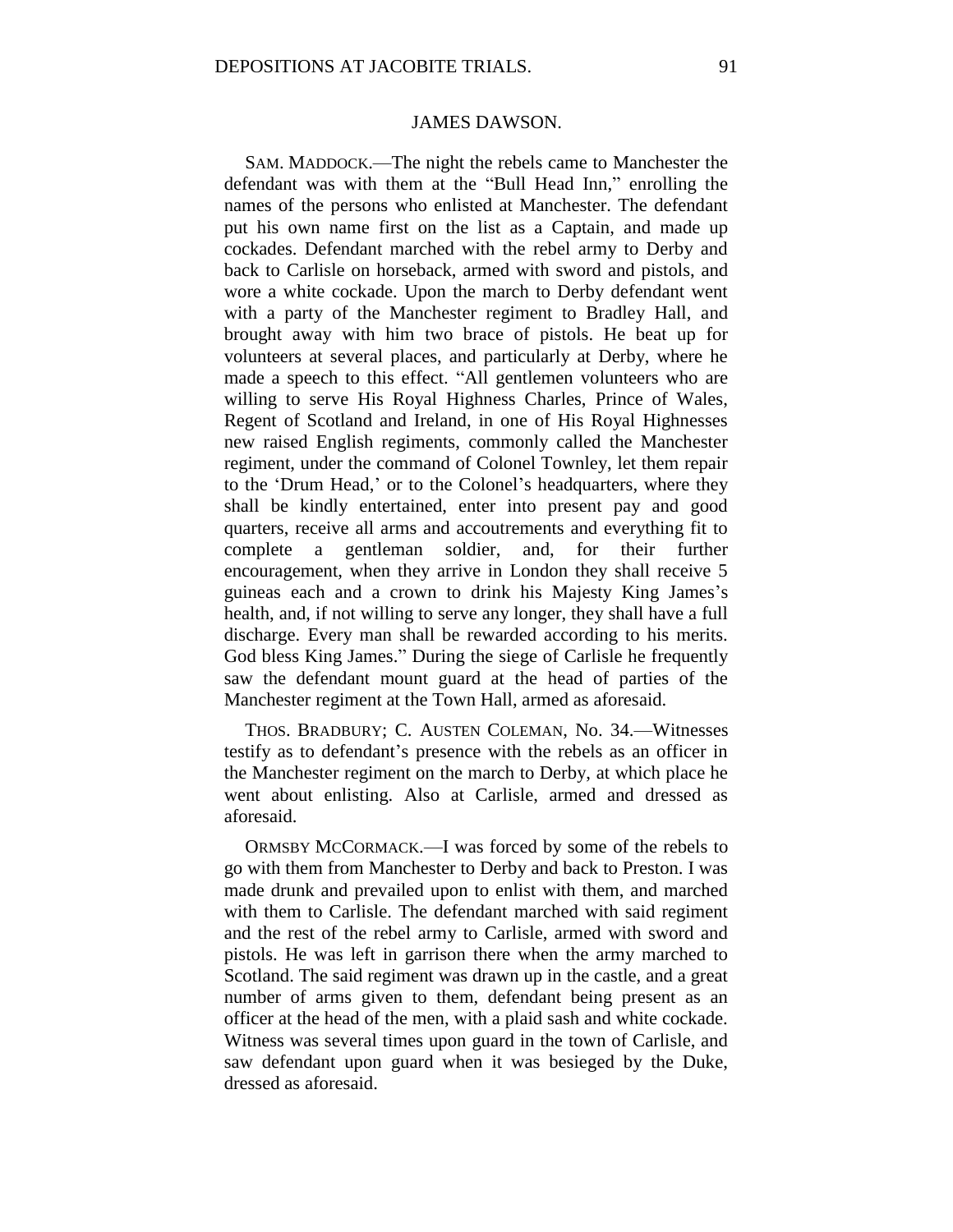## JAMES DAWSON.

SAM. MADDOCK.—The night the rebels came to Manchester the defendant was with them at the "Bull Head Inn," enrolling the names of the persons who enlisted at Manchester. The defendant put his own name first on the list as a Captain, and made up cockades. Defendant marched with the rebel army to Derby and back to Carlisle on horseback, armed with sword and pistols, and wore a white cockade. Upon the march to Derby defendant went with a party of the Manchester regiment to Bradley Hall, and brought away with him two brace of pistols. He beat up for volunteers at several places, and particularly at Derby, where he made a speech to this effect. "All gentlemen volunteers who are willing to serve His Royal Highness Charles, Prince of Wales, Regent of Scotland and Ireland, in one of His Royal Highnesses new raised English regiments, commonly called the Manchester regiment, under the command of Colonel Townley, let them repair to the 'Drum Head,' or to the Colonel's headquarters, where they shall be kindly entertained, enter into present pay and good quarters, receive all arms and accoutrements and everything fit to complete a gentleman soldier, and, for their further encouragement, when they arrive in London they shall receive 5 guineas each and a crown to drink his Majesty King James's health, and, if not willing to serve any longer, they shall have a full discharge. Every man shall be rewarded according to his merits. God bless King James." During the siege of Carlisle he frequently saw the defendant mount guard at the head of parties of the Manchester regiment at the Town Hall, armed as aforesaid.

THOS. BRADBURY; C. AUSTEN COLEMAN, No. 34.—Witnesses testify as to defendant's presence with the rebels as an officer in the Manchester regiment on the march to Derby, at which place he went about enlisting. Also at Carlisle, armed and dressed as aforesaid.

ORMSBY MCCORMACK.—I was forced by some of the rebels to go with them from Manchester to Derby and back to Preston. I was made drunk and prevailed upon to enlist with them, and marched with them to Carlisle. The defendant marched with said regiment and the rest of the rebel army to Carlisle, armed with sword and pistols. He was left in garrison there when the army marched to Scotland. The said regiment was drawn up in the castle, and a great number of arms given to them, defendant being present as an officer at the head of the men, with a plaid sash and white cockade. Witness was several times upon guard in the town of Carlisle, and saw defendant upon guard when it was besieged by the Duke, dressed as aforesaid.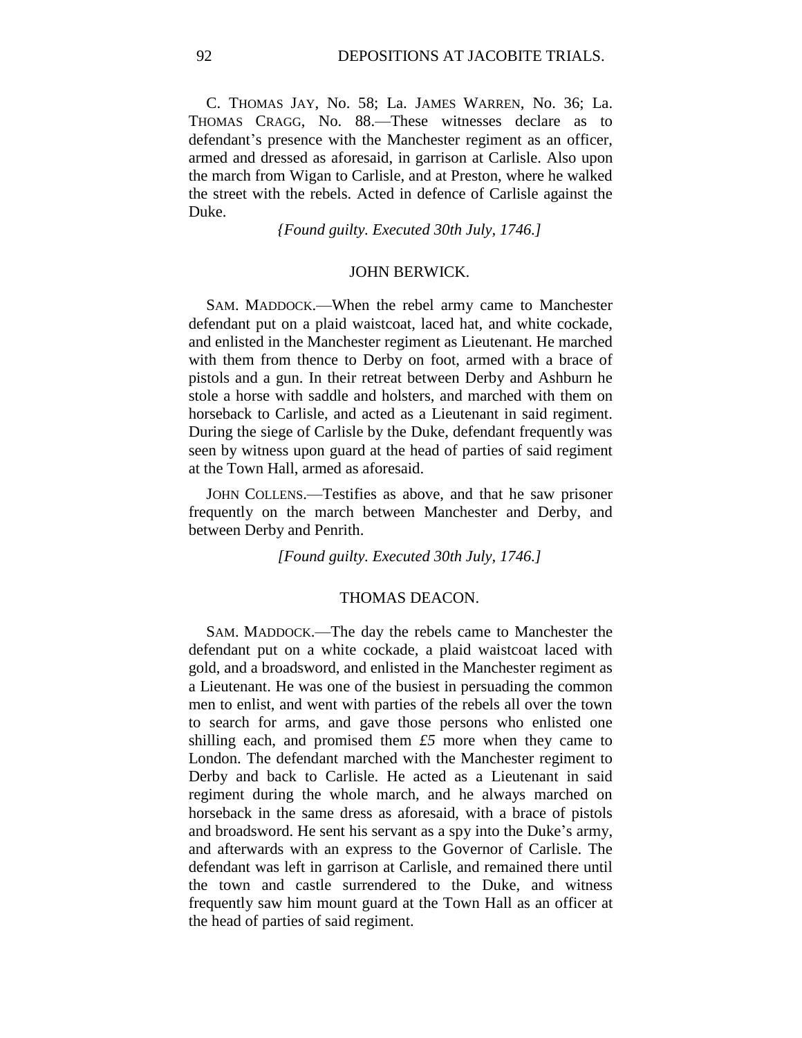C. Thomas Jay, No. 58; La. James Warren, No. 36; La. Thomas Cragg, No. 88.—These witnesses declare as to defendant's presence with the Manchester regiment as an officer, armed and dressed as aforesaid, in garrison at Carlisle. Also upon the march from Wigan to Carlisle, and at Preston, where he walked the street with the rebels. Acted in defence of Carlisle against the Duke.

*{Found guilty. Executed 30th July, 1746.]*

## JOHN BERWICK.

Sam. Maddock.—When the rebel army came to Manchester defendant put on a plaid waistcoat, laced hat, and white cockade, and enlisted in the Manchester regiment as Lieutenant. He marched with them from thence to Derby on foot, armed with a brace of pistols and a gun. In their retreat between Derby and Ashburn he stole a horse with saddle and holsters, and marched with them on horseback to Carlisle, and acted as a Lieutenant in said regiment. During the siege of Carlisle by the Duke, defendant frequently was seen by witness upon guard at the head of parties of said regiment at the Town Hall, armed as aforesaid.

John Collens.—Testifies as above, and that he saw prisoner frequently on the march between Manchester and Derby, and between Derby and Penrith.

*[Found guilty. Executed 30th July, 1746.]*

## THOMAS DEACON.

Sam. Maddock.—The day the rebels came to Manchester the defendant put on a white cockade, a plaid waistcoat laced with gold, and a broadsword, and enlisted in the Manchester regiment as a Lieutenant. He was one of the busiest in persuading the common men to enlist, and went with parties of the rebels all over the town to search for arms, and gave those persons who enlisted one shilling each, and promised them *£5* more when they came to London. The defendant marched with the Manchester regiment to Derby and back to Carlisle. He acted as a Lieutenant in said regiment during the whole march, and he always marched on horseback in the same dress as aforesaid, with a brace of pistols and broadsword. He sent his servant as a spy into the Duke's army, and afterwards with an express to the Governor of Carlisle. The defendant was left in garrison at Carlisle, and remained there until the town and castle surrendered to the Duke, and witness frequently saw him mount guard at the Town Hall as an officer at the head of parties of said regiment.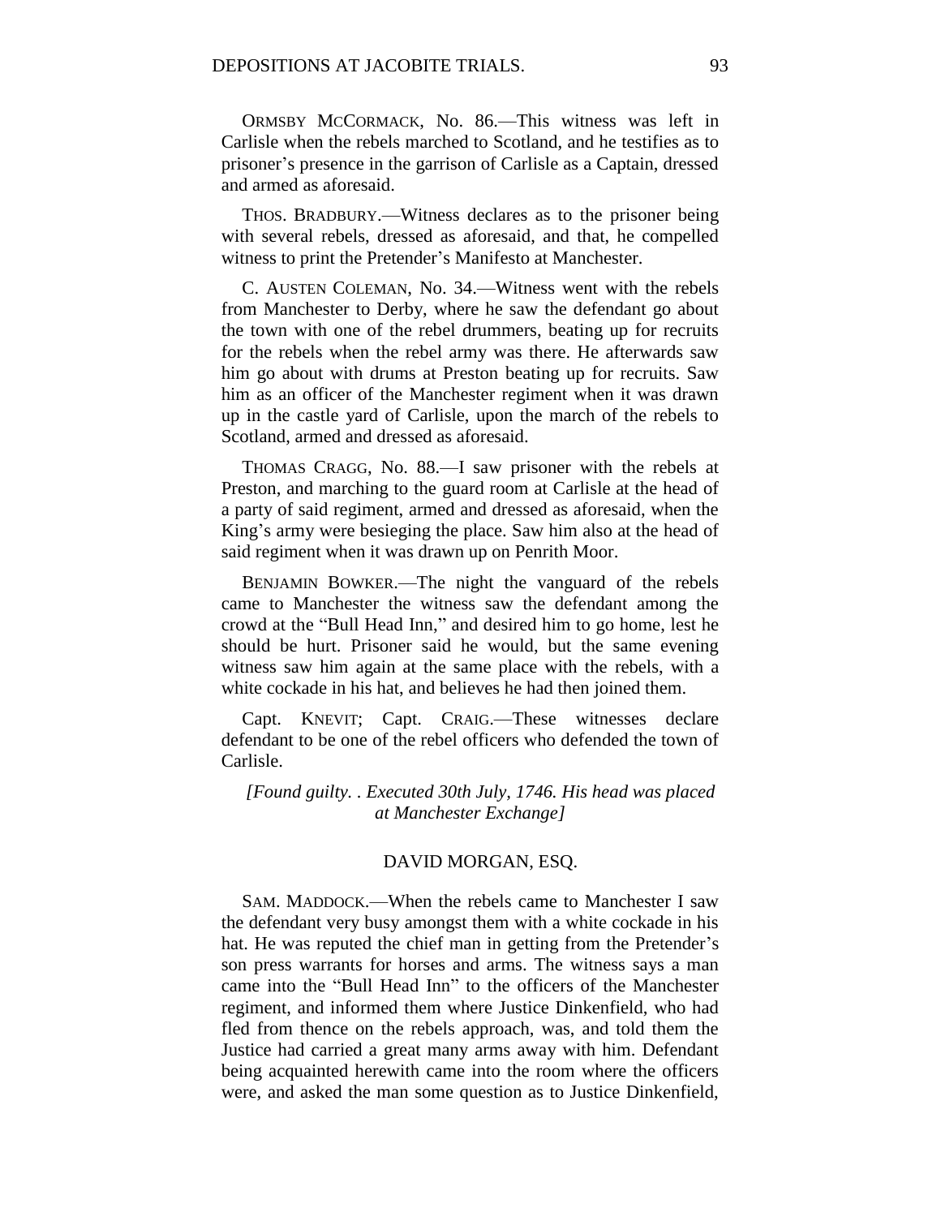ORMSBY MCCORMACK, No. 86.—This witness was left in Carlisle when the rebels marched to Scotland, and he testifies as to prisoner's presence in the garrison of Carlisle as a Captain, dressed and armed as aforesaid.

THOS. BRADBURY.—Witness declares as to the prisoner being with several rebels, dressed as aforesaid, and that, he compelled witness to print the Pretender's Manifesto at Manchester.

C. AUSTEN COLEMAN, No. 34.—Witness went with the rebels from Manchester to Derby, where he saw the defendant go about the town with one of the rebel drummers, beating up for recruits for the rebels when the rebel army was there. He afterwards saw him go about with drums at Preston beating up for recruits. Saw him as an officer of the Manchester regiment when it was drawn up in the castle yard of Carlisle, upon the march of the rebels to Scotland, armed and dressed as aforesaid.

THOMAS CRAGG, No. 88.—I saw prisoner with the rebels at Preston, and marching to the guard room at Carlisle at the head of a party of said regiment, armed and dressed as aforesaid, when the King's army were besieging the place. Saw him also at the head of said regiment when it was drawn up on Penrith Moor.

BENJAMIN BOWKER.—The night the vanguard of the rebels came to Manchester the witness saw the defendant among the crowd at the "Bull Head Inn," and desired him to go home, lest he should be hurt. Prisoner said he would, but the same evening witness saw him again at the same place with the rebels, with a white cockade in his hat, and believes he had then joined them.

Capt. KNEVIT; Capt. CRAIG.—These witnesses declare defendant to be one of the rebel officers who defended the town of Carlisle.

*[Found guilty. . Executed 30th July, 1746. His head was placed at Manchester Exchange]*

## DAVID MORGAN, ESQ.

SAM. MADDOCK.—When the rebels came to Manchester I saw the defendant very busy amongst them with a white cockade in his hat. He was reputed the chief man in getting from the Pretender's son press warrants for horses and arms. The witness says a man came into the "Bull Head Inn" to the officers of the Manchester regiment, and informed them where Justice Dinkenfield, who had fled from thence on the rebels approach, was, and told them the Justice had carried a great many arms away with him. Defendant being acquainted herewith came into the room where the officers were, and asked the man some question as to Justice Dinkenfield,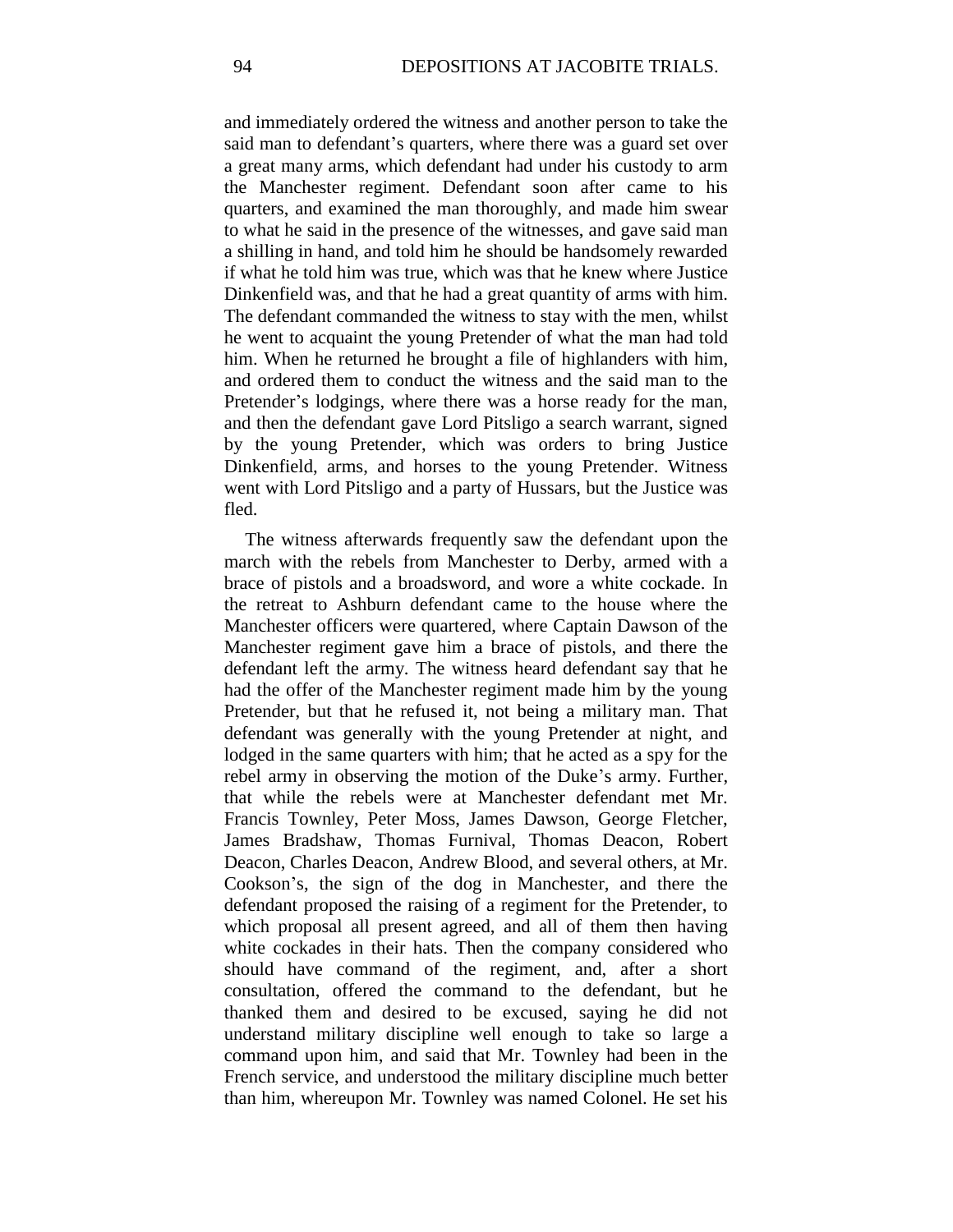and immediately ordered the witness and another person to take the said man to defendant's quarters, where there was a guard set over a great many arms, which defendant had under his custody to arm the Manchester regiment. Defendant soon after came to his quarters, and examined the man thoroughly, and made him swear to what he said in the presence of the witnesses, and gave said man a shilling in hand, and told him he should be handsomely rewarded if what he told him was true, which was that he knew where Justice Dinkenfield was, and that he had a great quantity of arms with him. The defendant commanded the witness to stay with the men, whilst he went to acquaint the young Pretender of what the man had told him. When he returned he brought a file of highlanders with him, and ordered them to conduct the witness and the said man to the Pretender's lodgings, where there was a horse ready for the man, and then the defendant gave Lord Pitsligo a search warrant, signed by the young Pretender, which was orders to bring Justice Dinkenfield, arms, and horses to the young Pretender. Witness went with Lord Pitsligo and a party of Hussars, but the Justice was fled.

The witness afterwards frequently saw the defendant upon the march with the rebels from Manchester to Derby, armed with a brace of pistols and a broadsword, and wore a white cockade. In the retreat to Ashburn defendant came to the house where the Manchester officers were quartered, where Captain Dawson of the Manchester regiment gave him a brace of pistols, and there the defendant left the army. The witness heard defendant say that he had the offer of the Manchester regiment made him by the young Pretender, but that he refused it, not being a military man. That defendant was generally with the young Pretender at night, and lodged in the same quarters with him; that he acted as a spy for the rebel army in observing the motion of the Duke's army. Further, that while the rebels were at Manchester defendant met Mr. Francis Townley, Peter Moss, James Dawson, George Fletcher, James Bradshaw, Thomas Furnival, Thomas Deacon, Robert Deacon, Charles Deacon, Andrew Blood, and several others, at Mr. Cookson's, the sign of the dog in Manchester, and there the defendant proposed the raising of a regiment for the Pretender, to which proposal all present agreed, and all of them then having white cockades in their hats. Then the company considered who should have command of the regiment, and, after a short consultation, offered the command to the defendant, but he thanked them and desired to be excused, saying he did not understand military discipline well enough to take so large a command upon him, and said that Mr. Townley had been in the French service, and understood the military discipline much better than him, whereupon Mr. Townley was named Colonel. He set his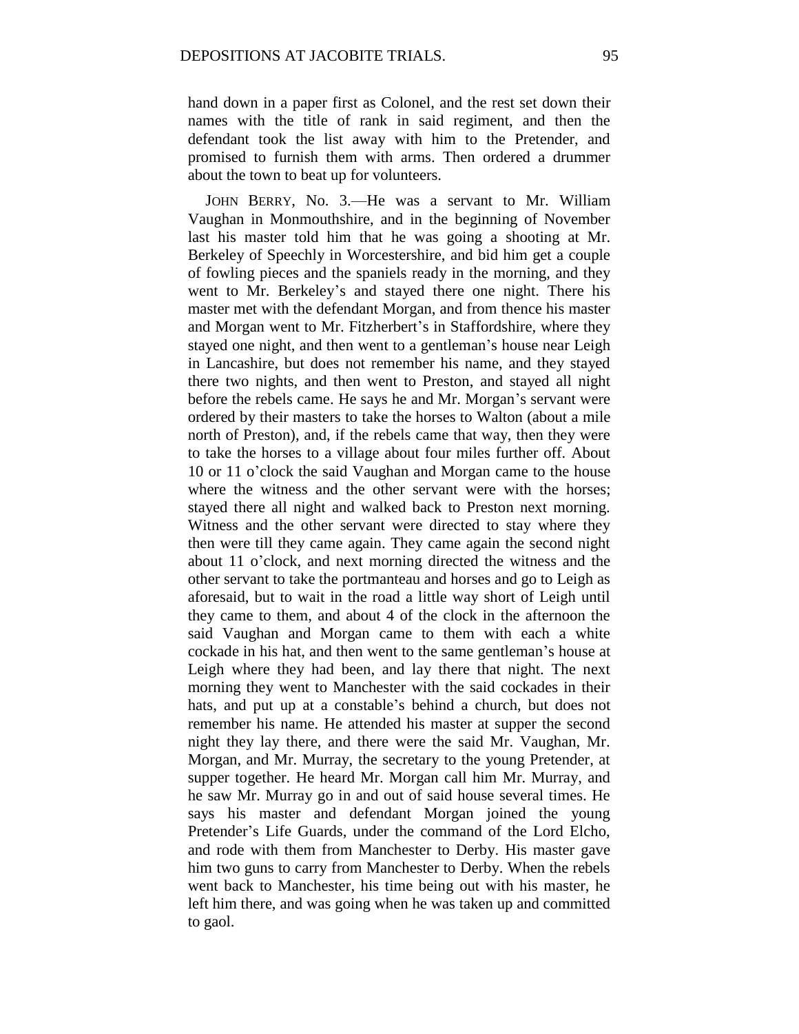hand down in a paper first as Colonel, and the rest set down their names with the title of rank in said regiment, and then the defendant took the list away with him to the Pretender, and promised to furnish them with arms. Then ordered a drummer about the town to beat up for volunteers.

JOHN BERRY, No. 3.—He was a servant to Mr. William Vaughan in Monmouthshire, and in the beginning of November last his master told him that he was going a shooting at Mr. Berkeley of Speechly in Worcestershire, and bid him get a couple of fowling pieces and the spaniels ready in the morning, and they went to Mr. Berkeley's and stayed there one night. There his master met with the defendant Morgan, and from thence his master and Morgan went to Mr. Fitzherbert's in Staffordshire, where they stayed one night, and then went to a gentleman's house near Leigh in Lancashire, but does not remember his name, and they stayed there two nights, and then went to Preston, and stayed all night before the rebels came. He says he and Mr. Morgan's servant were ordered by their masters to take the horses to Walton (about a mile north of Preston), and, if the rebels came that way, then they were to take the horses to a village about four miles further off. About 10 or 11 o'clock the said Vaughan and Morgan came to the house where the witness and the other servant were with the horses; stayed there all night and walked back to Preston next morning. Witness and the other servant were directed to stay where they then were till they came again. They came again the second night about 11 o'clock, and next morning directed the witness and the other servant to take the portmanteau and horses and go to Leigh as aforesaid, but to wait in the road a little way short of Leigh until they came to them, and about 4 of the clock in the afternoon the said Vaughan and Morgan came to them with each a white cockade in his hat, and then went to the same gentleman's house at Leigh where they had been, and lay there that night. The next morning they went to Manchester with the said cockades in their hats, and put up at a constable's behind a church, but does not remember his name. He attended his master at supper the second night they lay there, and there were the said Mr. Vaughan, Mr. Morgan, and Mr. Murray, the secretary to the young Pretender, at supper together. He heard Mr. Morgan call him Mr. Murray, and he saw Mr. Murray go in and out of said house several times. He says his master and defendant Morgan joined the young Pretender's Life Guards, under the command of the Lord Elcho, and rode with them from Manchester to Derby. His master gave him two guns to carry from Manchester to Derby. When the rebels went back to Manchester, his time being out with his master, he left him there, and was going when he was taken up and committed to gaol.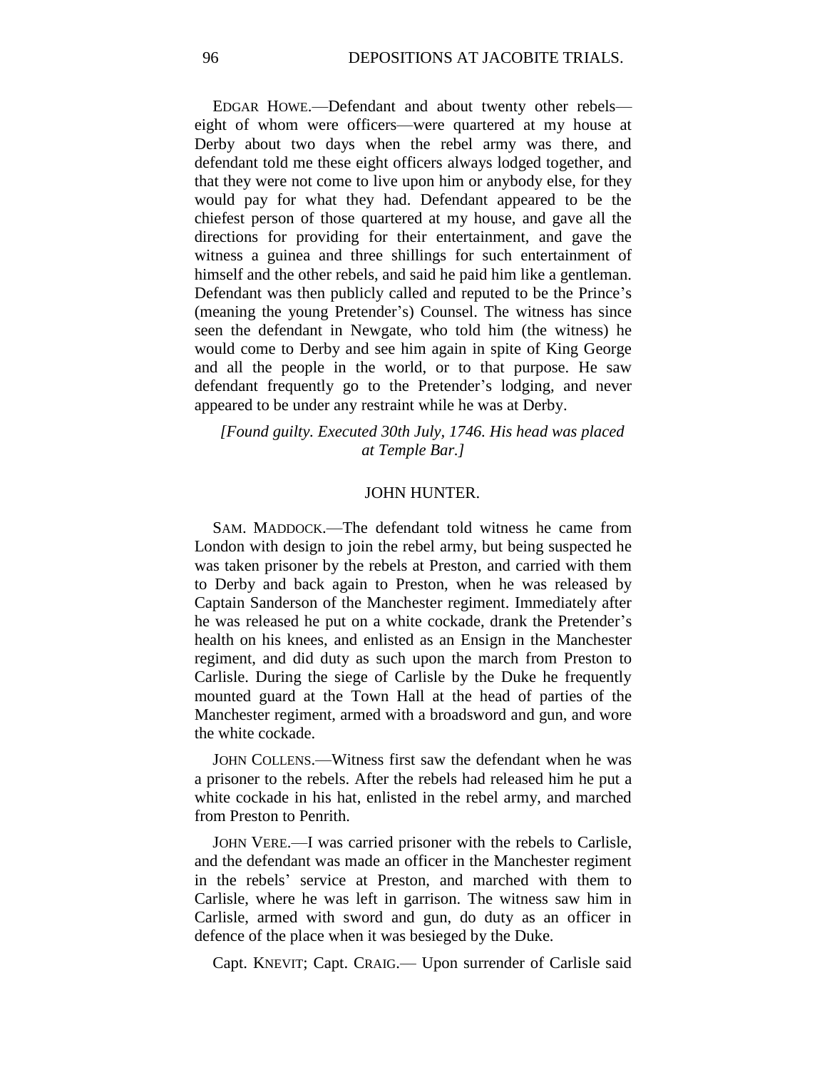EDGAR HOWE.—Defendant and about twenty other rebels—eight of whom were officers—were quartered at my house at Derby about two days when the rebel army was there, and defendant told me these eight officers always lodged together, and that they were not come to live upon him or anybody else, for they would pay for what they had. Defendant appeared to be the chiefest person of those quartered at my house, and gave all the directions for providing for their entertainment, and gave the witness a guinea and three shillings for such entertainment of himself and the other rebels, and said he paid him like a gentleman. Defendant was then publicly called and reputed to be the Prince's (meaning the young Pretender's) Counsel. The witness has since seen the defendant in Newgate, who told him (the witness) he would come to Derby and see him again in spite of King George and all the people in the world, or to that purpose. He saw defendant frequently go to the Pretender's lodging, and never appeared to be under any restraint while he was at Derby.

*[Found guilty. Executed 30th July, 1746. His head was placed at Temple Bar.]*

## JOHN HUNTER.

SAM. MADDOCK.—The defendant told witness he came from London with design to join the rebel army, but being suspected he was taken prisoner by the rebels at Preston, and carried with them to Derby and back again to Preston, when he was released by Captain Sanderson of the Manchester regiment. Immediately after he was released he put on a white cockade, drank the Pretender's health on his knees, and enlisted as an Ensign in the Manchester regiment, and did duty as such upon the march from Preston to Carlisle. During the siege of Carlisle by the Duke he frequently mounted guard at the Town Hall at the head of parties of the Manchester regiment, armed with a broadsword and gun, and wore the white cockade.

JOHN COLLENS.—Witness first saw the defendant when he was a prisoner to the rebels. After the rebels had released him he put a white cockade in his hat, enlisted in the rebel army, and marched from Preston to Penrith.

JOHN VERE.—I was carried prisoner with the rebels to Carlisle, and the defendant was made an officer in the Manchester regiment in the rebels' service at Preston, and marched with them to Carlisle, where he was left in garrison. The witness saw him in Carlisle, armed with sword and gun, do duty as an officer in defence of the place when it was besieged by the Duke.

Capt. KNEVIT; Capt. CRAIG.— Upon surrender of Carlisle said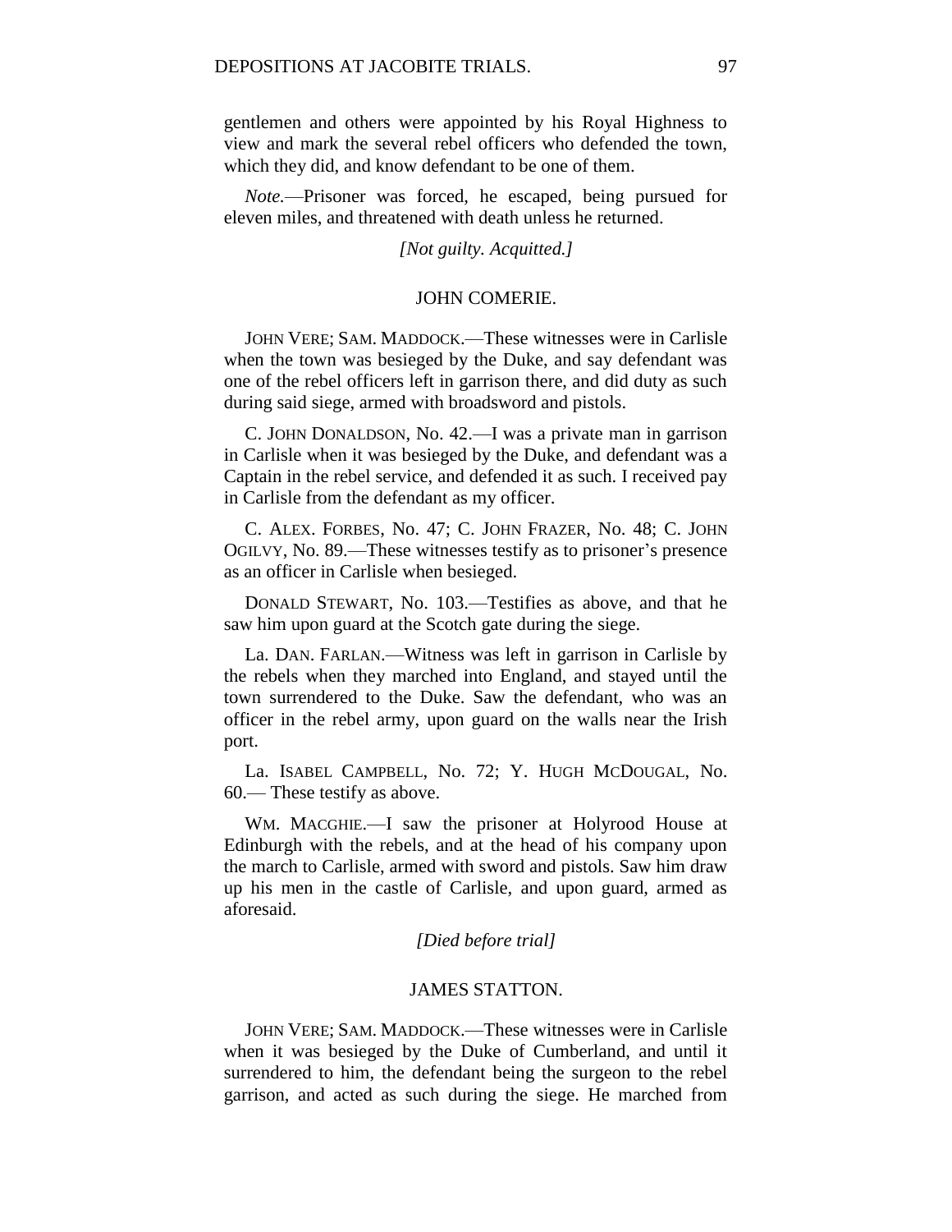gentlemen and others were appointed by his Royal Highness to view and mark the several rebel officers who defended the town, which they did, and know defendant to be one of them.

*Note.*—Prisoner was forced, he escaped, being pursued for eleven miles, and threatened with death unless he returned.

*[Not guilty. Acquitted.]*

## JOHN COMERIE.

JOHN VERE; SAM. MADDOCK.—These witnesses were in Carlisle when the town was besieged by the Duke, and say defendant was one of the rebel officers left in garrison there, and did duty as such during said siege, armed with broadsword and pistols.

C. JOHN DONALDSON, No. 42.—I was a private man in garrison in Carlisle when it was besieged by the Duke, and defendant was a Captain in the rebel service, and defended it as such. I received pay in Carlisle from the defendant as my officer.

C. ALEX. FORBES, No. 47; C. JOHN FRAZER, No. 48; C. JOHN OGILVY, No. 89.—These witnesses testify as to prisoner's presence as an officer in Carlisle when besieged.

DONALD STEWART, No. 103.—Testifies as above, and that he saw him upon guard at the Scotch gate during the siege.

La. DAN. FARLAN.—Witness was left in garrison in Carlisle by the rebels when they marched into England, and stayed until the town surrendered to the Duke. Saw the defendant, who was an officer in the rebel army, upon guard on the walls near the Irish port.

La. ISABEL CAMPBELL, No. 72; Y. HUGH MCDOUGAL, No. 60.— These testify as above.

WM. MACGHIE.—I saw the prisoner at Holyrood House at Edinburgh with the rebels, and at the head of his company upon the march to Carlisle, armed with sword and pistols. Saw him draw up his men in the castle of Carlisle, and upon guard, armed as aforesaid.

*[Died before trial]*

## JAMES STATTON.

JOHN VERE; SAM. MADDOCK.—These witnesses were in Carlisle when it was besieged by the Duke of Cumberland, and until it surrendered to him, the defendant being the surgeon to the rebel garrison, and acted as such during the siege. He marched from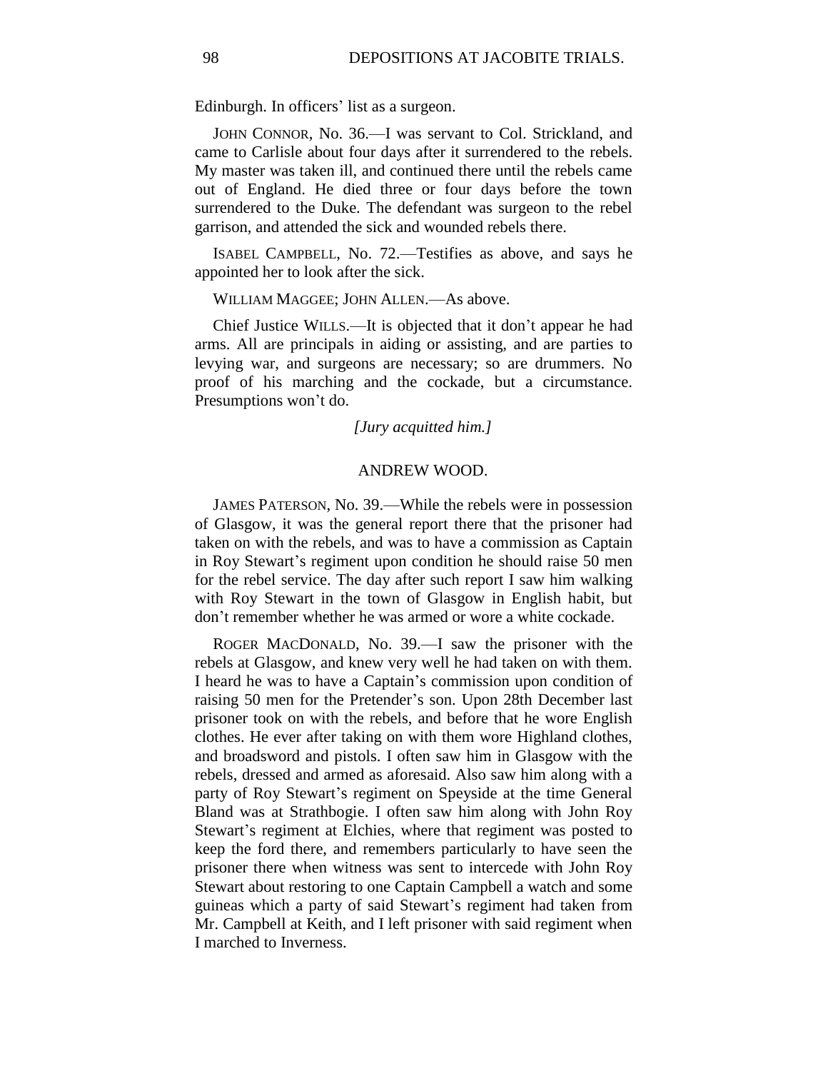Edinburgh. In officers' list as a surgeon.

JOHN CONNOR, No. 36.—I was servant to Col. Strickland, and came to Carlisle about four days after it surrendered to the rebels. My master was taken ill, and continued there until the rebels came out of England. He died three or four days before the town surrendered to the Duke. The defendant was surgeon to the rebel garrison, and attended the sick and wounded rebels there.

ISABEL CAMPBELL, No. 72.—Testifies as above, and says he appointed her to look after the sick.

WILLIAM MAGGEE; JOHN ALLEN.—As above.

Chief Justice WILLS.—It is objected that it don't appear he had arms. All are principals in aiding or assisting, and are parties to levying war, and surgeons are necessary; so are drummers. No proof of his marching and the cockade, but a circumstance. Presumptions won't do.

*[Jury acquitted him.]*

## ANDREW WOOD.

JAMES PATERSON, No. 39.—While the rebels were in possession of Glasgow, it was the general report there that the prisoner had taken on with the rebels, and was to have a commission as Captain in Roy Stewart's regiment upon condition he should raise 50 men for the rebel service. The day after such report I saw him walking with Roy Stewart in the town of Glasgow in English habit, but don't remember whether he was armed or wore a white cockade.

ROGER MACDONALD, No. 39.—I saw the prisoner with the rebels at Glasgow, and knew very well he had taken on with them. I heard he was to have a Captain's commission upon condition of raising 50 men for the Pretender's son. Upon 28th December last prisoner took on with the rebels, and before that he wore English clothes. He ever after taking on with them wore Highland clothes, and broadsword and pistols. I often saw him in Glasgow with the rebels, dressed and armed as aforesaid. Also saw him along with a party of Roy Stewart's regiment on Speyside at the time General Bland was at Strathbogie. I often saw him along with John Roy Stewart's regiment at Elchies, where that regiment was posted to keep the ford there, and remembers particularly to have seen the prisoner there when witness was sent to intercede with John Roy Stewart about restoring to one Captain Campbell a watch and some guineas which a party of said Stewart's regiment had taken from Mr. Campbell at Keith, and I left prisoner with said regiment when I marched to Inverness.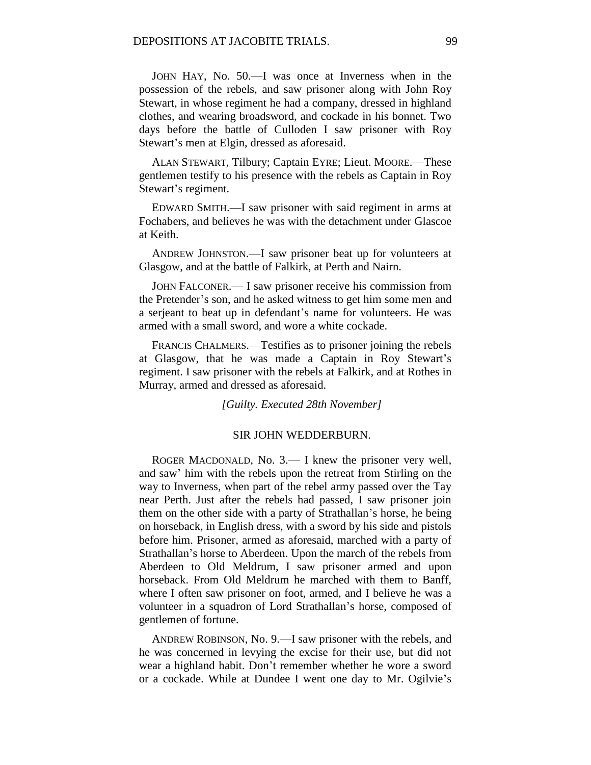JOHN HAY, No. 50.—I was once at Inverness when in the possession of the rebels, and saw prisoner along with John Roy Stewart, in whose regiment he had a company, dressed in highland clothes, and wearing broadsword, and cockade in his bonnet. Two days before the battle of Culloden I saw prisoner with Roy Stewart's men at Elgin, dressed as aforesaid.

ALAN STEWART, Tilbury; Captain EYRE; Lieut. MOORE.—These gentlemen testify to his presence with the rebels as Captain in Roy Stewart's regiment.

EDWARD SMITH.—I saw prisoner with said regiment in arms at Fochabers, and believes he was with the detachment under Glascoe at Keith.

ANDREW JOHNSTON.—I saw prisoner beat up for volunteers at Glasgow, and at the battle of Falkirk, at Perth and Nairn.

JOHN FALCONER.— I saw prisoner receive his commission from the Pretender's son, and he asked witness to get him some men and a serjeant to beat up in defendant's name for volunteers. He was armed with a small sword, and wore a white cockade.

FRANCIS CHALMERS.—Testifies as to prisoner joining the rebels at Glasgow, that he was made a Captain in Roy Stewart's regiment. I saw prisoner with the rebels at Falkirk, and at Rothes in Murray, armed and dressed as aforesaid.

*[Guilty. Executed 28th November]*

## SIR JOHN WEDDERBURN.

ROGER MACDONALD, No. 3.— I knew the prisoner very well, and saw' him with the rebels upon the retreat from Stirling on the way to Inverness, when part of the rebel army passed over the Tay near Perth. Just after the rebels had passed, I saw prisoner join them on the other side with a party of Strathallan's horse, he being on horseback, in English dress, with a sword by his side and pistols before him. Prisoner, armed as aforesaid, marched with a party of Strathallan's horse to Aberdeen. Upon the march of the rebels from Aberdeen to Old Meldrum, I saw prisoner armed and upon horseback. From Old Meldrum he marched with them to Banff, where I often saw prisoner on foot, armed, and I believe he was a volunteer in a squadron of Lord Strathallan's horse, composed of gentlemen of fortune.

ANDREW ROBINSON, No. 9.—I saw prisoner with the rebels, and he was concerned in levying the excise for their use, but did not wear a highland habit. Don't remember whether he wore a sword or a cockade. While at Dundee I went one day to Mr. Ogilvie's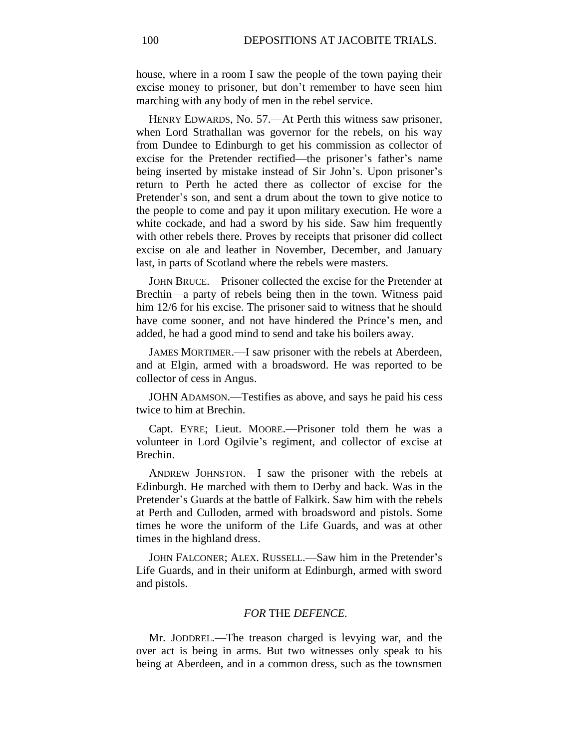house, where in a room I saw the people of the town paying their excise money to prisoner, but don't remember to have seen him marching with any body of men in the rebel service.

HENRY EDWARDS, No. 57.—At Perth this witness saw prisoner, when Lord Strathallan was governor for the rebels, on his way from Dundee to Edinburgh to get his commission as collector of excise for the Pretender rectified—the prisoner's father's name being inserted by mistake instead of Sir John's. Upon prisoner's return to Perth he acted there as collector of excise for the Pretender's son, and sent a drum about the town to give notice to the people to come and pay it upon military execution. He wore a white cockade, and had a sword by his side. Saw him frequently with other rebels there. Proves by receipts that prisoner did collect excise on ale and leather in November, December, and January last, in parts of Scotland where the rebels were masters.

JOHN BRUCE.—Prisoner collected the excise for the Pretender at Brechin—a party of rebels being then in the town. Witness paid him 12/6 for his excise. The prisoner said to witness that he should have come sooner, and not have hindered the Prince's men, and added, he had a good mind to send and take his boilers away.

JAMES MORTIMER.—I saw prisoner with the rebels at Aberdeen, and at Elgin, armed with a broadsword. He was reported to be collector of cess in Angus.

JOHN ADAMSON.—Testifies as above, and says he paid his cess twice to him at Brechin.

Capt. EYRE; Lieut. MOORE.—Prisoner told them he was a volunteer in Lord Ogilvie's regiment, and collector of excise at Brechin.

ANDREW JOHNSTON.—I saw the prisoner with the rebels at Edinburgh. He marched with them to Derby and back. Was in the Pretender's Guards at the battle of Falkirk. Saw him with the rebels at Perth and Culloden, armed with broadsword and pistols. Some times he wore the uniform of the Life Guards, and was at other times in the highland dress.

JOHN FALCONER; ALEX. RUSSELL.—Saw him in the Pretender's Life Guards, and in their uniform at Edinburgh, armed with sword and pistols.

### *FOR* THE *DEFENCE.*

Mr. JODDREL.—The treason charged is levying war, and the over act is being in arms. But two witnesses only speak to his being at Aberdeen, and in a common dress, such as the townsmen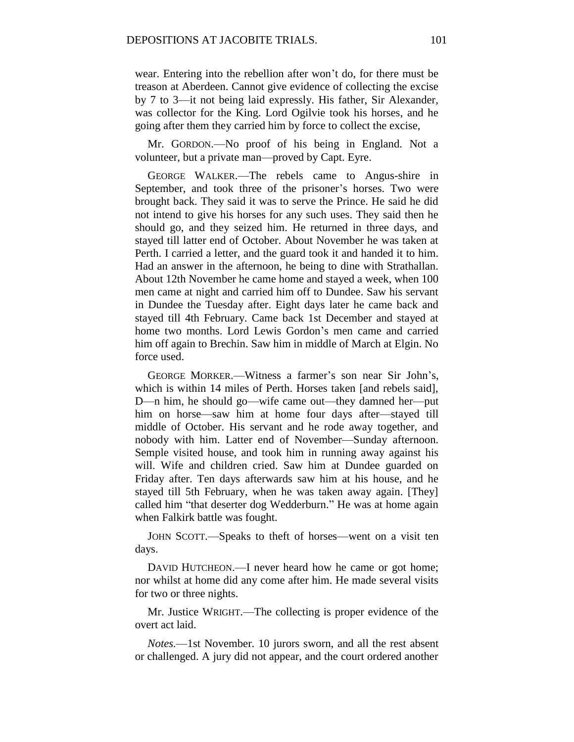wear. Entering into the rebellion after won't do, for there must be treason at Aberdeen. Cannot give evidence of collecting the excise by 7 to 3—it not being laid expressly. His father, Sir Alexander, was collector for the King. Lord Ogilvie took his horses, and he going after them they carried him by force to collect the excise,

Mr. GORDON.—No proof of his being in England. Not a volunteer, but a private man—proved by Capt. Eyre.

GEORGE WALKER.—The rebels came to Angus-shire in September, and took three of the prisoner's horses. Two were brought back. They said it was to serve the Prince. He said he did not intend to give his horses for any such uses. They said then he should go, and they seized him. He returned in three days, and stayed till latter end of October. About November he was taken at Perth. I carried a letter, and the guard took it and handed it to him. Had an answer in the afternoon, he being to dine with Strathallan. About 12th November he came home and stayed a week, when 100 men came at night and carried him off to Dundee. Saw his servant in Dundee the Tuesday after. Eight days later he came back and stayed till 4th February. Came back 1st December and stayed at home two months. Lord Lewis Gordon's men came and carried him off again to Brechin. Saw him in middle of March at Elgin. No force used.

GEORGE MORKER.—Witness a farmer's son near Sir John's, which is within 14 miles of Perth. Horses taken [and rebels said], D—n him, he should go—wife came out—they damned her—put him on horse—saw him at home four days after—stayed till middle of October. His servant and he rode away together, and nobody with him. Latter end of November—Sunday afternoon. Semple visited house, and took him in running away against his will. Wife and children cried. Saw him at Dundee guarded on Friday after. Ten days afterwards saw him at his house, and he stayed till 5th February, when he was taken away again. [They] called him "that deserter dog Wedderburn." He was at home again when Falkirk battle was fought.

JOHN SCOTT.—Speaks to theft of horses—went on a visit ten days.

DAVID HUTCHEON.—I never heard how he came or got home; nor whilst at home did any come after him. He made several visits for two or three nights.

Mr. Justice WRIGHT.—The collecting is proper evidence of the overt act laid.

*Notes.*—1st November. 10 jurors sworn, and all the rest absent or challenged. A jury did not appear, and the court ordered another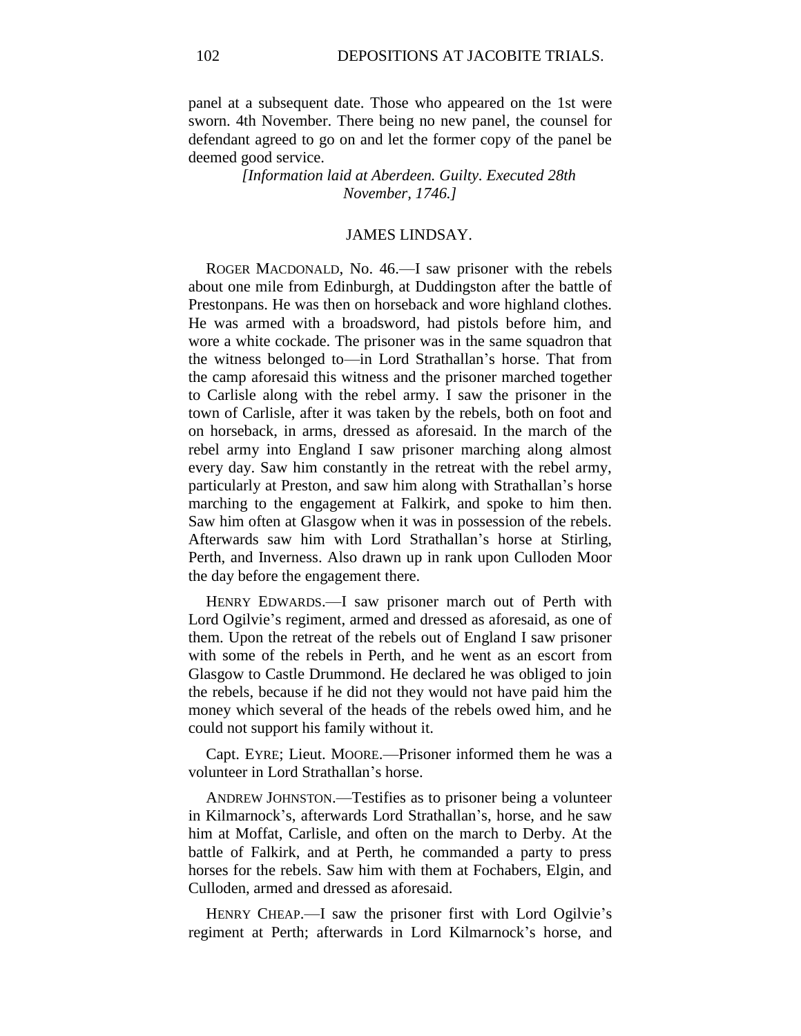panel at a subsequent date. Those who appeared on the 1st were sworn. 4th November. There being no new panel, the counsel for defendant agreed to go on and let the former copy of the panel be deemed good service.

*[Information laid at Aberdeen. Guilty. Executed 28th November, 1746.]*

## JAMES LINDSAY.

ROGER MACDONALD, No. 46.—I saw prisoner with the rebels about one mile from Edinburgh, at Duddingston after the battle of Prestonpans. He was then on horseback and wore highland clothes. He was armed with a broadsword, had pistols before him, and wore a white cockade. The prisoner was in the same squadron that the witness belonged to—in Lord Strathallan's horse. That from the camp aforesaid this witness and the prisoner marched together to Carlisle along with the rebel army. I saw the prisoner in the town of Carlisle, after it was taken by the rebels, both on foot and on horseback, in arms, dressed as aforesaid. In the march of the rebel army into England I saw prisoner marching along almost every day. Saw him constantly in the retreat with the rebel army, particularly at Preston, and saw him along with Strathallan's horse marching to the engagement at Falkirk, and spoke to him then. Saw him often at Glasgow when it was in possession of the rebels. Afterwards saw him with Lord Strathallan's horse at Stirling, Perth, and Inverness. Also drawn up in rank upon Culloden Moor the day before the engagement there.

HENRY EDWARDS.—I saw prisoner march out of Perth with Lord Ogilvie's regiment, armed and dressed as aforesaid, as one of them. Upon the retreat of the rebels out of England I saw prisoner with some of the rebels in Perth, and he went as an escort from Glasgow to Castle Drummond. He declared he was obliged to join the rebels, because if he did not they would not have paid him the money which several of the heads of the rebels owed him, and he could not support his family without it.

Capt. EYRE; Lieut. MOORE.—Prisoner informed them he was a volunteer in Lord Strathallan's horse.

ANDREW JOHNSTON.—Testifies as to prisoner being a volunteer in Kilmarnock's, afterwards Lord Strathallan's, horse, and he saw him at Moffat, Carlisle, and often on the march to Derby. At the battle of Falkirk, and at Perth, he commanded a party to press horses for the rebels. Saw him with them at Fochabers, Elgin, and Culloden, armed and dressed as aforesaid.

HENRY CHEAP.—I saw the prisoner first with Lord Ogilvie's regiment at Perth; afterwards in Lord Kilmarnock's horse, and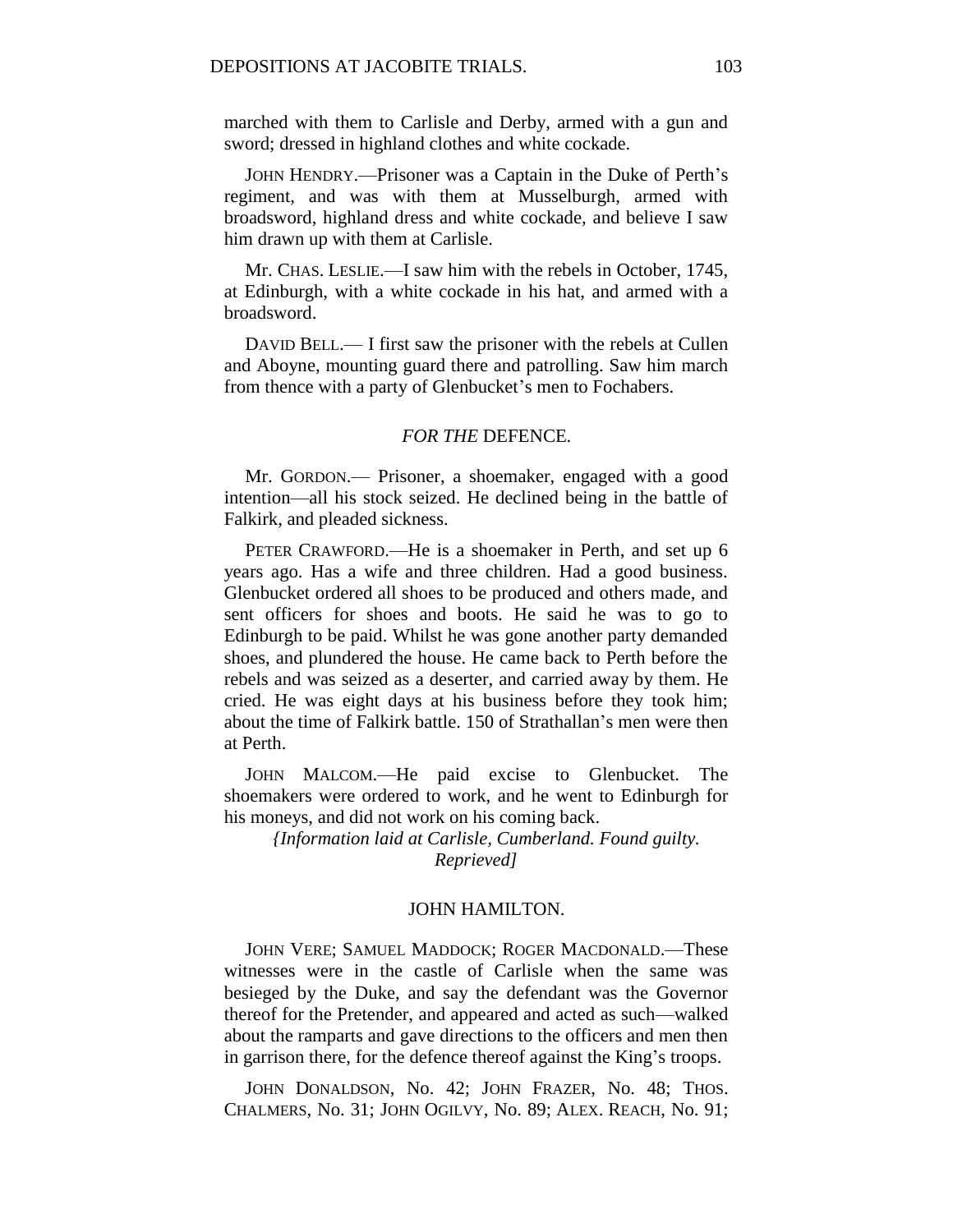marched with them to Carlisle and Derby, armed with a gun and sword; dressed in highland clothes and white cockade.

JOHN HENDRY.—Prisoner was a Captain in the Duke of Perth's regiment, and was with them at Musselburgh, armed with broadsword, highland dress and white cockade, and believe I saw him drawn up with them at Carlisle.

Mr. CHAS. LESLIE.—I saw him with the rebels in October, 1745, at Edinburgh, with a white cockade in his hat, and armed with a broadsword.

DAVID BELL.— I first saw the prisoner with the rebels at Cullen and Aboyne, mounting guard there and patrolling. Saw him march from thence with a party of Glenbucket's men to Fochabers.

### *FOR THE* DEFENCE.

Mr. GORDON.— Prisoner, a shoemaker, engaged with a good intention—all his stock seized. He declined being in the battle of Falkirk, and pleaded sickness.

PETER CRAWFORD.—He is a shoemaker in Perth, and set up 6 years ago. Has a wife and three children. Had a good business. Glenbucket ordered all shoes to be produced and others made, and sent officers for shoes and boots. He said he was to go to Edinburgh to be paid. Whilst he was gone another party demanded shoes, and plundered the house. He came back to Perth before the rebels and was seized as a deserter, and carried away by them. He cried. He was eight days at his business before they took him; about the time of Falkirk battle. 150 of Strathallan's men were then at Perth.

JOHN MALCOM.—He paid excise to Glenbucket. The shoemakers were ordered to work, and he went to Edinburgh for his moneys, and did not work on his coming back.

*{Information laid at Carlisle, Cumberland. Found guilty. Reprieved]*

### JOHN HAMILTON.

JOHN VERE; SAMUEL MADDOCK; ROGER MACDONALD.—These witnesses were in the castle of Carlisle when the same was besieged by the Duke, and say the defendant was the Governor thereof for the Pretender, and appeared and acted as such—walked about the ramparts and gave directions to the officers and men then in garrison there, for the defence thereof against the King's troops.

JOHN DONALDSON, No. 42; JOHN FRAZER, No. 48; THOS. CHALMERS, No. 31; JOHN OGILVY, No. 89; ALEX. REACH, No. 91;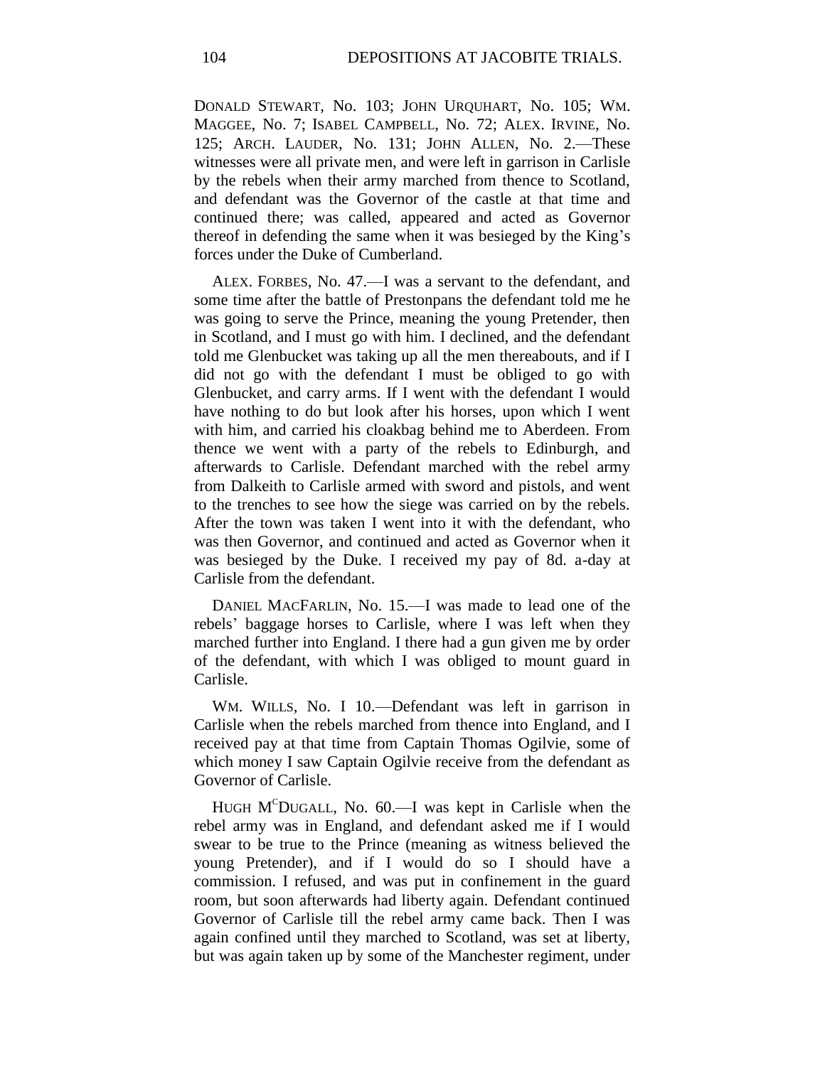DONALD STEWART, No. 103; JOHN URQUHART, No. 105; WM. MAGGEE, No. 7; ISABEL CAMPBELL, No. 72; ALEX. IRVINE, No. 125; ARCH. LAUDER, No. 131; JOHN ALLEN, No. 2.—These witnesses were all private men, and were left in garrison in Carlisle by the rebels when their army marched from thence to Scotland, and defendant was the Governor of the castle at that time and continued there; was called, appeared and acted as Governor thereof in defending the same when it was besieged by the King's forces under the Duke of Cumberland.

ALEX. FORBES, No. 47.—I was a servant to the defendant, and some time after the battle of Prestonpans the defendant told me he was going to serve the Prince, meaning the young Pretender, then in Scotland, and I must go with him. I declined, and the defendant told me Glenbucket was taking up all the men thereabouts, and if I did not go with the defendant I must be obliged to go with Glenbucket, and carry arms. If I went with the defendant I would have nothing to do but look after his horses, upon which I went with him, and carried his cloakbag behind me to Aberdeen. From thence we went with a party of the rebels to Edinburgh, and afterwards to Carlisle. Defendant marched with the rebel army from Dalkeith to Carlisle armed with sword and pistols, and went to the trenches to see how the siege was carried on by the rebels. After the town was taken I went into it with the defendant, who was then Governor, and continued and acted as Governor when it was besieged by the Duke. I received my pay of 8d. a-day at Carlisle from the defendant.

DANIEL MACFARLIN, No. 15.—I was made to lead one of the rebels' baggage horses to Carlisle, where I was left when they marched further into England. I there had a gun given me by order of the defendant, with which I was obliged to mount guard in Carlisle.

WM. WILLS, No. I 10.—Defendant was left in garrison in Carlisle when the rebels marched from thence into England, and I received pay at that time from Captain Thomas Ogilvie, some of which money I saw Captain Ogilvie receive from the defendant as Governor of Carlisle.

HUGH M[c]DUGALL, No. 60.—I was kept in Carlisle when the rebel army was in England, and defendant asked me if I would swear to be true to the Prince (meaning as witness believed the young Pretender), and if I would do so I should have a commission. I refused, and was put in confinement in the guard room, but soon afterwards had liberty again. Defendant continued Governor of Carlisle till the rebel army came back. Then I was again confined until they marched to Scotland, was set at liberty, but was again taken up by some of the Manchester regiment, under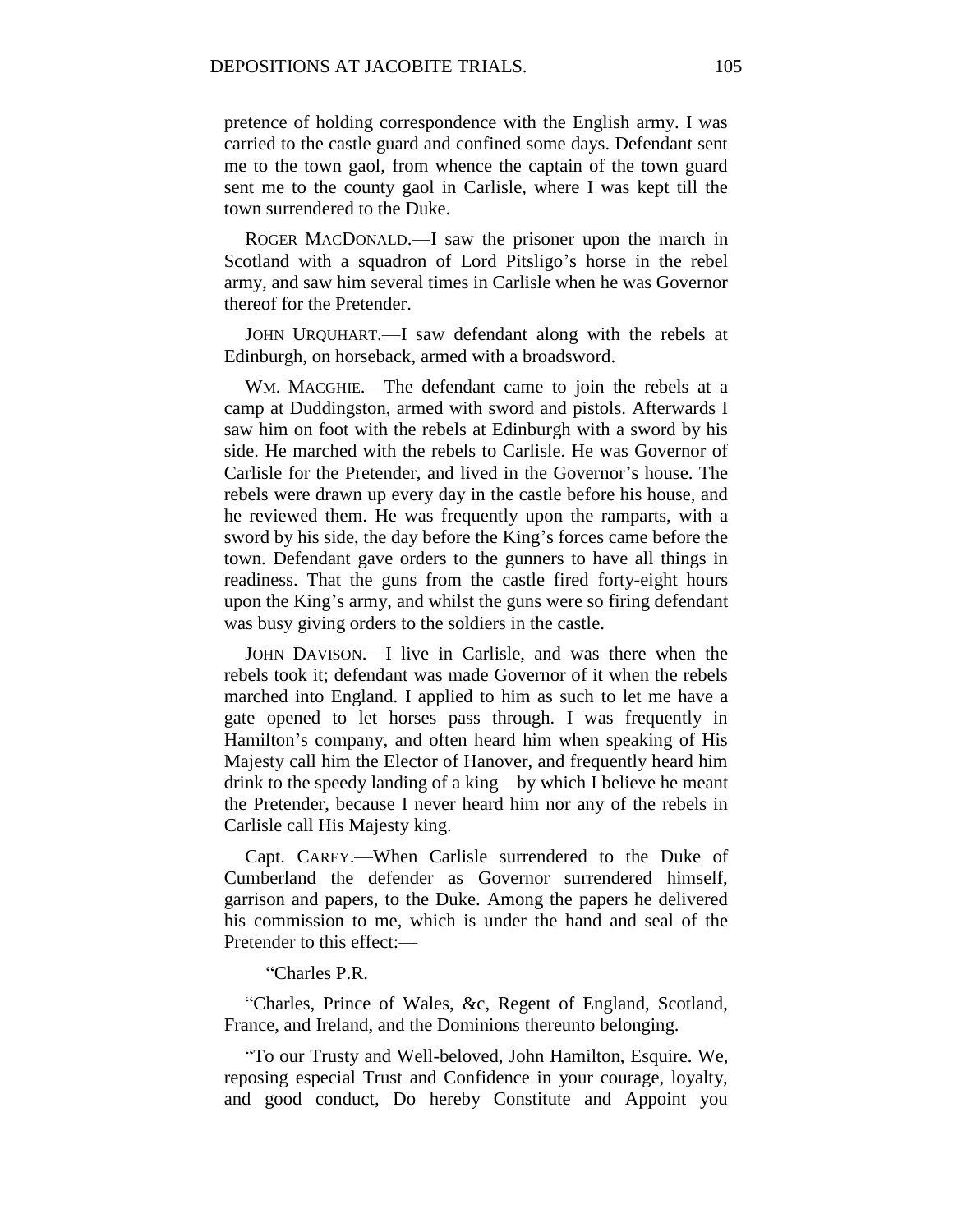pretence of holding correspondence with the English army. I was carried to the castle guard and confined some days. Defendant sent me to the town gaol, from whence the captain of the town guard sent me to the county gaol in Carlisle, where I was kept till the town surrendered to the Duke.

ROGER MACDONALD.—I saw the prisoner upon the march in Scotland with a squadron of Lord Pitsligo's horse in the rebel army, and saw him several times in Carlisle when he was Governor thereof for the Pretender.

JOHN URQUHART.—I saw defendant along with the rebels at Edinburgh, on horseback, armed with a broadsword.

WM. MACGHIE.—The defendant came to join the rebels at a camp at Duddingston, armed with sword and pistols. Afterwards I saw him on foot with the rebels at Edinburgh with a sword by his side. He marched with the rebels to Carlisle. He was Governor of Carlisle for the Pretender, and lived in the Governor's house. The rebels were drawn up every day in the castle before his house, and he reviewed them. He was frequently upon the ramparts, with a sword by his side, the day before the King's forces came before the town. Defendant gave orders to the gunners to have all things in readiness. That the guns from the castle fired forty-eight hours upon the King's army, and whilst the guns were so firing defendant was busy giving orders to the soldiers in the castle.

JOHN DAVISON.—I live in Carlisle, and was there when the rebels took it; defendant was made Governor of it when the rebels marched into England. I applied to him as such to let me have a gate opened to let horses pass through. I was frequently in Hamilton's company, and often heard him when speaking of His Majesty call him the Elector of Hanover, and frequently heard him drink to the speedy landing of a king—by which I believe he meant the Pretender, because I never heard him nor any of the rebels in Carlisle call His Majesty king.

Capt. CAREY.—When Carlisle surrendered to the Duke of Cumberland the defender as Governor surrendered himself, garrison and papers, to the Duke. Among the papers he delivered his commission to me, which is under the hand and seal of the Pretender to this effect:—

"Charles P.R.

"Charles, Prince of Wales, &c, Regent of England, Scotland, France, and Ireland, and the Dominions thereunto belonging.

"To our Trusty and Well-beloved, John Hamilton, Esquire. We, reposing especial Trust and Confidence in your courage, loyalty, and good conduct, Do hereby Constitute and Appoint you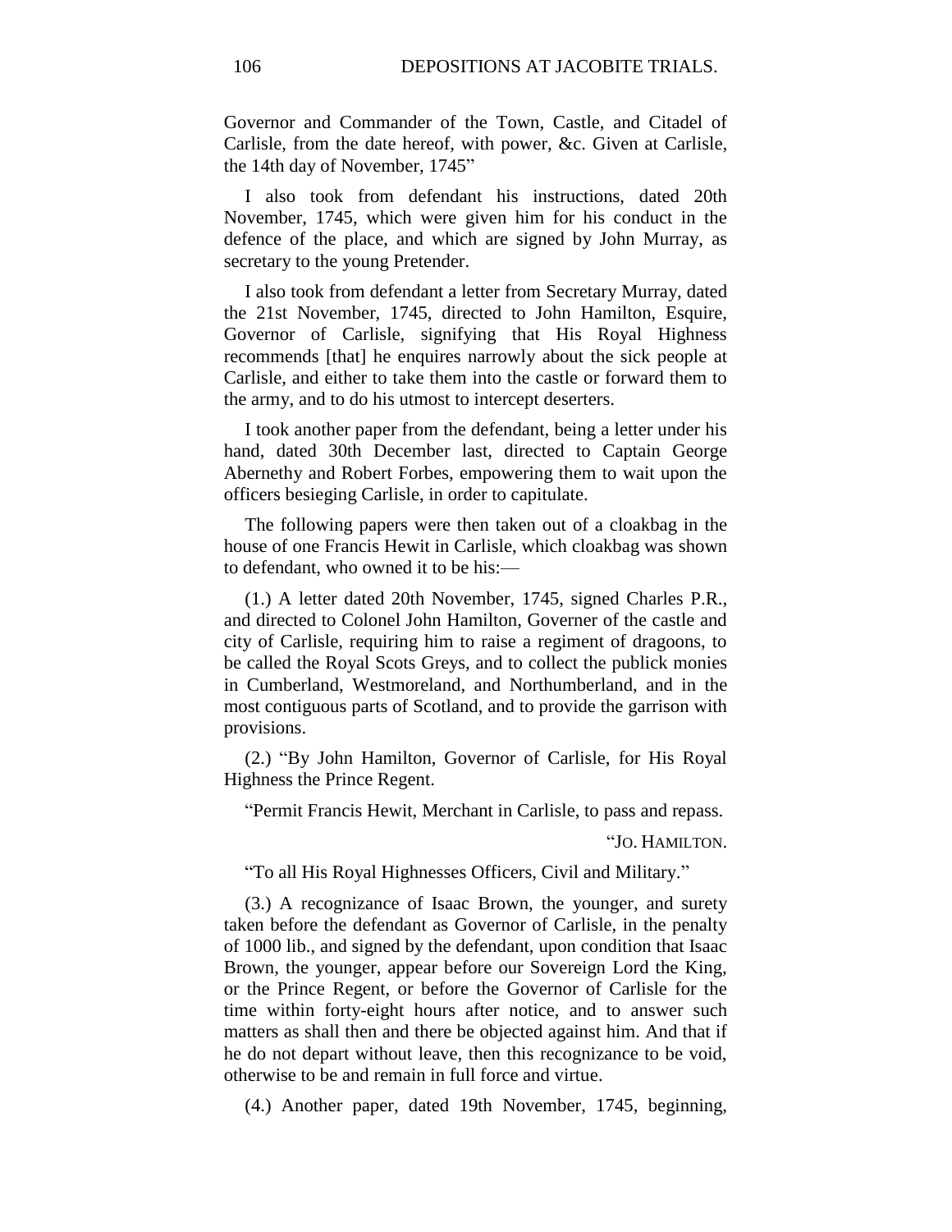Governor and Commander of the Town, Castle, and Citadel of Carlisle, from the date hereof, with power, &c. Given at Carlisle, the 14th day of November, 1745"

I also took from defendant his instructions, dated 20th November, 1745, which were given him for his conduct in the defence of the place, and which are signed by John Murray, as secretary to the young Pretender.

I also took from defendant a letter from Secretary Murray, dated the 21st November, 1745, directed to John Hamilton, Esquire, Governor of Carlisle, signifying that His Royal Highness recommends [that] he enquires narrowly about the sick people at Carlisle, and either to take them into the castle or forward them to the army, and to do his utmost to intercept deserters.

I took another paper from the defendant, being a letter under his hand, dated 30th December last, directed to Captain George Abernethy and Robert Forbes, empowering them to wait upon the officers besieging Carlisle, in order to capitulate.

The following papers were then taken out of a cloakbag in the house of one Francis Hewit in Carlisle, which cloakbag was shown to defendant, who owned it to be his:—

(1.) A letter dated 20th November, 1745, signed Charles P.R., and directed to Colonel John Hamilton, Governer of the castle and city of Carlisle, requiring him to raise a regiment of dragoons, to be called the Royal Scots Greys, and to collect the publick monies in Cumberland, Westmoreland, and Northumberland, and in the most contiguous parts of Scotland, and to provide the garrison with provisions.

(2.) "By John Hamilton, Governor of Carlisle, for His Royal Highness the Prince Regent.

"Permit Francis Hewit, Merchant in Carlisle, to pass and repass.

"JO. HAMILTON.

"To all His Royal Highnesses Officers, Civil and Military."

(3.) A recognizance of Isaac Brown, the younger, and surety taken before the defendant as Governor of Carlisle, in the penalty of 1000 lib., and signed by the defendant, upon condition that Isaac Brown, the younger, appear before our Sovereign Lord the King, or the Prince Regent, or before the Governor of Carlisle for the time within forty-eight hours after notice, and to answer such matters as shall then and there be objected against him. And that if he do not depart without leave, then this recognizance to be void, otherwise to be and remain in full force and virtue.

(4.) Another paper, dated 19th November, 1745, beginning,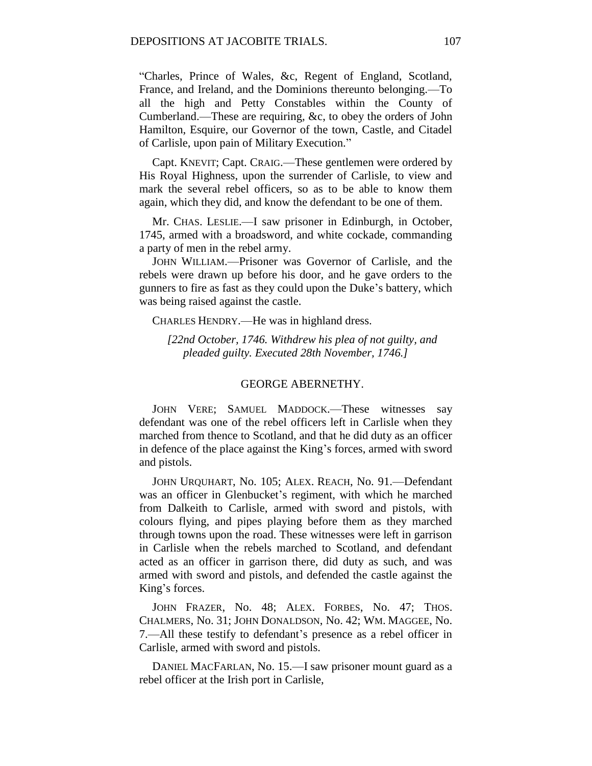"Charles, Prince of Wales, &c, Regent of England, Scotland, France, and Ireland, and the Dominions thereunto belonging.—To all the high and Petty Constables within the County of Cumberland.—These are requiring, &c, to obey the orders of John Hamilton, Esquire, our Governor of the town, Castle, and Citadel of Carlisle, upon pain of Military Execution."

Capt. KNEVIT; Capt. CRAIG.—These gentlemen were ordered by His Royal Highness, upon the surrender of Carlisle, to view and mark the several rebel officers, so as to be able to know them again, which they did, and know the defendant to be one of them.

Mr. CHAS. LESLIE.—I saw prisoner in Edinburgh, in October, 1745, armed with a broadsword, and white cockade, commanding a party of men in the rebel army.

JOHN WILLIAM.—Prisoner was Governor of Carlisle, and the rebels were drawn up before his door, and he gave orders to the gunners to fire as fast as they could upon the Duke's battery, which was being raised against the castle.

CHARLES HENDRY.—He was in highland dress.

*[22nd October, 1746. Withdrew his plea of not guilty, and pleaded guilty. Executed 28th November, 1746.]*

## GEORGE ABERNETHY.

JOHN VERE; SAMUEL MADDOCK.—These witnesses say defendant was one of the rebel officers left in Carlisle when they marched from thence to Scotland, and that he did duty as an officer in defence of the place against the King's forces, armed with sword and pistols.

JOHN URQUHART, No. 105; ALEX. REACH, No. 91.—Defendant was an officer in Glenbucket's regiment, with which he marched from Dalkeith to Carlisle, armed with sword and pistols, with colours flying, and pipes playing before them as they marched through towns upon the road. These witnesses were left in garrison in Carlisle when the rebels marched to Scotland, and defendant acted as an officer in garrison there, did duty as such, and was armed with sword and pistols, and defended the castle against the King's forces.

JOHN FRAZER, No. 48; ALEX. FORBES, No. 47; THOS. CHALMERS, No. 31; JOHN DONALDSON, No. 42; WM. MAGGEE, No. 7.—All these testify to defendant's presence as a rebel officer in Carlisle, armed with sword and pistols.

DANIEL MACFARLAN, No. 15.—I saw prisoner mount guard as a rebel officer at the Irish port in Carlisle,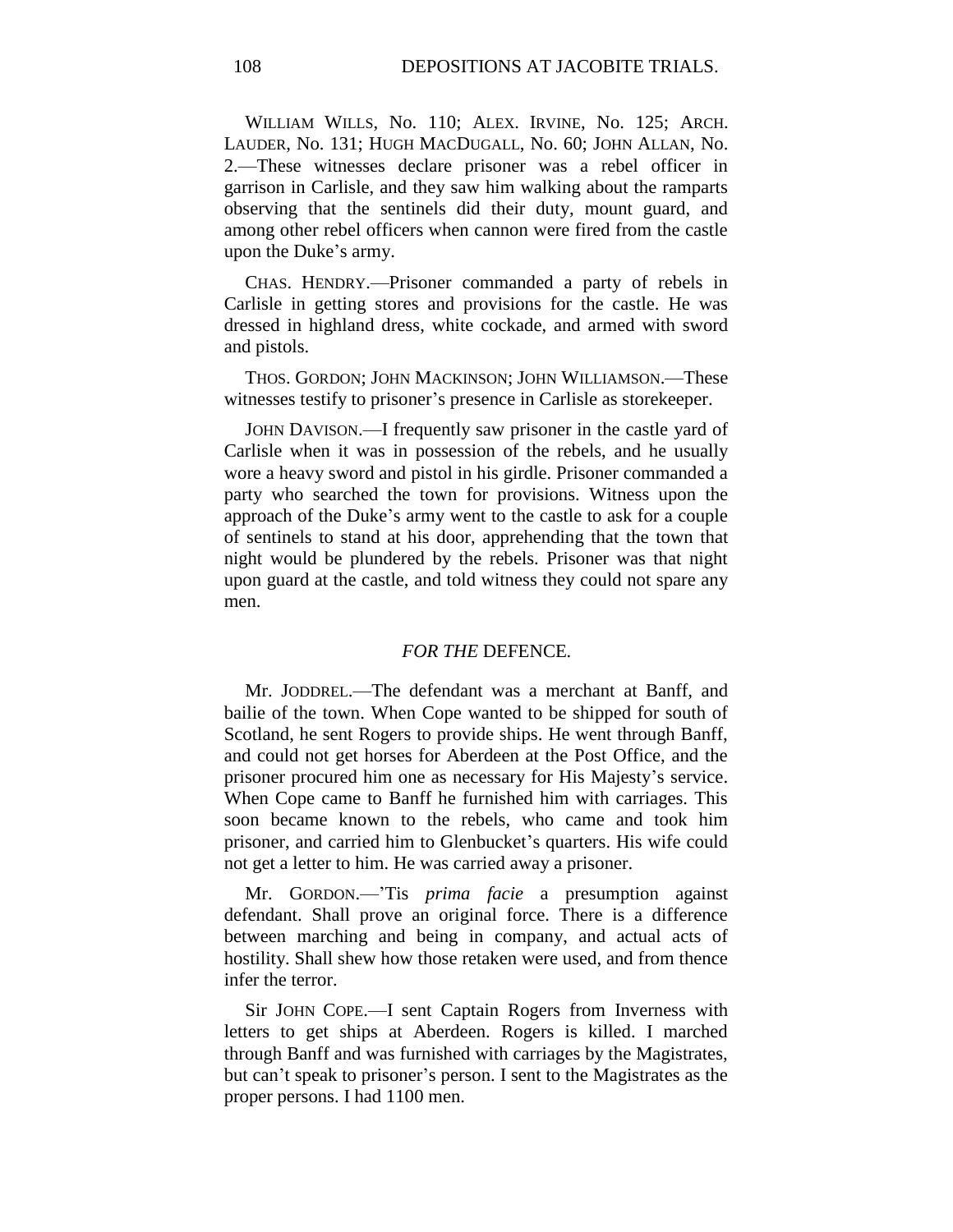WILLIAM WILLS, No. 110; ALEX. IRVINE, No. 125; ARCH. LAUDER, No. 131; HUGH MACDUGALL, No. 60; JOHN ALLAN, No. 2.—These witnesses declare prisoner was a rebel officer in garrison in Carlisle, and they saw him walking about the ramparts observing that the sentinels did their duty, mount guard, and among other rebel officers when cannon were fired from the castle upon the Duke's army.

CHAS. HENDRY.—Prisoner commanded a party of rebels in Carlisle in getting stores and provisions for the castle. He was dressed in highland dress, white cockade, and armed with sword and pistols.

THOS. GORDON; JOHN MACKINSON; JOHN WILLIAMSON.—These witnesses testify to prisoner's presence in Carlisle as storekeeper.

JOHN DAVISON.—I frequently saw prisoner in the castle yard of Carlisle when it was in possession of the rebels, and he usually wore a heavy sword and pistol in his girdle. Prisoner commanded a party who searched the town for provisions. Witness upon the approach of the Duke's army went to the castle to ask for a couple of sentinels to stand at his door, apprehending that the town that night would be plundered by the rebels. Prisoner was that night upon guard at the castle, and told witness they could not spare any men.

*FOR THE* DEFENCE.

Mr. JODDREL.—The defendant was a merchant at Banff, and bailie of the town. When Cope wanted to be shipped for south of Scotland, he sent Rogers to provide ships. He went through Banff, and could not get horses for Aberdeen at the Post Office, and the prisoner procured him one as necessary for His Majesty's service. When Cope came to Banff he furnished him with carriages. This soon became known to the rebels, who came and took him prisoner, and carried him to Glenbucket's quarters. His wife could not get a letter to him. He was carried away a prisoner.

Mr. GORDON.—'Tis *prima facie* a presumption against defendant. Shall prove an original force. There is a difference between marching and being in company, and actual acts of hostility. Shall shew how those retaken were used, and from thence infer the terror.

Sir JOHN COPE.—I sent Captain Rogers from Inverness with letters to get ships at Aberdeen. Rogers is killed. I marched through Banff and was furnished with carriages by the Magistrates, but can't speak to prisoner's person. I sent to the Magistrates as the proper persons. I had 1100 men.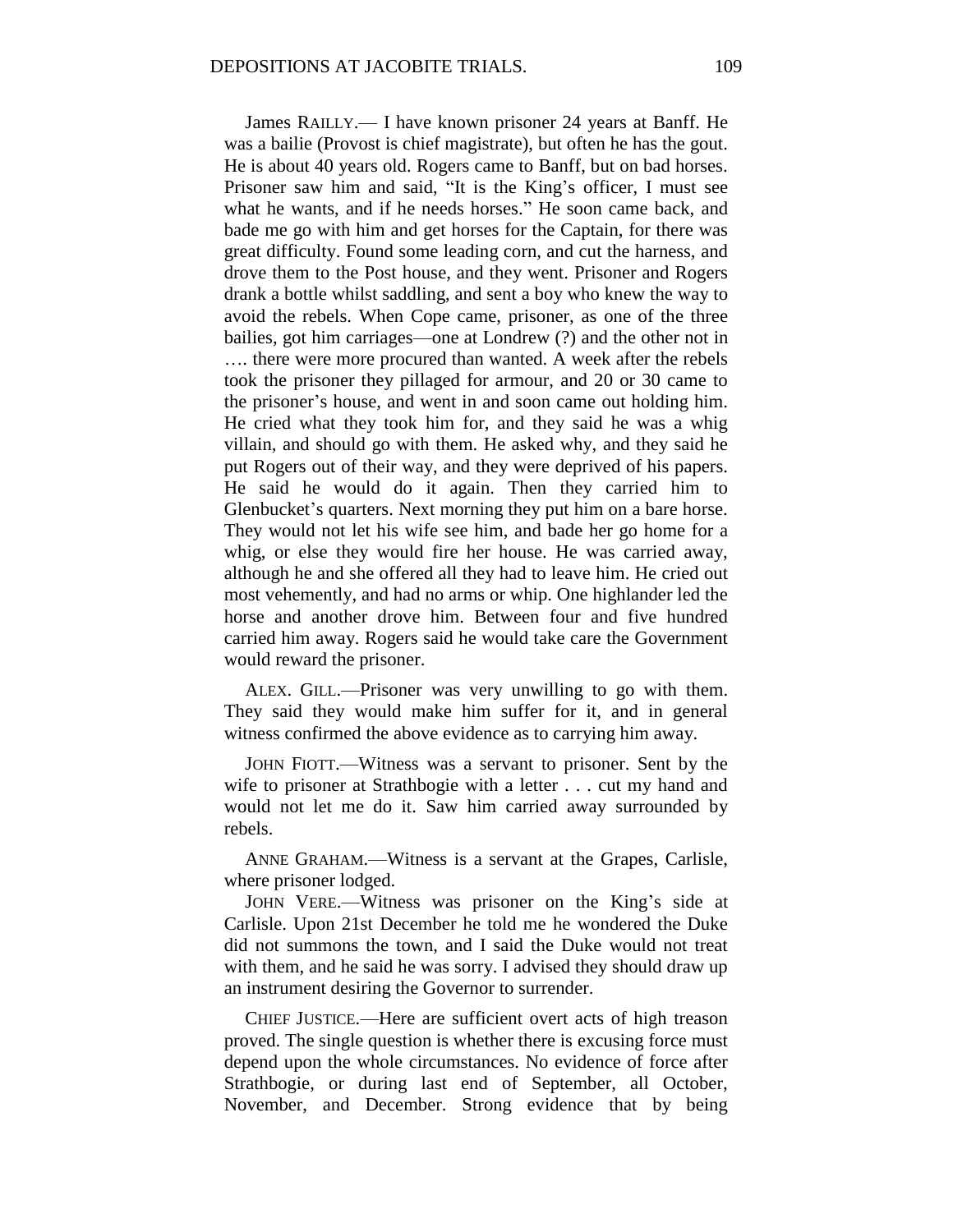James RAILLY.— I have known prisoner 24 years at Banff. He was a bailie (Provost is chief magistrate), but often he has the gout. He is about 40 years old. Rogers came to Banff, but on bad horses. Prisoner saw him and said, "It is the King's officer, I must see what he wants, and if he needs horses." He soon came back, and bade me go with him and get horses for the Captain, for there was great difficulty. Found some leading corn, and cut the harness, and drove them to the Post house, and they went. Prisoner and Rogers drank a bottle whilst saddling, and sent a boy who knew the way to avoid the rebels. When Cope came, prisoner, as one of the three bailies, got him carriages—one at Londrew (?) and the other not in …. there were more procured than wanted. A week after the rebels took the prisoner they pillaged for armour, and 20 or 30 came to the prisoner's house, and went in and soon came out holding him. He cried what they took him for, and they said he was a whig villain, and should go with them. He asked why, and they said he put Rogers out of their way, and they were deprived of his papers. He said he would do it again. Then they carried him to Glenbucket's quarters. Next morning they put him on a bare horse. They would not let his wife see him, and bade her go home for a whig, or else they would fire her house. He was carried away, although he and she offered all they had to leave him. He cried out most vehemently, and had no arms or whip. One highlander led the horse and another drove him. Between four and five hundred carried him away. Rogers said he would take care the Government would reward the prisoner.

ALEX. GILL.—Prisoner was very unwilling to go with them. They said they would make him suffer for it, and in general witness confirmed the above evidence as to carrying him away.

JOHN FIOTT.—Witness was a servant to prisoner. Sent by the wife to prisoner at Strathbogie with a letter . . . cut my hand and would not let me do it. Saw him carried away surrounded by rebels.

ANNE GRAHAM.—Witness is a servant at the Grapes, Carlisle, where prisoner lodged.

JOHN VERE.—Witness was prisoner on the King's side at Carlisle. Upon 21st December he told me he wondered the Duke did not summons the town, and I said the Duke would not treat with them, and he said he was sorry. I advised they should draw up an instrument desiring the Governor to surrender.

CHIEF JUSTICE.—Here are sufficient overt acts of high treason proved. The single question is whether there is excusing force must depend upon the whole circumstances. No evidence of force after Strathbogie, or during last end of September, all October, November, and December. Strong evidence that by being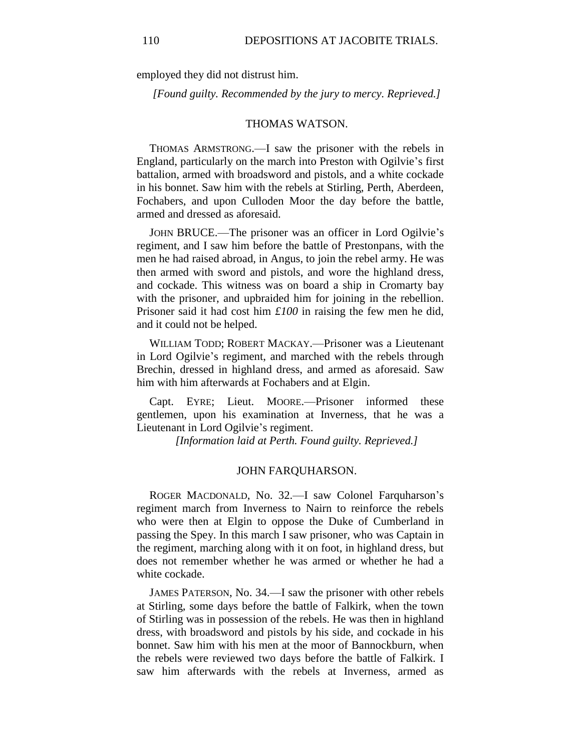employed they did not distrust him.

*[Found guilty. Recommended by the jury to mercy. Reprieved.]*

## THOMAS WATSON.

THOMAS ARMSTRONG.—I saw the prisoner with the rebels in England, particularly on the march into Preston with Ogilvie's first battalion, armed with broadsword and pistols, and a white cockade in his bonnet. Saw him with the rebels at Stirling, Perth, Aberdeen, Fochabers, and upon Culloden Moor the day before the battle, armed and dressed as aforesaid.

JOHN BRUCE.—The prisoner was an officer in Lord Ogilvie's regiment, and I saw him before the battle of Prestonpans, with the men he had raised abroad, in Angus, to join the rebel army. He was then armed with sword and pistols, and wore the highland dress, and cockade. This witness was on board a ship in Cromarty bay with the prisoner, and upbraided him for joining in the rebellion. Prisoner said it had cost him *£100* in raising the few men he did, and it could not be helped.

WILLIAM TODD; ROBERT MACKAY.—Prisoner was a Lieutenant in Lord Ogilvie's regiment, and marched with the rebels through Brechin, dressed in highland dress, and armed as aforesaid. Saw him with him afterwards at Fochabers and at Elgin.

Capt. EYRE; Lieut. MOORE.—Prisoner informed these gentlemen, upon his examination at Inverness, that he was a Lieutenant in Lord Ogilvie's regiment.

*[Information laid at Perth. Found guilty. Reprieved.]*

## JOHN FARQUHARSON.

ROGER MACDONALD, No. 32.—I saw Colonel Farquharson's regiment march from Inverness to Nairn to reinforce the rebels who were then at Elgin to oppose the Duke of Cumberland in passing the Spey. In this march I saw prisoner, who was Captain in the regiment, marching along with it on foot, in highland dress, but does not remember whether he was armed or whether he had a white cockade.

JAMES PATERSON, No. 34.—I saw the prisoner with other rebels at Stirling, some days before the battle of Falkirk, when the town of Stirling was in possession of the rebels. He was then in highland dress, with broadsword and pistols by his side, and cockade in his bonnet. Saw him with his men at the moor of Bannockburn, when the rebels were reviewed two days before the battle of Falkirk. I saw him afterwards with the rebels at Inverness, armed as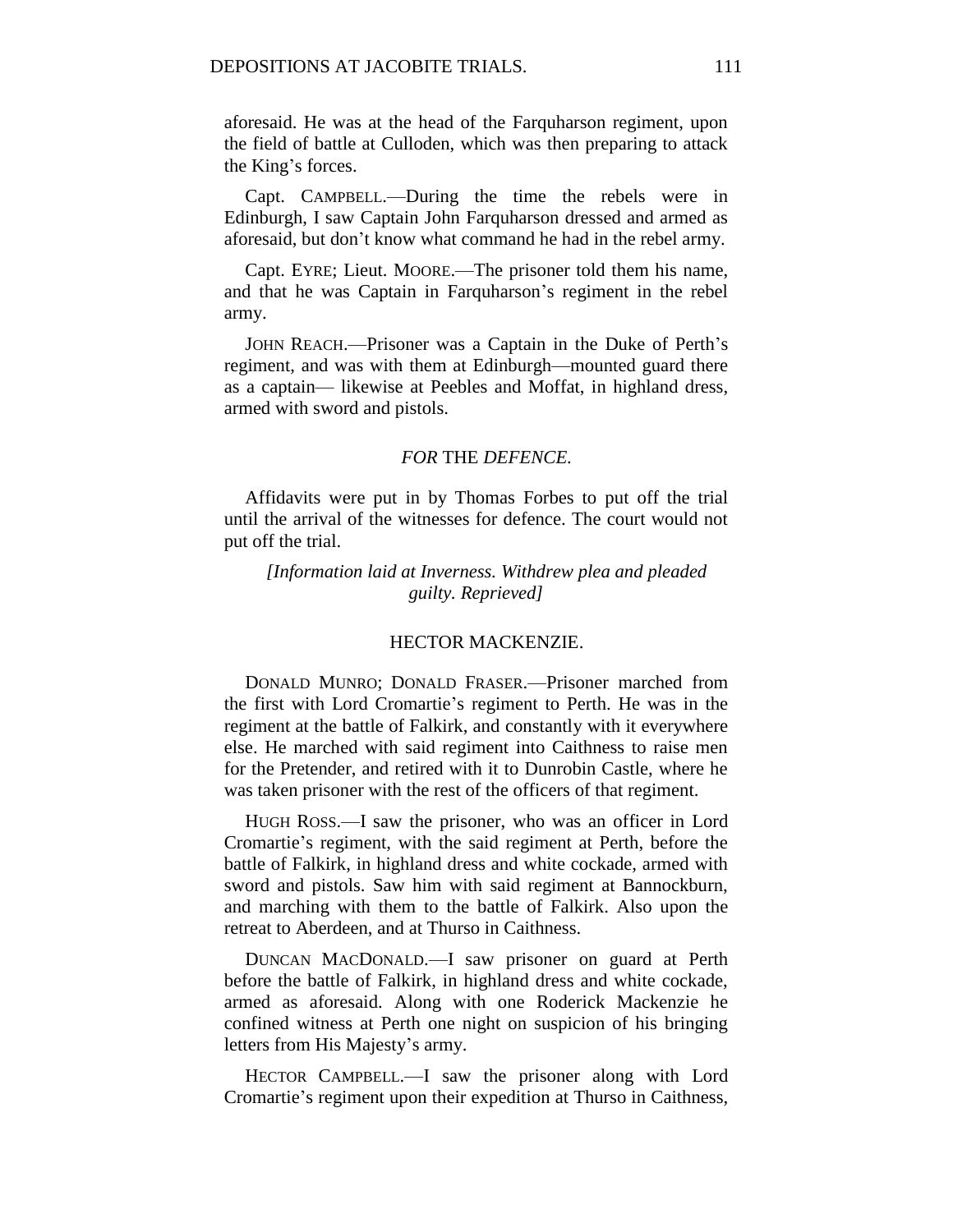aforesaid. He was at the head of the Farquharson regiment, upon the field of battle at Culloden, which was then preparing to attack the King's forces.

Capt. CAMPBELL.—During the time the rebels were in Edinburgh, I saw Captain John Farquharson dressed and armed as aforesaid, but don't know what command he had in the rebel army.

Capt. EYRE; Lieut. MOORE.—The prisoner told them his name, and that he was Captain in Farquharson's regiment in the rebel army.

JOHN REACH.—Prisoner was a Captain in the Duke of Perth's regiment, and was with them at Edinburgh—mounted guard there as a captain— likewise at Peebles and Moffat, in highland dress, armed with sword and pistols.

*FOR* THE *DEFENCE.*

Affidavits were put in by Thomas Forbes to put off the trial until the arrival of the witnesses for defence. The court would not put off the trial.

*[Information laid at Inverness. Withdrew plea and pleaded guilty. Reprieved]*

### HECTOR MACKENZIE.

DONALD MUNRO; DONALD FRASER.—Prisoner marched from the first with Lord Cromartie's regiment to Perth. He was in the regiment at the battle of Falkirk, and constantly with it everywhere else. He marched with said regiment into Caithness to raise men for the Pretender, and retired with it to Dunrobin Castle, where he was taken prisoner with the rest of the officers of that regiment.

HUGH ROSS.—I saw the prisoner, who was an officer in Lord Cromartie's regiment, with the said regiment at Perth, before the battle of Falkirk, in highland dress and white cockade, armed with sword and pistols. Saw him with said regiment at Bannockburn, and marching with them to the battle of Falkirk. Also upon the retreat to Aberdeen, and at Thurso in Caithness.

DUNCAN MACDONALD.—I saw prisoner on guard at Perth before the battle of Falkirk, in highland dress and white cockade, armed as aforesaid. Along with one Roderick Mackenzie he confined witness at Perth one night on suspicion of his bringing letters from His Majesty's army.

HECTOR CAMPBELL.—I saw the prisoner along with Lord Cromartie's regiment upon their expedition at Thurso in Caithness,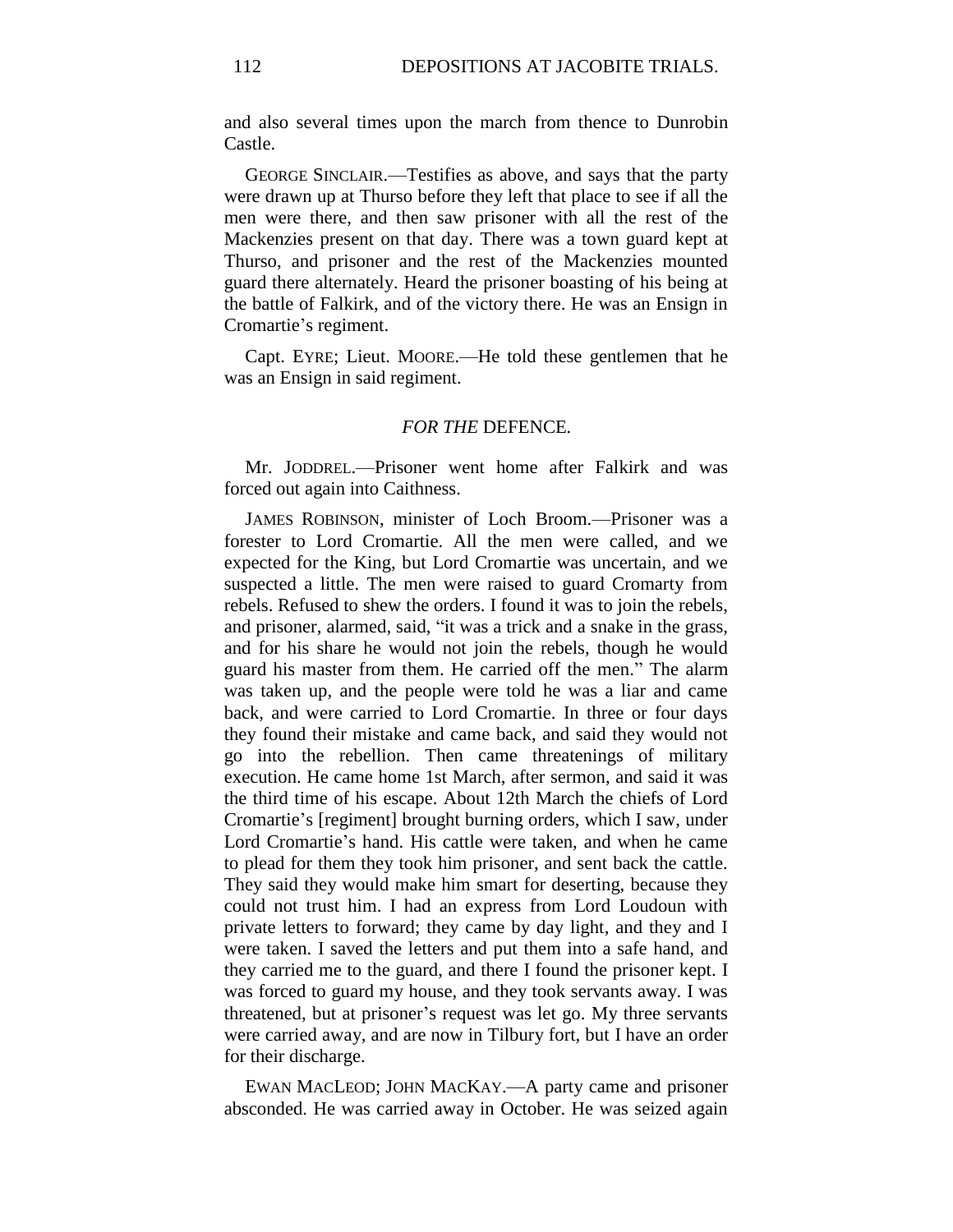and also several times upon the march from thence to Dunrobin Castle.

GEORGE SINCLAIR.—Testifies as above, and says that the party were drawn up at Thurso before they left that place to see if all the men were there, and then saw prisoner with all the rest of the Mackenzies present on that day. There was a town guard kept at Thurso, and prisoner and the rest of the Mackenzies mounted guard there alternately. Heard the prisoner boasting of his being at the battle of Falkirk, and of the victory there. He was an Ensign in Cromartie's regiment.

Capt. EYRE; Lieut. MOORE.—He told these gentlemen that he was an Ensign in said regiment.

*FOR THE* DEFENCE.

Mr. JODDREL.—Prisoner went home after Falkirk and was forced out again into Caithness.

JAMES ROBINSON, minister of Loch Broom.—Prisoner was a forester to Lord Cromartie. All the men were called, and we expected for the King, but Lord Cromartie was uncertain, and we suspected a little. The men were raised to guard Cromarty from rebels. Refused to shew the orders. I found it was to join the rebels, and prisoner, alarmed, said, "it was a trick and a snake in the grass, and for his share he would not join the rebels, though he would guard his master from them. He carried off the men." The alarm was taken up, and the people were told he was a liar and came back, and were carried to Lord Cromartie. In three or four days they found their mistake and came back, and said they would not go into the rebellion. Then came threatenings of military execution. He came home 1st March, after sermon, and said it was the third time of his escape. About 12th March the chiefs of Lord Cromartie's [regiment] brought burning orders, which I saw, under Lord Cromartie's hand. His cattle were taken, and when he came to plead for them they took him prisoner, and sent back the cattle. They said they would make him smart for deserting, because they could not trust him. I had an express from Lord Loudoun with private letters to forward; they came by day light, and they and I were taken. I saved the letters and put them into a safe hand, and they carried me to the guard, and there I found the prisoner kept. I was forced to guard my house, and they took servants away. I was threatened, but at prisoner's request was let go. My three servants were carried away, and are now in Tilbury fort, but I have an order for their discharge.

EWAN MACLEOD; JOHN MACKAY.—A party came and prisoner absconded. He was carried away in October. He was seized again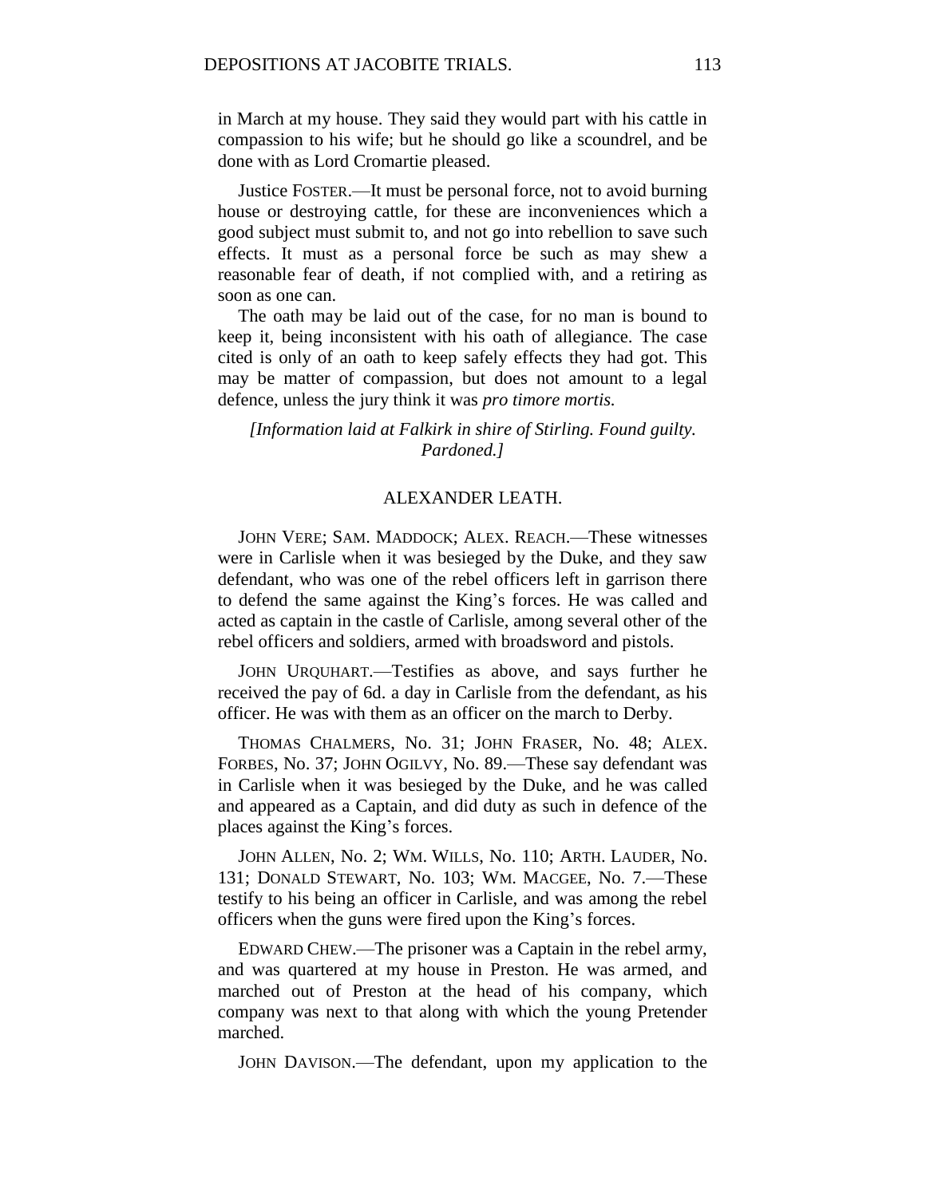in March at my house. They said they would part with his cattle in compassion to his wife; but he should go like a scoundrel, and be done with as Lord Cromartie pleased.

Justice FOSTER.—It must be personal force, not to avoid burning house or destroying cattle, for these are inconveniences which a good subject must submit to, and not go into rebellion to save such effects. It must as a personal force be such as may shew a reasonable fear of death, if not complied with, and a retiring as soon as one can.

The oath may be laid out of the case, for no man is bound to keep it, being inconsistent with his oath of allegiance. The case cited is only of an oath to keep safely effects they had got. This may be matter of compassion, but does not amount to a legal defence, unless the jury think it was *pro timore mortis.*

*[Information laid at Falkirk in shire of Stirling. Found guilty. Pardoned.]*

## ALEXANDER LEATH.

JOHN VERE; SAM. MADDOCK; ALEX. REACH.—These witnesses were in Carlisle when it was besieged by the Duke, and they saw defendant, who was one of the rebel officers left in garrison there to defend the same against the King's forces. He was called and acted as captain in the castle of Carlisle, among several other of the rebel officers and soldiers, armed with broadsword and pistols.

JOHN URQUHART.—Testifies as above, and says further he received the pay of 6d. a day in Carlisle from the defendant, as his officer. He was with them as an officer on the march to Derby.

THOMAS CHALMERS, No. 31; JOHN FRASER, No. 48; ALEX. FORBES, No. 37; JOHN OGILVY, No. 89.—These say defendant was in Carlisle when it was besieged by the Duke, and he was called and appeared as a Captain, and did duty as such in defence of the places against the King's forces.

JOHN ALLEN, No. 2; WM. WILLS, No. 110; ARTH. LAUDER, No. 131; DONALD STEWART, No. 103; WM. MACGEE, No. 7.—These testify to his being an officer in Carlisle, and was among the rebel officers when the guns were fired upon the King's forces.

EDWARD CHEW.—The prisoner was a Captain in the rebel army, and was quartered at my house in Preston. He was armed, and marched out of Preston at the head of his company, which company was next to that along with which the young Pretender marched.

JOHN DAVISON.—The defendant, upon my application to the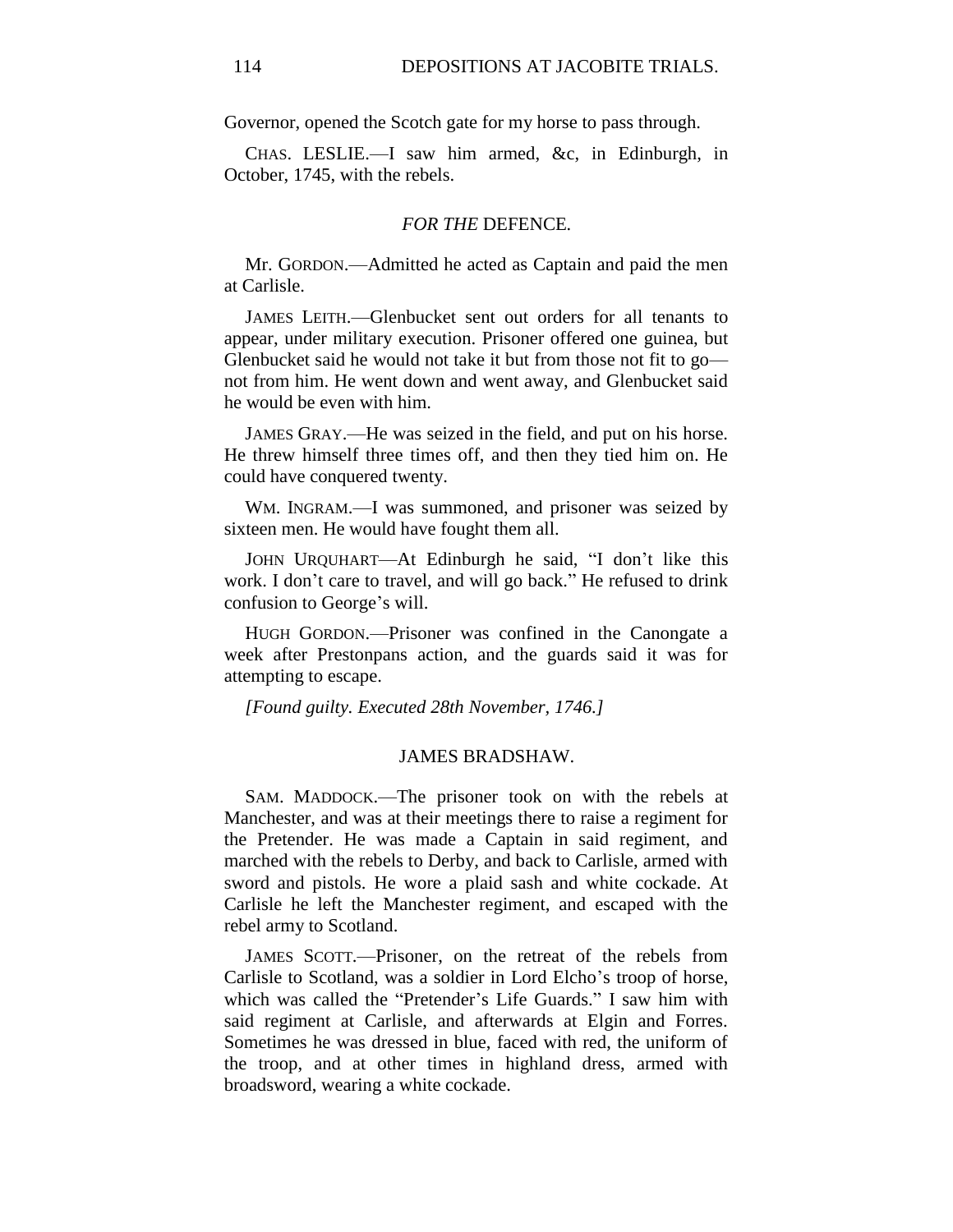Governor, opened the Scotch gate for my horse to pass through.

CHAS. LESLIE.—I saw him armed, &c, in Edinburgh, in October, 1745, with the rebels.

### *FOR THE* DEFENCE.

Mr. GORDON.—Admitted he acted as Captain and paid the men at Carlisle.

JAMES LEITH.—Glenbucket sent out orders for all tenants to appear, under military execution. Prisoner offered one guinea, but Glenbucket said he would not take it but from those not fit to go—not from him. He went down and went away, and Glenbucket said he would be even with him.

JAMES GRAY.—He was seized in the field, and put on his horse. He threw himself three times off, and then they tied him on. He could have conquered twenty.

WM. INGRAM.—I was summoned, and prisoner was seized by sixteen men. He would have fought them all.

JOHN URQUHART—At Edinburgh he said, "I don't like this work. I don't care to travel, and will go back." He refused to drink confusion to George's will.

HUGH GORDON.—Prisoner was confined in the Canongate a week after Prestonpans action, and the guards said it was for attempting to escape.

*[Found guilty. Executed 28th November, 1746.]*

## JAMES BRADSHAW.

SAM. MADDOCK.—The prisoner took on with the rebels at Manchester, and was at their meetings there to raise a regiment for the Pretender. He was made a Captain in said regiment, and marched with the rebels to Derby, and back to Carlisle, armed with sword and pistols. He wore a plaid sash and white cockade. At Carlisle he left the Manchester regiment, and escaped with the rebel army to Scotland.

JAMES SCOTT.—Prisoner, on the retreat of the rebels from Carlisle to Scotland, was a soldier in Lord Elcho's troop of horse, which was called the "Pretender's Life Guards." I saw him with said regiment at Carlisle, and afterwards at Elgin and Forres. Sometimes he was dressed in blue, faced with red, the uniform of the troop, and at other times in highland dress, armed with broadsword, wearing a white cockade.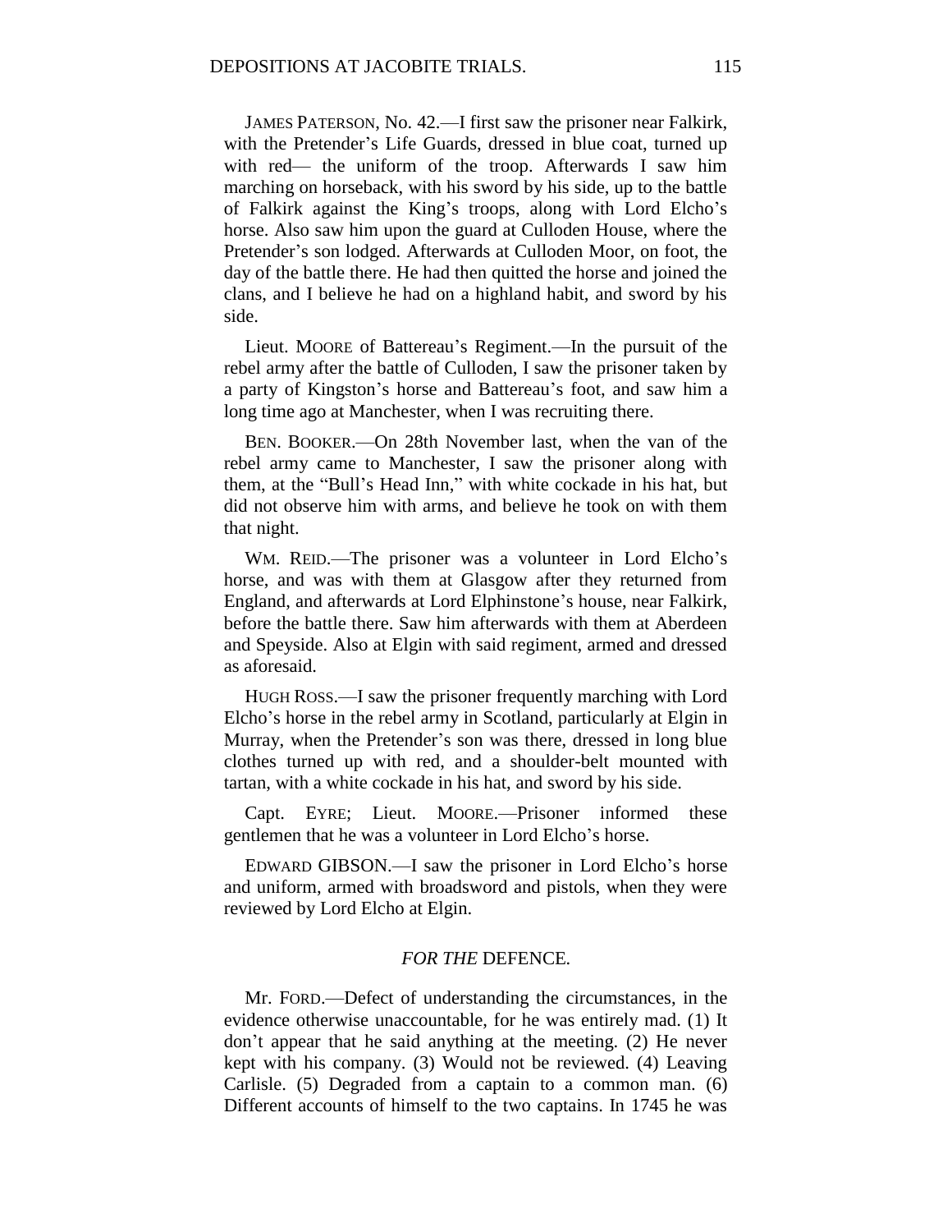JAMES PATERSON, No. 42.—I first saw the prisoner near Falkirk, with the Pretender's Life Guards, dressed in blue coat, turned up with red— the uniform of the troop. Afterwards I saw him marching on horseback, with his sword by his side, up to the battle of Falkirk against the King's troops, along with Lord Elcho's horse. Also saw him upon the guard at Culloden House, where the Pretender's son lodged. Afterwards at Culloden Moor, on foot, the day of the battle there. He had then quitted the horse and joined the clans, and I believe he had on a highland habit, and sword by his side.

Lieut. MOORE of Battereau's Regiment.—In the pursuit of the rebel army after the battle of Culloden, I saw the prisoner taken by a party of Kingston's horse and Battereau's foot, and saw him a long time ago at Manchester, when I was recruiting there.

BEN. BOOKER.—On 28th November last, when the van of the rebel army came to Manchester, I saw the prisoner along with them, at the "Bull's Head Inn," with white cockade in his hat, but did not observe him with arms, and believe he took on with them that night.

WM. REID.—The prisoner was a volunteer in Lord Elcho's horse, and was with them at Glasgow after they returned from England, and afterwards at Lord Elphinstone's house, near Falkirk, before the battle there. Saw him afterwards with them at Aberdeen and Speyside. Also at Elgin with said regiment, armed and dressed as aforesaid.

HUGH ROSS.—I saw the prisoner frequently marching with Lord Elcho's horse in the rebel army in Scotland, particularly at Elgin in Murray, when the Pretender's son was there, dressed in long blue clothes turned up with red, and a shoulder-belt mounted with tartan, with a white cockade in his hat, and sword by his side.

Capt. EYRE; Lieut. MOORE.—Prisoner informed these gentlemen that he was a volunteer in Lord Elcho's horse.

EDWARD GIBSON.—I saw the prisoner in Lord Elcho's horse and uniform, armed with broadsword and pistols, when they were reviewed by Lord Elcho at Elgin.

*FOR THE* DEFENCE.

Mr. FORD.—Defect of understanding the circumstances, in the evidence otherwise unaccountable, for he was entirely mad. (1) It don't appear that he said anything at the meeting. (2) He never kept with his company. (3) Would not be reviewed. (4) Leaving Carlisle. (5) Degraded from a captain to a common man. (6) Different accounts of himself to the two captains. In 1745 he was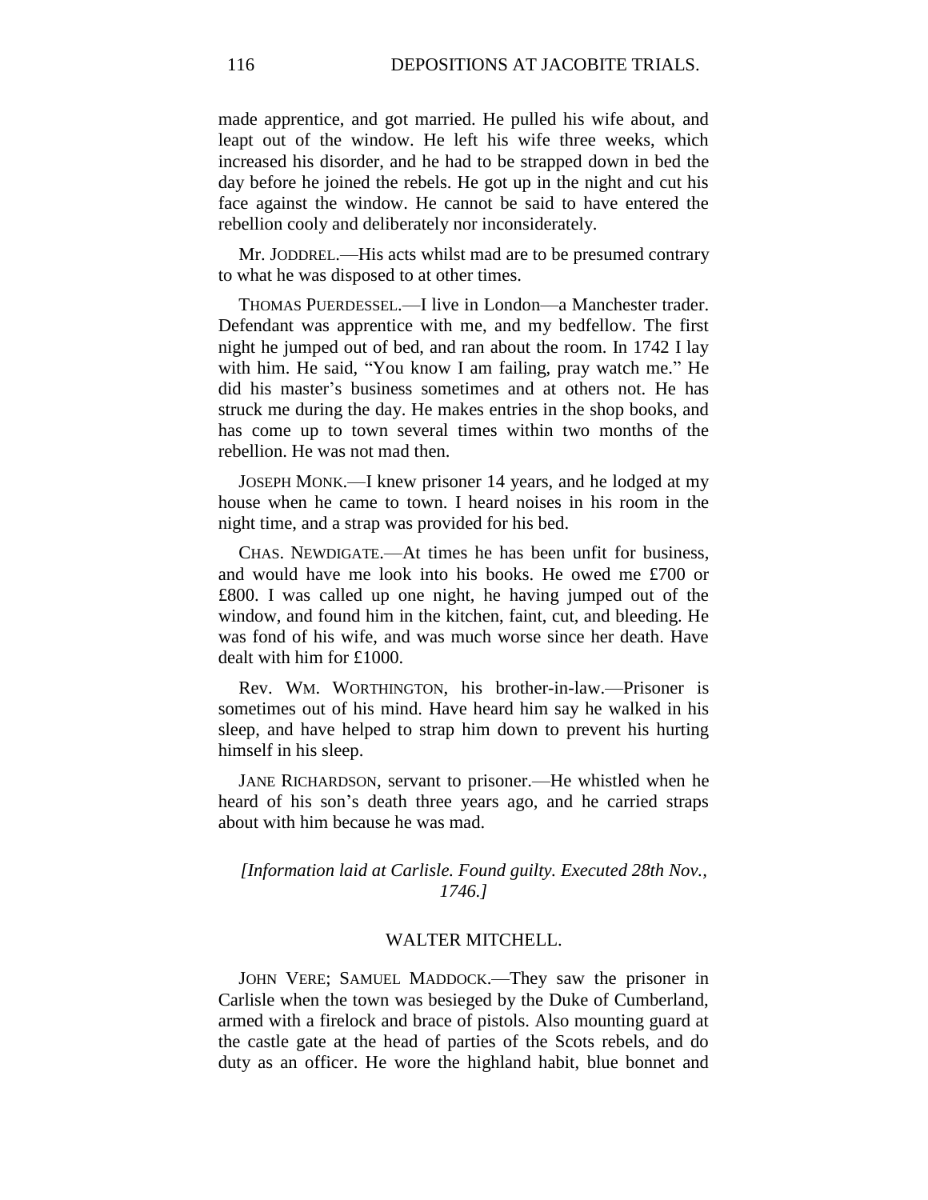made apprentice, and got married. He pulled his wife about, and leapt out of the window. He left his wife three weeks, which increased his disorder, and he had to be strapped down in bed the day before he joined the rebels. He got up in the night and cut his face against the window. He cannot be said to have entered the rebellion cooly and deliberately nor inconsiderately.

Mr. JODDREL.—His acts whilst mad are to be presumed contrary to what he was disposed to at other times.

THOMAS PUERDESSEL.—I live in London—a Manchester trader. Defendant was apprentice with me, and my bedfellow. The first night he jumped out of bed, and ran about the room. In 1742 I lay with him. He said, "You know I am failing, pray watch me." He did his master's business sometimes and at others not. He has struck me during the day. He makes entries in the shop books, and has come up to town several times within two months of the rebellion. He was not mad then.

JOSEPH MONK.—I knew prisoner 14 years, and he lodged at my house when he came to town. I heard noises in his room in the night time, and a strap was provided for his bed.

CHAS. NEWDIGATE.—At times he has been unfit for business, and would have me look into his books. He owed me £700 or £800. I was called up one night, he having jumped out of the window, and found him in the kitchen, faint, cut, and bleeding. He was fond of his wife, and was much worse since her death. Have dealt with him for £1000.

Rev. WM. WORTHINGTON, his brother-in-law.—Prisoner is sometimes out of his mind. Have heard him say he walked in his sleep, and have helped to strap him down to prevent his hurting himself in his sleep.

JANE RICHARDSON, servant to prisoner.—He whistled when he heard of his son's death three years ago, and he carried straps about with him because he was mad.

*[Information laid at Carlisle. Found guilty. Executed 28th Nov., 1746.]*

## WALTER MITCHELL.

JOHN VERE; SAMUEL MADDOCK.—They saw the prisoner in Carlisle when the town was besieged by the Duke of Cumberland, armed with a firelock and brace of pistols. Also mounting guard at the castle gate at the head of parties of the Scots rebels, and do duty as an officer. He wore the highland habit, blue bonnet and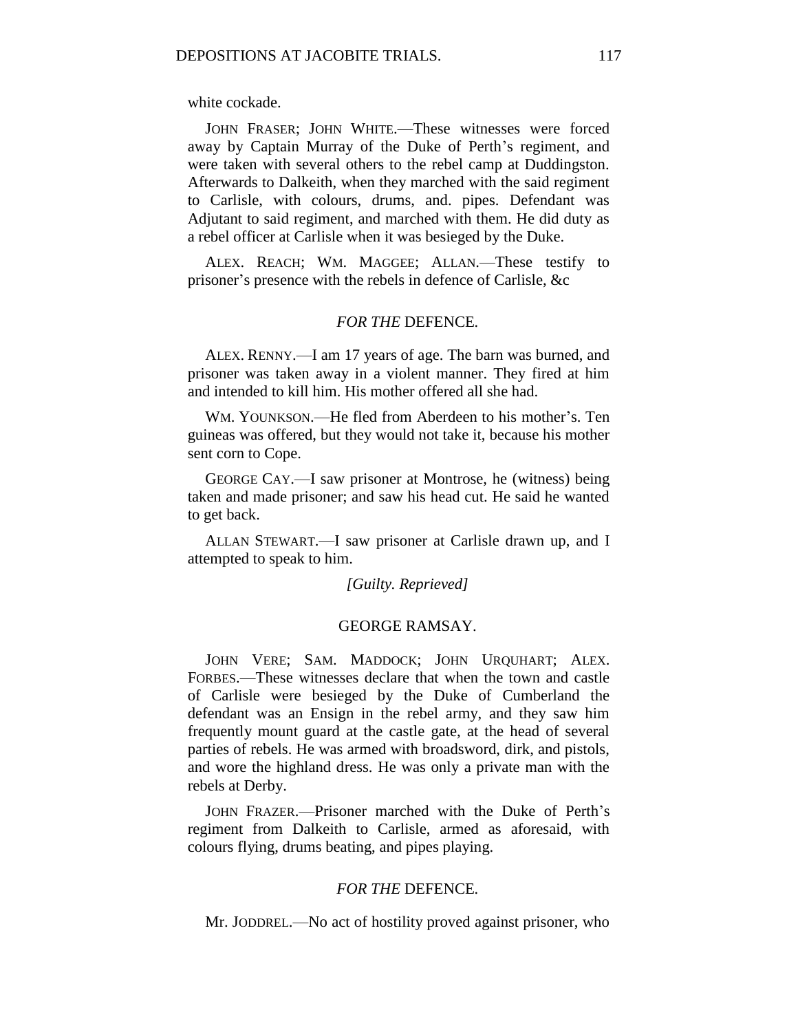white cockade.

JOHN FRASER; JOHN WHITE.—These witnesses were forced away by Captain Murray of the Duke of Perth's regiment, and were taken with several others to the rebel camp at Duddingston. Afterwards to Dalkeith, when they marched with the said regiment to Carlisle, with colours, drums, and. pipes. Defendant was Adjutant to said regiment, and marched with them. He did duty as a rebel officer at Carlisle when it was besieged by the Duke.

ALEX. REACH; WM. MAGGEE; ALLAN.—These testify to prisoner's presence with the rebels in defence of Carlisle, &c

### *FOR THE* DEFENCE.

ALEX. RENNY.—I am 17 years of age. The barn was burned, and prisoner was taken away in a violent manner. They fired at him and intended to kill him. His mother offered all she had.

WM. YOUNKSON.—He fled from Aberdeen to his mother's. Ten guineas was offered, but they would not take it, because his mother sent corn to Cope.

GEORGE CAY.—I saw prisoner at Montrose, he (witness) being taken and made prisoner; and saw his head cut. He said he wanted to get back.

ALLAN STEWART.—I saw prisoner at Carlisle drawn up, and I attempted to speak to him.

*[Guilty. Reprieved]*

## GEORGE RAMSAY.

JOHN VERE; SAM. MADDOCK; JOHN URQUHART; ALEX. FORBES.—These witnesses declare that when the town and castle of Carlisle were besieged by the Duke of Cumberland the defendant was an Ensign in the rebel army, and they saw him frequently mount guard at the castle gate, at the head of several parties of rebels. He was armed with broadsword, dirk, and pistols, and wore the highland dress. He was only a private man with the rebels at Derby.

JOHN FRAZER.—Prisoner marched with the Duke of Perth's regiment from Dalkeith to Carlisle, armed as aforesaid, with colours flying, drums beating, and pipes playing.

### *FOR THE* DEFENCE.

Mr. JODDREL.—No act of hostility proved against prisoner, who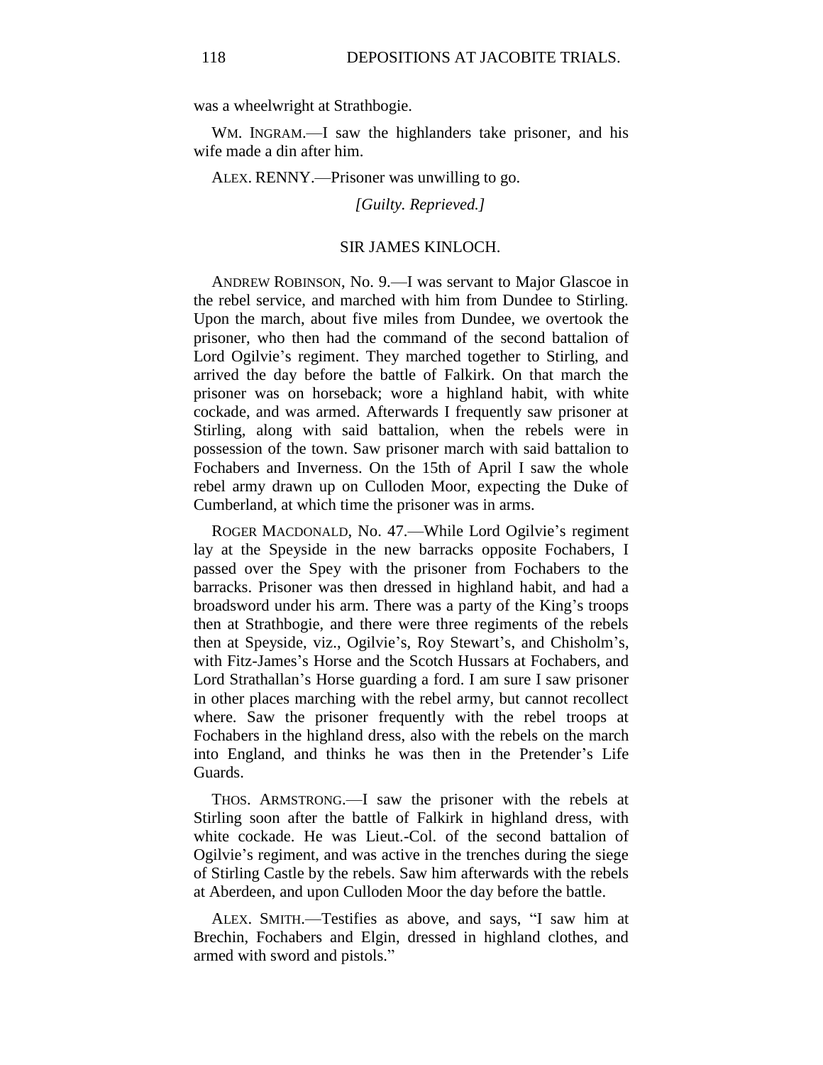was a wheelwright at Strathbogie.

WM. INGRAM.—I saw the highlanders take prisoner, and his wife made a din after him.

ALEX. RENNY.—Prisoner was unwilling to go.

*[Guilty. Reprieved.]*

## SIR JAMES KINLOCH.

ANDREW ROBINSON, No. 9.—I was servant to Major Glascoe in the rebel service, and marched with him from Dundee to Stirling. Upon the march, about five miles from Dundee, we overtook the prisoner, who then had the command of the second battalion of Lord Ogilvie's regiment. They marched together to Stirling, and arrived the day before the battle of Falkirk. On that march the prisoner was on horseback; wore a highland habit, with white cockade, and was armed. Afterwards I frequently saw prisoner at Stirling, along with said battalion, when the rebels were in possession of the town. Saw prisoner march with said battalion to Fochabers and Inverness. On the 15th of April I saw the whole rebel army drawn up on Culloden Moor, expecting the Duke of Cumberland, at which time the prisoner was in arms.

ROGER MACDONALD, No. 47.—While Lord Ogilvie's regiment lay at the Speyside in the new barracks opposite Fochabers, I passed over the Spey with the prisoner from Fochabers to the barracks. Prisoner was then dressed in highland habit, and had a broadsword under his arm. There was a party of the King's troops then at Strathbogie, and there were three regiments of the rebels then at Speyside, viz., Ogilvie's, Roy Stewart's, and Chisholm's, with Fitz-James's Horse and the Scotch Hussars at Fochabers, and Lord Strathallan's Horse guarding a ford. I am sure I saw prisoner in other places marching with the rebel army, but cannot recollect where. Saw the prisoner frequently with the rebel troops at Fochabers in the highland dress, also with the rebels on the march into England, and thinks he was then in the Pretender's Life Guards.

THOS. ARMSTRONG.—I saw the prisoner with the rebels at Stirling soon after the battle of Falkirk in highland dress, with white cockade. He was Lieut.-Col. of the second battalion of Ogilvie's regiment, and was active in the trenches during the siege of Stirling Castle by the rebels. Saw him afterwards with the rebels at Aberdeen, and upon Culloden Moor the day before the battle.

ALEX. SMITH.—Testifies as above, and says, "I saw him at Brechin, Fochabers and Elgin, dressed in highland clothes, and armed with sword and pistols."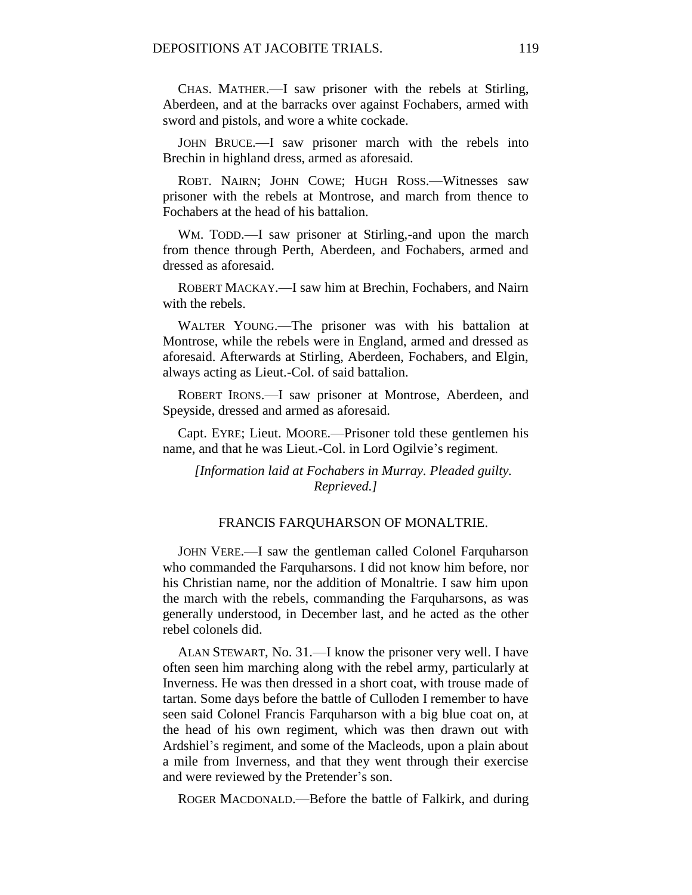CHAS. MATHER.—I saw prisoner with the rebels at Stirling, Aberdeen, and at the barracks over against Fochabers, armed with sword and pistols, and wore a white cockade.

JOHN BRUCE.—I saw prisoner march with the rebels into Brechin in highland dress, armed as aforesaid.

ROBT. NAIRN; JOHN COWE; HUGH ROSS.—Witnesses saw prisoner with the rebels at Montrose, and march from thence to Fochabers at the head of his battalion.

WM. TODD.—I saw prisoner at Stirling,-and upon the march from thence through Perth, Aberdeen, and Fochabers, armed and dressed as aforesaid.

ROBERT MACKAY.—I saw him at Brechin, Fochabers, and Nairn with the rebels.

WALTER YOUNG.—The prisoner was with his battalion at Montrose, while the rebels were in England, armed and dressed as aforesaid. Afterwards at Stirling, Aberdeen, Fochabers, and Elgin, always acting as Lieut.-Col. of said battalion.

ROBERT IRONS.—I saw prisoner at Montrose, Aberdeen, and Speyside, dressed and armed as aforesaid.

Capt. EYRE; Lieut. MOORE.—Prisoner told these gentlemen his name, and that he was Lieut.-Col. in Lord Ogilvie's regiment.

*[Information laid at Fochabers in Murray. Pleaded guilty. Reprieved.]*

## FRANCIS FARQUHARSON OF MONALTRIE.

JOHN VERE.—I saw the gentleman called Colonel Farquharson who commanded the Farquharsons. I did not know him before, nor his Christian name, nor the addition of Monaltrie. I saw him upon the march with the rebels, commanding the Farquharsons, as was generally understood, in December last, and he acted as the other rebel colonels did.

ALAN STEWART, No. 31.—I know the prisoner very well. I have often seen him marching along with the rebel army, particularly at Inverness. He was then dressed in a short coat, with trouse made of tartan. Some days before the battle of Culloden I remember to have seen said Colonel Francis Farquharson with a big blue coat on, at the head of his own regiment, which was then drawn out with Ardshiel's regiment, and some of the Macleods, upon a plain about a mile from Inverness, and that they went through their exercise and were reviewed by the Pretender's son.

ROGER MACDONALD.—Before the battle of Falkirk, and during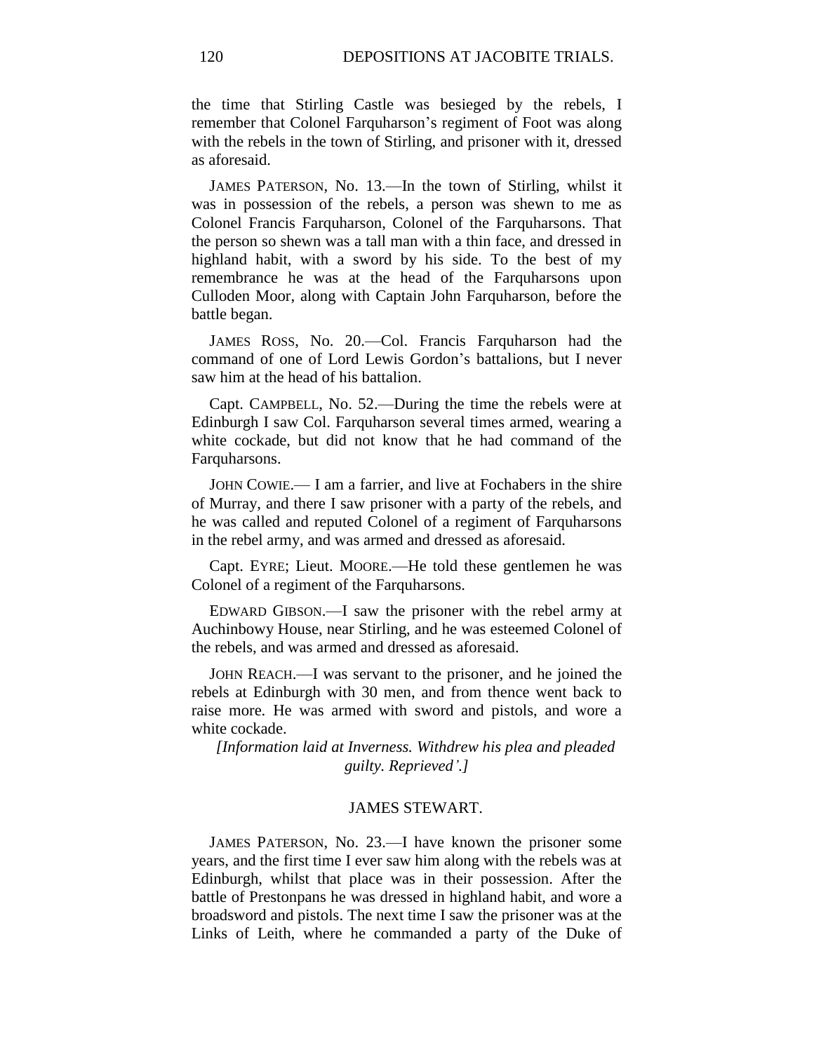the time that Stirling Castle was besieged by the rebels, I remember that Colonel Farquharson's regiment of Foot was along with the rebels in the town of Stirling, and prisoner with it, dressed as aforesaid.

JAMES PATERSON, No. 13.—In the town of Stirling, whilst it was in possession of the rebels, a person was shewn to me as Colonel Francis Farquharson, Colonel of the Farquharsons. That the person so shewn was a tall man with a thin face, and dressed in highland habit, with a sword by his side. To the best of my remembrance he was at the head of the Farquharsons upon Culloden Moor, along with Captain John Farquharson, before the battle began.

JAMES ROSS, No. 20.—Col. Francis Farquharson had the command of one of Lord Lewis Gordon's battalions, but I never saw him at the head of his battalion.

Capt. CAMPBELL, No. 52.—During the time the rebels were at Edinburgh I saw Col. Farquharson several times armed, wearing a white cockade, but did not know that he had command of the Farquharsons.

JOHN COWIE.— I am a farrier, and live at Fochabers in the shire of Murray, and there I saw prisoner with a party of the rebels, and he was called and reputed Colonel of a regiment of Farquharsons in the rebel army, and was armed and dressed as aforesaid.

Capt. EYRE; Lieut. MOORE.—He told these gentlemen he was Colonel of a regiment of the Farquharsons.

EDWARD GIBSON.—I saw the prisoner with the rebel army at Auchinbowy House, near Stirling, and he was esteemed Colonel of the rebels, and was armed and dressed as aforesaid.

JOHN REACH.—I was servant to the prisoner, and he joined the rebels at Edinburgh with 30 men, and from thence went back to raise more. He was armed with sword and pistols, and wore a white cockade.

*[Information laid at Inverness. Withdrew his plea and pleaded guilty. Reprieved'.]*

## JAMES STEWART.

JAMES PATERSON, No. 23.—I have known the prisoner some years, and the first time I ever saw him along with the rebels was at Edinburgh, whilst that place was in their possession. After the battle of Prestonpans he was dressed in highland habit, and wore a broadsword and pistols. The next time I saw the prisoner was at the Links of Leith, where he commanded a party of the Duke of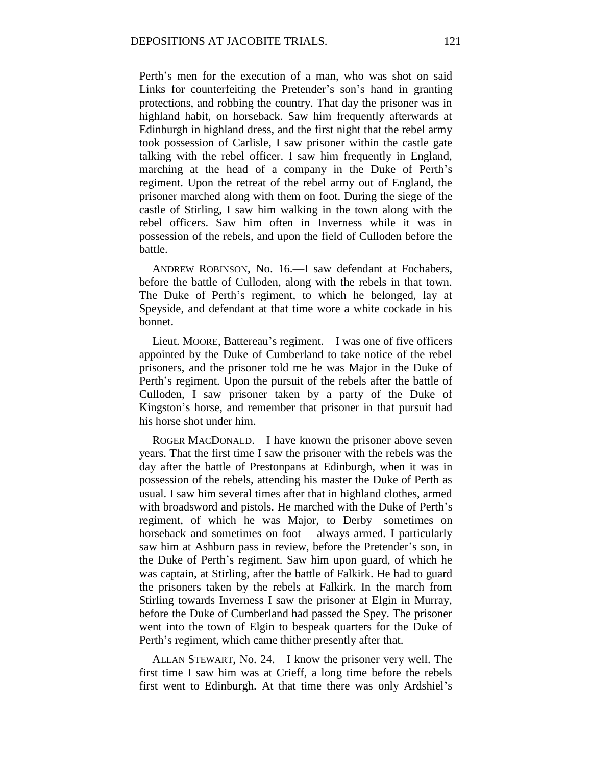Perth's men for the execution of a man, who was shot on said Links for counterfeiting the Pretender's son's hand in granting protections, and robbing the country. That day the prisoner was in highland habit, on horseback. Saw him frequently afterwards at Edinburgh in highland dress, and the first night that the rebel army took possession of Carlisle, I saw prisoner within the castle gate talking with the rebel officer. I saw him frequently in England, marching at the head of a company in the Duke of Perth's regiment. Upon the retreat of the rebel army out of England, the prisoner marched along with them on foot. During the siege of the castle of Stirling, I saw him walking in the town along with the rebel officers. Saw him often in Inverness while it was in possession of the rebels, and upon the field of Culloden before the battle.

ANDREW ROBINSON, No. 16.—I saw defendant at Fochabers, before the battle of Culloden, along with the rebels in that town. The Duke of Perth's regiment, to which he belonged, lay at Speyside, and defendant at that time wore a white cockade in his bonnet.

Lieut. MOORE, Battereau's regiment.—I was one of five officers appointed by the Duke of Cumberland to take notice of the rebel prisoners, and the prisoner told me he was Major in the Duke of Perth's regiment. Upon the pursuit of the rebels after the battle of Culloden, I saw prisoner taken by a party of the Duke of Kingston's horse, and remember that prisoner in that pursuit had his horse shot under him.

ROGER MACDONALD.—I have known the prisoner above seven years. That the first time I saw the prisoner with the rebels was the day after the battle of Prestonpans at Edinburgh, when it was in possession of the rebels, attending his master the Duke of Perth as usual. I saw him several times after that in highland clothes, armed with broadsword and pistols. He marched with the Duke of Perth's regiment, of which he was Major, to Derby—sometimes on horseback and sometimes on foot— always armed. I particularly saw him at Ashburn pass in review, before the Pretender's son, in the Duke of Perth's regiment. Saw him upon guard, of which he was captain, at Stirling, after the battle of Falkirk. He had to guard the prisoners taken by the rebels at Falkirk. In the march from Stirling towards Inverness I saw the prisoner at Elgin in Murray, before the Duke of Cumberland had passed the Spey. The prisoner went into the town of Elgin to bespeak quarters for the Duke of Perth's regiment, which came thither presently after that.

ALLAN STEWART, No. 24.—I know the prisoner very well. The first time I saw him was at Crieff, a long time before the rebels first went to Edinburgh. At that time there was only Ardshiel's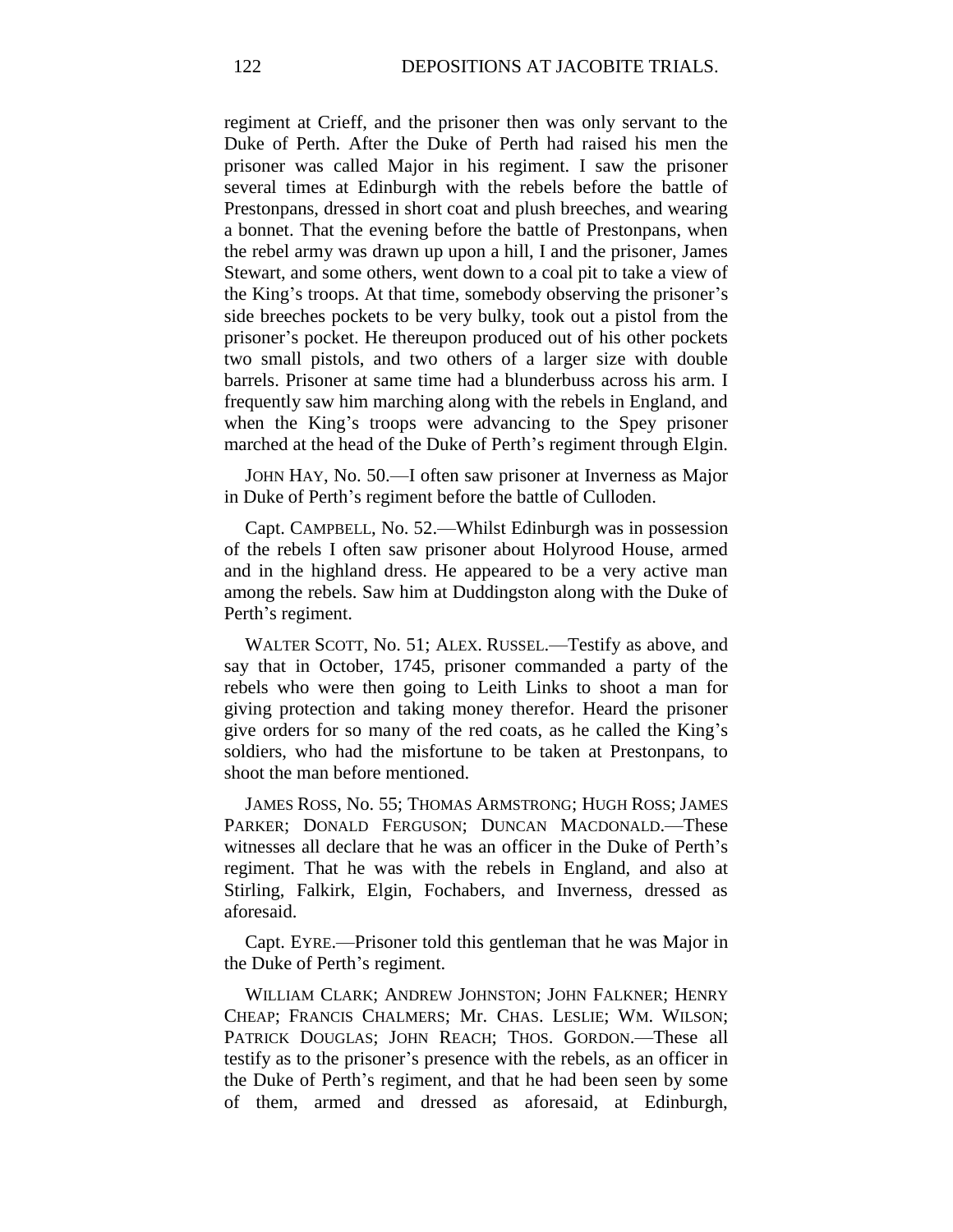regiment at Crieff, and the prisoner then was only servant to the Duke of Perth. After the Duke of Perth had raised his men the prisoner was called Major in his regiment. I saw the prisoner several times at Edinburgh with the rebels before the battle of Prestonpans, dressed in short coat and plush breeches, and wearing a bonnet. That the evening before the battle of Prestonpans, when the rebel army was drawn up upon a hill, I and the prisoner, James Stewart, and some others, went down to a coal pit to take a view of the King's troops. At that time, somebody observing the prisoner's side breeches pockets to be very bulky, took out a pistol from the prisoner's pocket. He thereupon produced out of his other pockets two small pistols, and two others of a larger size with double barrels. Prisoner at same time had a blunderbuss across his arm. I frequently saw him marching along with the rebels in England, and when the King's troops were advancing to the Spey prisoner marched at the head of the Duke of Perth's regiment through Elgin.

JOHN HAY, No. 50.—I often saw prisoner at Inverness as Major in Duke of Perth's regiment before the battle of Culloden.

Capt. CAMPBELL, No. 52.—Whilst Edinburgh was in possession of the rebels I often saw prisoner about Holyrood House, armed and in the highland dress. He appeared to be a very active man among the rebels. Saw him at Duddingston along with the Duke of Perth's regiment.

WALTER SCOTT, No. 51; ALEX. RUSSEL.—Testify as above, and say that in October, 1745, prisoner commanded a party of the rebels who were then going to Leith Links to shoot a man for giving protection and taking money therefor. Heard the prisoner give orders for so many of the red coats, as he called the King's soldiers, who had the misfortune to be taken at Prestonpans, to shoot the man before mentioned.

JAMES ROSS, No. 55; THOMAS ARMSTRONG; HUGH ROSS; JAMES PARKER; DONALD FERGUSON; DUNCAN MACDONALD.—These witnesses all declare that he was an officer in the Duke of Perth's regiment. That he was with the rebels in England, and also at Stirling, Falkirk, Elgin, Fochabers, and Inverness, dressed as aforesaid.

Capt. EYRE.—Prisoner told this gentleman that he was Major in the Duke of Perth's regiment.

WILLIAM CLARK; ANDREW JOHNSTON; JOHN FALKNER; HENRY CHEAP; FRANCIS CHALMERS; Mr. CHAS. LESLIE; WM. WILSON; PATRICK DOUGLAS; JOHN REACH; THOS. GORDON.—These all testify as to the prisoner's presence with the rebels, as an officer in the Duke of Perth's regiment, and that he had been seen by some of them, armed and dressed as aforesaid, at Edinburgh,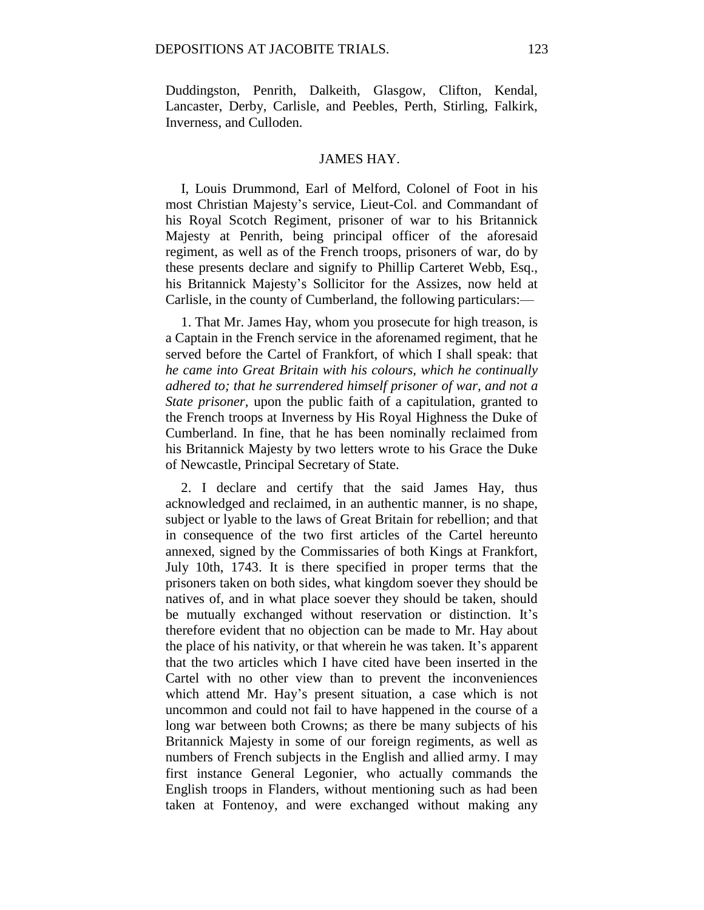Duddingston, Penrith, Dalkeith, Glasgow, Clifton, Kendal, Lancaster, Derby, Carlisle, and Peebles, Perth, Stirling, Falkirk, Inverness, and Culloden.

## JAMES HAY.

I, Louis Drummond, Earl of Melford, Colonel of Foot in his most Christian Majesty's service, Lieut-Col. and Commandant of his Royal Scotch Regiment, prisoner of war to his Britannick Majesty at Penrith, being principal officer of the aforesaid regiment, as well as of the French troops, prisoners of war, do by these presents declare and signify to Phillip Carteret Webb, Esq., his Britannick Majesty's Sollicitor for the Assizes, now held at Carlisle, in the county of Cumberland, the following particulars:—

1. That Mr. James Hay, whom you prosecute for high treason, is a Captain in the French service in the aforenamed regiment, that he served before the Cartel of Frankfort, of which I shall speak: that *he came into Great Britain with his colours, which he continually adhered to; that he surrendered himself prisoner of war, and not a State prisoner,* upon the public faith of a capitulation, granted to the French troops at Inverness by His Royal Highness the Duke of Cumberland. In fine, that he has been nominally reclaimed from his Britannick Majesty by two letters wrote to his Grace the Duke of Newcastle, Principal Secretary of State.

2. I declare and certify that the said James Hay, thus acknowledged and reclaimed, in an authentic manner, is no shape, subject or lyable to the laws of Great Britain for rebellion; and that in consequence of the two first articles of the Cartel hereunto annexed, signed by the Commissaries of both Kings at Frankfort, July 10th, 1743. It is there specified in proper terms that the prisoners taken on both sides, what kingdom soever they should be natives of, and in what place soever they should be taken, should be mutually exchanged without reservation or distinction. It's therefore evident that no objection can be made to Mr. Hay about the place of his nativity, or that wherein he was taken. It's apparent that the two articles which I have cited have been inserted in the Cartel with no other view than to prevent the inconveniences which attend Mr. Hay's present situation, a case which is not uncommon and could not fail to have happened in the course of a long war between both Crowns; as there be many subjects of his Britannick Majesty in some of our foreign regiments, as well as numbers of French subjects in the English and allied army. I may first instance General Legonier, who actually commands the English troops in Flanders, without mentioning such as had been taken at Fontenoy, and were exchanged without making any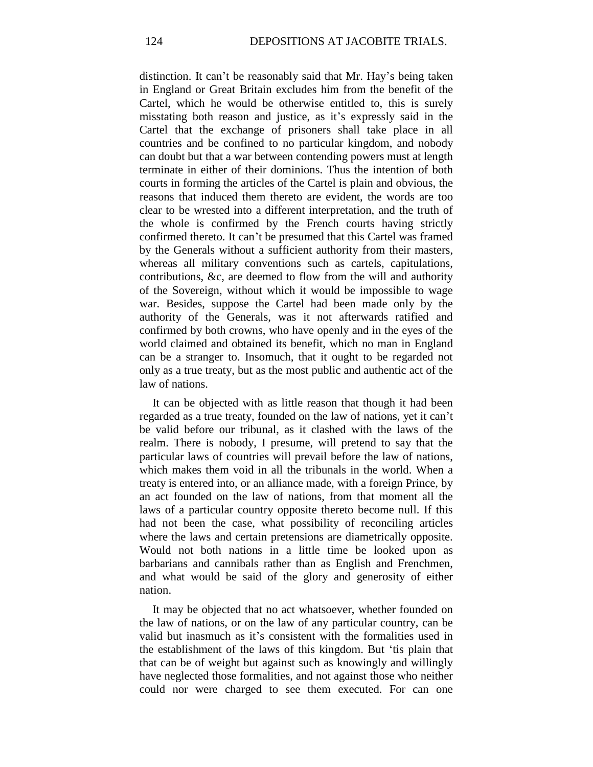distinction. It can't be reasonably said that Mr. Hay's being taken in England or Great Britain excludes him from the benefit of the Cartel, which he would be otherwise entitled to, this is surely misstating both reason and justice, as it's expressly said in the Cartel that the exchange of prisoners shall take place in all countries and be confined to no particular kingdom, and nobody can doubt but that a war between contending powers must at length terminate in either of their dominions. Thus the intention of both courts in forming the articles of the Cartel is plain and obvious, the reasons that induced them thereto are evident, the words are too clear to be wrested into a different interpretation, and the truth of the whole is confirmed by the French courts having strictly confirmed thereto. It can't be presumed that this Cartel was framed by the Generals without a sufficient authority from their masters, whereas all military conventions such as cartels, capitulations, contributions, &c, are deemed to flow from the will and authority of the Sovereign, without which it would be impossible to wage war. Besides, suppose the Cartel had been made only by the authority of the Generals, was it not afterwards ratified and confirmed by both crowns, who have openly and in the eyes of the world claimed and obtained its benefit, which no man in England can be a stranger to. Insomuch, that it ought to be regarded not only as a true treaty, but as the most public and authentic act of the law of nations.

It can be objected with as little reason that though it had been regarded as a true treaty, founded on the law of nations, yet it can't be valid before our tribunal, as it clashed with the laws of the realm. There is nobody, I presume, will pretend to say that the particular laws of countries will prevail before the law of nations, which makes them void in all the tribunals in the world. When a treaty is entered into, or an alliance made, with a foreign Prince, by an act founded on the law of nations, from that moment all the laws of a particular country opposite thereto become null. If this had not been the case, what possibility of reconciling articles where the laws and certain pretensions are diametrically opposite. Would not both nations in a little time be looked upon as barbarians and cannibals rather than as English and Frenchmen, and what would be said of the glory and generosity of either nation.

It may be objected that no act whatsoever, whether founded on the law of nations, or on the law of any particular country, can be valid but inasmuch as it's consistent with the formalities used in the establishment of the laws of this kingdom. But 'tis plain that that can be of weight but against such as knowingly and willingly have neglected those formalities, and not against those who neither could nor were charged to see them executed. For can one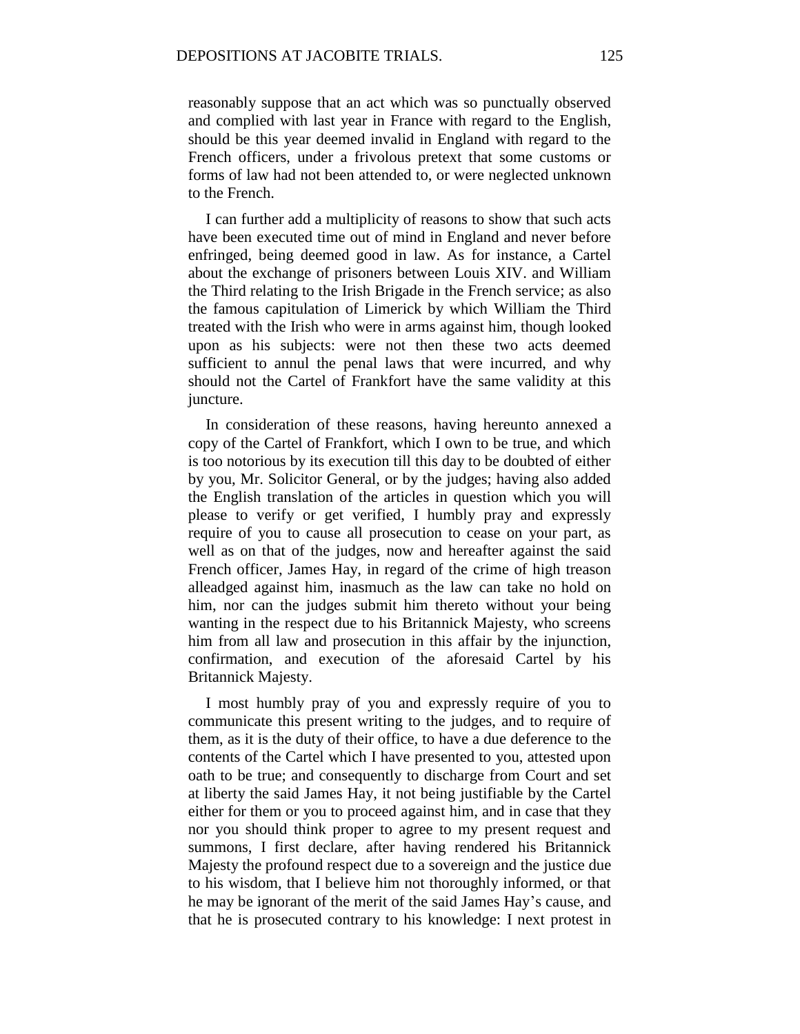reasonably suppose that an act which was so punctually observed and complied with last year in France with regard to the English, should be this year deemed invalid in England with regard to the French officers, under a frivolous pretext that some customs or forms of law had not been attended to, or were neglected unknown to the French.

I can further add a multiplicity of reasons to show that such acts have been executed time out of mind in England and never before enfringed, being deemed good in law. As for instance, a Cartel about the exchange of prisoners between Louis XIV. and William the Third relating to the Irish Brigade in the French service; as also the famous capitulation of Limerick by which William the Third treated with the Irish who were in arms against him, though looked upon as his subjects: were not then these two acts deemed sufficient to annul the penal laws that were incurred, and why should not the Cartel of Frankfort have the same validity at this juncture.

In consideration of these reasons, having hereunto annexed a copy of the Cartel of Frankfort, which I own to be true, and which is too notorious by its execution till this day to be doubted of either by you, Mr. Solicitor General, or by the judges; having also added the English translation of the articles in question which you will please to verify or get verified, I humbly pray and expressly require of you to cause all prosecution to cease on your part, as well as on that of the judges, now and hereafter against the said French officer, James Hay, in regard of the crime of high treason alleadged against him, inasmuch as the law can take no hold on him, nor can the judges submit him thereto without your being wanting in the respect due to his Britannick Majesty, who screens him from all law and prosecution in this affair by the injunction, confirmation, and execution of the aforesaid Cartel by his Britannick Majesty.

I most humbly pray of you and expressly require of you to communicate this present writing to the judges, and to require of them, as it is the duty of their office, to have a due deference to the contents of the Cartel which I have presented to you, attested upon oath to be true; and consequently to discharge from Court and set at liberty the said James Hay, it not being justifiable by the Cartel either for them or you to proceed against him, and in case that they nor you should think proper to agree to my present request and summons, I first declare, after having rendered his Britannick Majesty the profound respect due to a sovereign and the justice due to his wisdom, that I believe him not thoroughly informed, or that he may be ignorant of the merit of the said James Hay's cause, and that he is prosecuted contrary to his knowledge: I next protest in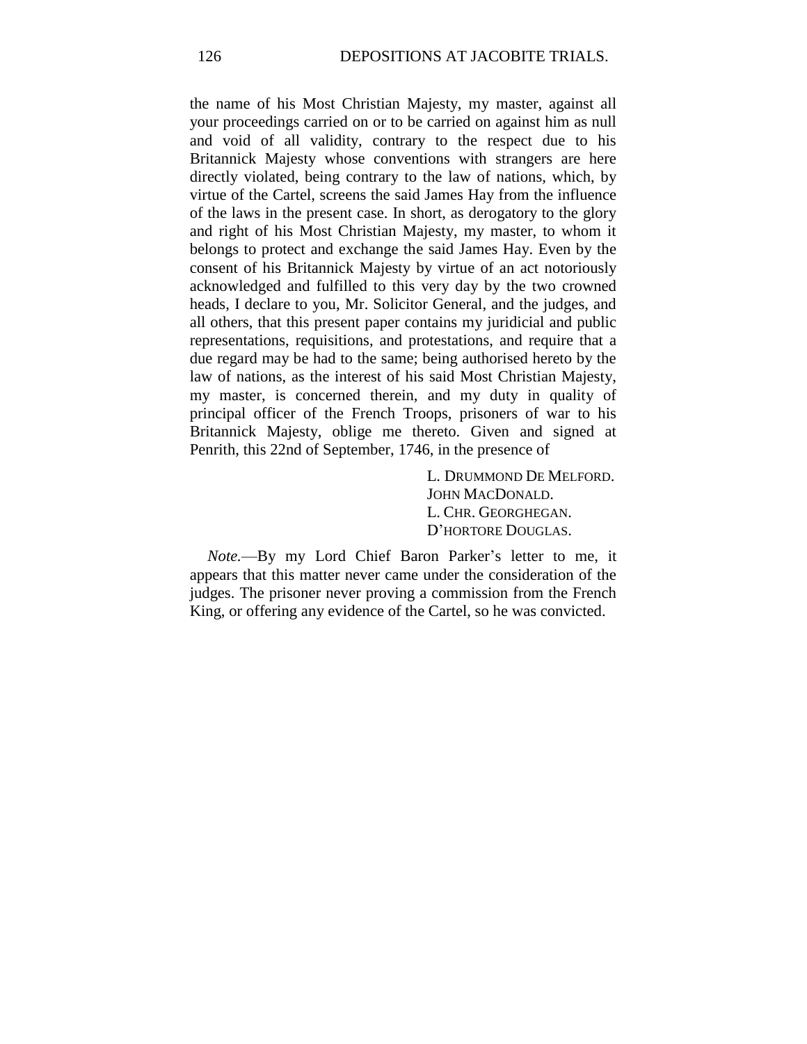the name of his Most Christian Majesty, my master, against all your proceedings carried on or to be carried on against him as null and void of all validity, contrary to the respect due to his Britannick Majesty whose conventions with strangers are here directly violated, being contrary to the law of nations, which, by virtue of the Cartel, screens the said James Hay from the influence of the laws in the present case. In short, as derogatory to the glory and right of his Most Christian Majesty, my master, to whom it belongs to protect and exchange the said James Hay. Even by the consent of his Britannick Majesty by virtue of an act notoriously acknowledged and fulfilled to this very day by the two crowned heads, I declare to you, Mr. Solicitor General, and the judges, and all others, that this present paper contains my juridicial and public representations, requisitions, and protestations, and require that a due regard may be had to the same; being authorised hereto by the law of nations, as the interest of his said Most Christian Majesty, my master, is concerned therein, and my duty in quality of principal officer of the French Troops, prisoners of war to his Britannick Majesty, oblige me thereto. Given and signed at Penrith, this 22nd of September, 1746, in the presence of

L. DRUMMOND DE MELFORD.
JOHN MACDONALD.
L. CHR. GEORGHEGAN.
D'HORTORE DOUGLAS.

*Note.*—By my Lord Chief Baron Parker's letter to me, it appears that this matter never came under the consideration of the judges. The prisoner never proving a commission from the French King, or offering any evidence of the Cartel, so he was convicted.